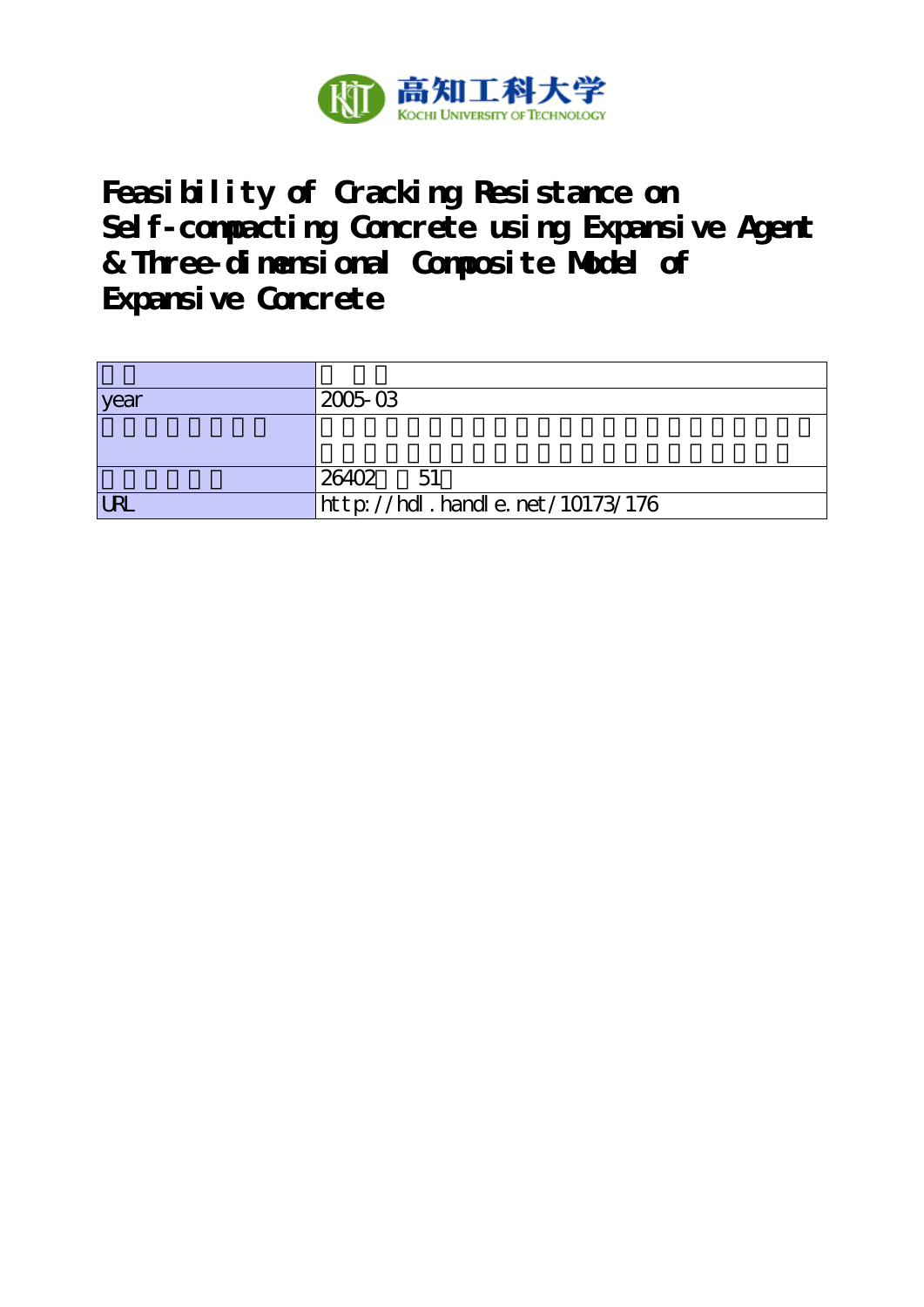高知工科大学
KOCHI UNIVERSITY OF TECHNOLOGY

# Feasibility of Cracking Resistance on Self-compacting Concrete using Expansive Agent & Three-dimensional Composite Model of Expansive Concrete

| | |
|---|---|
| | |
| year | 2005-03 |
| | |
| | 26402 51 |
| URL | http://hdl.handle.net/10173/176 |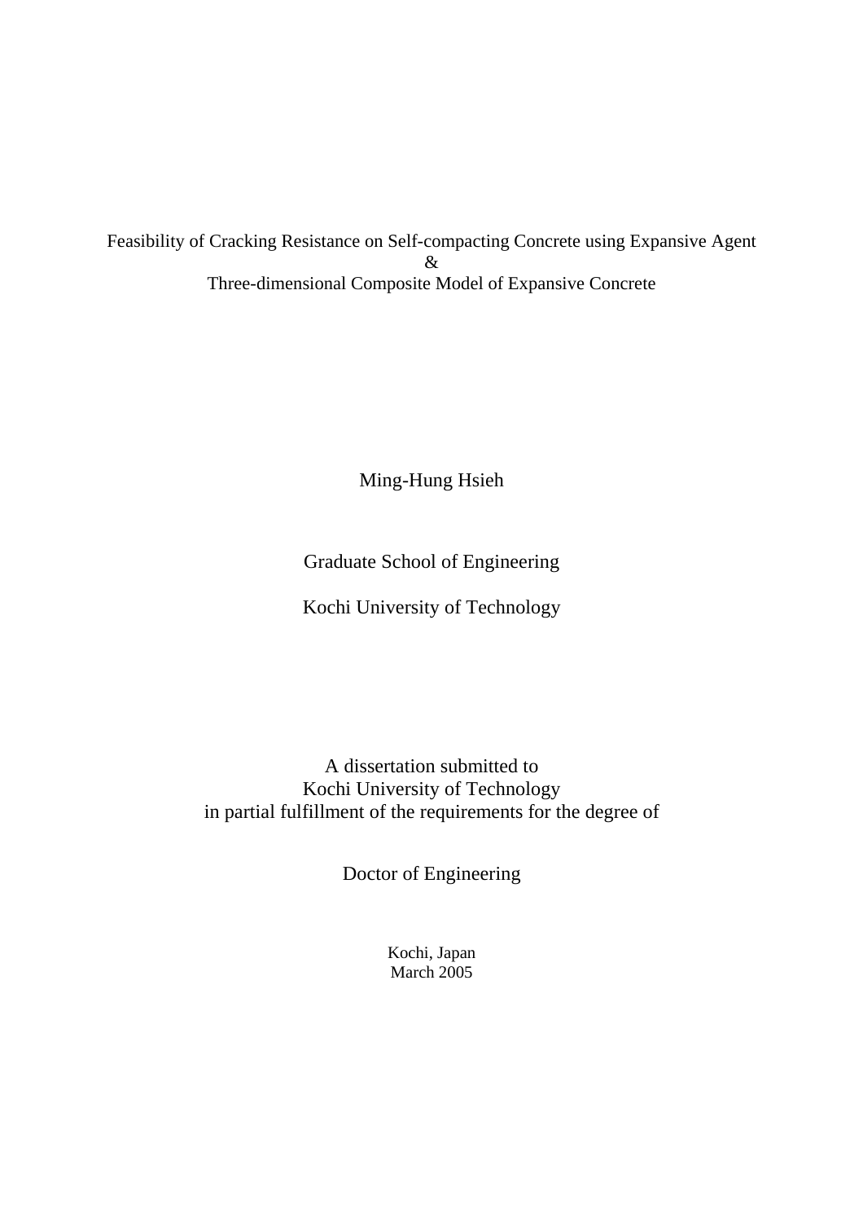# Feasibility of Cracking Resistance on Self-compacting Concrete using Expansive Agent
&
# Three-dimensional Composite Model of Expansive Concrete

Ming-Hung Hsieh

Graduate School of Engineering

Kochi University of Technology

A dissertation submitted to
Kochi University of Technology
in partial fulfillment of the requirements for the degree of

Doctor of Engineering

Kochi, Japan
March 2005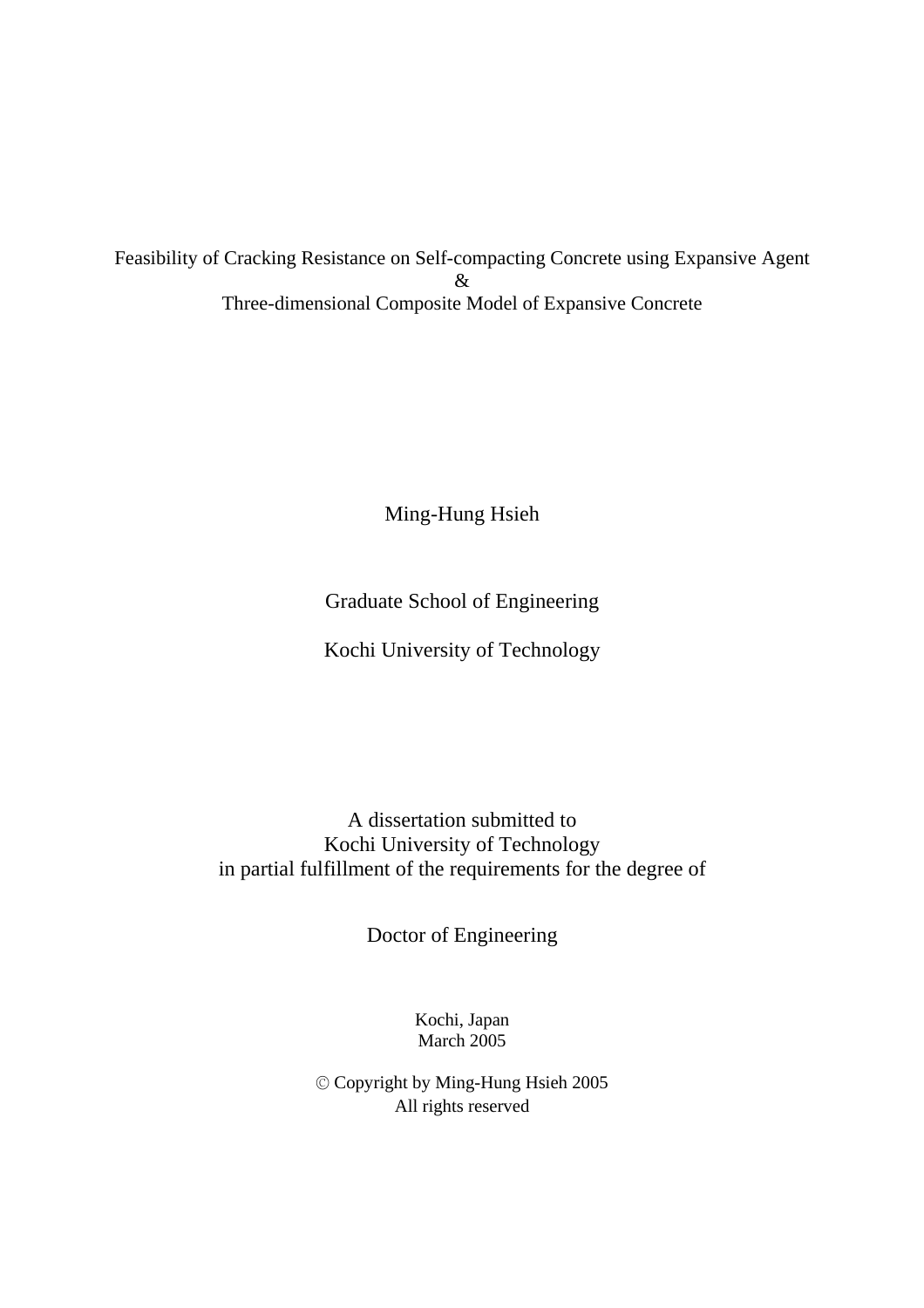# Feasibility of Cracking Resistance on Self-compacting Concrete using Expansive Agent
&
# Three-dimensional Composite Model of Expansive Concrete

Ming-Hung Hsieh

Graduate School of Engineering

Kochi University of Technology

A dissertation submitted to
Kochi University of Technology
in partial fulfillment of the requirements for the degree of

Doctor of Engineering

Kochi, Japan
March 2005

© Copyright by Ming-Hung Hsieh 2005
All rights reserved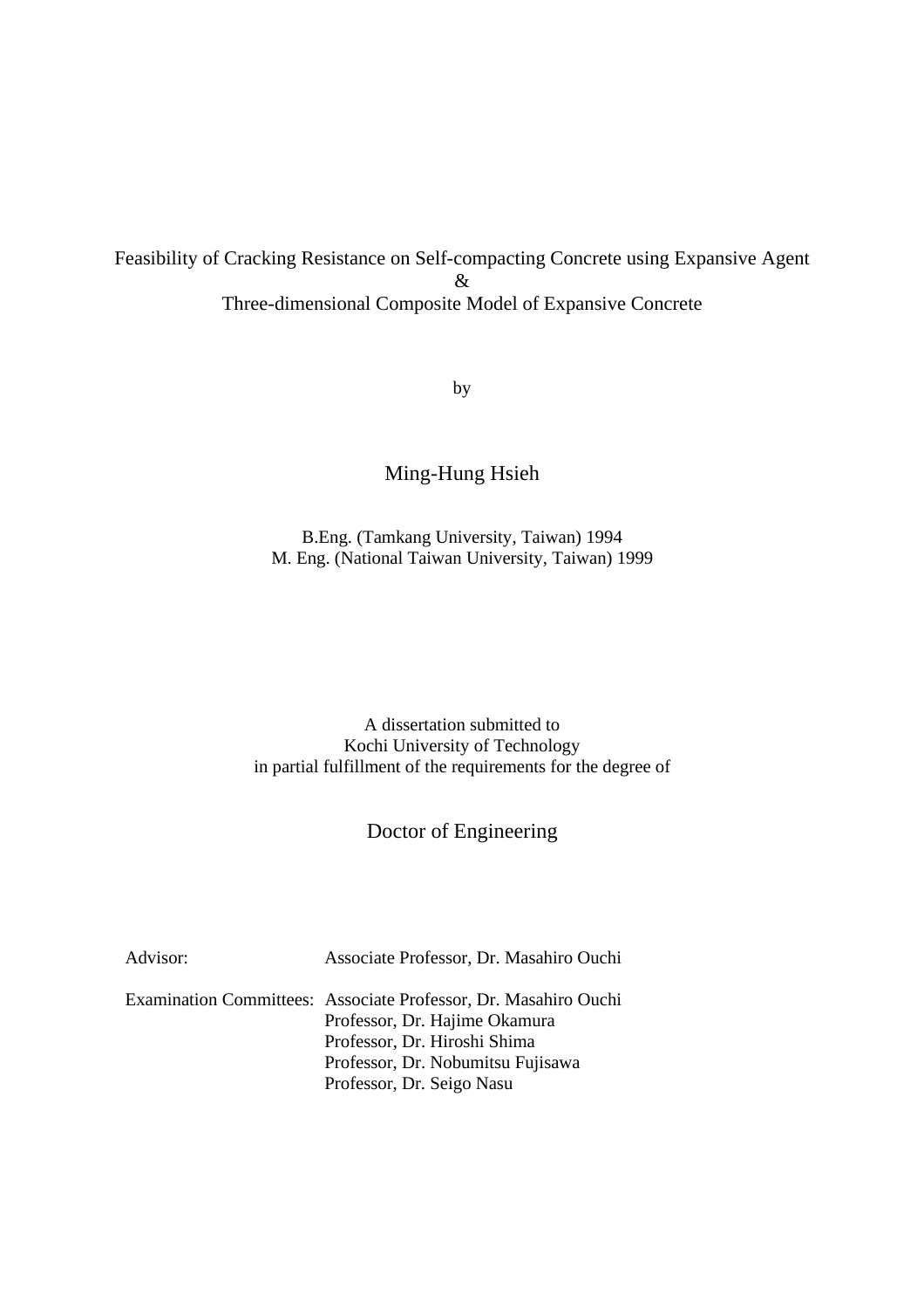Feasibility of Cracking Resistance on Self-compacting Concrete using Expansive Agent
&
Three-dimensional Composite Model of Expansive Concrete

by

Ming-Hung Hsieh

B.Eng. (Tamkang University, Taiwan) 1994
M. Eng. (National Taiwan University, Taiwan) 1999

A dissertation submitted to
Kochi University of Technology
in partial fulfillment of the requirements for the degree of

Doctor of Engineering

Advisor: Associate Professor, Dr. Masahiro Ouchi

Examination Committees: Associate Professor, Dr. Masahiro Ouchi
Professor, Dr. Hajime Okamura
Professor, Dr. Hiroshi Shima
Professor, Dr. Nobumitsu Fujisawa
Professor, Dr. Seigo Nasu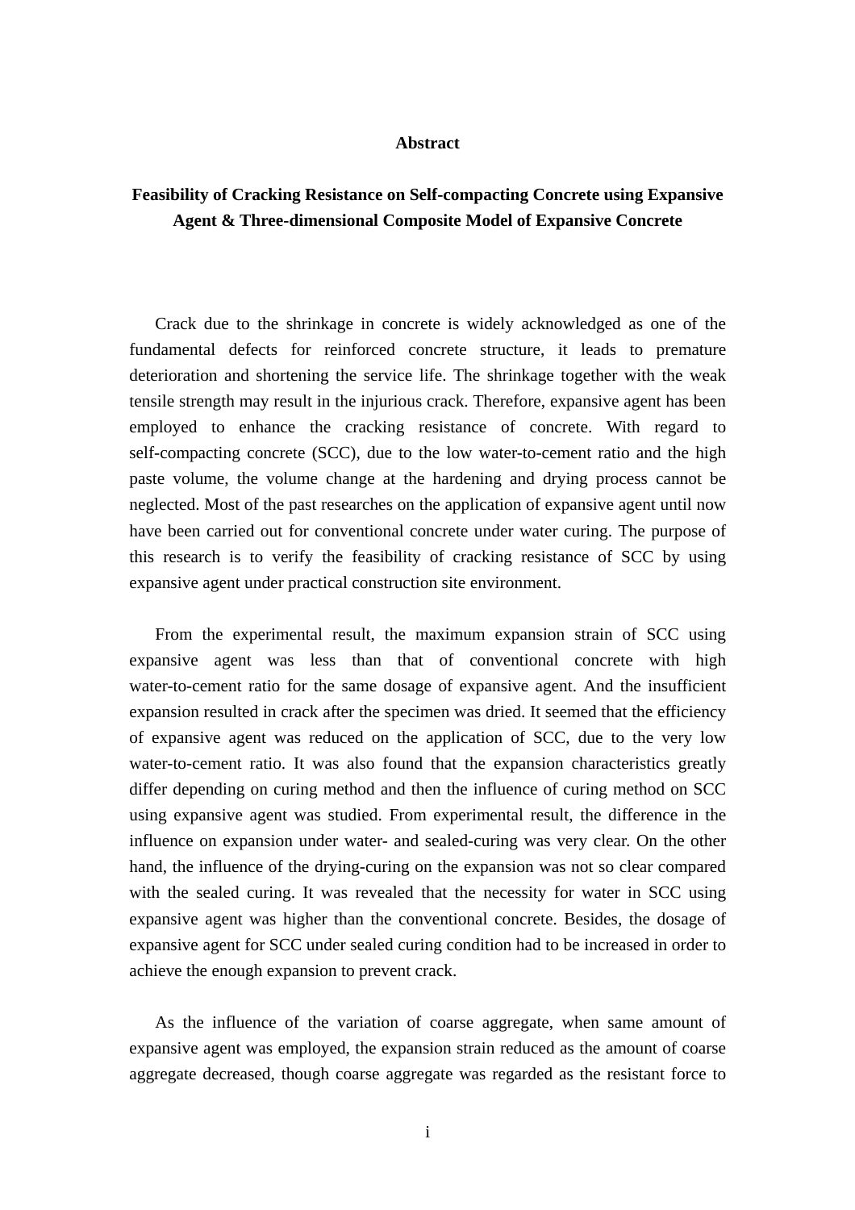# Abstract

## Feasibility of Cracking Resistance on Self-compacting Concrete using Expansive Agent & Three-dimensional Composite Model of Expansive Concrete

Crack due to the shrinkage in concrete is widely acknowledged as one of the fundamental defects for reinforced concrete structure, it leads to premature deterioration and shortening the service life. The shrinkage together with the weak tensile strength may result in the injurious crack. Therefore, expansive agent has been employed to enhance the cracking resistance of concrete. With regard to self-compacting concrete (SCC), due to the low water-to-cement ratio and the high paste volume, the volume change at the hardening and drying process cannot be neglected. Most of the past researches on the application of expansive agent until now have been carried out for conventional concrete under water curing. The purpose of this research is to verify the feasibility of cracking resistance of SCC by using expansive agent under practical construction site environment.

From the experimental result, the maximum expansion strain of SCC using expansive agent was less than that of conventional concrete with high water-to-cement ratio for the same dosage of expansive agent. And the insufficient expansion resulted in crack after the specimen was dried. It seemed that the efficiency of expansive agent was reduced on the application of SCC, due to the very low water-to-cement ratio. It was also found that the expansion characteristics greatly differ depending on curing method and then the influence of curing method on SCC using expansive agent was studied. From experimental result, the difference in the influence on expansion under water- and sealed-curing was very clear. On the other hand, the influence of the drying-curing on the expansion was not so clear compared with the sealed curing. It was revealed that the necessity for water in SCC using expansive agent was higher than the conventional concrete. Besides, the dosage of expansive agent for SCC under sealed curing condition had to be increased in order to achieve the enough expansion to prevent crack.

As the influence of the variation of coarse aggregate, when same amount of expansive agent was employed, the expansion strain reduced as the amount of coarse aggregate decreased, though coarse aggregate was regarded as the resistant force to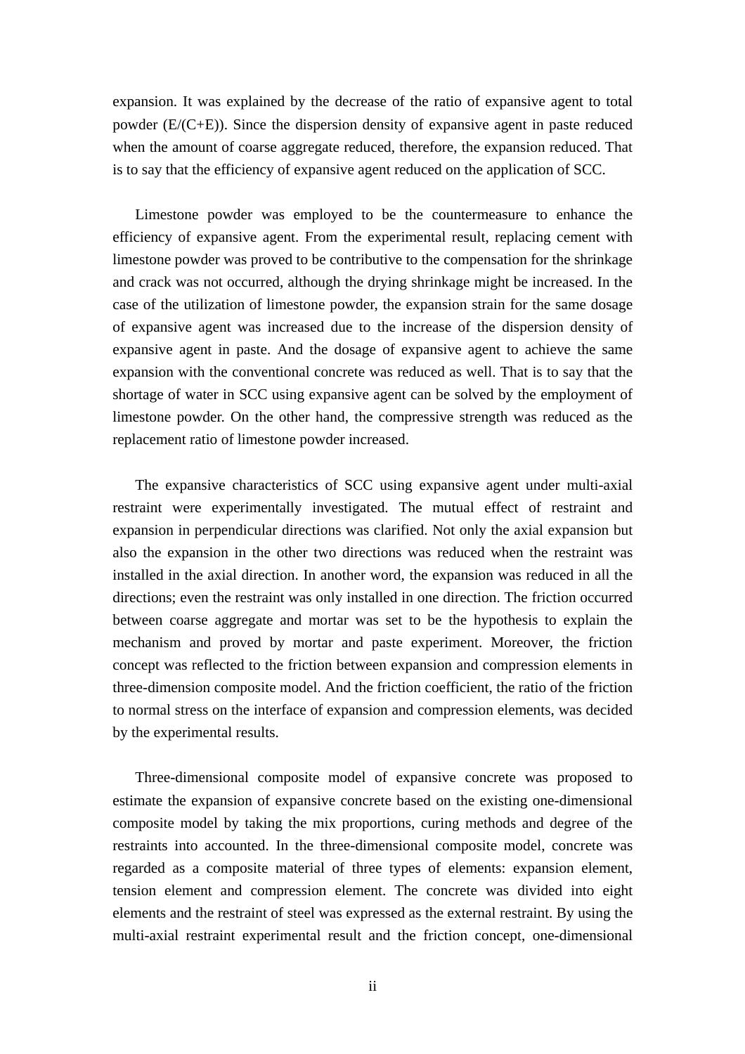expansion. It was explained by the decrease of the ratio of expansive agent to total powder (E/(C+E)). Since the dispersion density of expansive agent in paste reduced when the amount of coarse aggregate reduced, therefore, the expansion reduced. That is to say that the efficiency of expansive agent reduced on the application of SCC.

Limestone powder was employed to be the countermeasure to enhance the efficiency of expansive agent. From the experimental result, replacing cement with limestone powder was proved to be contributive to the compensation for the shrinkage and crack was not occurred, although the drying shrinkage might be increased. In the case of the utilization of limestone powder, the expansion strain for the same dosage of expansive agent was increased due to the increase of the dispersion density of expansive agent in paste. And the dosage of expansive agent to achieve the same expansion with the conventional concrete was reduced as well. That is to say that the shortage of water in SCC using expansive agent can be solved by the employment of limestone powder. On the other hand, the compressive strength was reduced as the replacement ratio of limestone powder increased.

The expansive characteristics of SCC using expansive agent under multi-axial restraint were experimentally investigated. The mutual effect of restraint and expansion in perpendicular directions was clarified. Not only the axial expansion but also the expansion in the other two directions was reduced when the restraint was installed in the axial direction. In another word, the expansion was reduced in all the directions; even the restraint was only installed in one direction. The friction occurred between coarse aggregate and mortar was set to be the hypothesis to explain the mechanism and proved by mortar and paste experiment. Moreover, the friction concept was reflected to the friction between expansion and compression elements in three-dimension composite model. And the friction coefficient, the ratio of the friction to normal stress on the interface of expansion and compression elements, was decided by the experimental results.

Three-dimensional composite model of expansive concrete was proposed to estimate the expansion of expansive concrete based on the existing one-dimensional composite model by taking the mix proportions, curing methods and degree of the restraints into accounted. In the three-dimensional composite model, concrete was regarded as a composite material of three types of elements: expansion element, tension element and compression element. The concrete was divided into eight elements and the restraint of steel was expressed as the external restraint. By using the multi-axial restraint experimental result and the friction concept, one-dimensional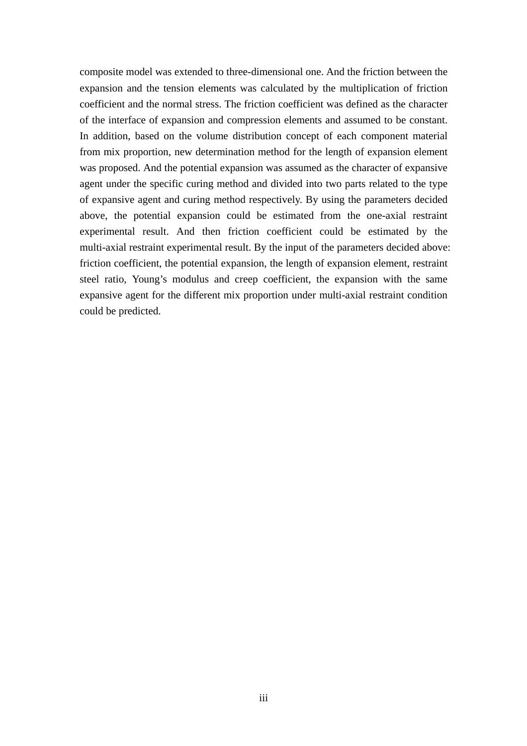composite model was extended to three-dimensional one. And the friction between the expansion and the tension elements was calculated by the multiplication of friction coefficient and the normal stress. The friction coefficient was defined as the character of the interface of expansion and compression elements and assumed to be constant. In addition, based on the volume distribution concept of each component material from mix proportion, new determination method for the length of expansion element was proposed. And the potential expansion was assumed as the character of expansive agent under the specific curing method and divided into two parts related to the type of expansive agent and curing method respectively. By using the parameters decided above, the potential expansion could be estimated from the one-axial restraint experimental result. And then friction coefficient could be estimated by the multi-axial restraint experimental result. By the input of the parameters decided above: friction coefficient, the potential expansion, the length of expansion element, restraint steel ratio, Young's modulus and creep coefficient, the expansion with the same expansive agent for the different mix proportion under multi-axial restraint condition could be predicted.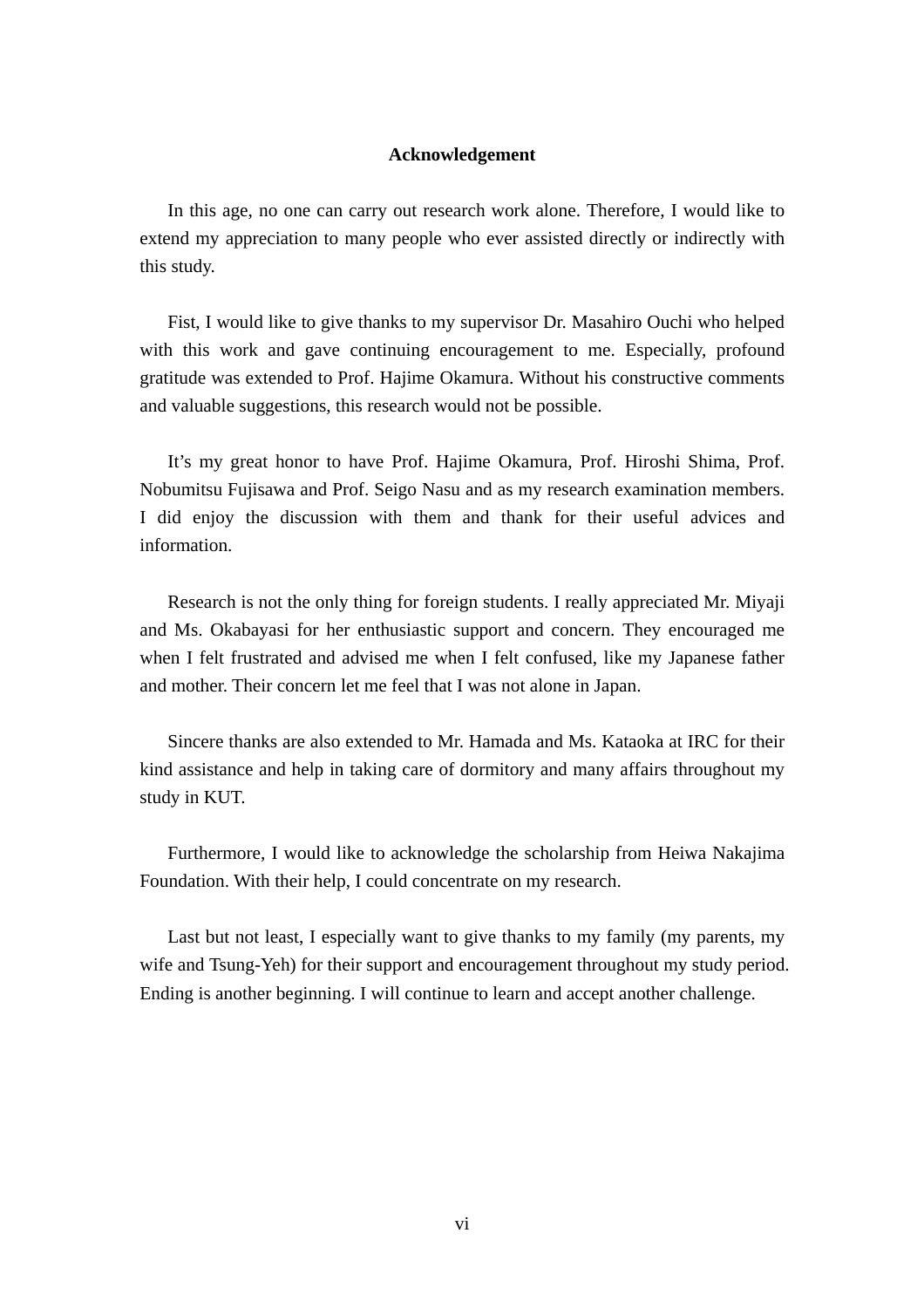# Acknowledgement

In this age, no one can carry out research work alone. Therefore, I would like to extend my appreciation to many people who ever assisted directly or indirectly with this study.

Fist, I would like to give thanks to my supervisor Dr. Masahiro Ouchi who helped with this work and gave continuing encouragement to me. Especially, profound gratitude was extended to Prof. Hajime Okamura. Without his constructive comments and valuable suggestions, this research would not be possible.

It's my great honor to have Prof. Hajime Okamura, Prof. Hiroshi Shima, Prof. Nobumitsu Fujisawa and Prof. Seigo Nasu and as my research examination members. I did enjoy the discussion with them and thank for their useful advices and information.

Research is not the only thing for foreign students. I really appreciated Mr. Miyaji and Ms. Okabayasi for her enthusiastic support and concern. They encouraged me when I felt frustrated and advised me when I felt confused, like my Japanese father and mother. Their concern let me feel that I was not alone in Japan.

Sincere thanks are also extended to Mr. Hamada and Ms. Kataoka at IRC for their kind assistance and help in taking care of dormitory and many affairs throughout my study in KUT.

Furthermore, I would like to acknowledge the scholarship from Heiwa Nakajima Foundation. With their help, I could concentrate on my research.

Last but not least, I especially want to give thanks to my family (my parents, my wife and Tsung-Yeh) for their support and encouragement throughout my study period. Ending is another beginning. I will continue to learn and accept another challenge.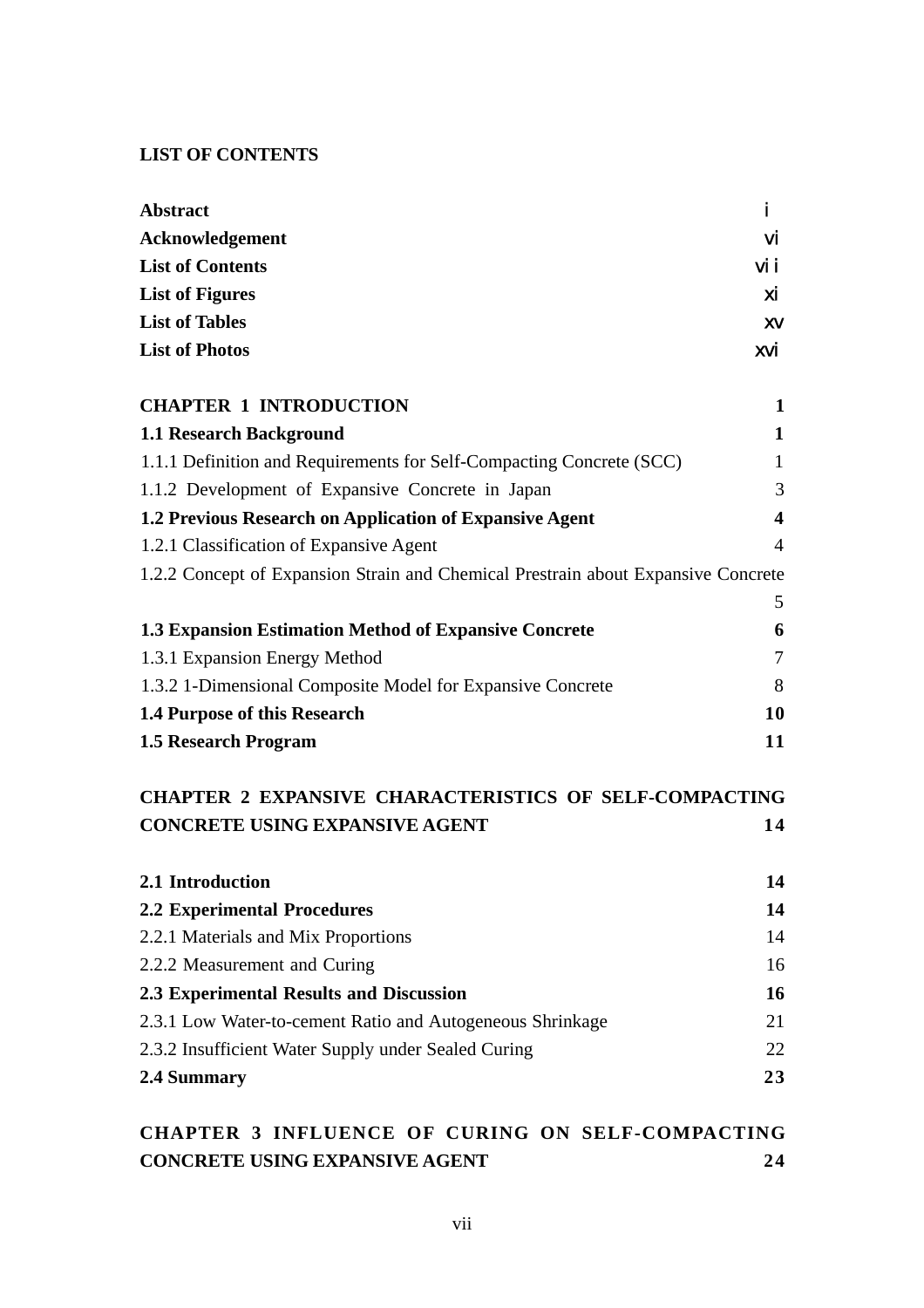**LIST OF CONTENTS**

| | |
|---|---|
| **Abstract** | i |
| **Acknowledgement** | vi |
| **List of Contents** | vii |
| **List of Figures** | xi |
| **List of Tables** | xv |
| **List of Photos** | xvi |

| | |
|---|---|
| **CHAPTER 1 INTRODUCTION** | **1** |
| **1.1 Research Background** | **1** |
| 1.1.1 Definition and Requirements for Self-Compacting Concrete (SCC) | 1 |
| 1.1.2 Development of Expansive Concrete in Japan | 3 |
| **1.2 Previous Research on Application of Expansive Agent** | **4** |
| 1.2.1 Classification of Expansive Agent | 4 |
| 1.2.2 Concept of Expansion Strain and Chemical Prestrain about Expansive Concrete | 5 |
| **1.3 Expansion Estimation Method of Expansive Concrete** | **6** |
| 1.3.1 Expansion Energy Method | 7 |
| 1.3.2 1-Dimensional Composite Model for Expansive Concrete | 8 |
| **1.4 Purpose of this Research** | **10** |
| **1.5 Research Program** | **11** |

| | |
|---|---|
| **CHAPTER 2 EXPANSIVE CHARACTERISTICS OF SELF-COMPACTING CONCRETE USING EXPANSIVE AGENT** | **14** |
| **2.1 Introduction** | **14** |
| **2.2 Experimental Procedures** | **14** |
| 2.2.1 Materials and Mix Proportions | 14 |
| 2.2.2 Measurement and Curing | 16 |
| **2.3 Experimental Results and Discussion** | **16** |
| 2.3.1 Low Water-to-cement Ratio and Autogeneous Shrinkage | 21 |
| 2.3.2 Insufficient Water Supply under Sealed Curing | 22 |
| **2.4 Summary** | **23** |

| | |
|---|---|
| **CHAPTER 3 INFLUENCE OF CURING ON SELF-COMPACTING CONCRETE USING EXPANSIVE AGENT** | **24** |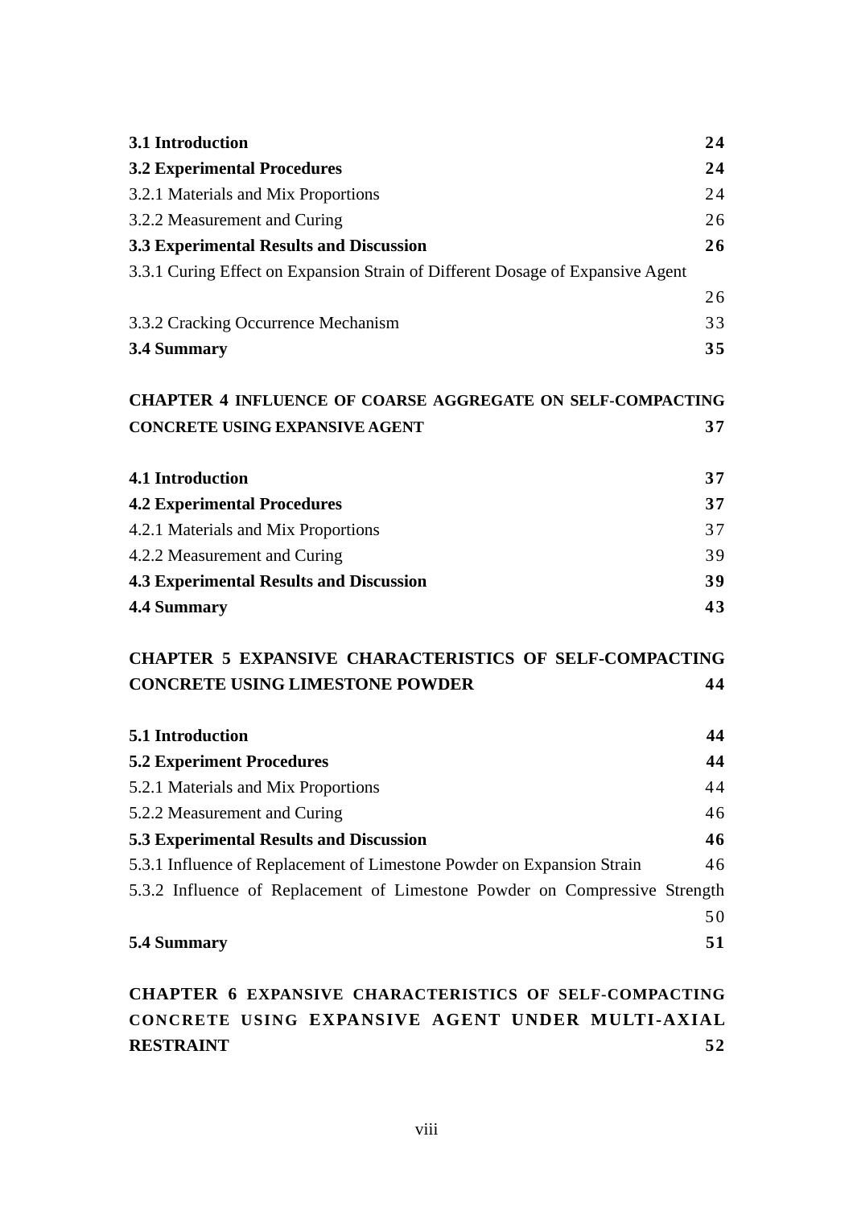**3.1 Introduction** **24**

**3.2 Experimental Procedures** **24**

3.2.1 Materials and Mix Proportions 24

3.2.2 Measurement and Curing 26

**3.3 Experimental Results and Discussion** **26**

3.3.1 Curing Effect on Expansion Strain of Different Dosage of Expansive Agent 26

3.3.2 Cracking Occurrence Mechanism 33

**3.4 Summary** **35**

**CHAPTER 4 INFLUENCE OF COARSE AGGREGATE ON SELF-COMPACTING CONCRETE USING EXPANSIVE AGENT** **37**

**4.1 Introduction** **37**

**4.2 Experimental Procedures** **37**

4.2.1 Materials and Mix Proportions 37

4.2.2 Measurement and Curing 39

**4.3 Experimental Results and Discussion** **39**

**4.4 Summary** **43**

**CHAPTER 5 EXPANSIVE CHARACTERISTICS OF SELF-COMPACTING CONCRETE USING LIMESTONE POWDER** **44**

**5.1 Introduction** **44**

**5.2 Experiment Procedures** **44**

5.2.1 Materials and Mix Proportions 44

5.2.2 Measurement and Curing 46

**5.3 Experimental Results and Discussion** **46**

5.3.1 Influence of Replacement of Limestone Powder on Expansion Strain 46

5.3.2 Influence of Replacement of Limestone Powder on Compressive Strength 50

**5.4 Summary** **51**

**CHAPTER 6 EXPANSIVE CHARACTERISTICS OF SELF-COMPACTING CONCRETE USING EXPANSIVE AGENT UNDER MULTI-AXIAL RESTRAINT** **52**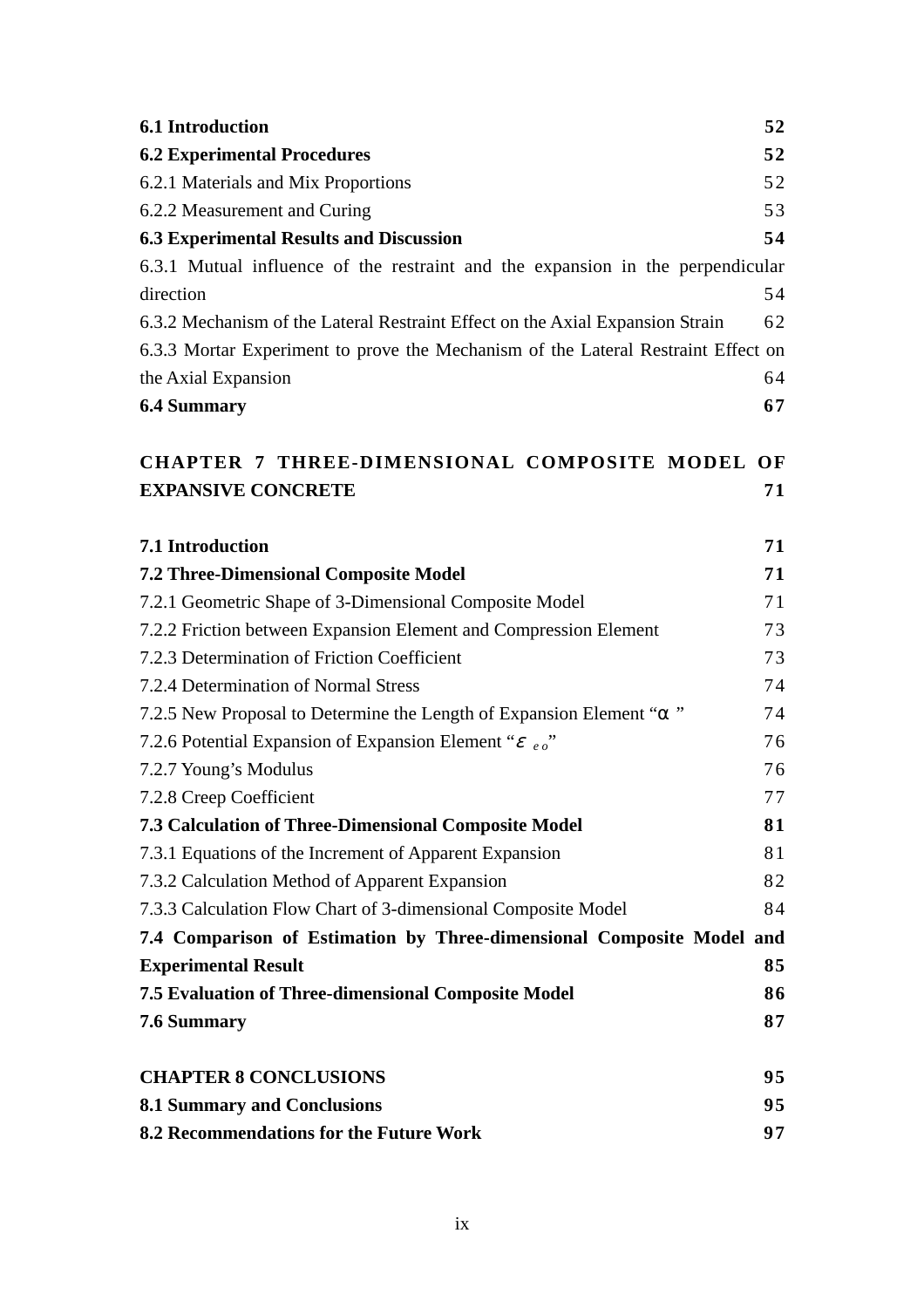**6.1 Introduction** **52**

**6.2 Experimental Procedures** **52**

6.2.1 Materials and Mix Proportions 52

6.2.2 Measurement and Curing 53

**6.3 Experimental Results and Discussion** **54**

6.3.1 Mutual influence of the restraint and the expansion in the perpendicular direction 54

6.3.2 Mechanism of the Lateral Restraint Effect on the Axial Expansion Strain 62

6.3.3 Mortar Experiment to prove the Mechanism of the Lateral Restraint Effect on the Axial Expansion 64

**6.4 Summary** **67**

**CHAPTER 7 THREE-DIMENSIONAL COMPOSITE MODEL OF EXPANSIVE CONCRETE** **71**

**7.1 Introduction** **71**

**7.2 Three-Dimensional Composite Model** **71**

7.2.1 Geometric Shape of 3-Dimensional Composite Model 71

7.2.2 Friction between Expansion Element and Compression Element 73

7.2.3 Determination of Friction Coefficient 73

7.2.4 Determination of Normal Stress 74

7.2.5 New Proposal to Determine the Length of Expansion Element "$\alpha$" 74

7.2.6 Potential Expansion of Expansion Element "$\varepsilon_{eo}$" 76

7.2.7 Young's Modulus 76

7.2.8 Creep Coefficient 77

**7.3 Calculation of Three-Dimensional Composite Model** **81**

7.3.1 Equations of the Increment of Apparent Expansion 81

7.3.2 Calculation Method of Apparent Expansion 82

7.3.3 Calculation Flow Chart of 3-dimensional Composite Model 84

**7.4 Comparison of Estimation by Three-dimensional Composite Model and Experimental Result** **85**

**7.5 Evaluation of Three-dimensional Composite Model** **86**

**7.6 Summary** **87**

**CHAPTER 8 CONCLUSIONS** **95**

**8.1 Summary and Conclusions** **95**

**8.2 Recommendations for the Future Work** **97**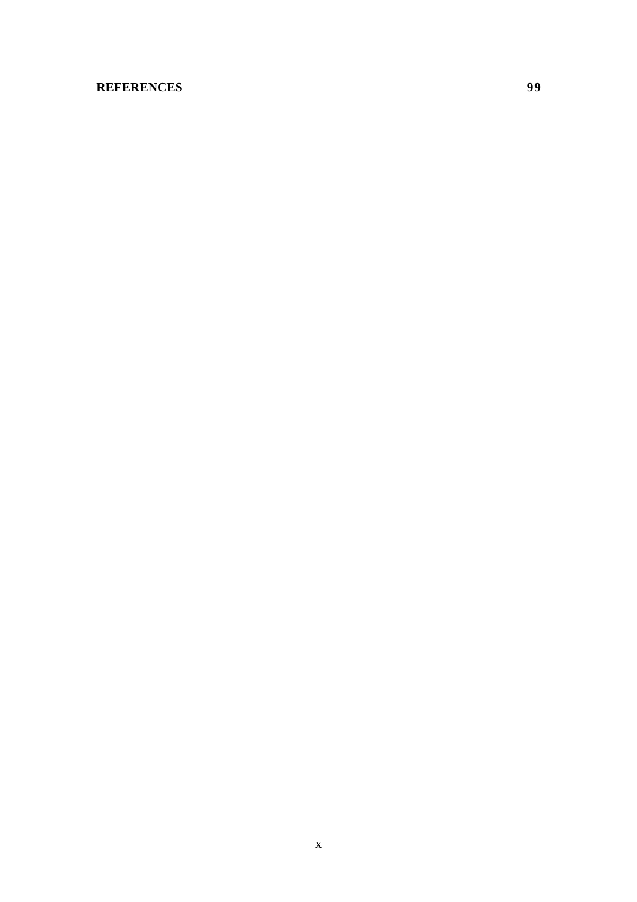**REFERENCES** **99**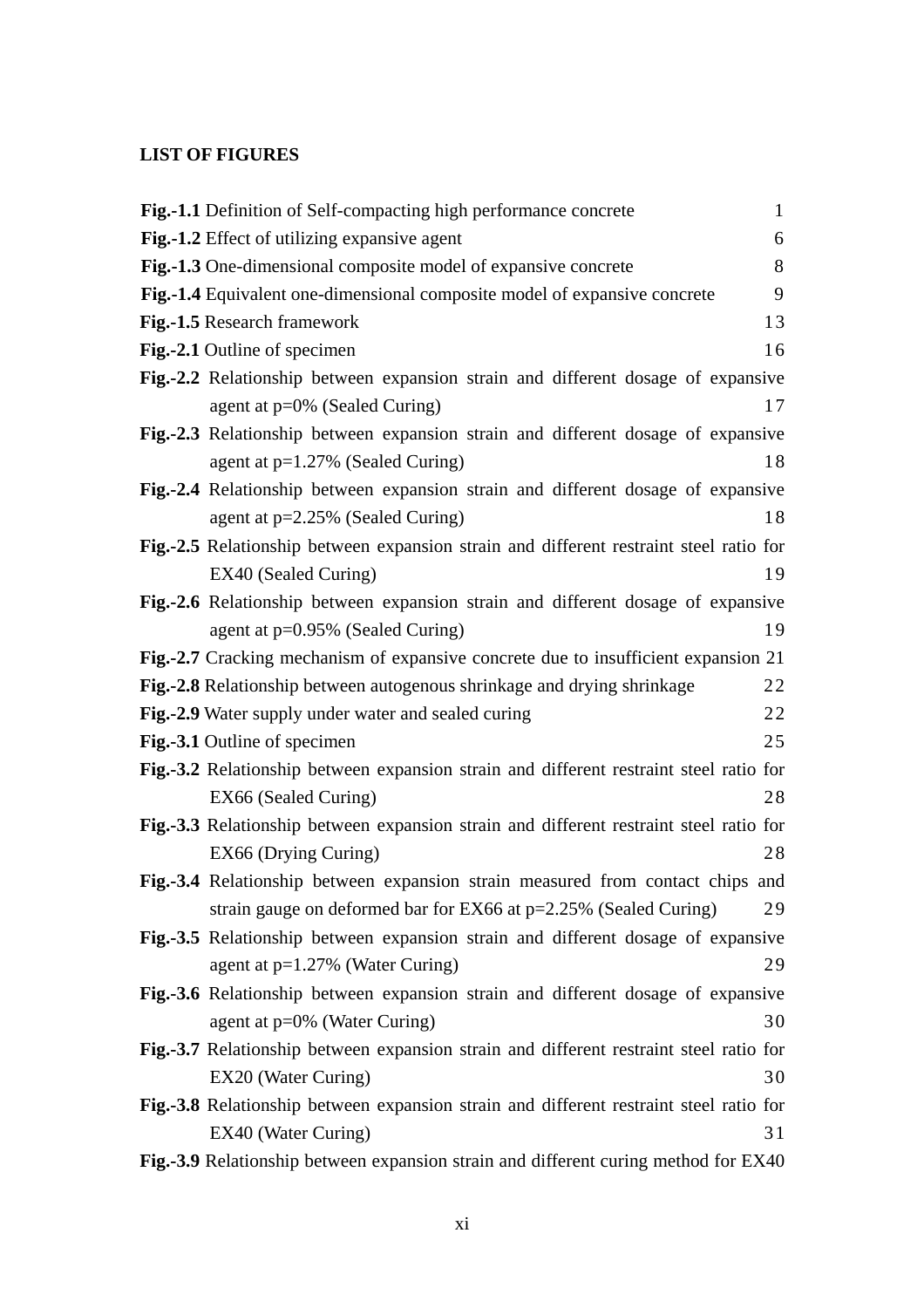**LIST OF FIGURES**

**Fig.-1.1** Definition of Self-compacting high performance concrete 1

**Fig.-1.2** Effect of utilizing expansive agent 6

**Fig.-1.3** One-dimensional composite model of expansive concrete 8

**Fig.-1.4** Equivalent one-dimensional composite model of expansive concrete 9

**Fig.-1.5** Research framework 13

**Fig.-2.1** Outline of specimen 16

**Fig.-2.2** Relationship between expansion strain and different dosage of expansive agent at p=0% (Sealed Curing) 17

**Fig.-2.3** Relationship between expansion strain and different dosage of expansive agent at p=1.27% (Sealed Curing) 18

**Fig.-2.4** Relationship between expansion strain and different dosage of expansive agent at p=2.25% (Sealed Curing) 18

**Fig.-2.5** Relationship between expansion strain and different restraint steel ratio for EX40 (Sealed Curing) 19

**Fig.-2.6** Relationship between expansion strain and different dosage of expansive agent at p=0.95% (Sealed Curing) 19

**Fig.-2.7** Cracking mechanism of expansive concrete due to insufficient expansion 21

**Fig.-2.8** Relationship between autogenous shrinkage and drying shrinkage 22

**Fig.-2.9** Water supply under water and sealed curing 22

**Fig.-3.1** Outline of specimen 25

**Fig.-3.2** Relationship between expansion strain and different restraint steel ratio for EX66 (Sealed Curing) 28

**Fig.-3.3** Relationship between expansion strain and different restraint steel ratio for EX66 (Drying Curing) 28

**Fig.-3.4** Relationship between expansion strain measured from contact chips and strain gauge on deformed bar for EX66 at p=2.25% (Sealed Curing) 29

**Fig.-3.5** Relationship between expansion strain and different dosage of expansive agent at p=1.27% (Water Curing) 29

**Fig.-3.6** Relationship between expansion strain and different dosage of expansive agent at p=0% (Water Curing) 30

**Fig.-3.7** Relationship between expansion strain and different restraint steel ratio for EX20 (Water Curing) 30

**Fig.-3.8** Relationship between expansion strain and different restraint steel ratio for EX40 (Water Curing) 31

**Fig.-3.9** Relationship between expansion strain and different curing method for EX40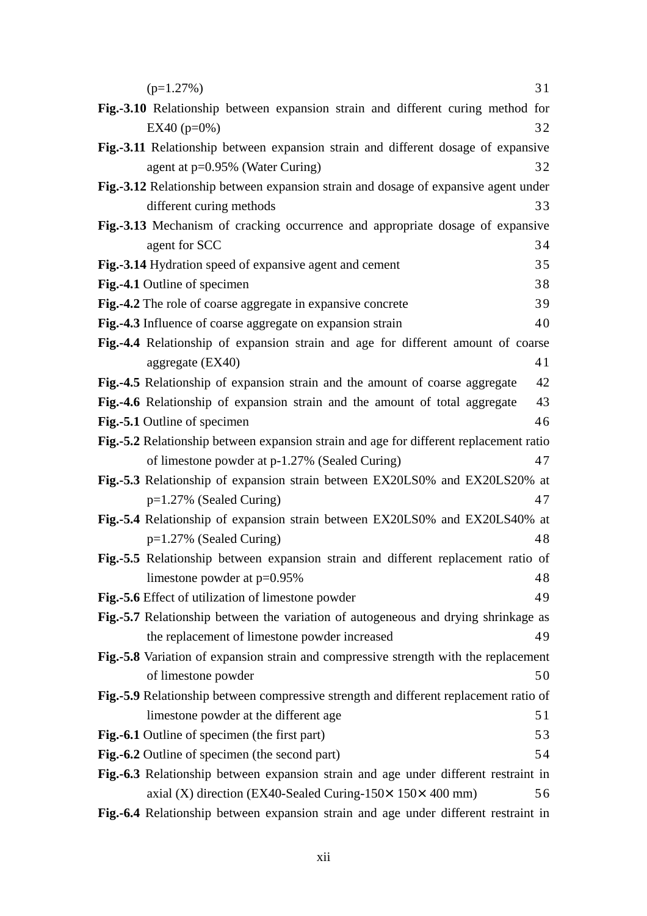(p=1.27%) 31

**Fig.-3.10** Relationship between expansion strain and different curing method for EX40 (p=0%) 32

**Fig.-3.11** Relationship between expansion strain and different dosage of expansive agent at p=0.95% (Water Curing) 32

**Fig.-3.12** Relationship between expansion strain and dosage of expansive agent under different curing methods 33

**Fig.-3.13** Mechanism of cracking occurrence and appropriate dosage of expansive agent for SCC 34

**Fig.-3.14** Hydration speed of expansive agent and cement 35

**Fig.-4.1** Outline of specimen 38

**Fig.-4.2** The role of coarse aggregate in expansive concrete 39

**Fig.-4.3** Influence of coarse aggregate on expansion strain 40

**Fig.-4.4** Relationship of expansion strain and age for different amount of coarse aggregate (EX40) 41

**Fig.-4.5** Relationship of expansion strain and the amount of coarse aggregate 42

**Fig.-4.6** Relationship of expansion strain and the amount of total aggregate 43

**Fig.-5.1** Outline of specimen 46

**Fig.-5.2** Relationship between expansion strain and age for different replacement ratio of limestone powder at p-1.27% (Sealed Curing) 47

**Fig.-5.3** Relationship of expansion strain between EX20LS0% and EX20LS20% at p=1.27% (Sealed Curing) 47

**Fig.-5.4** Relationship of expansion strain between EX20LS0% and EX20LS40% at p=1.27% (Sealed Curing) 48

**Fig.-5.5** Relationship between expansion strain and different replacement ratio of limestone powder at p=0.95% 48

**Fig.-5.6** Effect of utilization of limestone powder 49

**Fig.-5.7** Relationship between the variation of autogeneous and drying shrinkage as the replacement of limestone powder increased 49

**Fig.-5.8** Variation of expansion strain and compressive strength with the replacement of limestone powder 50

**Fig.-5.9** Relationship between compressive strength and different replacement ratio of limestone powder at the different age 51

**Fig.-6.1** Outline of specimen (the first part) 53

**Fig.-6.2** Outline of specimen (the second part) 54

**Fig.-6.3** Relationship between expansion strain and age under different restraint in axial (X) direction (EX40-Sealed Curing-150× 150× 400 mm) 56

**Fig.-6.4** Relationship between expansion strain and age under different restraint in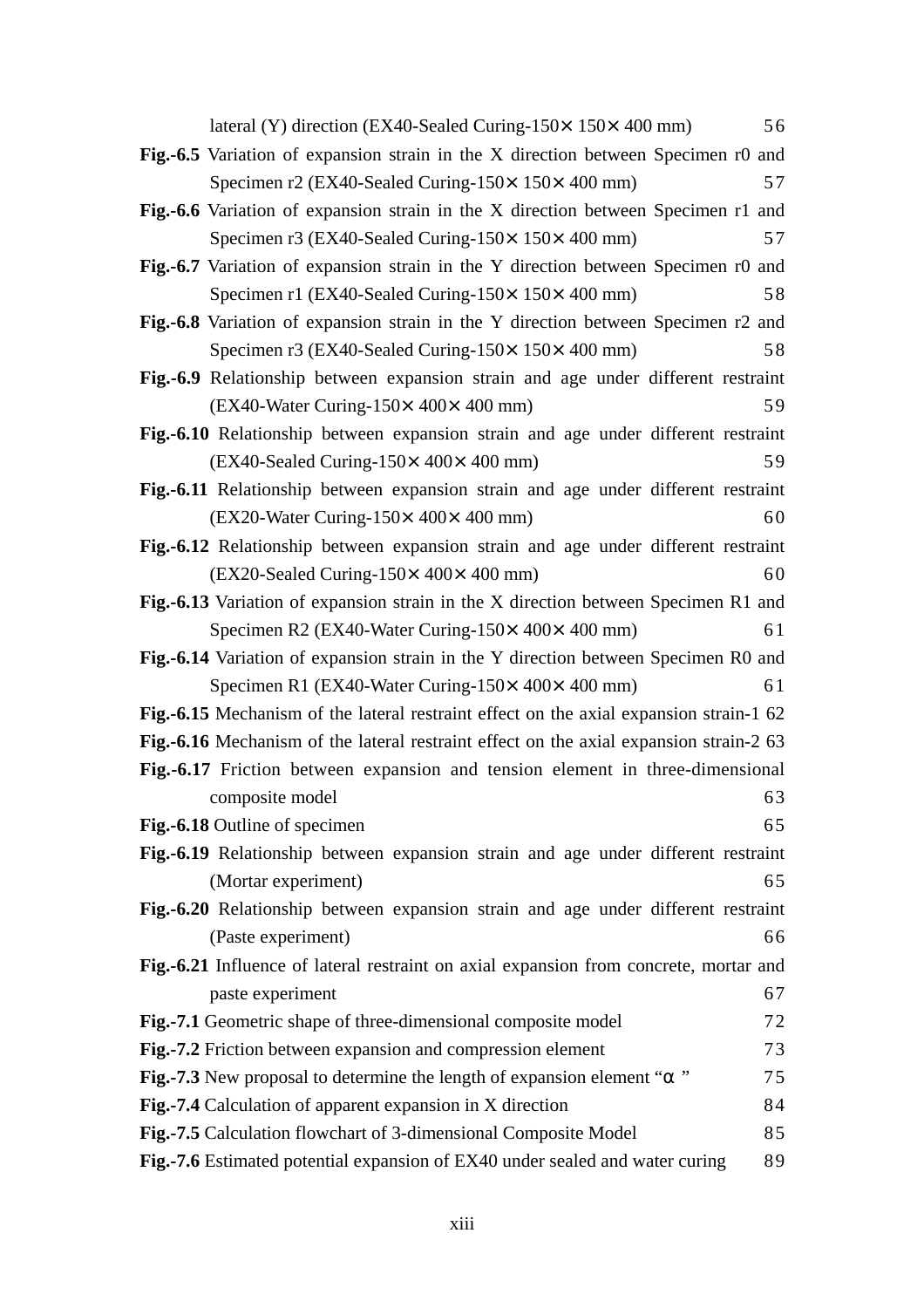lateral (Y) direction (EX40-Sealed Curing-150× 150× 400 mm) 56

**Fig.-6.5** Variation of expansion strain in the X direction between Specimen r0 and Specimen r2 (EX40-Sealed Curing-150× 150× 400 mm) 57

**Fig.-6.6** Variation of expansion strain in the X direction between Specimen r1 and Specimen r3 (EX40-Sealed Curing-150× 150× 400 mm) 57

**Fig.-6.7** Variation of expansion strain in the Y direction between Specimen r0 and Specimen r1 (EX40-Sealed Curing-150× 150× 400 mm) 58

**Fig.-6.8** Variation of expansion strain in the Y direction between Specimen r2 and Specimen r3 (EX40-Sealed Curing-150× 150× 400 mm) 58

**Fig.-6.9** Relationship between expansion strain and age under different restraint (EX40-Water Curing-150× 400× 400 mm) 59

**Fig.-6.10** Relationship between expansion strain and age under different restraint (EX40-Sealed Curing-150× 400× 400 mm) 59

**Fig.-6.11** Relationship between expansion strain and age under different restraint (EX20-Water Curing-150× 400× 400 mm) 60

**Fig.-6.12** Relationship between expansion strain and age under different restraint (EX20-Sealed Curing-150× 400× 400 mm) 60

**Fig.-6.13** Variation of expansion strain in the X direction between Specimen R1 and Specimen R2 (EX40-Water Curing-150× 400× 400 mm) 61

**Fig.-6.14** Variation of expansion strain in the Y direction between Specimen R0 and Specimen R1 (EX40-Water Curing-150× 400× 400 mm) 61

**Fig.-6.15** Mechanism of the lateral restraint effect on the axial expansion strain-1 62

**Fig.-6.16** Mechanism of the lateral restraint effect on the axial expansion strain-2 63

**Fig.-6.17** Friction between expansion and tension element in three-dimensional composite model 63

**Fig.-6.18** Outline of specimen 65

**Fig.-6.19** Relationship between expansion strain and age under different restraint (Mortar experiment) 65

**Fig.-6.20** Relationship between expansion strain and age under different restraint (Paste experiment) 66

**Fig.-6.21** Influence of lateral restraint on axial expansion from concrete, mortar and paste experiment 67

**Fig.-7.1** Geometric shape of three-dimensional composite model 72

**Fig.-7.2** Friction between expansion and compression element 73

**Fig.-7.3** New proposal to determine the length of expansion element "α" 75

**Fig.-7.4** Calculation of apparent expansion in X direction 84

**Fig.-7.5** Calculation flowchart of 3-dimensional Composite Model 85

**Fig.-7.6** Estimated potential expansion of EX40 under sealed and water curing 89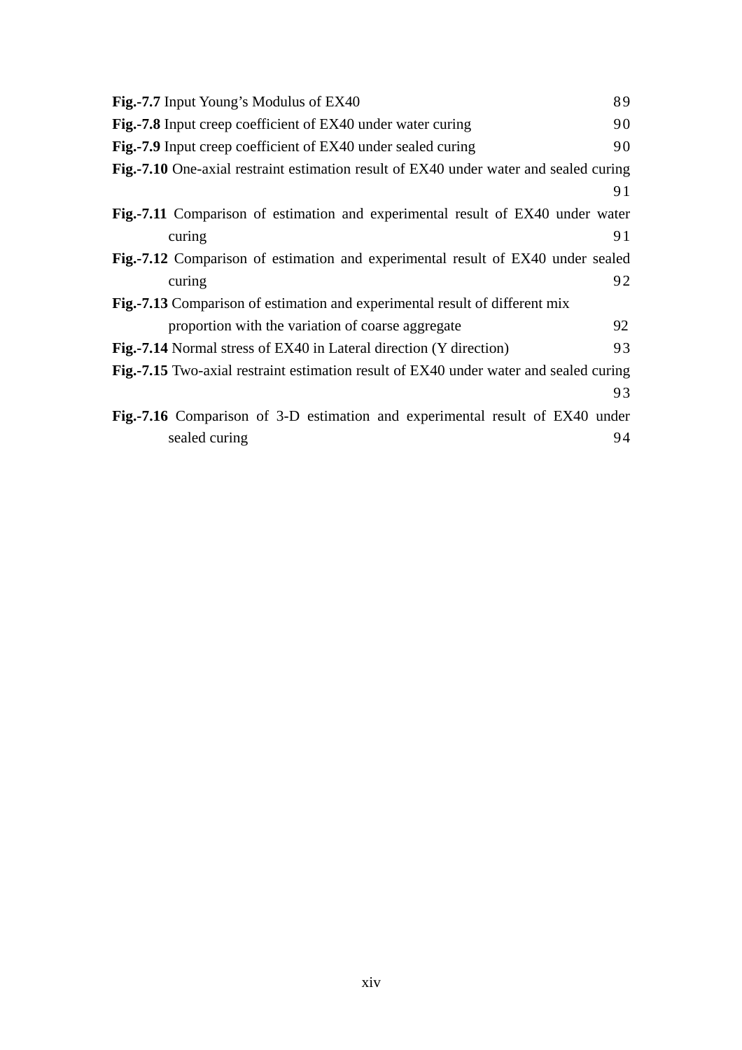**Fig.-7.7** Input Young's Modulus of EX40 89

**Fig.-7.8** Input creep coefficient of EX40 under water curing 90

**Fig.-7.9** Input creep coefficient of EX40 under sealed curing 90

**Fig.-7.10** One-axial restraint estimation result of EX40 under water and sealed curing 91

**Fig.-7.11** Comparison of estimation and experimental result of EX40 under water curing 91

**Fig.-7.12** Comparison of estimation and experimental result of EX40 under sealed curing 92

**Fig.-7.13** Comparison of estimation and experimental result of different mix proportion with the variation of coarse aggregate 92

**Fig.-7.14** Normal stress of EX40 in Lateral direction (Y direction) 93

**Fig.-7.15** Two-axial restraint estimation result of EX40 under water and sealed curing 93

**Fig.-7.16** Comparison of 3-D estimation and experimental result of EX40 under sealed curing 94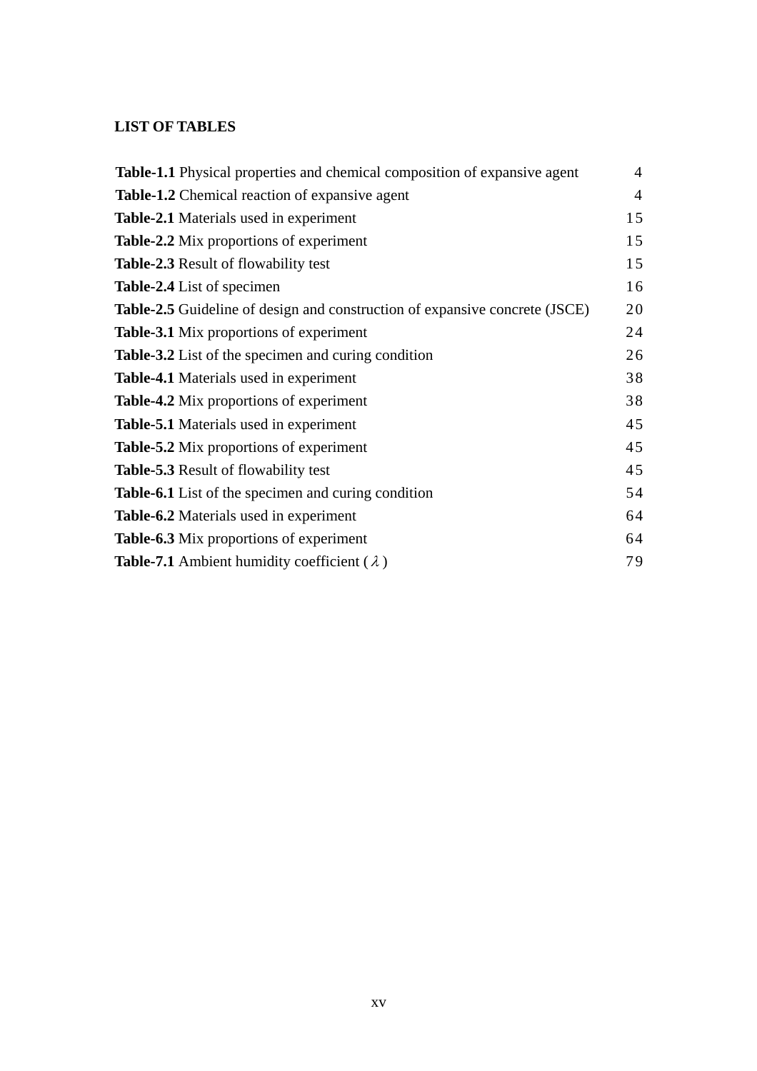## LIST OF TABLES

| | |
|---|---|
| **Table-1.1** Physical properties and chemical composition of expansive agent | 4 |
| **Table-1.2** Chemical reaction of expansive agent | 4 |
| **Table-2.1** Materials used in experiment | 15 |
| **Table-2.2** Mix proportions of experiment | 15 |
| **Table-2.3** Result of flowability test | 15 |
| **Table-2.4** List of specimen | 16 |
| **Table-2.5** Guideline of design and construction of expansive concrete (JSCE) | 20 |
| **Table-3.1** Mix proportions of experiment | 24 |
| **Table-3.2** List of the specimen and curing condition | 26 |
| **Table-4.1** Materials used in experiment | 38 |
| **Table-4.2** Mix proportions of experiment | 38 |
| **Table-5.1** Materials used in experiment | 45 |
| **Table-5.2** Mix proportions of experiment | 45 |
| **Table-5.3** Result of flowability test | 45 |
| **Table-6.1** List of the specimen and curing condition | 54 |
| **Table-6.2** Materials used in experiment | 64 |
| **Table-6.3** Mix proportions of experiment | 64 |
| **Table-7.1** Ambient humidity coefficient ($\lambda$) | 79 |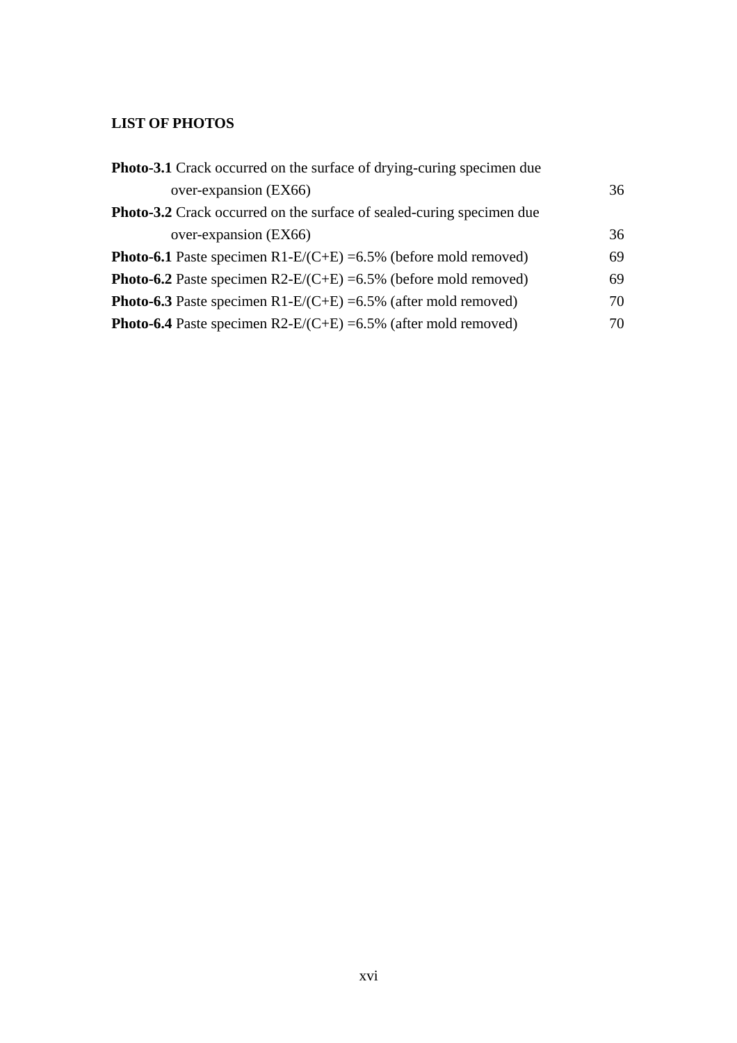**LIST OF PHOTOS**

**Photo-3.1** Crack occurred on the surface of drying-curing specimen due over-expansion (EX66) 36

**Photo-3.2** Crack occurred on the surface of sealed-curing specimen due over-expansion (EX66) 36

**Photo-6.1** Paste specimen R1-E/(C+E) =6.5% (before mold removed) 69

**Photo-6.2** Paste specimen R2-E/(C+E) =6.5% (before mold removed) 69

**Photo-6.3** Paste specimen R1-E/(C+E) =6.5% (after mold removed) 70

**Photo-6.4** Paste specimen R2-E/(C+E) =6.5% (after mold removed) 70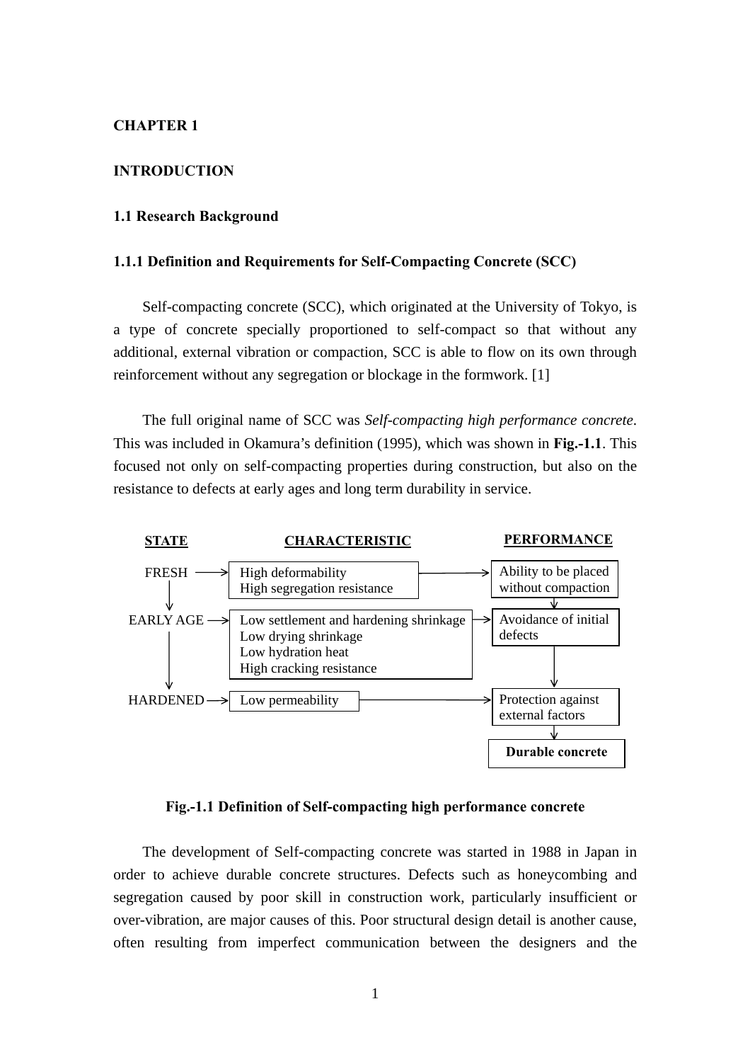# CHAPTER 1

# INTRODUCTION

## 1.1 Research Background

### 1.1.1 Definition and Requirements for Self-Compacting Concrete (SCC)

Self-compacting concrete (SCC), which originated at the University of Tokyo, is a type of concrete specially proportioned to self-compact so that without any additional, external vibration or compaction, SCC is able to flow on its own through reinforcement without any segregation or blockage in the formwork. [1]

The full original name of SCC was *Self-compacting high performance concrete*. This was included in Okamura's definition (1995), which was shown in **Fig.-1.1**. This focused not only on self-compacting properties during construction, but also on the resistance to defects at early ages and long term durability in service.

| STATE | CHARACTERISTIC | PERFORMANCE |
| --- | --- | --- |
| FRESH | High deformability<br>High segregation resistance | Ability to be placed without compaction |
| EARLY AGE | Low settlement and hardening shrinkage<br>Low drying shrinkage<br>Low hydration heat<br>High cracking resistance | Avoidance of initial defects |
| HARDENED | Low permeability | Protection against external factors |
| | | **Durable concrete** |

**Fig.-1.1 Definition of Self-compacting high performance concrete**

The development of Self-compacting concrete was started in 1988 in Japan in order to achieve durable concrete structures. Defects such as honeycombing and segregation caused by poor skill in construction work, particularly insufficient or over-vibration, are major causes of this. Poor structural design detail is another cause, often resulting from imperfect communication between the designers and the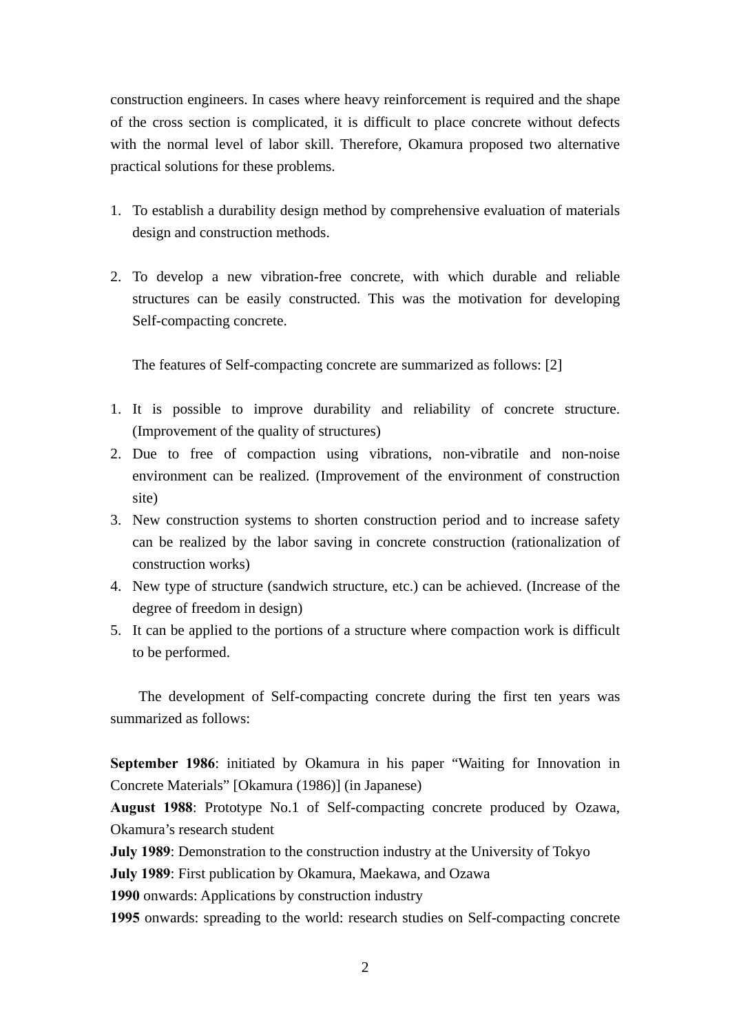construction engineers. In cases where heavy reinforcement is required and the shape of the cross section is complicated, it is difficult to place concrete without defects with the normal level of labor skill. Therefore, Okamura proposed two alternative practical solutions for these problems.

1. To establish a durability design method by comprehensive evaluation of materials design and construction methods.

2. To develop a new vibration-free concrete, with which durable and reliable structures can be easily constructed. This was the motivation for developing Self-compacting concrete.

   The features of Self-compacting concrete are summarized as follows: [2]

1. It is possible to improve durability and reliability of concrete structure. (Improvement of the quality of structures)
2. Due to free of compaction using vibrations, non-vibratile and non-noise environment can be realized. (Improvement of the environment of construction site)
3. New construction systems to shorten construction period and to increase safety can be realized by the labor saving in concrete construction (rationalization of construction works)
4. New type of structure (sandwich structure, etc.) can be achieved. (Increase of the degree of freedom in design)
5. It can be applied to the portions of a structure where compaction work is difficult to be performed.

The development of Self-compacting concrete during the first ten years was summarized as follows:

**September 1986**: initiated by Okamura in his paper “Waiting for Innovation in Concrete Materials” [Okamura (1986)] (in Japanese)
**August 1988**: Prototype No.1 of Self-compacting concrete produced by Ozawa, Okamura’s research student
**July 1989**: Demonstration to the construction industry at the University of Tokyo
**July 1989**: First publication by Okamura, Maekawa, and Ozawa
**1990** onwards: Applications by construction industry
**1995** onwards: spreading to the world: research studies on Self-compacting concrete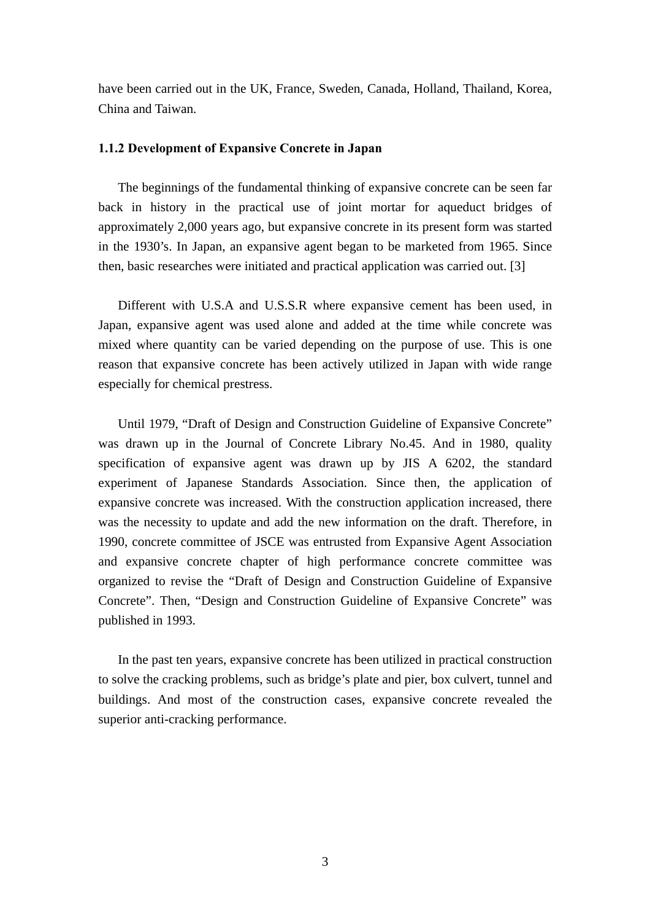have been carried out in the UK, France, Sweden, Canada, Holland, Thailand, Korea, China and Taiwan.

### 1.1.2 Development of Expansive Concrete in Japan

The beginnings of the fundamental thinking of expansive concrete can be seen far back in history in the practical use of joint mortar for aqueduct bridges of approximately 2,000 years ago, but expansive concrete in its present form was started in the 1930's. In Japan, an expansive agent began to be marketed from 1965. Since then, basic researches were initiated and practical application was carried out. [3]

Different with U.S.A and U.S.S.R where expansive cement has been used, in Japan, expansive agent was used alone and added at the time while concrete was mixed where quantity can be varied depending on the purpose of use. This is one reason that expansive concrete has been actively utilized in Japan with wide range especially for chemical prestress.

Until 1979, "Draft of Design and Construction Guideline of Expansive Concrete" was drawn up in the Journal of Concrete Library No.45. And in 1980, quality specification of expansive agent was drawn up by JIS A 6202, the standard experiment of Japanese Standards Association. Since then, the application of expansive concrete was increased. With the construction application increased, there was the necessity to update and add the new information on the draft. Therefore, in 1990, concrete committee of JSCE was entrusted from Expansive Agent Association and expansive concrete chapter of high performance concrete committee was organized to revise the "Draft of Design and Construction Guideline of Expansive Concrete". Then, "Design and Construction Guideline of Expansive Concrete" was published in 1993.

In the past ten years, expansive concrete has been utilized in practical construction to solve the cracking problems, such as bridge's plate and pier, box culvert, tunnel and buildings. And most of the construction cases, expansive concrete revealed the superior anti-cracking performance.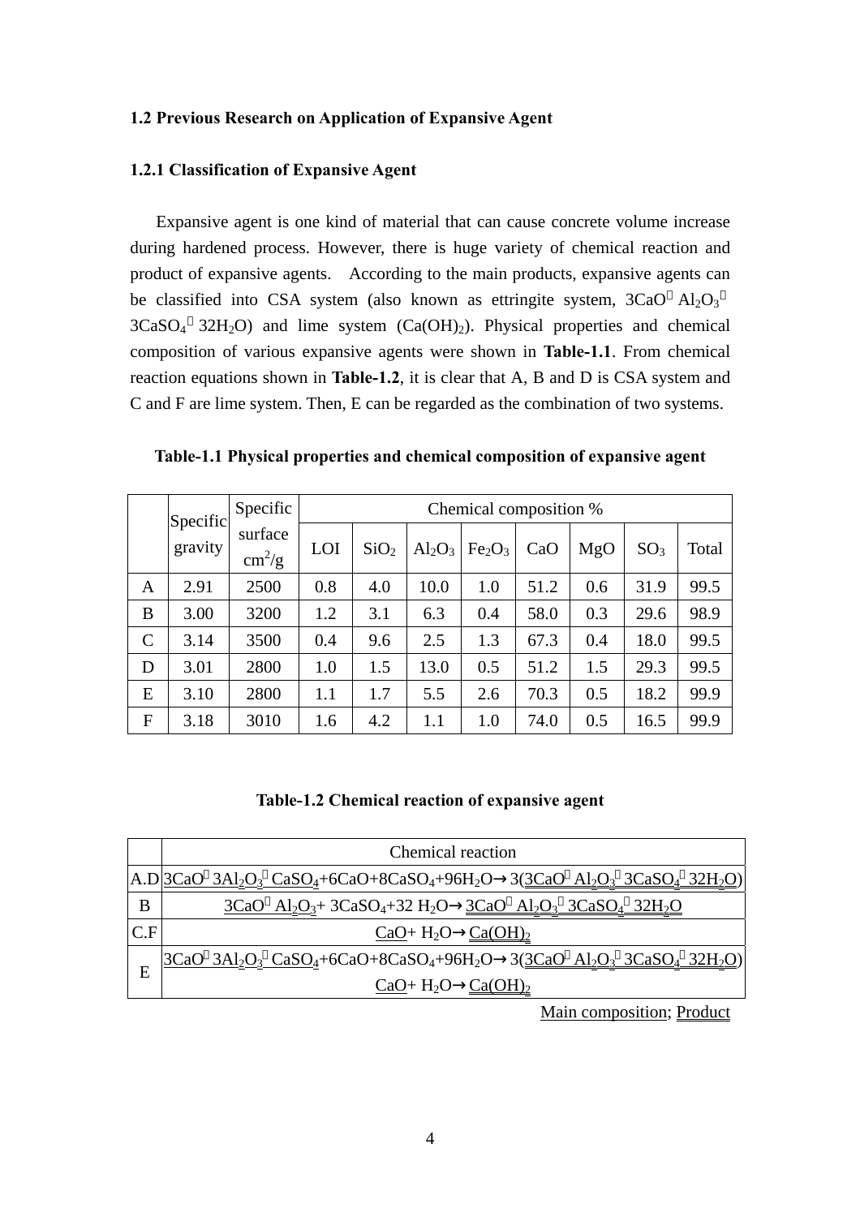### 1.2 Previous Research on Application of Expansive Agent

#### 1.2.1 Classification of Expansive Agent

Expansive agent is one kind of material that can cause concrete volume increase during hardened process. However, there is huge variety of chemical reaction and product of expansive agents. According to the main products, expansive agents can be classified into CSA system (also known as ettringite system, $3CaO \cdot Al_2O_3 \cdot 3CaSO_4 \cdot 32H_2O$) and lime system ($Ca(OH)_2$). Physical properties and chemical composition of various expansive agents were shown in **Table-1.1**. From chemical reaction equations shown in **Table-1.2**, it is clear that A, B and D is CSA system and C and F are lime system. Then, E can be regarded as the combination of two systems.

**Table-1.1 Physical properties and chemical composition of expansive agent**

| | Specific gravity | Specific surface $cm^2/g$ | Chemical composition % | | | | | | | |
|---|---|---|---|---|---|---|---|---|---|---|
| | | | LOI | $SiO_2$ | $Al_2O_3$ | $Fe_2O_3$ | CaO | MgO | $SO_3$ | Total |
| A | 2.91 | 2500 | 0.8 | 4.0 | 10.0 | 1.0 | 51.2 | 0.6 | 31.9 | 99.5 |
| B | 3.00 | 3200 | 1.2 | 3.1 | 6.3 | 0.4 | 58.0 | 0.3 | 29.6 | 98.9 |
| C | 3.14 | 3500 | 0.4 | 9.6 | 2.5 | 1.3 | 67.3 | 0.4 | 18.0 | 99.5 |
| D | 3.01 | 2800 | 1.0 | 1.5 | 13.0 | 0.5 | 51.2 | 1.5 | 29.3 | 99.5 |
| E | 3.10 | 2800 | 1.1 | 1.7 | 5.5 | 2.6 | 70.3 | 0.5 | 18.2 | 99.9 |
| F | 3.18 | 3010 | 1.6 | 4.2 | 1.1 | 1.0 | 74.0 | 0.5 | 16.5 | 99.9 |

**Table-1.2 Chemical reaction of expansive agent**

| | Chemical reaction |
|---|---|
| A.D | $3CaO \cdot 3Al_2O_3 \cdot CaSO_4 + 6CaO + 8CaSO_4 + 96H_2O \rightarrow 3(3CaO \cdot Al_2O_3 \cdot 3CaSO_4 \cdot 32H_2O)$ |
| B | $3CaO \cdot Al_2O_3 + 3CaSO_4 + 32H_2O \rightarrow 3CaO \cdot Al_2O_3 \cdot 3CaSO_4 \cdot 32H_2O$ |
| C.F | $CaO + H_2O \rightarrow Ca(OH)_2$ |
| E | $3CaO \cdot 3Al_2O_3 \cdot CaSO_4 + 6CaO + 8CaSO_4 + 96H_2O \rightarrow 3(3CaO \cdot Al_2O_3 \cdot 3CaSO_4 \cdot 32H_2O)$ <br> $CaO + H_2O \rightarrow Ca(OH)_2$ |

Main composition; Product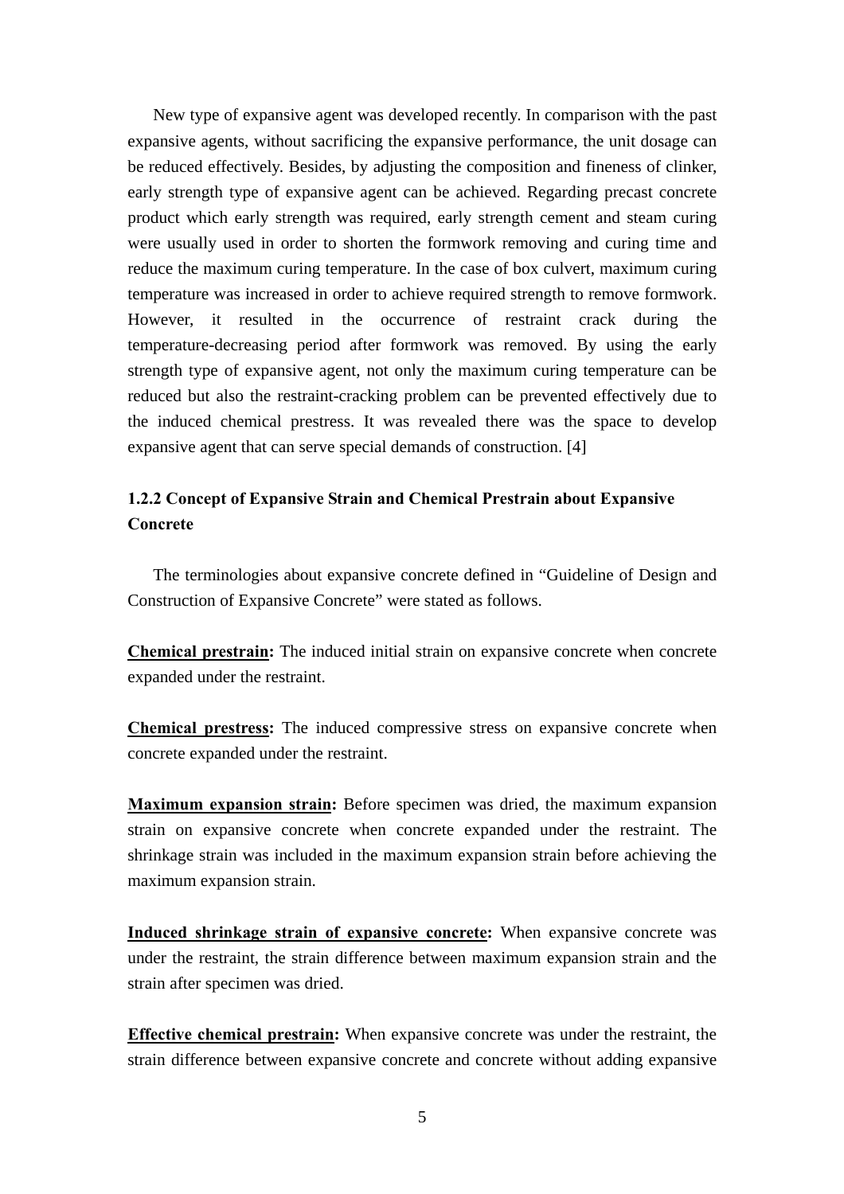New type of expansive agent was developed recently. In comparison with the past expansive agents, without sacrificing the expansive performance, the unit dosage can be reduced effectively. Besides, by adjusting the composition and fineness of clinker, early strength type of expansive agent can be achieved. Regarding precast concrete product which early strength was required, early strength cement and steam curing were usually used in order to shorten the formwork removing and curing time and reduce the maximum curing temperature. In the case of box culvert, maximum curing temperature was increased in order to achieve required strength to remove formwork. However, it resulted in the occurrence of restraint crack during the temperature-decreasing period after formwork was removed. By using the early strength type of expansive agent, not only the maximum curing temperature can be reduced but also the restraint-cracking problem can be prevented effectively due to the induced chemical prestress. It was revealed there was the space to develop expansive agent that can serve special demands of construction. [4]

### 1.2.2 Concept of Expansive Strain and Chemical Prestrain about Expansive Concrete

The terminologies about expansive concrete defined in "Guideline of Design and Construction of Expansive Concrete" were stated as follows.

**Chemical prestrain:** The induced initial strain on expansive concrete when concrete expanded under the restraint.

**Chemical prestress:** The induced compressive stress on expansive concrete when concrete expanded under the restraint.

**Maximum expansion strain:** Before specimen was dried, the maximum expansion strain on expansive concrete when concrete expanded under the restraint. The shrinkage strain was included in the maximum expansion strain before achieving the maximum expansion strain.

**Induced shrinkage strain of expansive concrete:** When expansive concrete was under the restraint, the strain difference between maximum expansion strain and the strain after specimen was dried.

**Effective chemical prestrain:** When expansive concrete was under the restraint, the strain difference between expansive concrete and concrete without adding expansive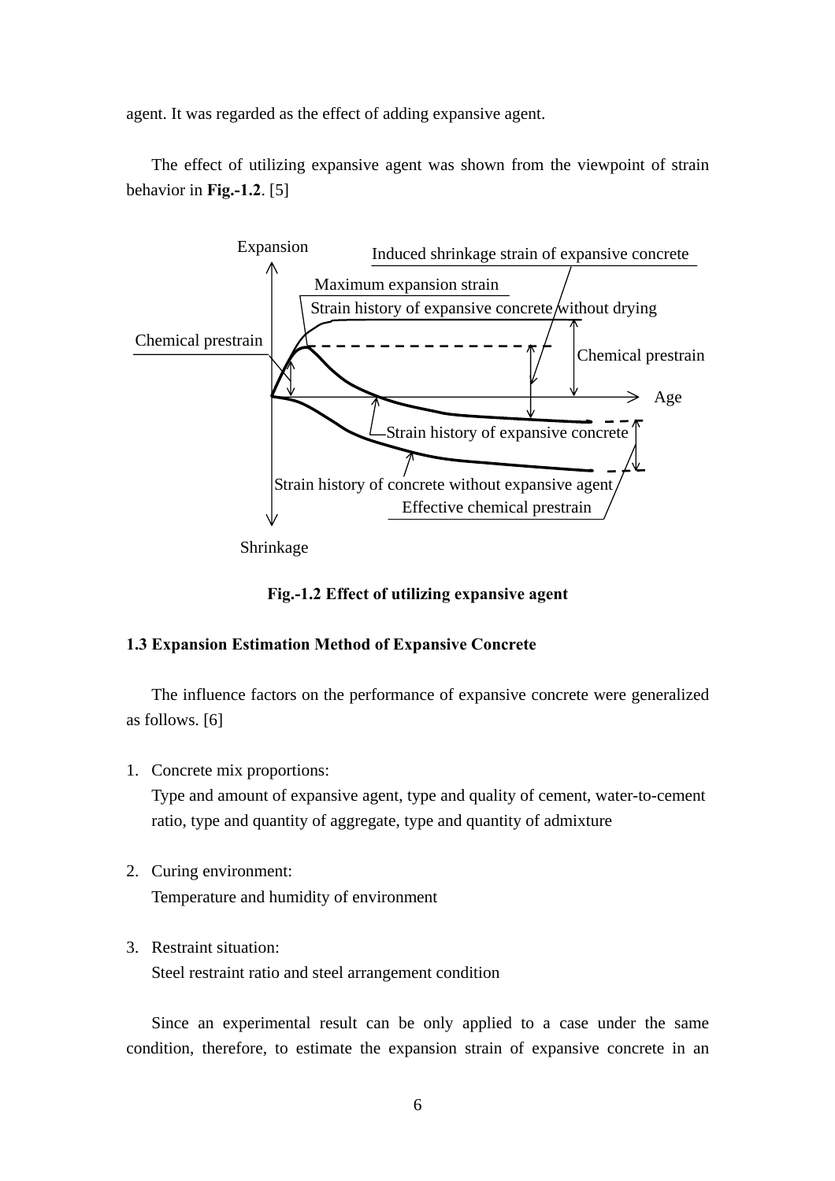agent. It was regarded as the effect of adding expansive agent.

The effect of utilizing expansive agent was shown from the viewpoint of strain behavior in **Fig.-1.2**. [5]

**Fig.-1.2 Effect of utilizing expansive agent**

### 1.3 Expansion Estimation Method of Expansive Concrete

The influence factors on the performance of expansive concrete were generalized as follows. [6]

1. Concrete mix proportions:
   Type and amount of expansive agent, type and quality of cement, water-to-cement ratio, type and quantity of aggregate, type and quantity of admixture

2. Curing environment:
   Temperature and humidity of environment

3. Restraint situation:
   Steel restraint ratio and steel arrangement condition

Since an experimental result can be only applied to a case under the same condition, therefore, to estimate the expansion strain of expansive concrete in an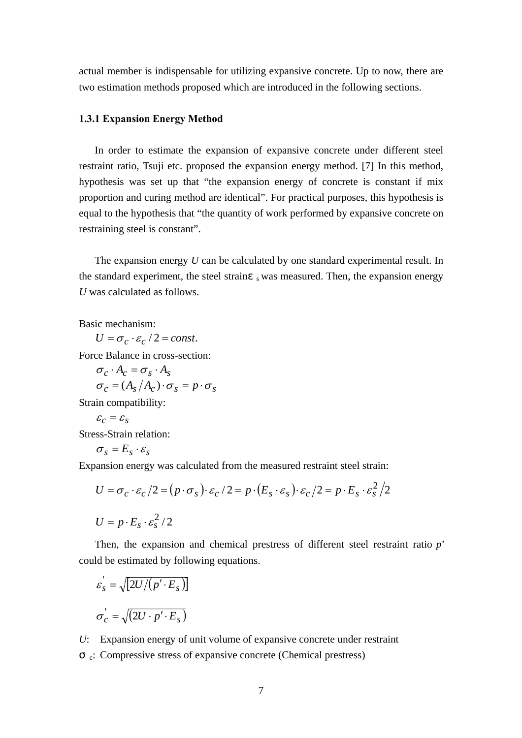actual member is indispensable for utilizing expansive concrete. Up to now, there are two estimation methods proposed which are introduced in the following sections.

### 1.3.1 Expansion Energy Method

In order to estimate the expansion of expansive concrete under different steel restraint ratio, Tsuji etc. proposed the expansion energy method. [7] In this method, hypothesis was set up that "the expansion energy of concrete is constant if mix proportion and curing method are identical". For practical purposes, this hypothesis is equal to the hypothesis that "the quantity of work performed by expansive concrete on restraining steel is constant".

The expansion energy $U$ can be calculated by one standard experimental result. In the standard experiment, the steel strain $\varepsilon_s$ was measured. Then, the expansion energy $U$ was calculated as follows.

Basic mechanism:

$$U = \sigma_c \cdot \varepsilon_c / 2 = const.$$

Force Balance in cross-section:

$$\sigma_c \cdot A_c = \sigma_s \cdot A_s$$

$$\sigma_c = (A_s / A_c) \cdot \sigma_s = p \cdot \sigma_s$$

Strain compatibility:

$$\varepsilon_c = \varepsilon_s$$

Stress-Strain relation:

$$\sigma_s = E_s \cdot \varepsilon_s$$

Expansion energy was calculated from the measured restraint steel strain:

$$U = \sigma_c \cdot \varepsilon_c / 2 = (p \cdot \sigma_s) \cdot \varepsilon_c / 2 = p \cdot (E_s \cdot \varepsilon_s) \cdot \varepsilon_c / 2 = p \cdot E_s \cdot \varepsilon_s^2 / 2$$

$$U = p \cdot E_s \cdot \varepsilon_s^2 / 2$$

Then, the expansion and chemical prestress of different steel restraint ratio $p'$ could be estimated by following equations.

$$\varepsilon_s' = \sqrt{[2U / (p' \cdot E_s)]}$$

$$\sigma_c' = \sqrt{(2U \cdot p' \cdot E_s)}$$

$U$: Expansion energy of unit volume of expansive concrete under restraint

$\sigma_c$: Compressive stress of expansive concrete (Chemical prestress)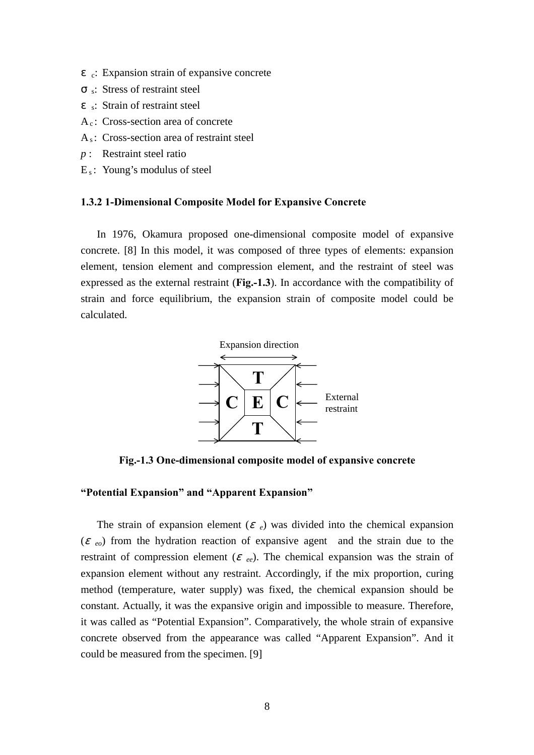$\varepsilon_c$: Expansion strain of expansive concrete

$\sigma_s$: Stress of restraint steel

$\varepsilon_s$: Strain of restraint steel

$A_c$: Cross-section area of concrete

$A_s$: Cross-section area of restraint steel

$p$ : Restraint steel ratio

$E_s$: Young's modulus of steel

### 1.3.2 1-Dimensional Composite Model for Expansive Concrete

In 1976, Okamura proposed one-dimensional composite model of expansive concrete. [8] In this model, it was composed of three types of elements: expansion element, tension element and compression element, and the restraint of steel was expressed as the external restraint (**Fig.-1.3**). In accordance with the compatibility of strain and force equilibrium, the expansion strain of composite model could be calculated.

Expansion direction

T

C E C

T

External restraint

**Fig.-1.3 One-dimensional composite model of expansive concrete**

**"Potential Expansion" and "Apparent Expansion"**

The strain of expansion element ($\varepsilon_e$) was divided into the chemical expansion ($\varepsilon_{eo}$) from the hydration reaction of expansive agent and the strain due to the restraint of compression element ($\varepsilon_{ee}$). The chemical expansion was the strain of expansion element without any restraint. Accordingly, if the mix proportion, curing method (temperature, water supply) was fixed, the chemical expansion should be constant. Actually, it was the expansive origin and impossible to measure. Therefore, it was called as "Potential Expansion". Comparatively, the whole strain of expansive concrete observed from the appearance was called "Apparent Expansion". And it could be measured from the specimen. [9]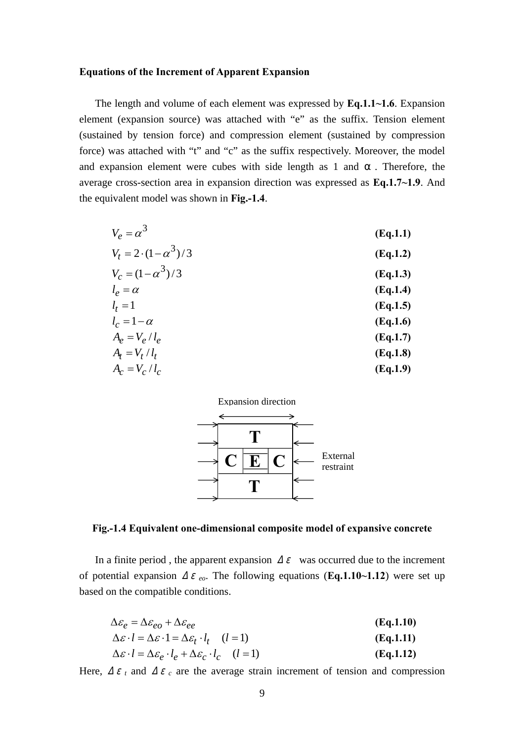**Equations of the Increment of Apparent Expansion**

The length and volume of each element was expressed by **Eq.1.1~1.6**. Expansion element (expansion source) was attached with "e" as the suffix. Tension element (sustained by tension force) and compression element (sustained by compression force) was attached with "t" and "c" as the suffix respectively. Moreover, the model and expansion element were cubes with side length as 1 and α. Therefore, the average cross-section area in expansion direction was expressed as **Eq.1.7~1.9**. And the equivalent model was shown in **Fig.-1.4**.

$$V_e = \alpha^3 \tag{Eq.1.1}$$

$$V_t = 2 \cdot (1-\alpha^3)/3 \tag{Eq.1.2}$$

$$V_c = (1-\alpha^3)/3 \tag{Eq.1.3}$$

$$l_e = \alpha \tag{Eq.1.4}$$

$$l_t = 1 \tag{Eq.1.5}$$

$$l_c = 1-\alpha \tag{Eq.1.6}$$

$$A_e = V_e / l_e \tag{Eq.1.7}$$

$$A_t = V_t / l_t \tag{Eq.1.8}$$

$$A_c = V_c / l_c \tag{Eq.1.9}$$

Expansion direction

T | C E C | T — External restraint

**Fig.-1.4 Equivalent one-dimensional composite model of expansive concrete**

In a finite period , the apparent expansion $\Delta\varepsilon$ was occurred due to the increment of potential expansion $\Delta\varepsilon_{eo}$. The following equations (**Eq.1.10~1.12**) were set up based on the compatible conditions.

$$\Delta\varepsilon_e = \Delta\varepsilon_{eo} + \Delta\varepsilon_{ee} \tag{Eq.1.10}$$

$$\Delta\varepsilon \cdot l = \Delta\varepsilon \cdot 1 = \Delta\varepsilon_t \cdot l_t \quad (l=1) \tag{Eq.1.11}$$

$$\Delta\varepsilon \cdot l = \Delta\varepsilon_e \cdot l_e + \Delta\varepsilon_c \cdot l_c \quad (l=1) \tag{Eq.1.12}$$

Here, $\Delta\varepsilon_t$ and $\Delta\varepsilon_c$ are the average strain increment of tension and compression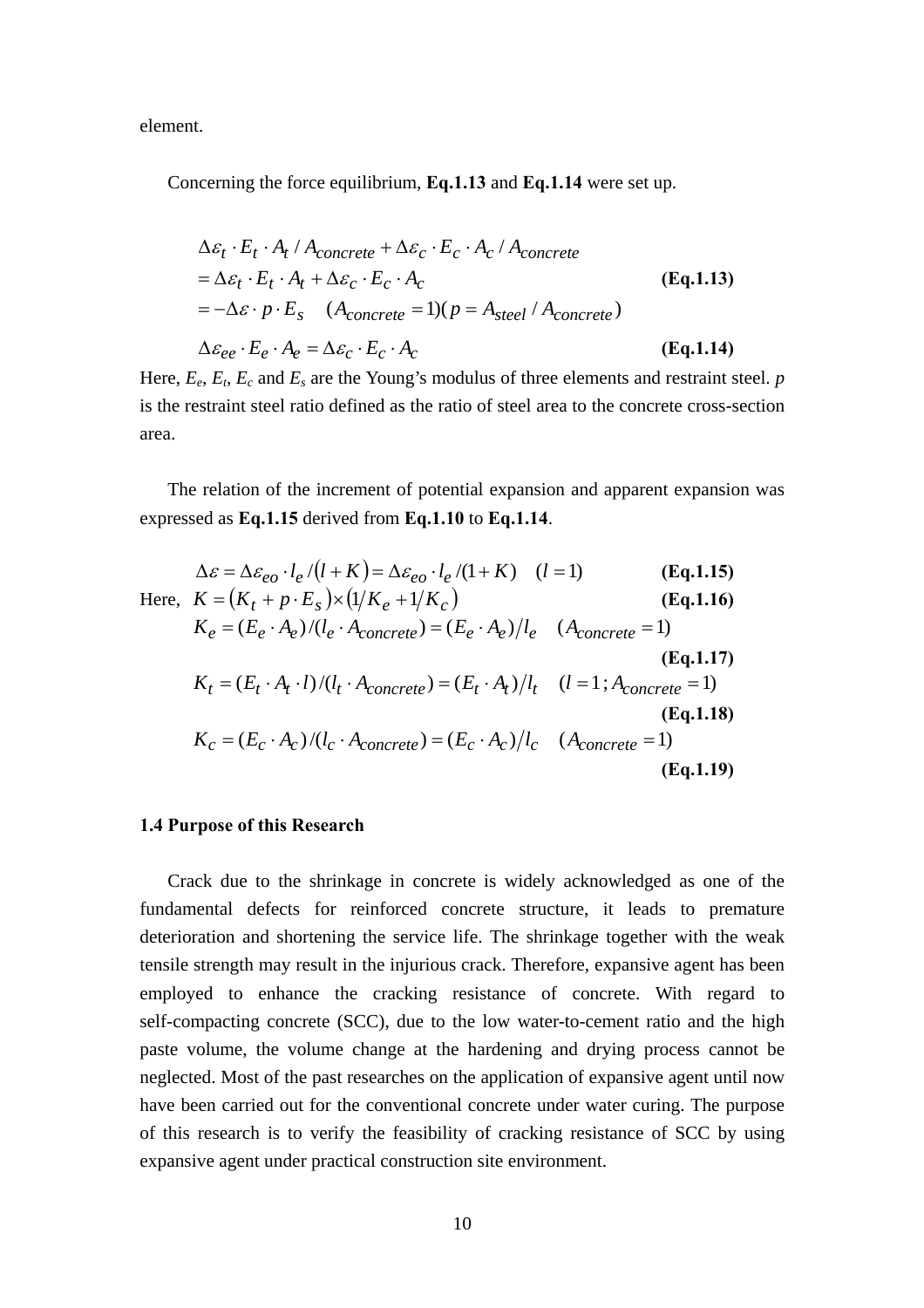element.

Concerning the force equilibrium, **Eq.1.13** and **Eq.1.14** were set up.

$$
\begin{aligned}
&\Delta\varepsilon_t \cdot E_t \cdot A_t / A_{concrete} + \Delta\varepsilon_c \cdot E_c \cdot A_c / A_{concrete} \\
&= \Delta\varepsilon_t \cdot E_t \cdot A_t + \Delta\varepsilon_c \cdot E_c \cdot A_c \\
&= -\Delta\varepsilon \cdot p \cdot E_s \quad (A_{concrete} = 1)(p = A_{steel} / A_{concrete})
\end{aligned}
\qquad \textbf{(Eq.1.13)}
$$

$$
\Delta\varepsilon_{ee} \cdot E_e \cdot A_e = \Delta\varepsilon_c \cdot E_c \cdot A_c \qquad \textbf{(Eq.1.14)}
$$

Here, $E_e$, $E_t$, $E_c$ and $E_s$ are the Young's modulus of three elements and restraint steel. $p$ is the restraint steel ratio defined as the ratio of steel area to the concrete cross-section area.

The relation of the increment of potential expansion and apparent expansion was expressed as **Eq.1.15** derived from **Eq.1.10** to **Eq.1.14**.

$$
\Delta\varepsilon = \Delta\varepsilon_{eo} \cdot l_e / (l + K) = \Delta\varepsilon_{eo} \cdot l_e / (1 + K) \quad (l = 1) \qquad \textbf{(Eq.1.15)}
$$

Here,

$$
K = (K_t + p \cdot E_s) \times (1/K_e + 1/K_c) \qquad \textbf{(Eq.1.16)}
$$

$$
K_e = (E_e \cdot A_e)/(l_e \cdot A_{concrete}) = (E_e \cdot A_e)/l_e \quad (A_{concrete} = 1) \qquad \textbf{(Eq.1.17)}
$$

$$
K_t = (E_t \cdot A_t \cdot l)/(l_t \cdot A_{concrete}) = (E_t \cdot A_t)/l_t \quad (l = 1 ; A_{concrete} = 1) \qquad \textbf{(Eq.1.18)}
$$

$$
K_c = (E_c \cdot A_c)/(l_c \cdot A_{concrete}) = (E_c \cdot A_c)/l_c \quad (A_{concrete} = 1) \qquad \textbf{(Eq.1.19)}
$$

### 1.4 Purpose of this Research

Crack due to the shrinkage in concrete is widely acknowledged as one of the fundamental defects for reinforced concrete structure, it leads to premature deterioration and shortening the service life. The shrinkage together with the weak tensile strength may result in the injurious crack. Therefore, expansive agent has been employed to enhance the cracking resistance of concrete. With regard to self-compacting concrete (SCC), due to the low water-to-cement ratio and the high paste volume, the volume change at the hardening and drying process cannot be neglected. Most of the past researches on the application of expansive agent until now have been carried out for the conventional concrete under water curing. The purpose of this research is to verify the feasibility of cracking resistance of SCC by using expansive agent under practical construction site environment.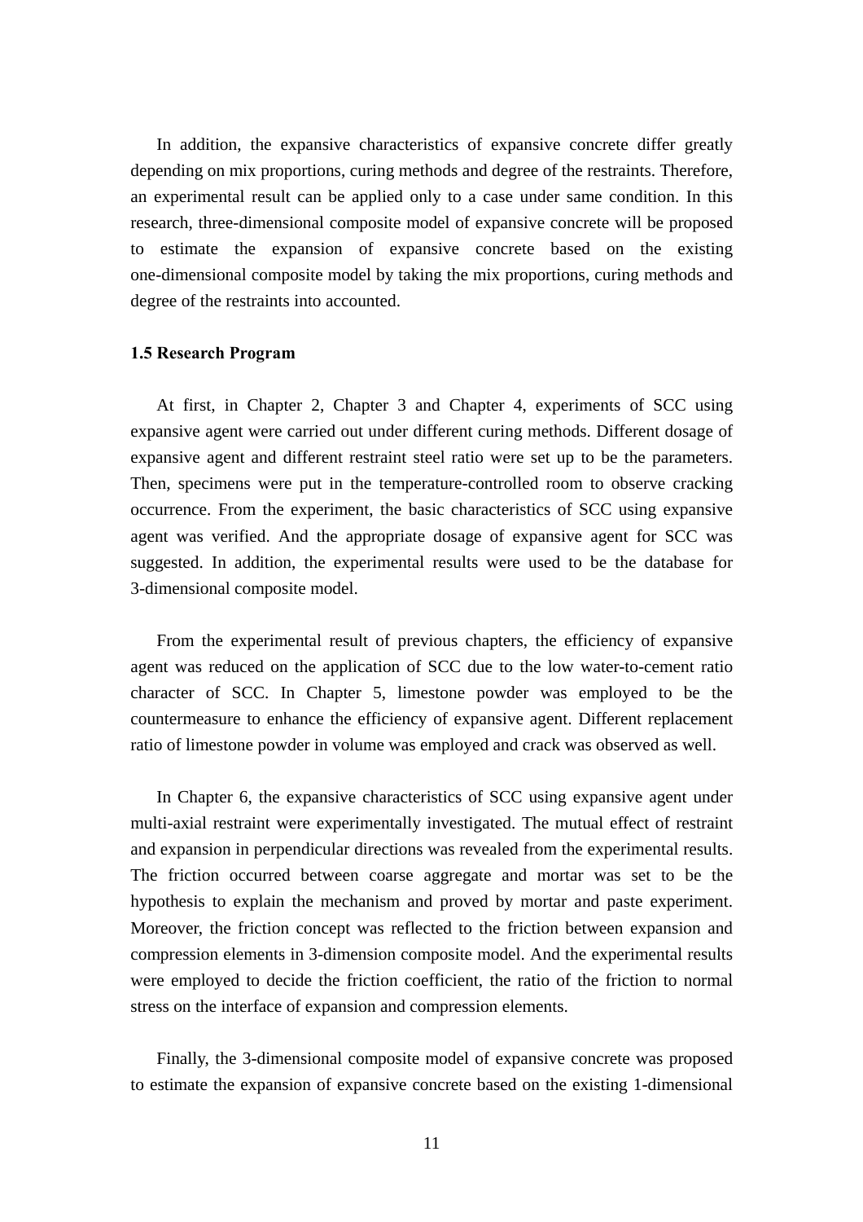In addition, the expansive characteristics of expansive concrete differ greatly depending on mix proportions, curing methods and degree of the restraints. Therefore, an experimental result can be applied only to a case under same condition. In this research, three-dimensional composite model of expansive concrete will be proposed to estimate the expansion of expansive concrete based on the existing one-dimensional composite model by taking the mix proportions, curing methods and degree of the restraints into accounted.

### 1.5 Research Program

At first, in Chapter 2, Chapter 3 and Chapter 4, experiments of SCC using expansive agent were carried out under different curing methods. Different dosage of expansive agent and different restraint steel ratio were set up to be the parameters. Then, specimens were put in the temperature-controlled room to observe cracking occurrence. From the experiment, the basic characteristics of SCC using expansive agent was verified. And the appropriate dosage of expansive agent for SCC was suggested. In addition, the experimental results were used to be the database for 3-dimensional composite model.

From the experimental result of previous chapters, the efficiency of expansive agent was reduced on the application of SCC due to the low water-to-cement ratio character of SCC. In Chapter 5, limestone powder was employed to be the countermeasure to enhance the efficiency of expansive agent. Different replacement ratio of limestone powder in volume was employed and crack was observed as well.

In Chapter 6, the expansive characteristics of SCC using expansive agent under multi-axial restraint were experimentally investigated. The mutual effect of restraint and expansion in perpendicular directions was revealed from the experimental results. The friction occurred between coarse aggregate and mortar was set to be the hypothesis to explain the mechanism and proved by mortar and paste experiment. Moreover, the friction concept was reflected to the friction between expansion and compression elements in 3-dimension composite model. And the experimental results were employed to decide the friction coefficient, the ratio of the friction to normal stress on the interface of expansion and compression elements.

Finally, the 3-dimensional composite model of expansive concrete was proposed to estimate the expansion of expansive concrete based on the existing 1-dimensional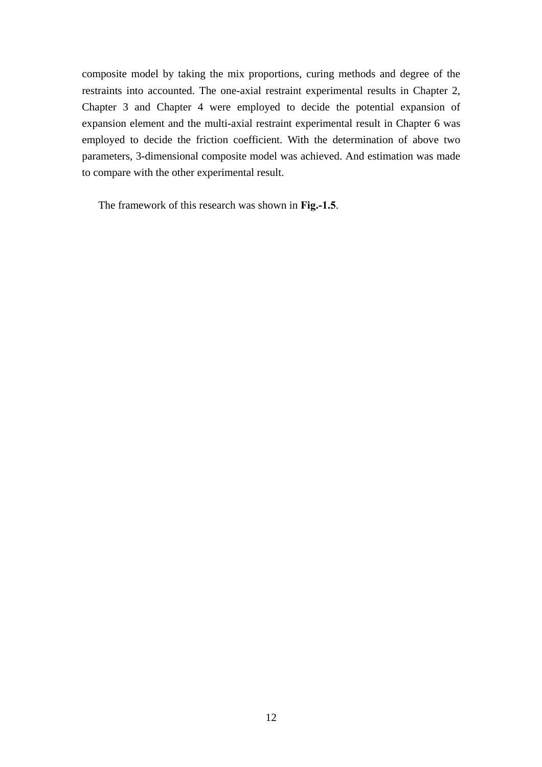composite model by taking the mix proportions, curing methods and degree of the restraints into accounted. The one-axial restraint experimental results in Chapter 2, Chapter 3 and Chapter 4 were employed to decide the potential expansion of expansion element and the multi-axial restraint experimental result in Chapter 6 was employed to decide the friction coefficient. With the determination of above two parameters, 3-dimensional composite model was achieved. And estimation was made to compare with the other experimental result.

The framework of this research was shown in **Fig.-1.5**.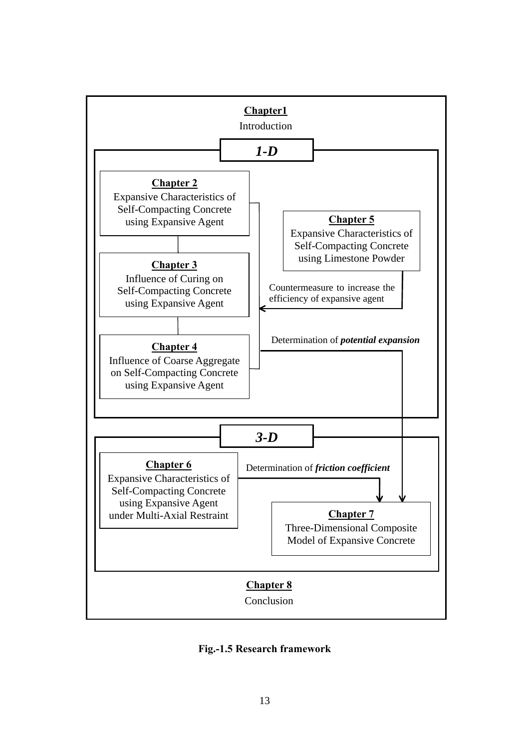**Chapter1**

Introduction

***1-D***

**Chapter 2**
Expansive Characteristics of Self-Compacting Concrete using Expansive Agent

**Chapter 3**
Influence of Curing on Self-Compacting Concrete using Expansive Agent

**Chapter 4**
Influence of Coarse Aggregate on Self-Compacting Concrete using Expansive Agent

**Chapter 5**
Expansive Characteristics of Self-Compacting Concrete using Limestone Powder

Countermeasure to increase the efficiency of expansive agent

Determination of ***potential expansion***

***3-D***

**Chapter 6**
Expansive Characteristics of Self-Compacting Concrete using Expansive Agent under Multi-Axial Restraint

Determination of ***friction coefficient***

**Chapter 7**
Three-Dimensional Composite Model of Expansive Concrete

**Chapter 8**

Conclusion

**Fig.-1.5 Research framework**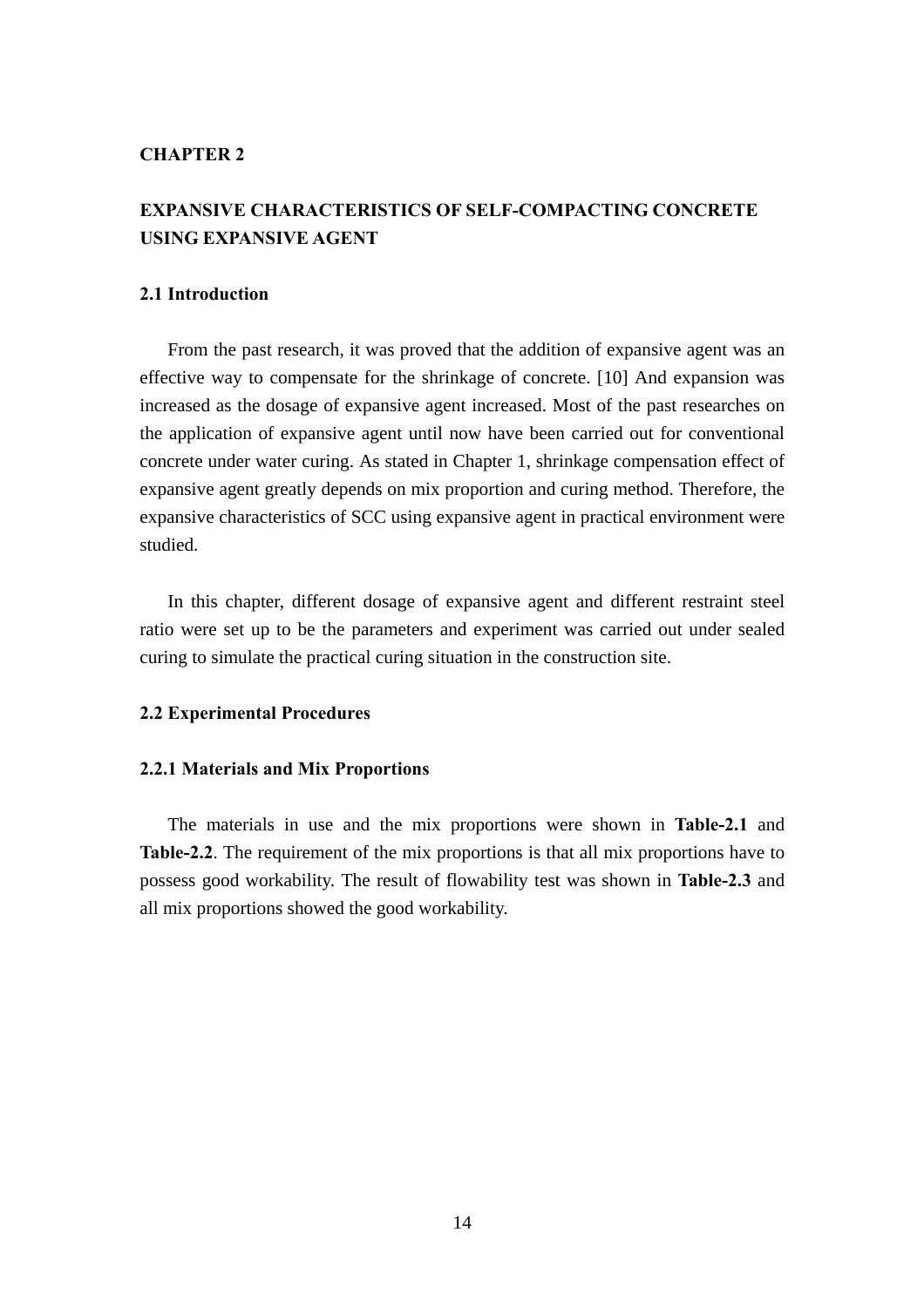# CHAPTER 2

# EXPANSIVE CHARACTERISTICS OF SELF-COMPACTING CONCRETE USING EXPANSIVE AGENT

## 2.1 Introduction

From the past research, it was proved that the addition of expansive agent was an effective way to compensate for the shrinkage of concrete. [10] And expansion was increased as the dosage of expansive agent increased. Most of the past researches on the application of expansive agent until now have been carried out for conventional concrete under water curing. As stated in Chapter 1, shrinkage compensation effect of expansive agent greatly depends on mix proportion and curing method. Therefore, the expansive characteristics of SCC using expansive agent in practical environment were studied.

In this chapter, different dosage of expansive agent and different restraint steel ratio were set up to be the parameters and experiment was carried out under sealed curing to simulate the practical curing situation in the construction site.

## 2.2 Experimental Procedures

### 2.2.1 Materials and Mix Proportions

The materials in use and the mix proportions were shown in **Table-2.1** and **Table-2.2**. The requirement of the mix proportions is that all mix proportions have to possess good workability. The result of flowability test was shown in **Table-2.3** and all mix proportions showed the good workability.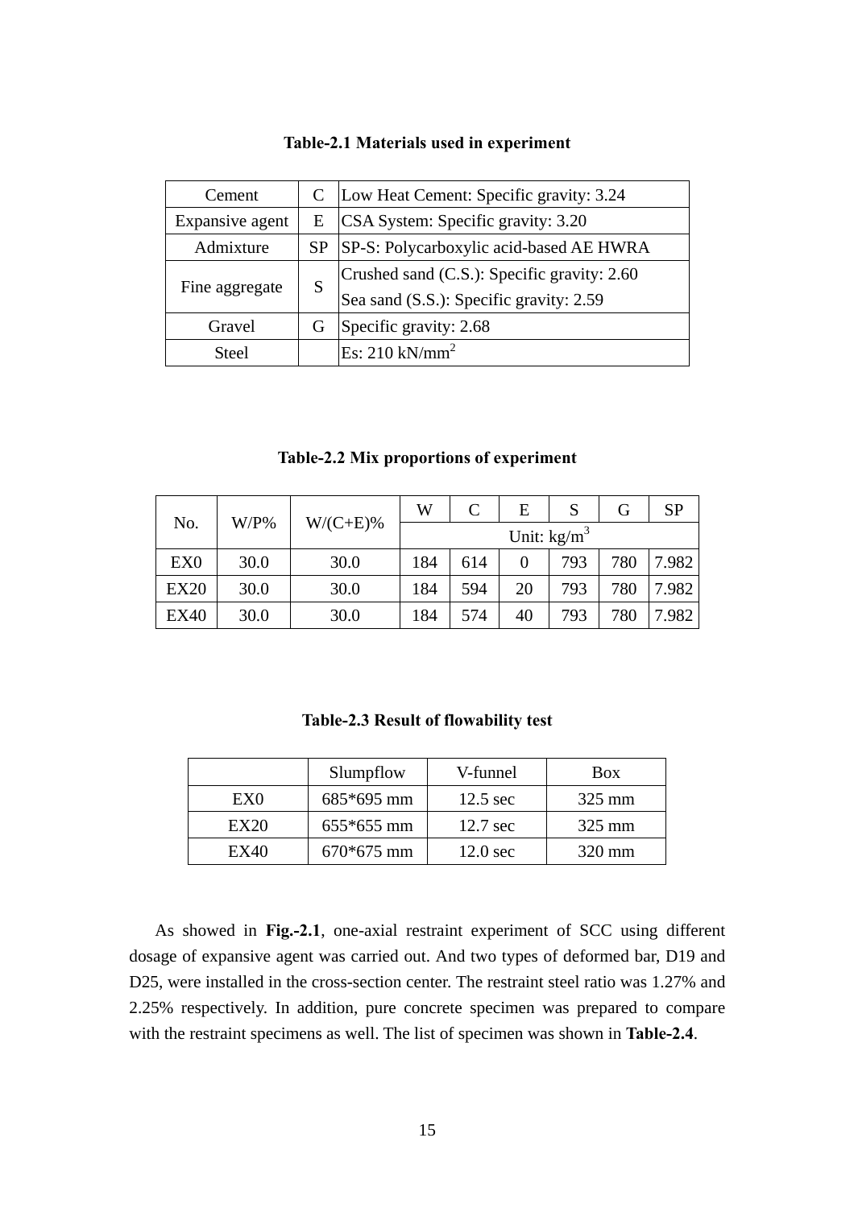**Table-2.1 Materials used in experiment**

| | | |
|---|---|---|
| Cement | C | Low Heat Cement: Specific gravity: 3.24 |
| Expansive agent | E | CSA System: Specific gravity: 3.20 |
| Admixture | SP | SP-S: Polycarboxylic acid-based AE HWRA |
| Fine aggregate | S | Crushed sand (C.S.): Specific gravity: 2.60<br>Sea sand (S.S.): Specific gravity: 2.59 |
| Gravel | G | Specific gravity: 2.68 |
| Steel | | Es: 210 kN/mm$^2$ |

**Table-2.2 Mix proportions of experiment**

| No. | W/P% | W/(C+E)% | W | C | E | S | G | SP |
|---|---|---|---|---|---|---|---|---|
| | | | Unit: kg/m$^3$ | | | | | |
| EX0 | 30.0 | 30.0 | 184 | 614 | 0 | 793 | 780 | 7.982 |
| EX20 | 30.0 | 30.0 | 184 | 594 | 20 | 793 | 780 | 7.982 |
| EX40 | 30.0 | 30.0 | 184 | 574 | 40 | 793 | 780 | 7.982 |

**Table-2.3 Result of flowability test**

| | Slumpflow | V-funnel | Box |
|---|---|---|---|
| EX0 | 685*695 mm | 12.5 sec | 325 mm |
| EX20 | 655*655 mm | 12.7 sec | 325 mm |
| EX40 | 670*675 mm | 12.0 sec | 320 mm |

As showed in **Fig.-2.1**, one-axial restraint experiment of SCC using different dosage of expansive agent was carried out. And two types of deformed bar, D19 and D25, were installed in the cross-section center. The restraint steel ratio was 1.27% and 2.25% respectively. In addition, pure concrete specimen was prepared to compare with the restraint specimens as well. The list of specimen was shown in **Table-2.4**.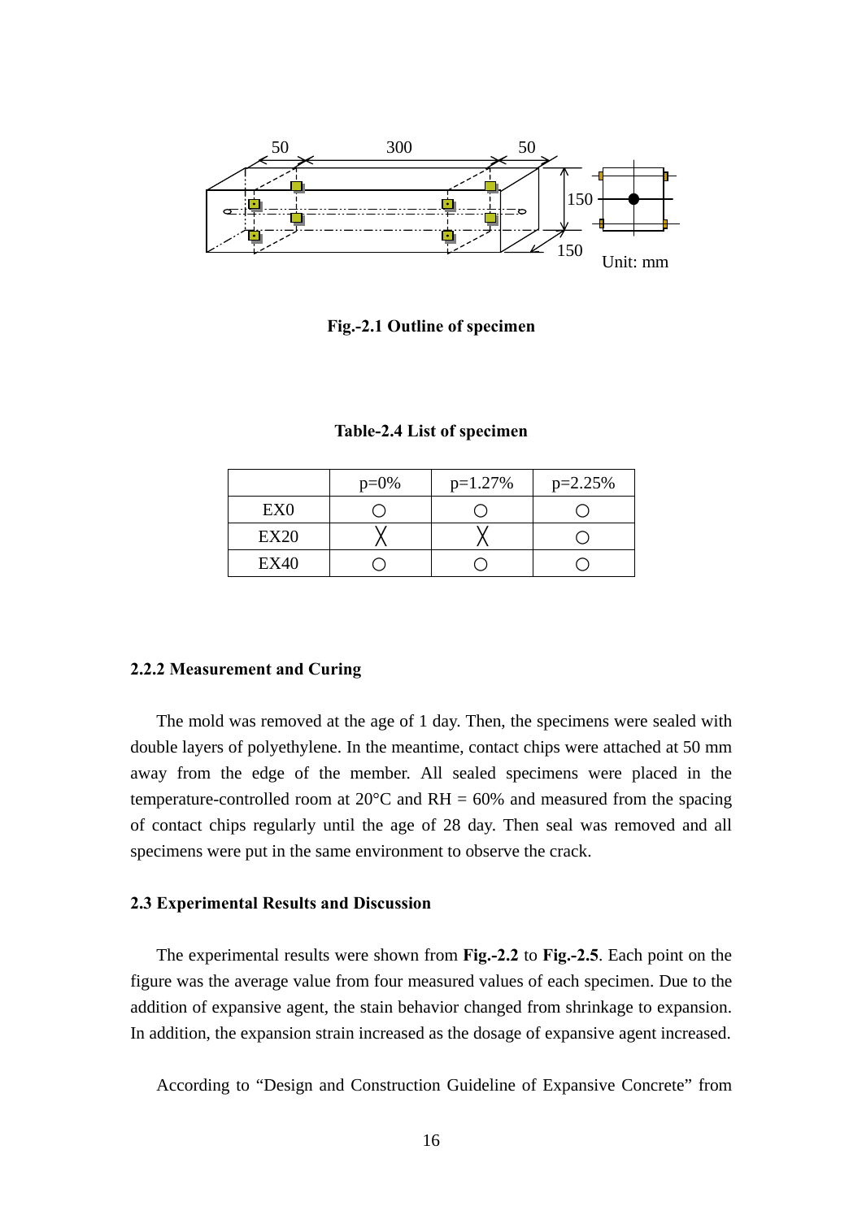Fig.-2.1 Outline of specimen

**Table-2.4 List of specimen**

| | p=0% | p=1.27% | p=2.25% |
|---|---|---|---|
| EX0 | ○ | ○ | ○ |
| EX20 | ╳ | ╳ | ○ |
| EX40 | ○ | ○ | ○ |

### 2.2.2 Measurement and Curing

The mold was removed at the age of 1 day. Then, the specimens were sealed with double layers of polyethylene. In the meantime, contact chips were attached at 50 mm away from the edge of the member. All sealed specimens were placed in the temperature-controlled room at 20°C and RH = 60% and measured from the spacing of contact chips regularly until the age of 28 day. Then seal was removed and all specimens were put in the same environment to observe the crack.

## 2.3 Experimental Results and Discussion

The experimental results were shown from **Fig.-2.2** to **Fig.-2.5**. Each point on the figure was the average value from four measured values of each specimen. Due to the addition of expansive agent, the stain behavior changed from shrinkage to expansion. In addition, the expansion strain increased as the dosage of expansive agent increased.

According to "Design and Construction Guideline of Expansive Concrete" from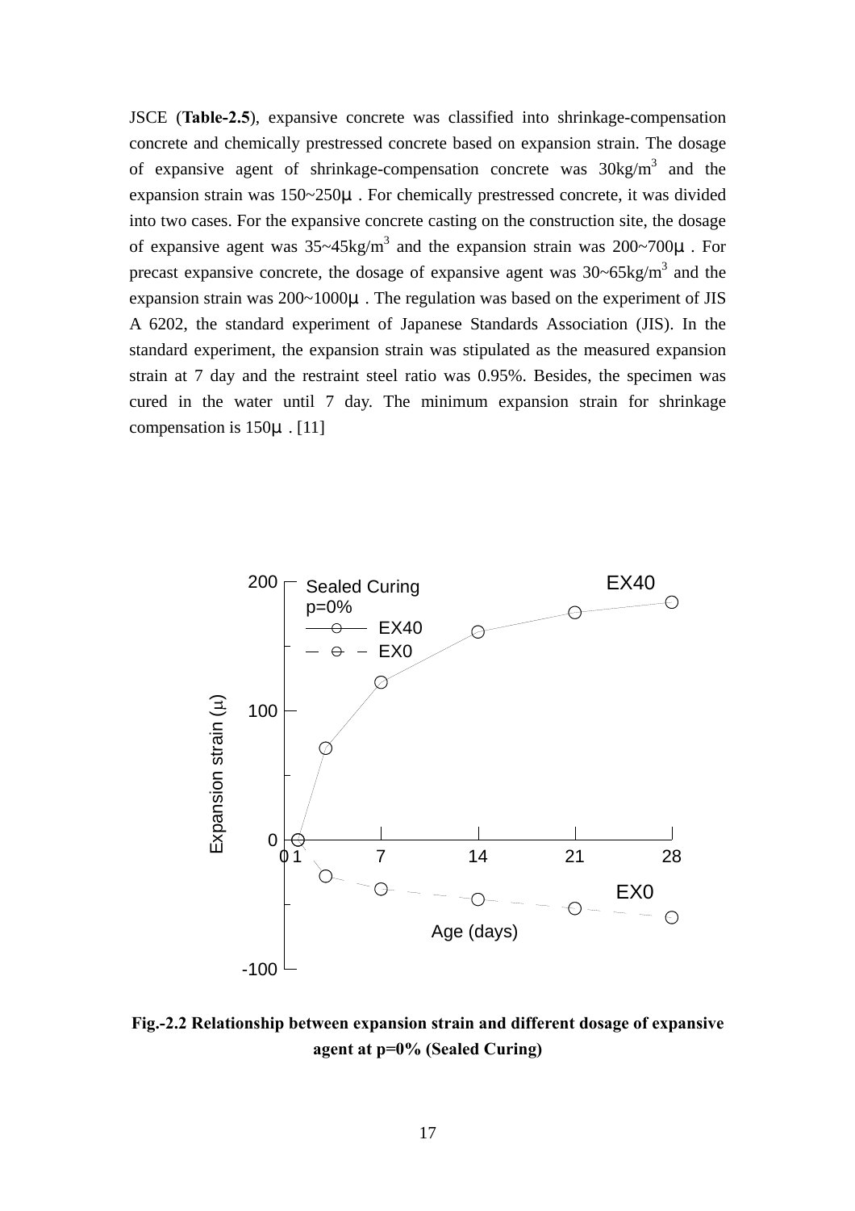JSCE (**Table-2.5**), expansive concrete was classified into shrinkage-compensation concrete and chemically prestressed concrete based on expansion strain. The dosage of expansive agent of shrinkage-compensation concrete was 30kg/$m^3$ and the expansion strain was 150~250μ. For chemically prestressed concrete, it was divided into two cases. For the expansive concrete casting on the construction site, the dosage of expansive agent was 35~45kg/$m^3$ and the expansion strain was 200~700μ. For precast expansive concrete, the dosage of expansive agent was 30~65kg/$m^3$ and the expansion strain was 200~1000μ. The regulation was based on the experiment of JIS A 6202, the standard experiment of Japanese Standards Association (JIS). In the standard experiment, the expansion strain was stipulated as the measured expansion strain at 7 day and the restraint steel ratio was 0.95%. Besides, the specimen was cured in the water until 7 day. The minimum expansion strain for shrinkage compensation is 150μ. [11]

**Fig.-2.2 Relationship between expansion strain and different dosage of expansive agent at p=0% (Sealed Curing)**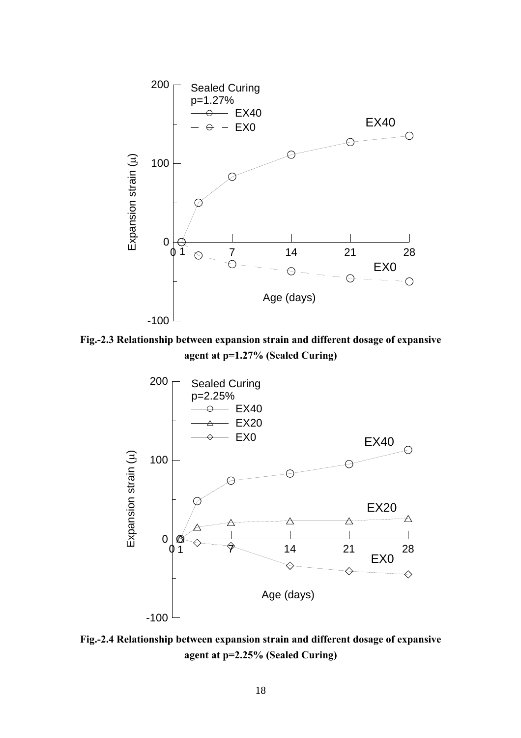**Fig.-2.3 Relationship between expansion strain and different dosage of expansive agent at p=1.27% (Sealed Curing)**

**Fig.-2.4 Relationship between expansion strain and different dosage of expansive agent at p=2.25% (Sealed Curing)**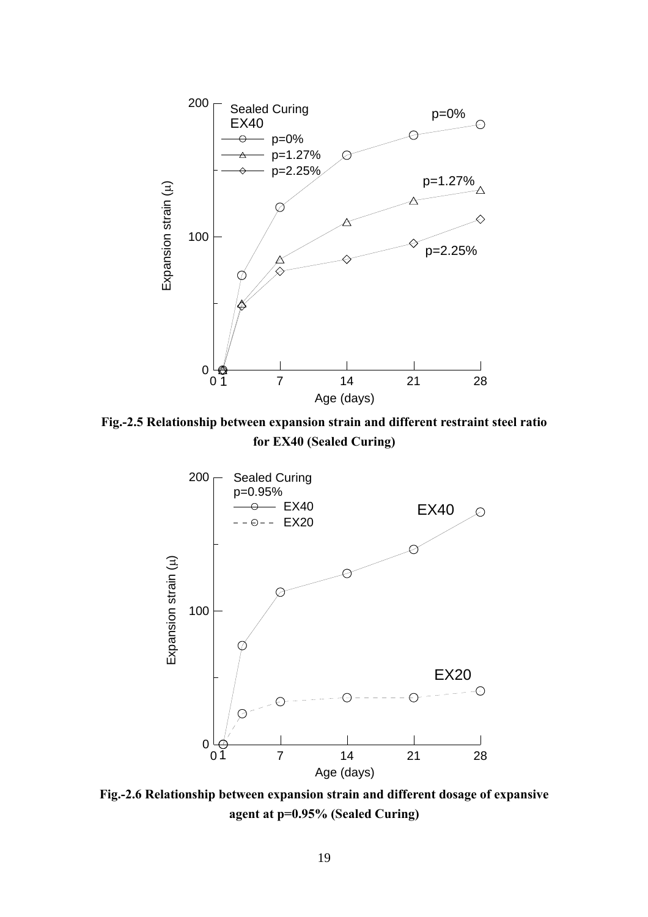**Fig.-2.5 Relationship between expansion strain and different restraint steel ratio for EX40 (Sealed Curing)**

**Fig.-2.6 Relationship between expansion strain and different dosage of expansive agent at p=0.95% (Sealed Curing)**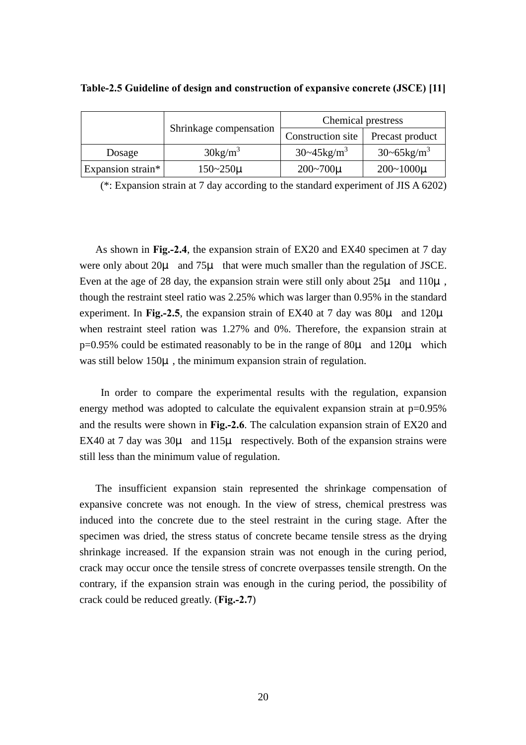**Table-2.5 Guideline of design and construction of expansive concrete (JSCE) [11]**

| | Shrinkage compensation | Chemical prestress | |
|---|---|---|---|
| | | Construction site | Precast product |
| Dosage | 30kg/m$^3$ | 30~45kg/m$^3$ | 30~65kg/m$^3$ |
| Expansion strain* | 150~250μ | 200~700μ | 200~1000μ |

(*: Expansion strain at 7 day according to the standard experiment of JIS A 6202)

As shown in **Fig.-2.4**, the expansion strain of EX20 and EX40 specimen at 7 day were only about 20μ and 75μ that were much smaller than the regulation of JSCE. Even at the age of 28 day, the expansion strain were still only about 25μ and 110μ, though the restraint steel ratio was 2.25% which was larger than 0.95% in the standard experiment. In **Fig.-2.5**, the expansion strain of EX40 at 7 day was 80μ and 120μ when restraint steel ration was 1.27% and 0%. Therefore, the expansion strain at p=0.95% could be estimated reasonably to be in the range of 80μ and 120μ which was still below 150μ, the minimum expansion strain of regulation.

In order to compare the experimental results with the regulation, expansion energy method was adopted to calculate the equivalent expansion strain at p=0.95% and the results were shown in **Fig.-2.6**. The calculation expansion strain of EX20 and EX40 at 7 day was 30μ and 115μ respectively. Both of the expansion strains were still less than the minimum value of regulation.

The insufficient expansion stain represented the shrinkage compensation of expansive concrete was not enough. In the view of stress, chemical prestress was induced into the concrete due to the steel restraint in the curing stage. After the specimen was dried, the stress status of concrete became tensile stress as the drying shrinkage increased. If the expansion strain was not enough in the curing period, crack may occur once the tensile stress of concrete overpasses tensile strength. On the contrary, if the expansion strain was enough in the curing period, the possibility of crack could be reduced greatly. (**Fig.-2.7**)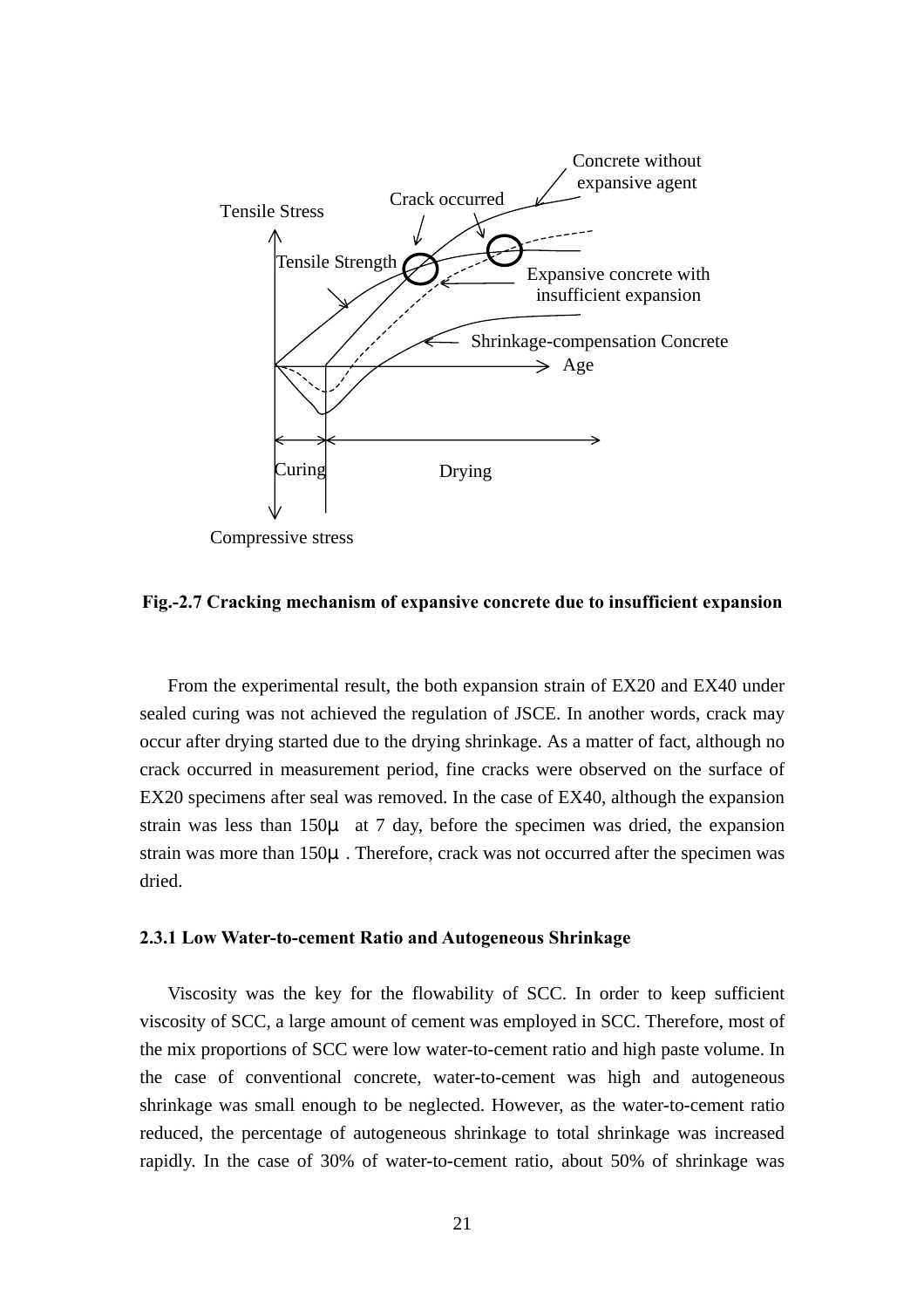**Fig.-2.7 Cracking mechanism of expansive concrete due to insufficient expansion**

From the experimental result, the both expansion strain of EX20 and EX40 under sealed curing was not achieved the regulation of JSCE. In another words, crack may occur after drying started due to the drying shrinkage. As a matter of fact, although no crack occurred in measurement period, fine cracks were observed on the surface of EX20 specimens after seal was removed. In the case of EX40, although the expansion strain was less than 150μ at 7 day, before the specimen was dried, the expansion strain was more than 150μ. Therefore, crack was not occurred after the specimen was dried.

### 2.3.1 Low Water-to-cement Ratio and Autogeneous Shrinkage

Viscosity was the key for the flowability of SCC. In order to keep sufficient viscosity of SCC, a large amount of cement was employed in SCC. Therefore, most of the mix proportions of SCC were low water-to-cement ratio and high paste volume. In the case of conventional concrete, water-to-cement was high and autogeneous shrinkage was small enough to be neglected. However, as the water-to-cement ratio reduced, the percentage of autogeneous shrinkage to total shrinkage was increased rapidly. In the case of 30% of water-to-cement ratio, about 50% of shrinkage was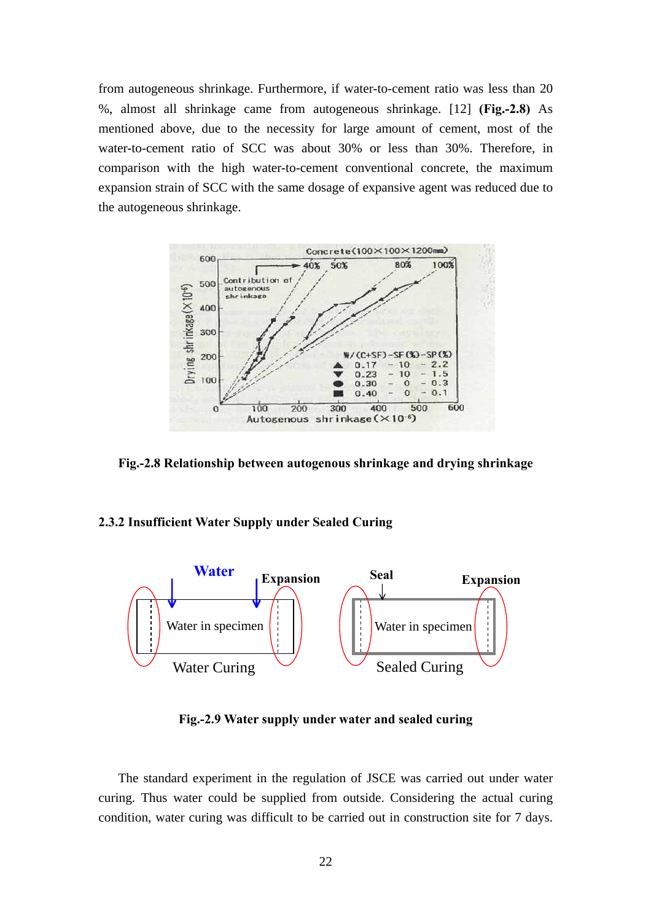from autogeneous shrinkage. Furthermore, if water-to-cement ratio was less than 20 %, almost all shrinkage came from autogeneous shrinkage. [12] **(Fig.-2.8)** As mentioned above, due to the necessity for large amount of cement, most of the water-to-cement ratio of SCC was about 30% or less than 30%. Therefore, in comparison with the high water-to-cement conventional concrete, the maximum expansion strain of SCC with the same dosage of expansive agent was reduced due to the autogeneous shrinkage.

**Fig.-2.8 Relationship between autogenous shrinkage and drying shrinkage**

### 2.3.2 Insufficient Water Supply under Sealed Curing

**Fig.-2.9 Water supply under water and sealed curing**

The standard experiment in the regulation of JSCE was carried out under water curing. Thus water could be supplied from outside. Considering the actual curing condition, water curing was difficult to be carried out in construction site for 7 days.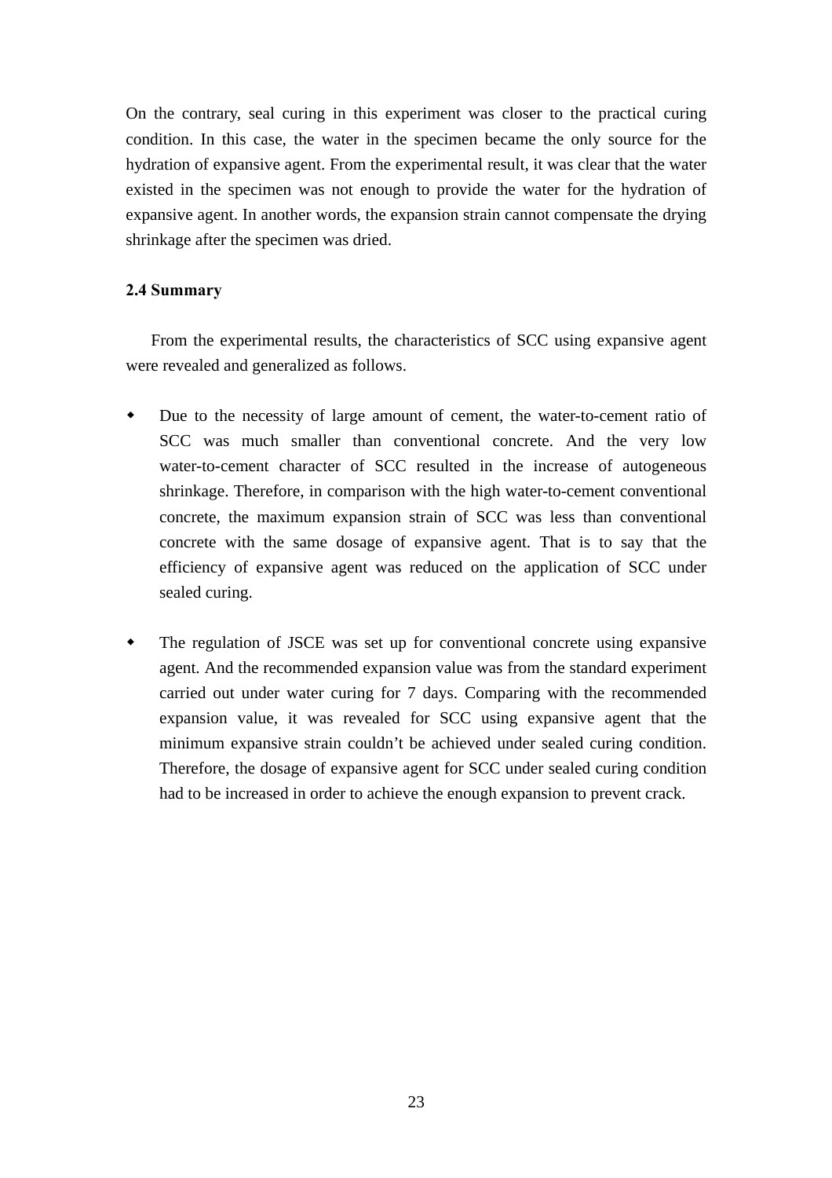On the contrary, seal curing in this experiment was closer to the practical curing condition. In this case, the water in the specimen became the only source for the hydration of expansive agent. From the experimental result, it was clear that the water existed in the specimen was not enough to provide the water for the hydration of expansive agent. In another words, the expansion strain cannot compensate the drying shrinkage after the specimen was dried.

### 2.4 Summary

From the experimental results, the characteristics of SCC using expansive agent were revealed and generalized as follows.

- Due to the necessity of large amount of cement, the water-to-cement ratio of SCC was much smaller than conventional concrete. And the very low water-to-cement character of SCC resulted in the increase of autogeneous shrinkage. Therefore, in comparison with the high water-to-cement conventional concrete, the maximum expansion strain of SCC was less than conventional concrete with the same dosage of expansive agent. That is to say that the efficiency of expansive agent was reduced on the application of SCC under sealed curing.

- The regulation of JSCE was set up for conventional concrete using expansive agent. And the recommended expansion value was from the standard experiment carried out under water curing for 7 days. Comparing with the recommended expansion value, it was revealed for SCC using expansive agent that the minimum expansive strain couldn't be achieved under sealed curing condition. Therefore, the dosage of expansive agent for SCC under sealed curing condition had to be increased in order to achieve the enough expansion to prevent crack.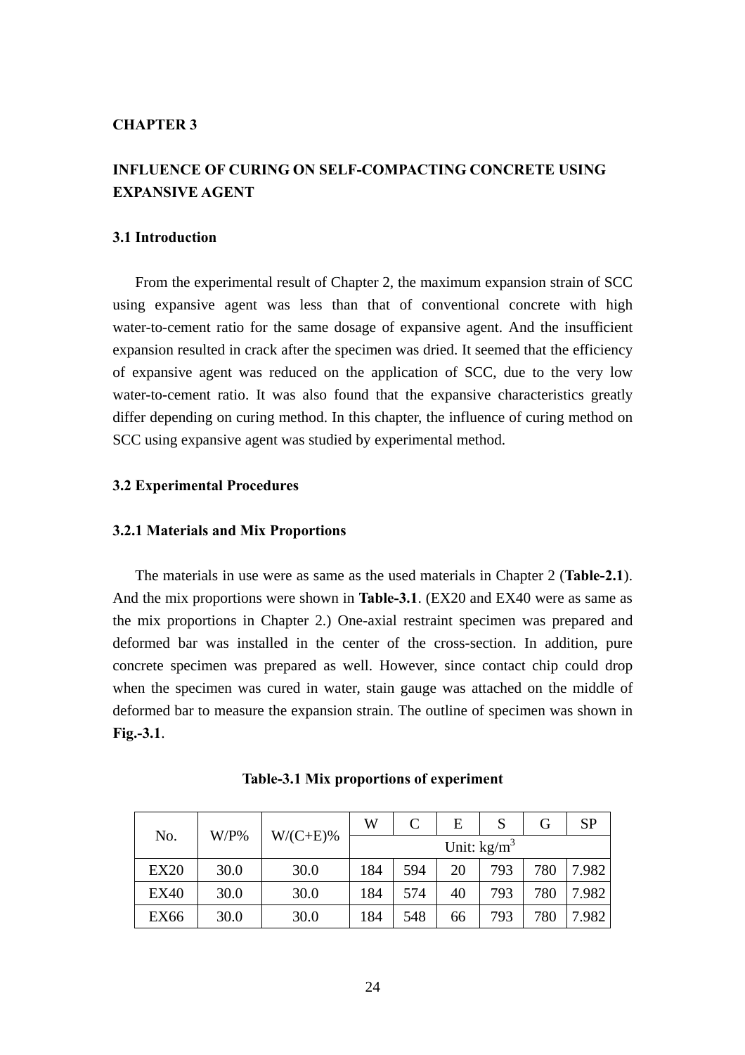# CHAPTER 3

## INFLUENCE OF CURING ON SELF-COMPACTING CONCRETE USING EXPANSIVE AGENT

### 3.1 Introduction

From the experimental result of Chapter 2, the maximum expansion strain of SCC using expansive agent was less than that of conventional concrete with high water-to-cement ratio for the same dosage of expansive agent. And the insufficient expansion resulted in crack after the specimen was dried. It seemed that the efficiency of expansive agent was reduced on the application of SCC, due to the very low water-to-cement ratio. It was also found that the expansive characteristics greatly differ depending on curing method. In this chapter, the influence of curing method on SCC using expansive agent was studied by experimental method.

### 3.2 Experimental Procedures

#### 3.2.1 Materials and Mix Proportions

The materials in use were as same as the used materials in Chapter 2 (**Table-2.1**). And the mix proportions were shown in **Table-3.1**. (EX20 and EX40 were as same as the mix proportions in Chapter 2.) One-axial restraint specimen was prepared and deformed bar was installed in the center of the cross-section. In addition, pure concrete specimen was prepared as well. However, since contact chip could drop when the specimen was cured in water, stain gauge was attached on the middle of deformed bar to measure the expansion strain. The outline of specimen was shown in **Fig.-3.1**.

**Table-3.1 Mix proportions of experiment**

| No. | W/P% | W/(C+E)% | W | C | E | S | G | SP |
|---|---|---|---|---|---|---|---|---|
| | | | Unit: $kg/m^3$ | | | | | |
| EX20 | 30.0 | 30.0 | 184 | 594 | 20 | 793 | 780 | 7.982 |
| EX40 | 30.0 | 30.0 | 184 | 574 | 40 | 793 | 780 | 7.982 |
| EX66 | 30.0 | 30.0 | 184 | 548 | 66 | 793 | 780 | 7.982 |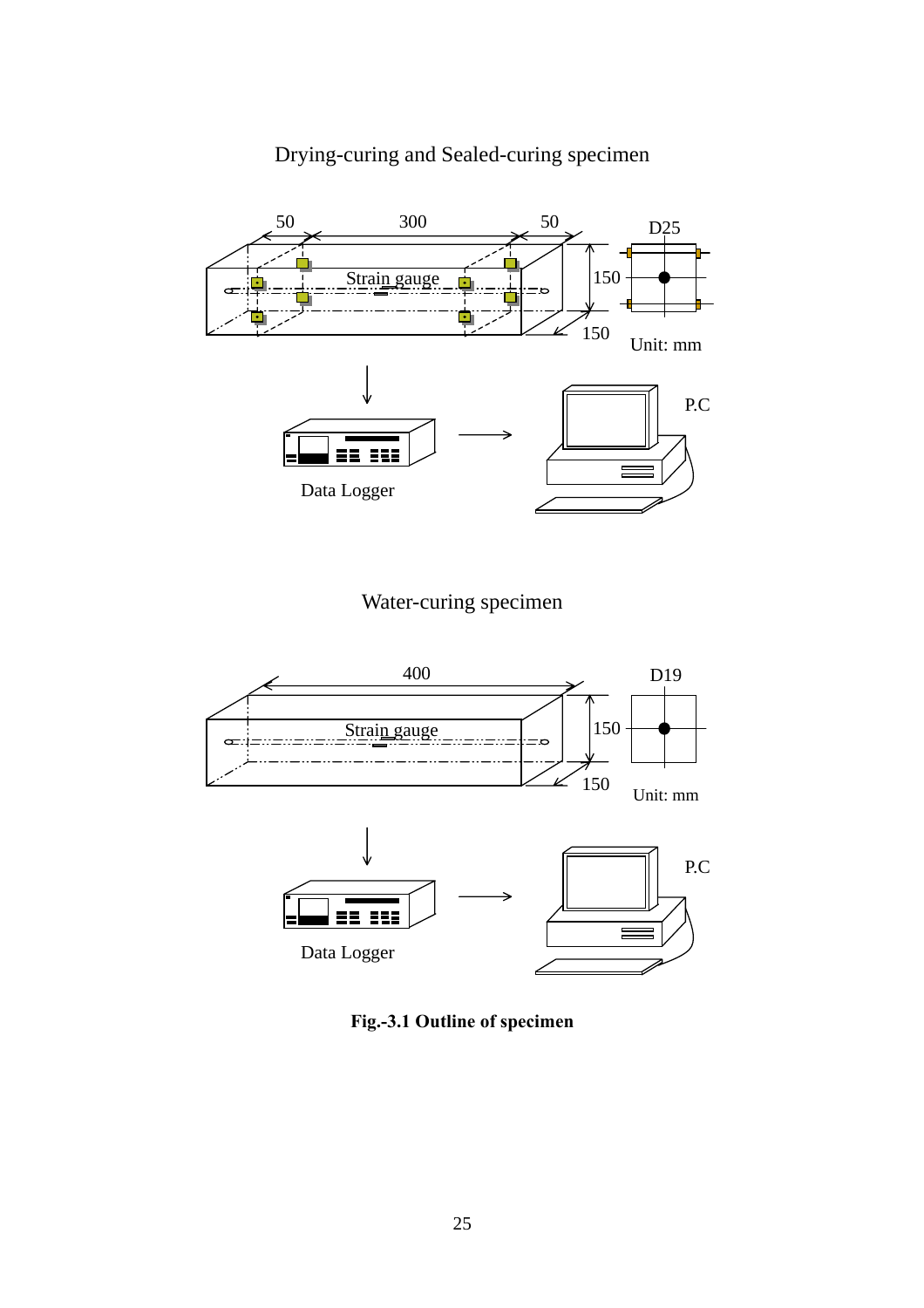Drying-curing and Sealed-curing specimen

50 300 50 D25

Strain gauge

150

150 Unit: mm

P.C

Data Logger

Water-curing specimen

400 D19

Strain gauge

150

150 Unit: mm

P.C

Data Logger

**Fig.-3.1 Outline of specimen**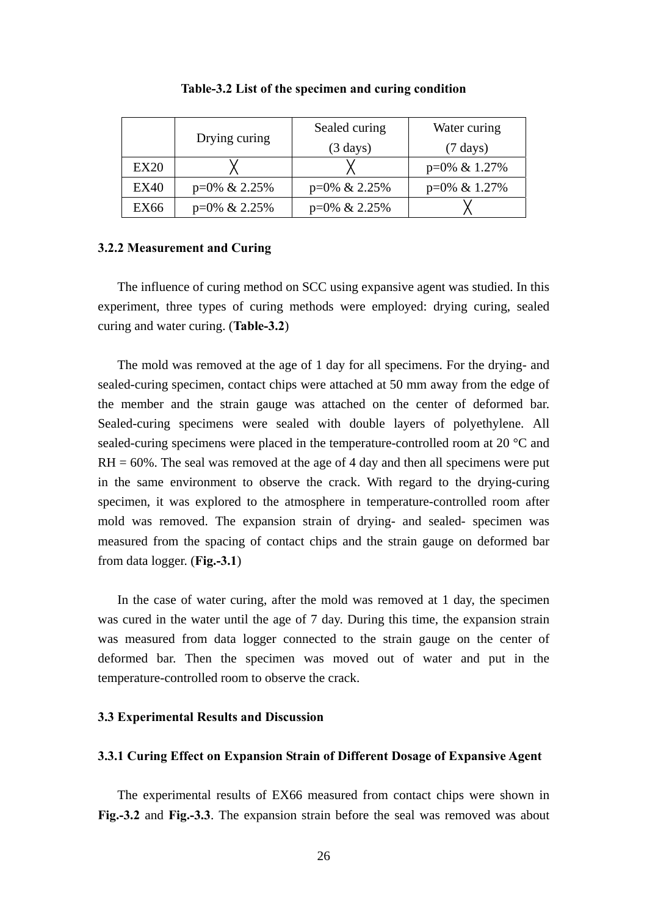**Table-3.2 List of the specimen and curing condition**

| | Drying curing | Sealed curing (3 days) | Water curing (7 days) |
|---|---|---|---|
| EX20 | ╳ | ╳ | p=0% & 1.27% |
| EX40 | p=0% & 2.25% | p=0% & 2.25% | p=0% & 1.27% |
| EX66 | p=0% & 2.25% | p=0% & 2.25% | ╳ |

### 3.2.2 Measurement and Curing

The influence of curing method on SCC using expansive agent was studied. In this experiment, three types of curing methods were employed: drying curing, sealed curing and water curing. (**Table-3.2**)

The mold was removed at the age of 1 day for all specimens. For the drying- and sealed-curing specimen, contact chips were attached at 50 mm away from the edge of the member and the strain gauge was attached on the center of deformed bar. Sealed-curing specimens were sealed with double layers of polyethylene. All sealed-curing specimens were placed in the temperature-controlled room at 20 °C and RH = 60%. The seal was removed at the age of 4 day and then all specimens were put in the same environment to observe the crack. With regard to the drying-curing specimen, it was explored to the atmosphere in temperature-controlled room after mold was removed. The expansion strain of drying- and sealed- specimen was measured from the spacing of contact chips and the strain gauge on deformed bar from data logger. (**Fig.-3.1**)

In the case of water curing, after the mold was removed at 1 day, the specimen was cured in the water until the age of 7 day. During this time, the expansion strain was measured from data logger connected to the strain gauge on the center of deformed bar. Then the specimen was moved out of water and put in the temperature-controlled room to observe the crack.

## 3.3 Experimental Results and Discussion

### 3.3.1 Curing Effect on Expansion Strain of Different Dosage of Expansive Agent

The experimental results of EX66 measured from contact chips were shown in **Fig.-3.2** and **Fig.-3.3**. The expansion strain before the seal was removed was about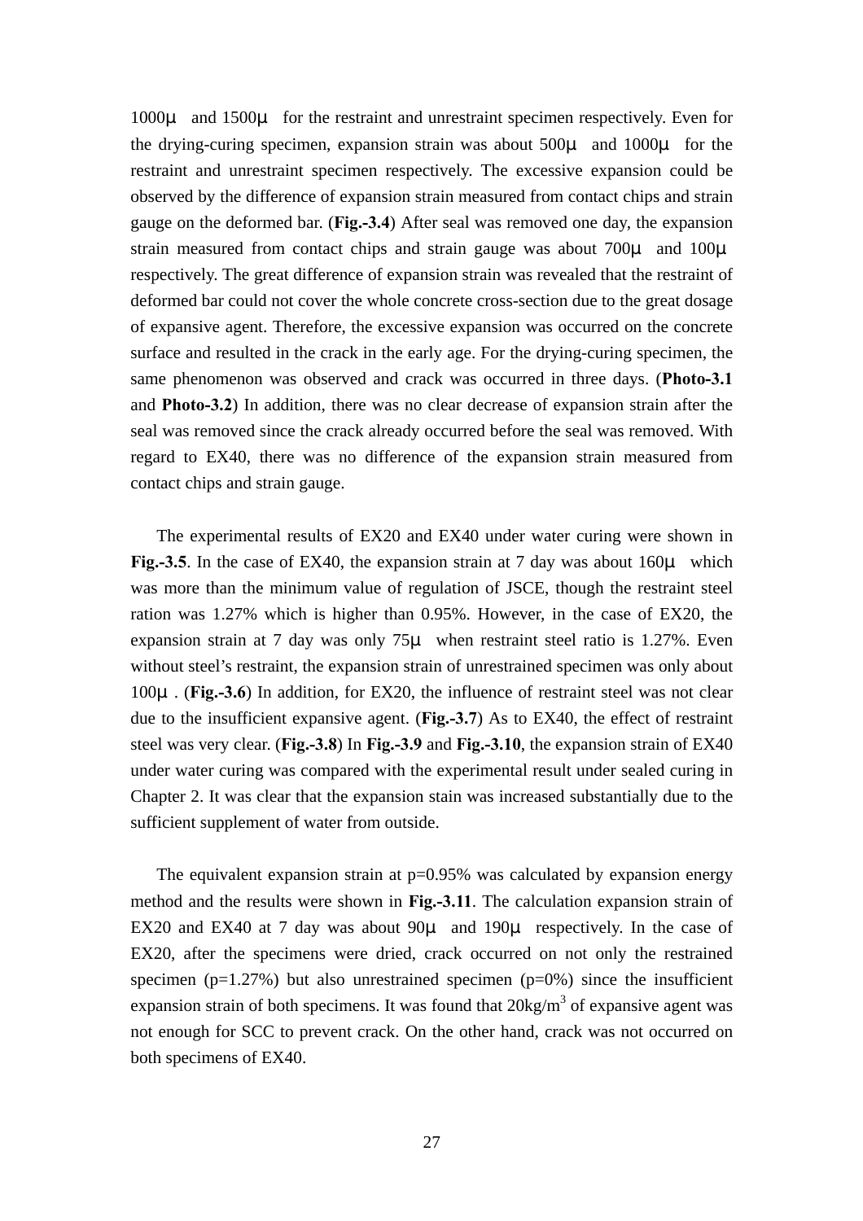1000μ and 1500μ for the restraint and unrestraint specimen respectively. Even for the drying-curing specimen, expansion strain was about 500μ and 1000μ for the restraint and unrestraint specimen respectively. The excessive expansion could be observed by the difference of expansion strain measured from contact chips and strain gauge on the deformed bar. (**Fig.-3.4**) After seal was removed one day, the expansion strain measured from contact chips and strain gauge was about 700μ and 100μ respectively. The great difference of expansion strain was revealed that the restraint of deformed bar could not cover the whole concrete cross-section due to the great dosage of expansive agent. Therefore, the excessive expansion was occurred on the concrete surface and resulted in the crack in the early age. For the drying-curing specimen, the same phenomenon was observed and crack was occurred in three days. (**Photo-3.1** and **Photo-3.2**) In addition, there was no clear decrease of expansion strain after the seal was removed since the crack already occurred before the seal was removed. With regard to EX40, there was no difference of the expansion strain measured from contact chips and strain gauge.

The experimental results of EX20 and EX40 under water curing were shown in **Fig.-3.5**. In the case of EX40, the expansion strain at 7 day was about 160μ which was more than the minimum value of regulation of JSCE, though the restraint steel ration was 1.27% which is higher than 0.95%. However, in the case of EX20, the expansion strain at 7 day was only 75μ when restraint steel ratio is 1.27%. Even without steel's restraint, the expansion strain of unrestrained specimen was only about 100μ. (**Fig.-3.6**) In addition, for EX20, the influence of restraint steel was not clear due to the insufficient expansive agent. (**Fig.-3.7**) As to EX40, the effect of restraint steel was very clear. (**Fig.-3.8**) In **Fig.-3.9** and **Fig.-3.10**, the expansion strain of EX40 under water curing was compared with the experimental result under sealed curing in Chapter 2. It was clear that the expansion stain was increased substantially due to the sufficient supplement of water from outside.

The equivalent expansion strain at p=0.95% was calculated by expansion energy method and the results were shown in **Fig.-3.11**. The calculation expansion strain of EX20 and EX40 at 7 day was about 90μ and 190μ respectively. In the case of EX20, after the specimens were dried, crack occurred on not only the restrained specimen (p=1.27%) but also unrestrained specimen (p=0%) since the insufficient expansion strain of both specimens. It was found that 20kg/$m^3$ of expansive agent was not enough for SCC to prevent crack. On the other hand, crack was not occurred on both specimens of EX40.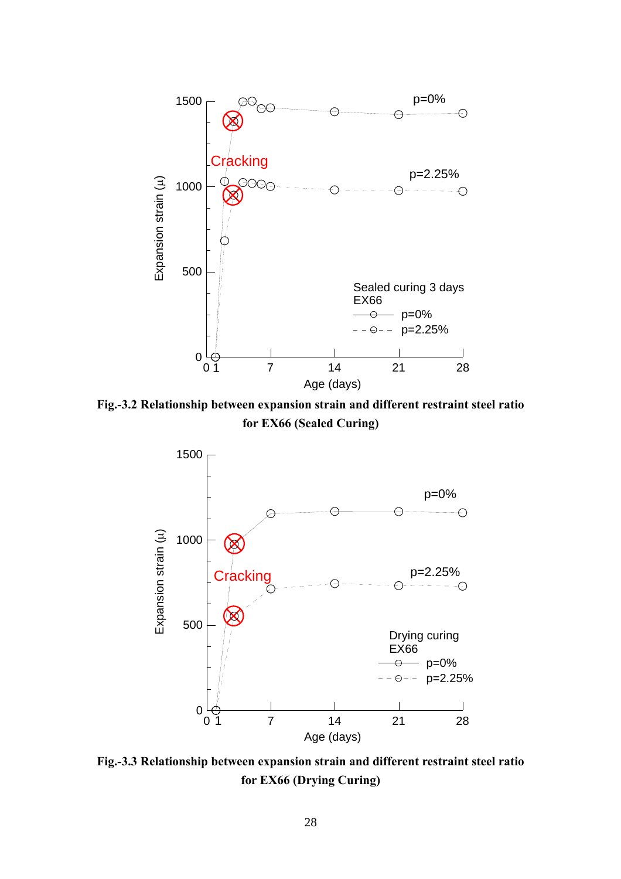Fig.-3.2 Relationship between expansion strain and different restraint steel ratio for EX66 (Sealed Curing)

Fig.-3.3 Relationship between expansion strain and different restraint steel ratio for EX66 (Drying Curing)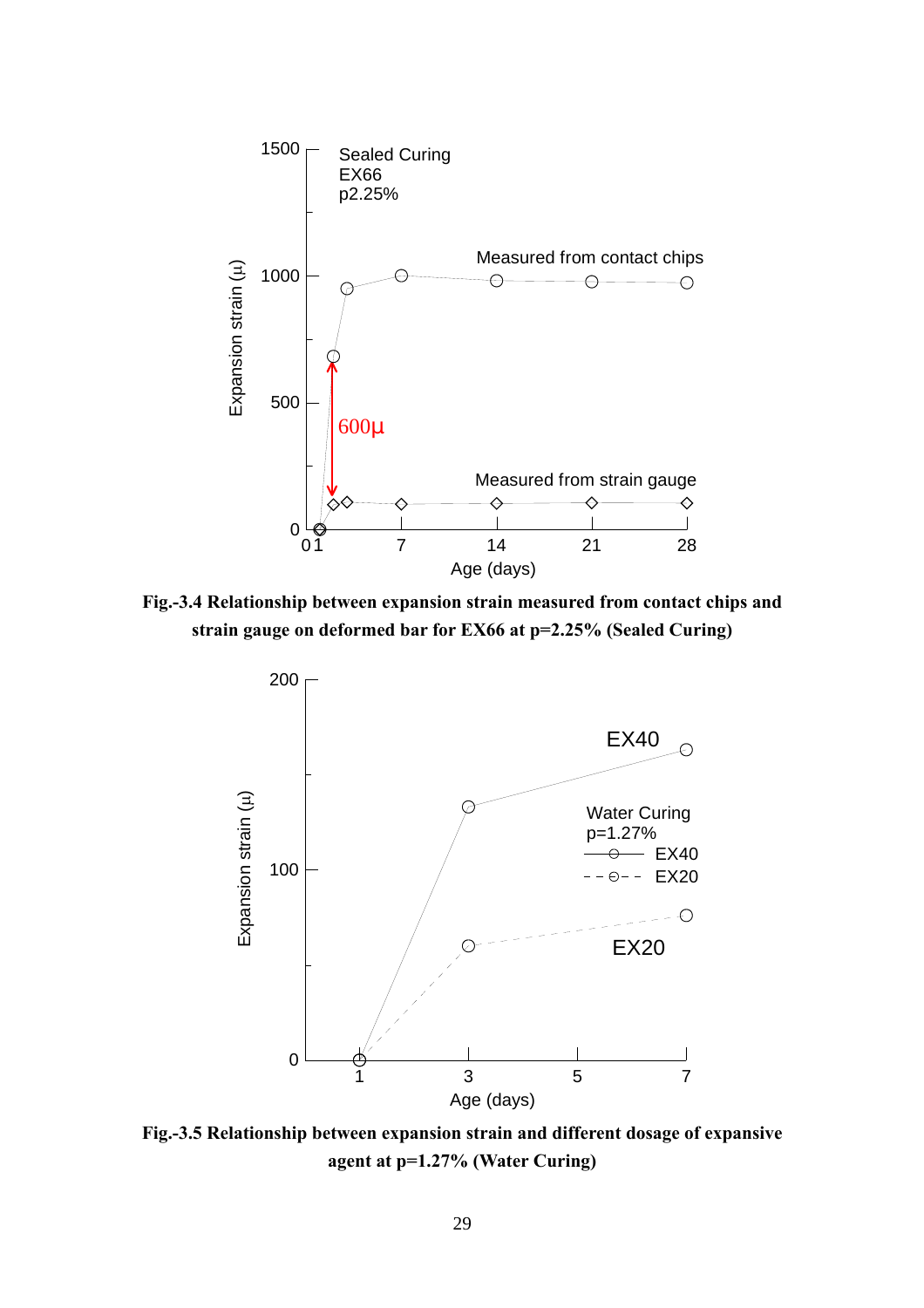**Fig.-3.4 Relationship between expansion strain measured from contact chips and strain gauge on deformed bar for EX66 at p=2.25% (Sealed Curing)**

**Fig.-3.5 Relationship between expansion strain and different dosage of expansive agent at p=1.27% (Water Curing)**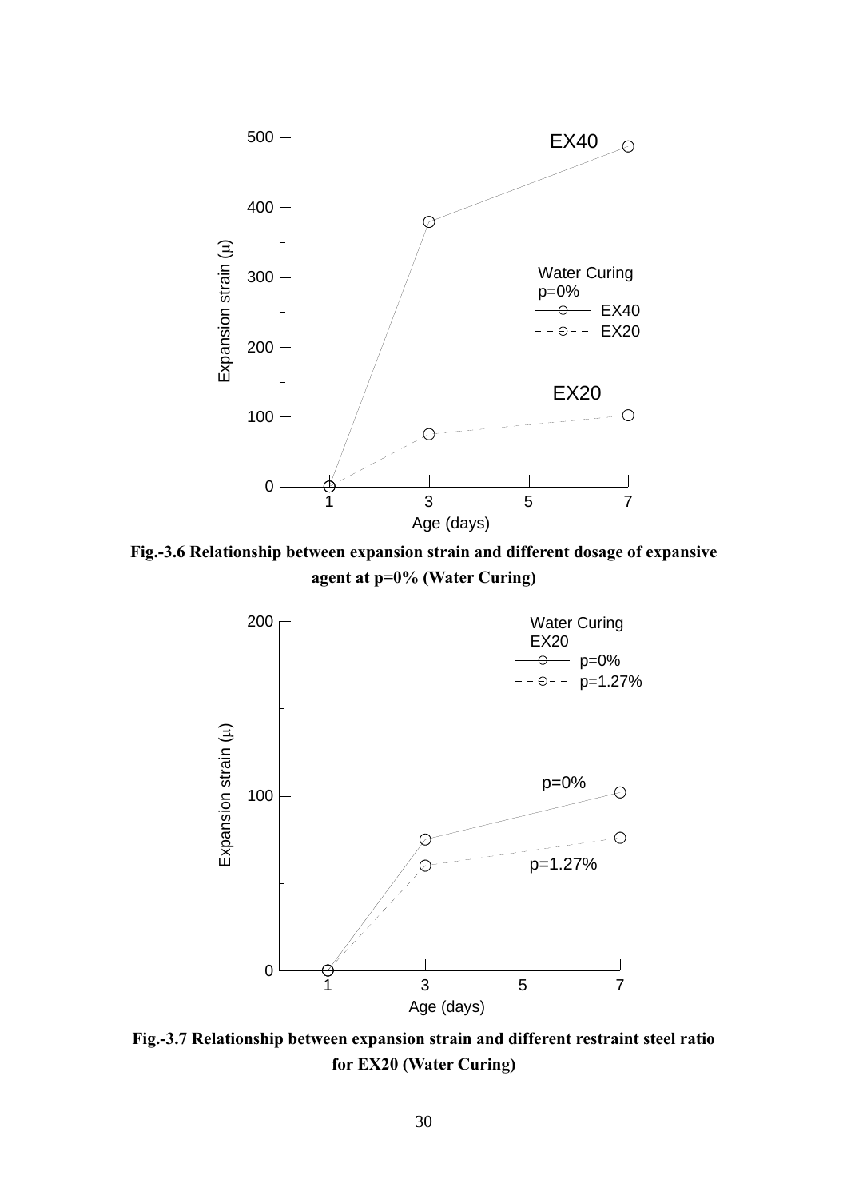**Fig.-3.6 Relationship between expansion strain and different dosage of expansive agent at p=0% (Water Curing)**

**Fig.-3.7 Relationship between expansion strain and different restraint steel ratio for EX20 (Water Curing)**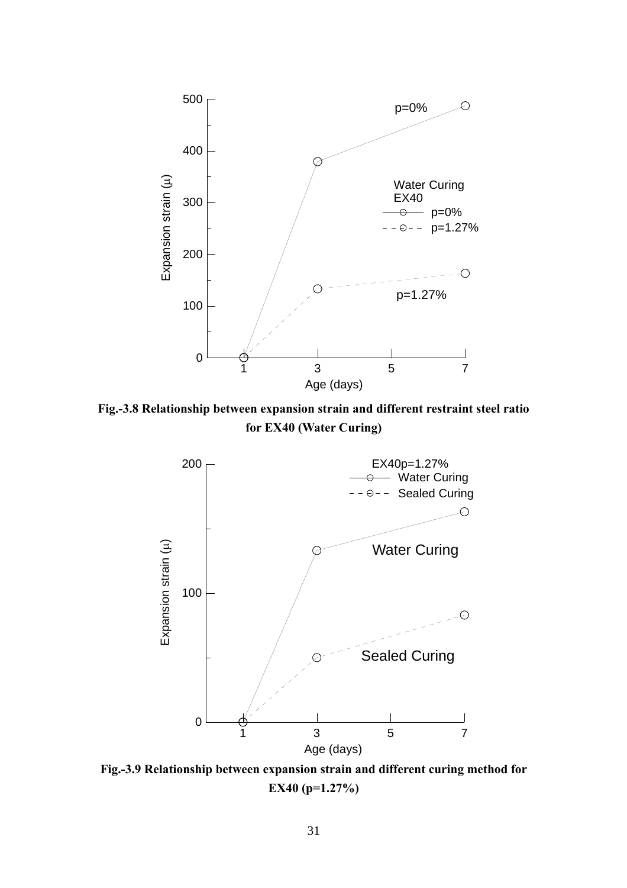**Fig.-3.8 Relationship between expansion strain and different restraint steel ratio for EX40 (Water Curing)**

**Fig.-3.9 Relationship between expansion strain and different curing method for EX40 (p=1.27%)**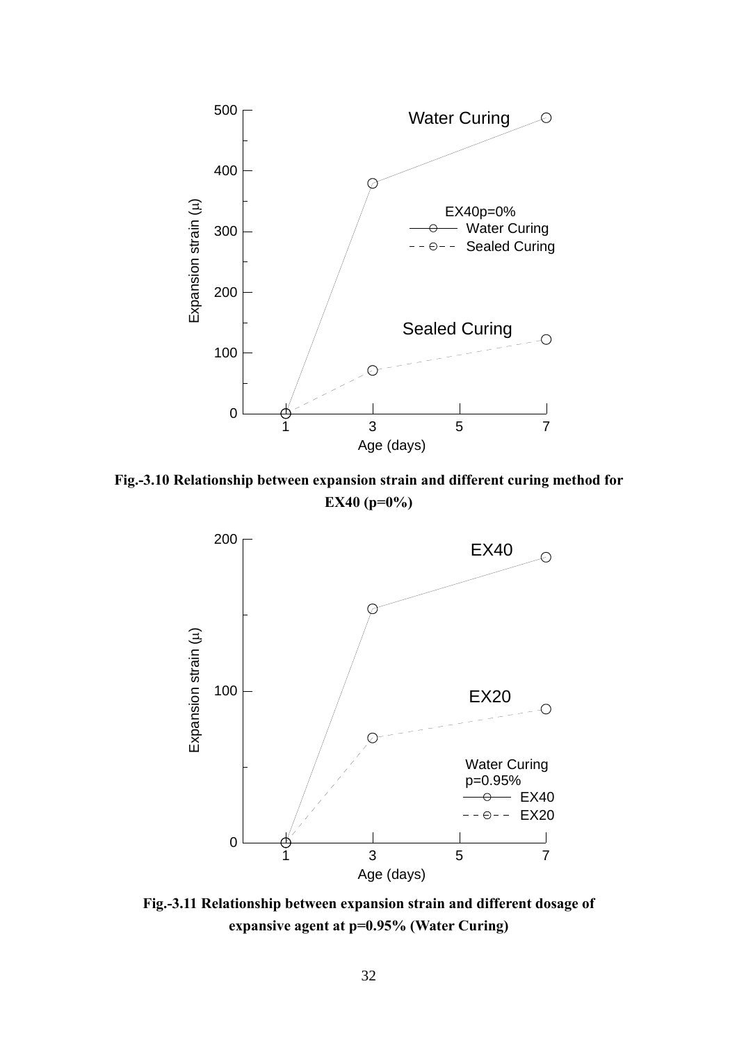**Fig.-3.10 Relationship between expansion strain and different curing method for EX40 (p=0%)**

**Fig.-3.11 Relationship between expansion strain and different dosage of expansive agent at p=0.95% (Water Curing)**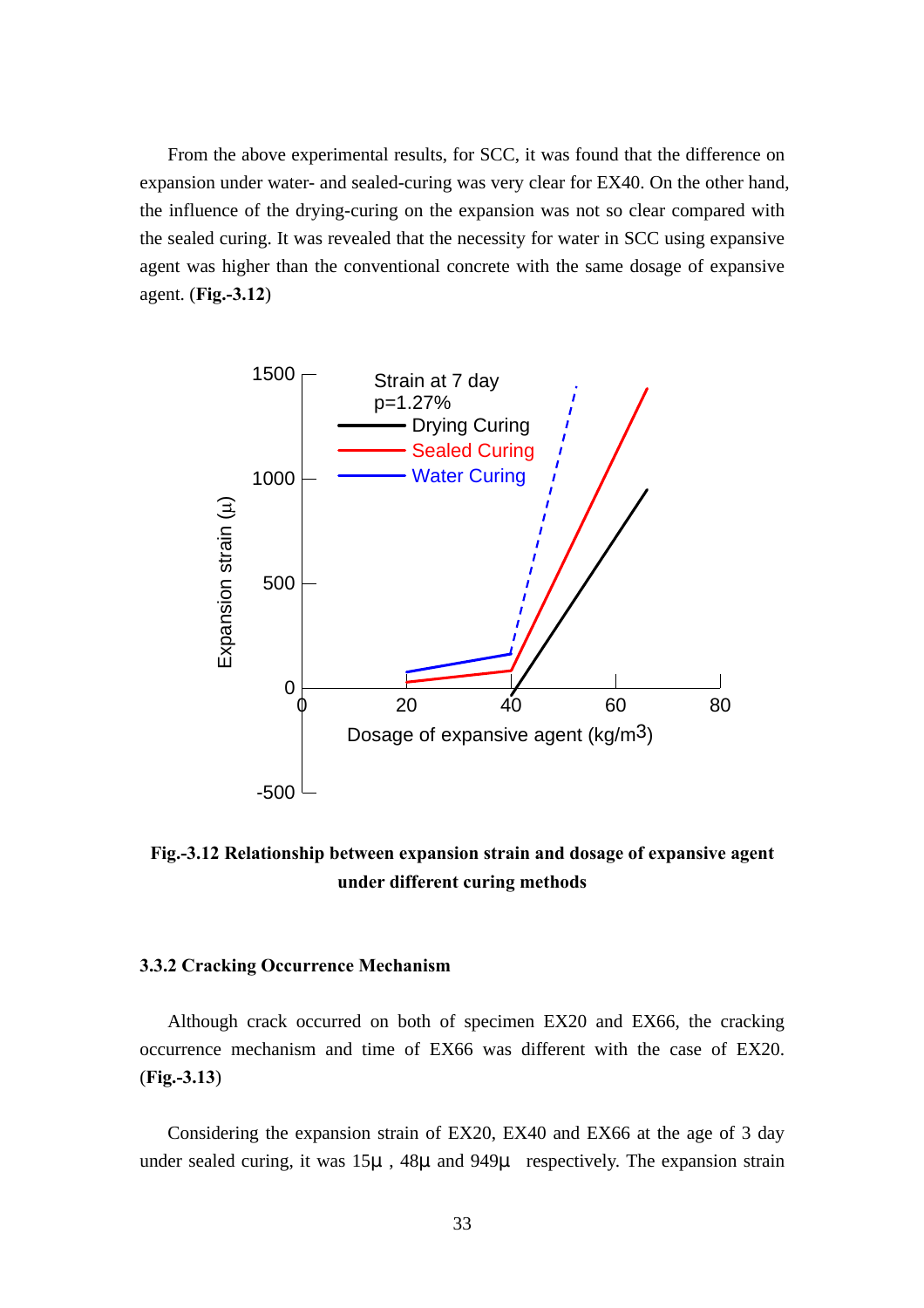From the above experimental results, for SCC, it was found that the difference on expansion under water- and sealed-curing was very clear for EX40. On the other hand, the influence of the drying-curing on the expansion was not so clear compared with the sealed curing. It was revealed that the necessity for water in SCC using expansive agent was higher than the conventional concrete with the same dosage of expansive agent. (**Fig.-3.12**)

**Fig.-3.12 Relationship between expansion strain and dosage of expansive agent under different curing methods**

### 3.3.2 Cracking Occurrence Mechanism

Although crack occurred on both of specimen EX20 and EX66, the cracking occurrence mechanism and time of EX66 was different with the case of EX20. (**Fig.-3.13**)

Considering the expansion strain of EX20, EX40 and EX66 at the age of 3 day under sealed curing, it was 15μ , 48μ and 949μ respectively. The expansion strain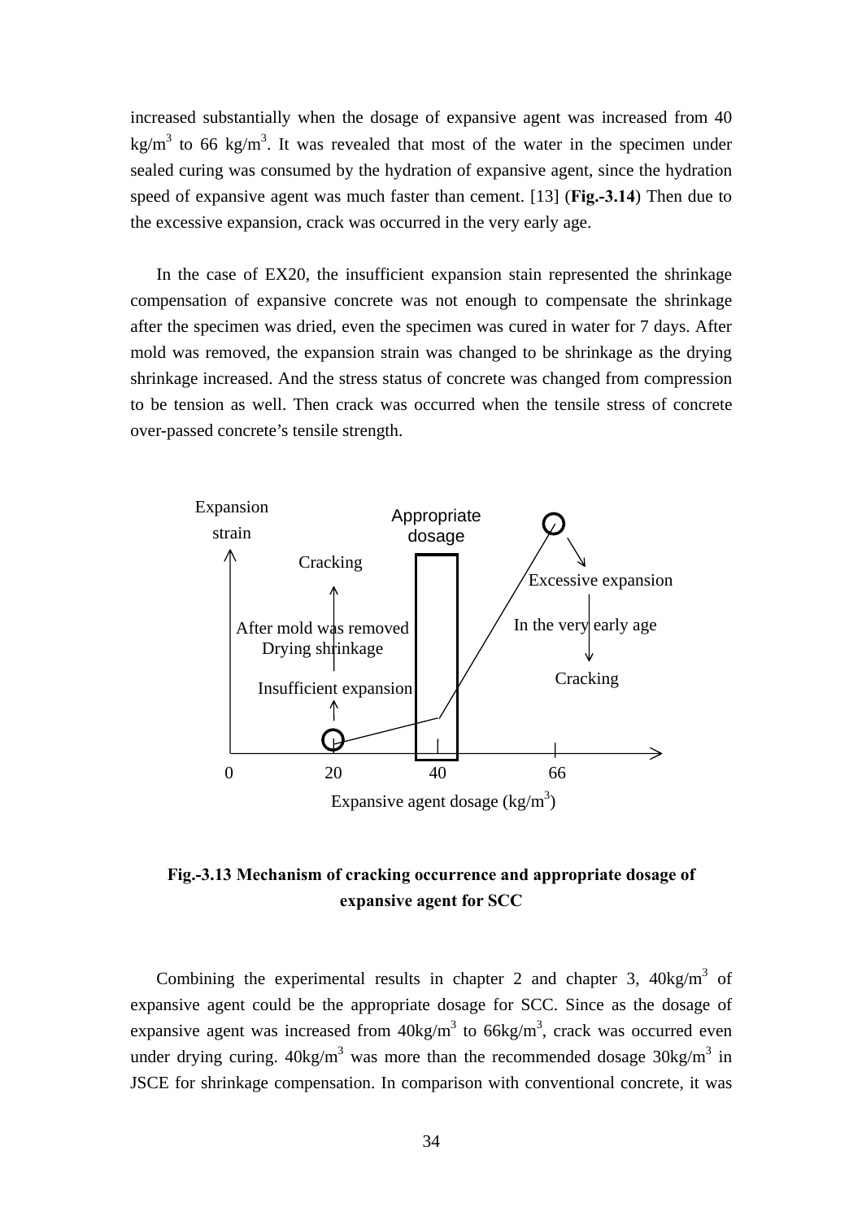increased substantially when the dosage of expansive agent was increased from 40 kg/m$^3$ to 66 kg/m$^3$. It was revealed that most of the water in the specimen under sealed curing was consumed by the hydration of expansive agent, since the hydration speed of expansive agent was much faster than cement. [13] (**Fig.-3.14**) Then due to the excessive expansion, crack was occurred in the very early age.

In the case of EX20, the insufficient expansion stain represented the shrinkage compensation of expansive concrete was not enough to compensate the shrinkage after the specimen was dried, even the specimen was cured in water for 7 days. After mold was removed, the expansion strain was changed to be shrinkage as the drying shrinkage increased. And the stress status of concrete was changed from compression to be tension as well. Then crack was occurred when the tensile stress of concrete over-passed concrete's tensile strength.

Expansion strain

Appropriate dosage

Cracking

Excessive expansion

After mold was removed
Drying shrinkage

In the very early age

Insufficient expansion

Cracking

0 20 40 66

Expansive agent dosage (kg/m$^3$)

**Fig.-3.13 Mechanism of cracking occurrence and appropriate dosage of expansive agent for SCC**

Combining the experimental results in chapter 2 and chapter 3, 40kg/m$^3$ of expansive agent could be the appropriate dosage for SCC. Since as the dosage of expansive agent was increased from 40kg/m$^3$ to 66kg/m$^3$, crack was occurred even under drying curing. 40kg/m$^3$ was more than the recommended dosage 30kg/m$^3$ in JSCE for shrinkage compensation. In comparison with conventional concrete, it was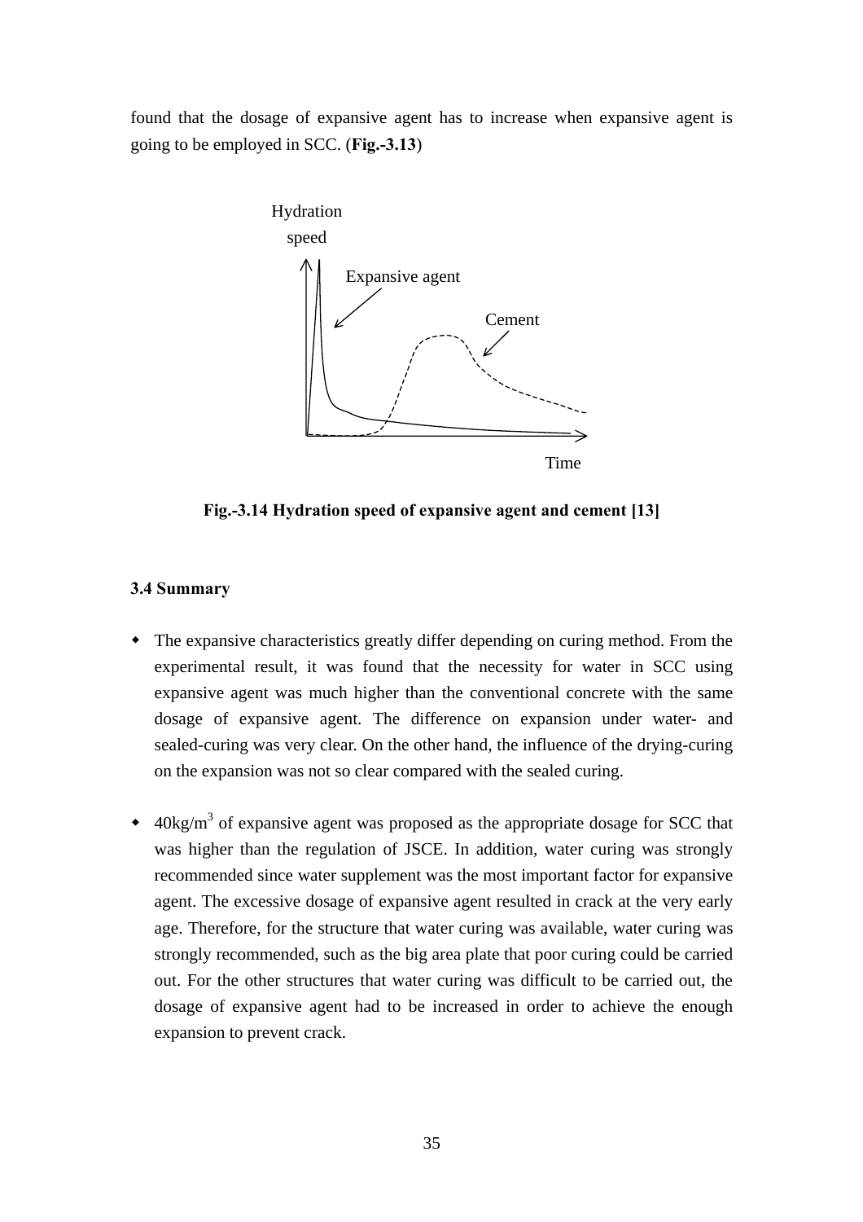found that the dosage of expansive agent has to increase when expansive agent is going to be employed in SCC. (**Fig.-3.13**)

**Fig.-3.14 Hydration speed of expansive agent and cement [13]**

### 3.4 Summary

- The expansive characteristics greatly differ depending on curing method. From the experimental result, it was found that the necessity for water in SCC using expansive agent was much higher than the conventional concrete with the same dosage of expansive agent. The difference on expansion under water- and sealed-curing was very clear. On the other hand, the influence of the drying-curing on the expansion was not so clear compared with the sealed curing.

- $40 kg/m^3$ of expansive agent was proposed as the appropriate dosage for SCC that was higher than the regulation of JSCE. In addition, water curing was strongly recommended since water supplement was the most important factor for expansive agent. The excessive dosage of expansive agent resulted in crack at the very early age. Therefore, for the structure that water curing was available, water curing was strongly recommended, such as the big area plate that poor curing could be carried out. For the other structures that water curing was difficult to be carried out, the dosage of expansive agent had to be increased in order to achieve the enough expansion to prevent crack.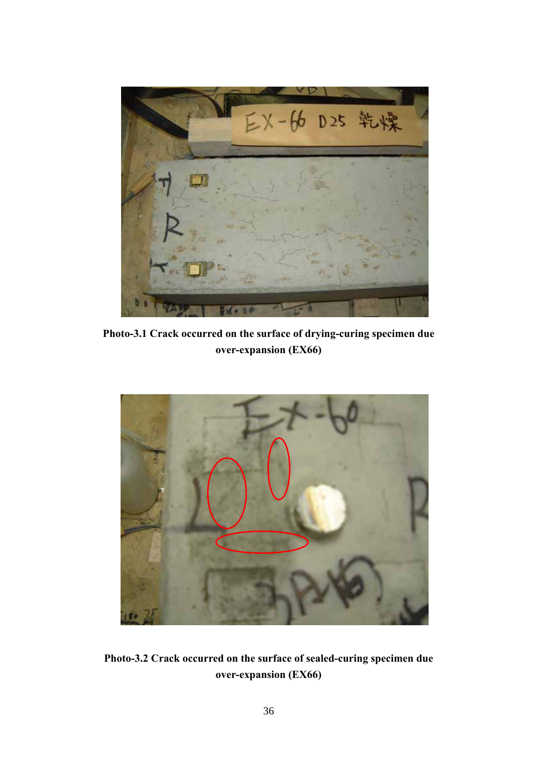Photo-3.1 Crack occurred on the surface of drying-curing specimen due over-expansion (EX66)

Photo-3.2 Crack occurred on the surface of sealed-curing specimen due over-expansion (EX66)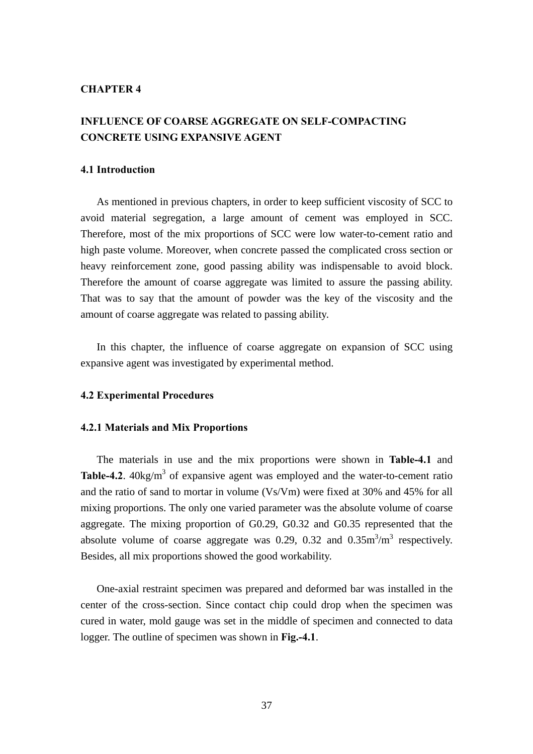# CHAPTER 4

# INFLUENCE OF COARSE AGGREGATE ON SELF-COMPACTING CONCRETE USING EXPANSIVE AGENT

## 4.1 Introduction

As mentioned in previous chapters, in order to keep sufficient viscosity of SCC to avoid material segregation, a large amount of cement was employed in SCC. Therefore, most of the mix proportions of SCC were low water-to-cement ratio and high paste volume. Moreover, when concrete passed the complicated cross section or heavy reinforcement zone, good passing ability was indispensable to avoid block. Therefore the amount of coarse aggregate was limited to assure the passing ability. That was to say that the amount of powder was the key of the viscosity and the amount of coarse aggregate was related to passing ability.

In this chapter, the influence of coarse aggregate on expansion of SCC using expansive agent was investigated by experimental method.

## 4.2 Experimental Procedures

### 4.2.1 Materials and Mix Proportions

The materials in use and the mix proportions were shown in **Table-4.1** and **Table-4.2**. 40kg/$m^3$ of expansive agent was employed and the water-to-cement ratio and the ratio of sand to mortar in volume (Vs/Vm) were fixed at 30% and 45% for all mixing proportions. The only one varied parameter was the absolute volume of coarse aggregate. The mixing proportion of G0.29, G0.32 and G0.35 represented that the absolute volume of coarse aggregate was 0.29, 0.32 and 0.35$m^3$/$m^3$ respectively. Besides, all mix proportions showed the good workability.

One-axial restraint specimen was prepared and deformed bar was installed in the center of the cross-section. Since contact chip could drop when the specimen was cured in water, mold gauge was set in the middle of specimen and connected to data logger. The outline of specimen was shown in **Fig.-4.1**.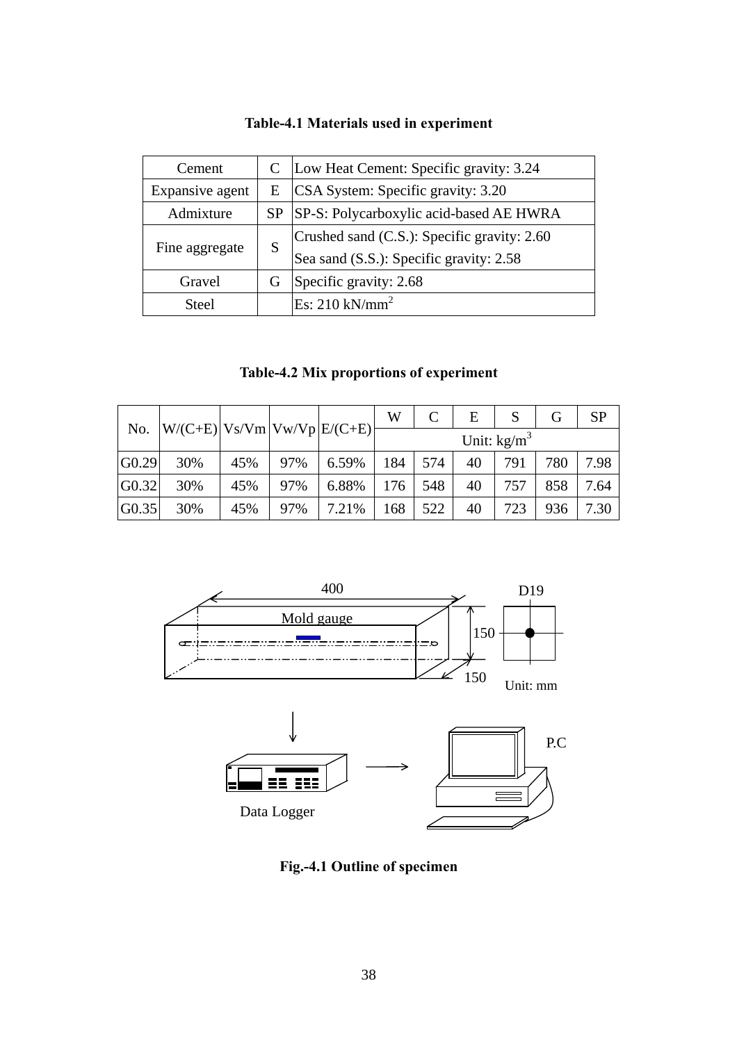**Table-4.1 Materials used in experiment**

| | | |
|---|---|---|
| Cement | C | Low Heat Cement: Specific gravity: 3.24 |
| Expansive agent | E | CSA System: Specific gravity: 3.20 |
| Admixture | SP | SP-S: Polycarboxylic acid-based AE HWRA |
| Fine aggregate | S | Crushed sand (C.S.): Specific gravity: 2.60<br>Sea sand (S.S.): Specific gravity: 2.58 |
| Gravel | G | Specific gravity: 2.68 |
| Steel | | Es: 210 kN/mm$^2$ |

**Table-4.2 Mix proportions of experiment**

| No. | W/(C+E) | Vs/Vm | Vw/Vp | E/(C+E) | W | C | E | S | G | SP |
|---|---|---|---|---|---|---|---|---|---|---|
| | | | | | Unit: kg/m$^3$ | | | | | |
| G0.29 | 30% | 45% | 97% | 6.59% | 184 | 574 | 40 | 791 | 780 | 7.98 |
| G0.32 | 30% | 45% | 97% | 6.88% | 176 | 548 | 40 | 757 | 858 | 7.64 |
| G0.35 | 30% | 45% | 97% | 7.21% | 168 | 522 | 40 | 723 | 936 | 7.30 |

Fig.-4.1 Outline of specimen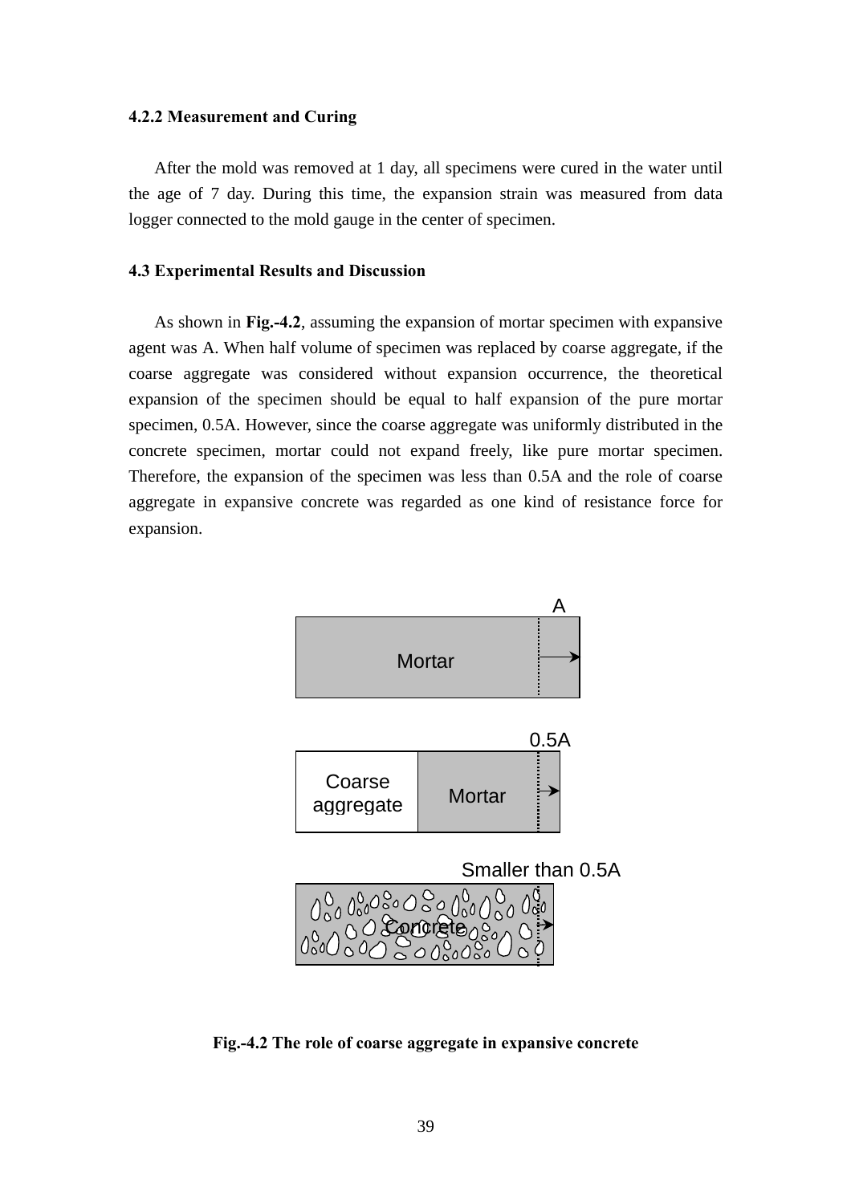### 4.2.2 Measurement and Curing

After the mold was removed at 1 day, all specimens were cured in the water until the age of 7 day. During this time, the expansion strain was measured from data logger connected to the mold gauge in the center of specimen.

## 4.3 Experimental Results and Discussion

As shown in **Fig.-4.2**, assuming the expansion of mortar specimen with expansive agent was A. When half volume of specimen was replaced by coarse aggregate, if the coarse aggregate was considered without expansion occurrence, the theoretical expansion of the specimen should be equal to half expansion of the pure mortar specimen, 0.5A. However, since the coarse aggregate was uniformly distributed in the concrete specimen, mortar could not expand freely, like pure mortar specimen. Therefore, the expansion of the specimen was less than 0.5A and the role of coarse aggregate in expansive concrete was regarded as one kind of resistance force for expansion.

A

Mortar

0.5A

Coarse aggregate

Mortar

Smaller than 0.5A

Concrete

**Fig.-4.2 The role of coarse aggregate in expansive concrete**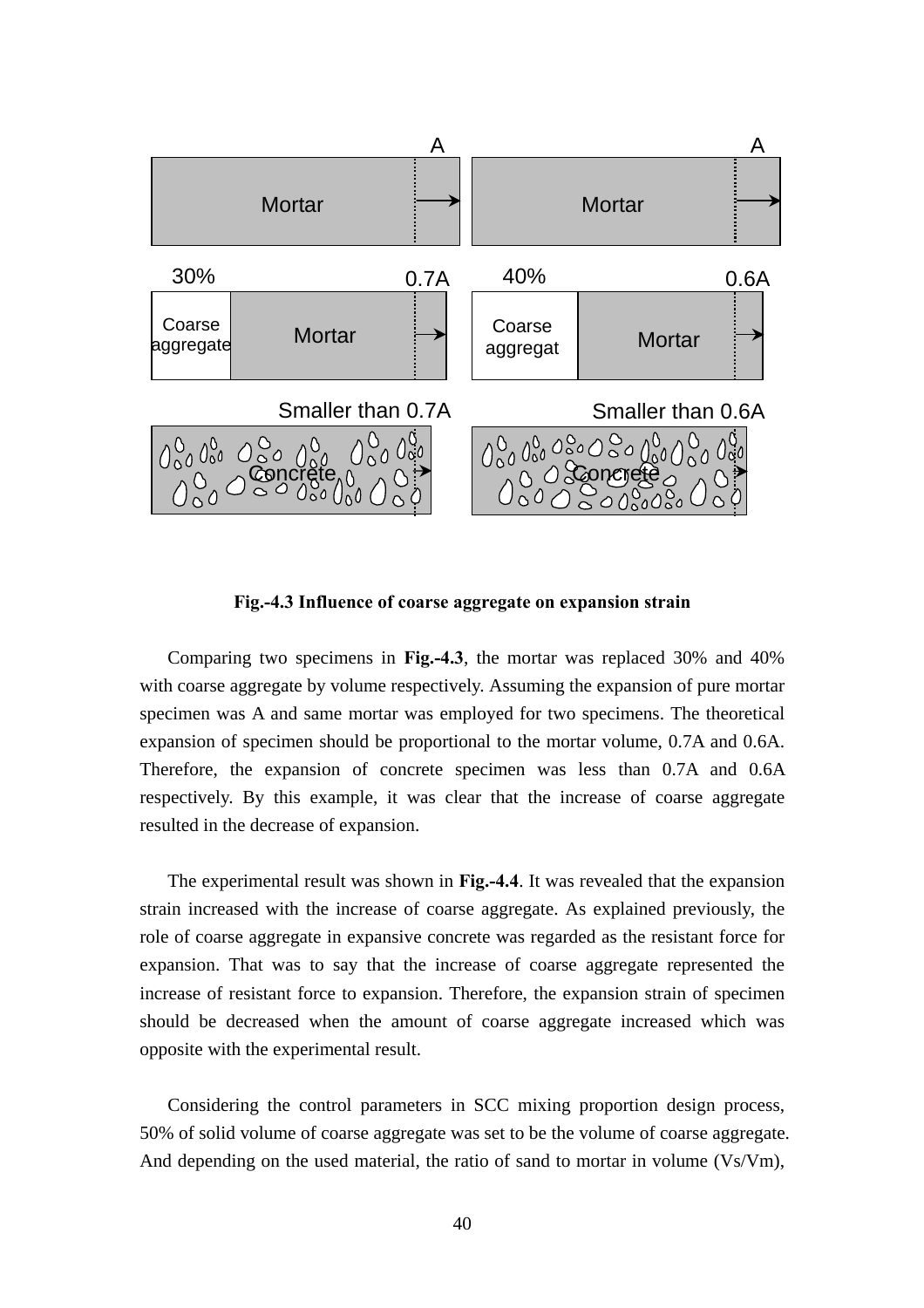**Fig.-4.3 Influence of coarse aggregate on expansion strain**

Comparing two specimens in **Fig.-4.3**, the mortar was replaced 30% and 40% with coarse aggregate by volume respectively. Assuming the expansion of pure mortar specimen was A and same mortar was employed for two specimens. The theoretical expansion of specimen should be proportional to the mortar volume, 0.7A and 0.6A. Therefore, the expansion of concrete specimen was less than 0.7A and 0.6A respectively. By this example, it was clear that the increase of coarse aggregate resulted in the decrease of expansion.

The experimental result was shown in **Fig.-4.4**. It was revealed that the expansion strain increased with the increase of coarse aggregate. As explained previously, the role of coarse aggregate in expansive concrete was regarded as the resistant force for expansion. That was to say that the increase of coarse aggregate represented the increase of resistant force to expansion. Therefore, the expansion strain of specimen should be decreased when the amount of coarse aggregate increased which was opposite with the experimental result.

Considering the control parameters in SCC mixing proportion design process, 50% of solid volume of coarse aggregate was set to be the volume of coarse aggregate. And depending on the used material, the ratio of sand to mortar in volume (Vs/Vm),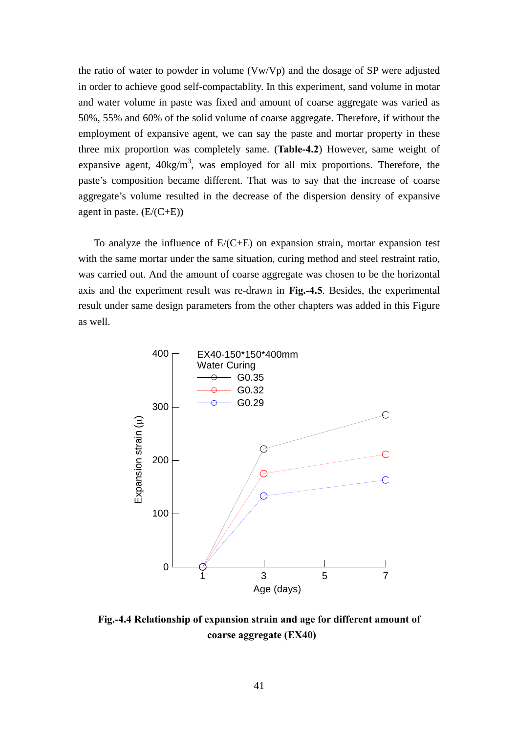the ratio of water to powder in volume (Vw/Vp) and the dosage of SP were adjusted in order to achieve good self-compactablity. In this experiment, sand volume in motar and water volume in paste was fixed and amount of coarse aggregate was varied as 50%, 55% and 60% of the solid volume of coarse aggregate. Therefore, if without the employment of expansive agent, we can say the paste and mortar property in these three mix proportion was completely same. (**Table-4.2**) However, same weight of expansive agent, 40kg/m$^3$, was employed for all mix proportions. Therefore, the paste's composition became different. That was to say that the increase of coarse aggregate's volume resulted in the decrease of the dispersion density of expansive agent in paste. **(**E/(C+E)**)**

To analyze the influence of E/(C+E) on expansion strain, mortar expansion test with the same mortar under the same situation, curing method and steel restraint ratio, was carried out. And the amount of coarse aggregate was chosen to be the horizontal axis and the experiment result was re-drawn in **Fig.-4.5**. Besides, the experimental result under same design parameters from the other chapters was added in this Figure as well.

**Fig.-4.4 Relationship of expansion strain and age for different amount of coarse aggregate (EX40)**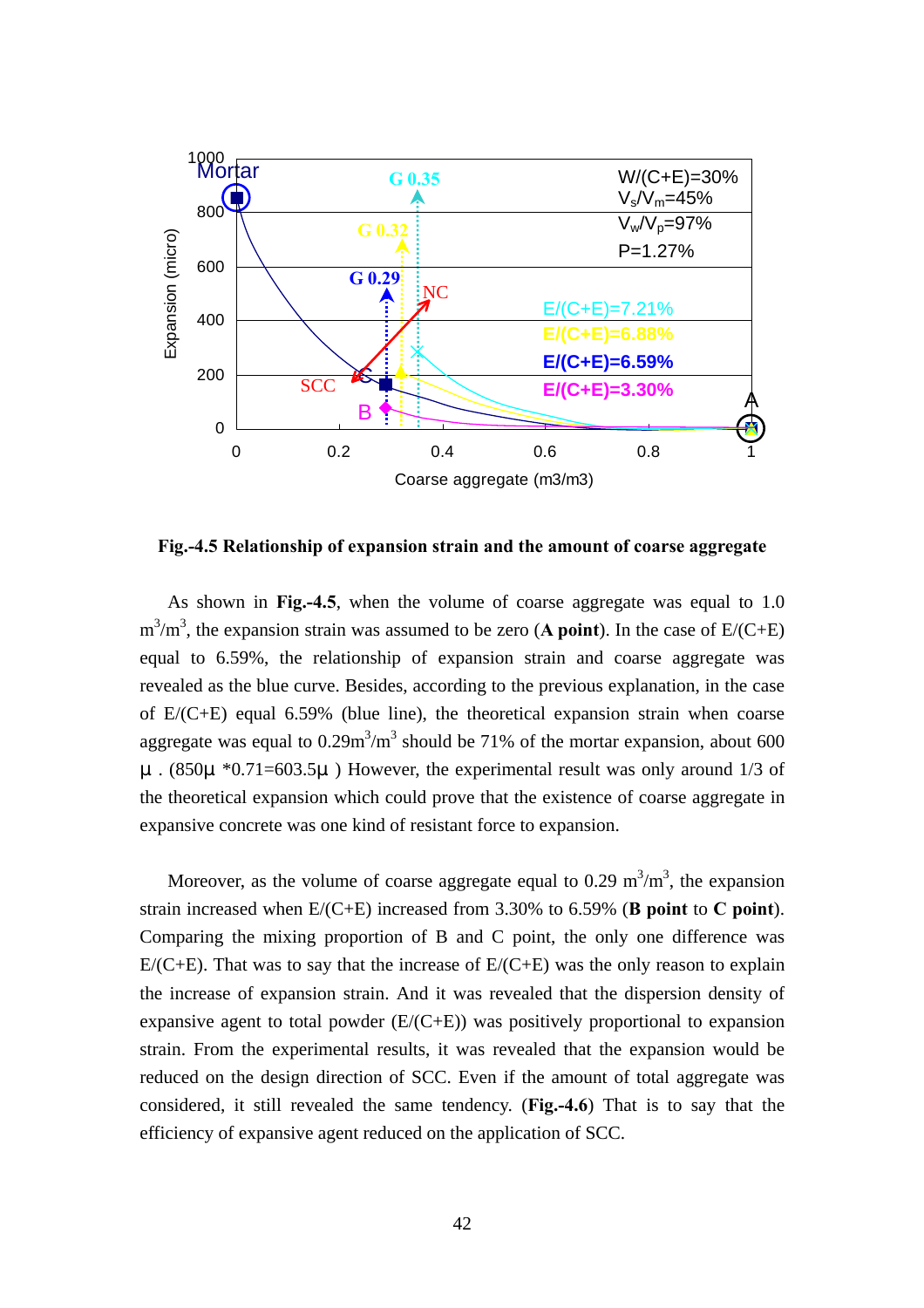**Fig.-4.5 Relationship of expansion strain and the amount of coarse aggregate**

As shown in **Fig.-4.5**, when the volume of coarse aggregate was equal to 1.0 $m^3/m^3$, the expansion strain was assumed to be zero (**A point**). In the case of E/(C+E) equal to 6.59%, the relationship of expansion strain and coarse aggregate was revealed as the blue curve. Besides, according to the previous explanation, in the case of E/(C+E) equal 6.59% (blue line), the theoretical expansion strain when coarse aggregate was equal to 0.29$m^3/m^3$ should be 71% of the mortar expansion, about 600 μ . (850μ *0.71=603.5μ ) However, the experimental result was only around 1/3 of the theoretical expansion which could prove that the existence of coarse aggregate in expansive concrete was one kind of resistant force to expansion.

Moreover, as the volume of coarse aggregate equal to 0.29 $m^3/m^3$, the expansion strain increased when E/(C+E) increased from 3.30% to 6.59% (**B point** to **C point**). Comparing the mixing proportion of B and C point, the only one difference was E/(C+E). That was to say that the increase of E/(C+E) was the only reason to explain the increase of expansion strain. And it was revealed that the dispersion density of expansive agent to total powder (E/(C+E)) was positively proportional to expansion strain. From the experimental results, it was revealed that the expansion would be reduced on the design direction of SCC. Even if the amount of total aggregate was considered, it still revealed the same tendency. (**Fig.-4.6**) That is to say that the efficiency of expansive agent reduced on the application of SCC.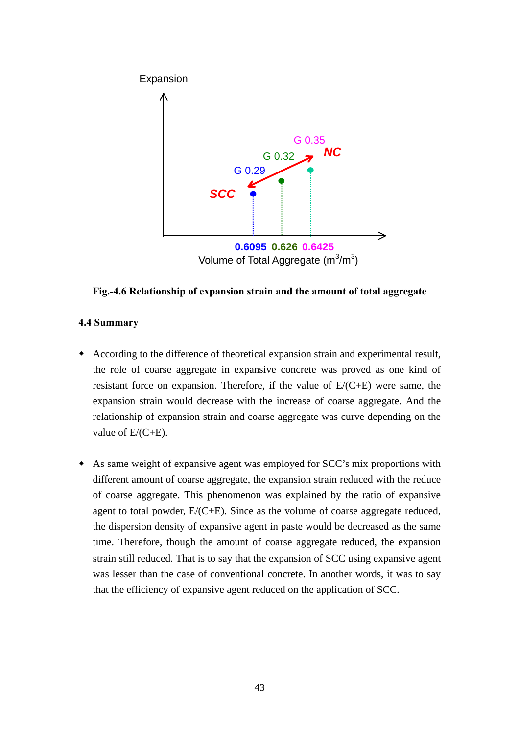**Fig.-4.6 Relationship of expansion strain and the amount of total aggregate**

## 4.4 Summary

- According to the difference of theoretical expansion strain and experimental result, the role of coarse aggregate in expansive concrete was proved as one kind of resistant force on expansion. Therefore, if the value of E/(C+E) were same, the expansion strain would decrease with the increase of coarse aggregate. And the relationship of expansion strain and coarse aggregate was curve depending on the value of E/(C+E).

- As same weight of expansive agent was employed for SCC's mix proportions with different amount of coarse aggregate, the expansion strain reduced with the reduce of coarse aggregate. This phenomenon was explained by the ratio of expansive agent to total powder, E/(C+E). Since as the volume of coarse aggregate reduced, the dispersion density of expansive agent in paste would be decreased as the same time. Therefore, though the amount of coarse aggregate reduced, the expansion strain still reduced. That is to say that the expansion of SCC using expansive agent was lesser than the case of conventional concrete. In another words, it was to say that the efficiency of expansive agent reduced on the application of SCC.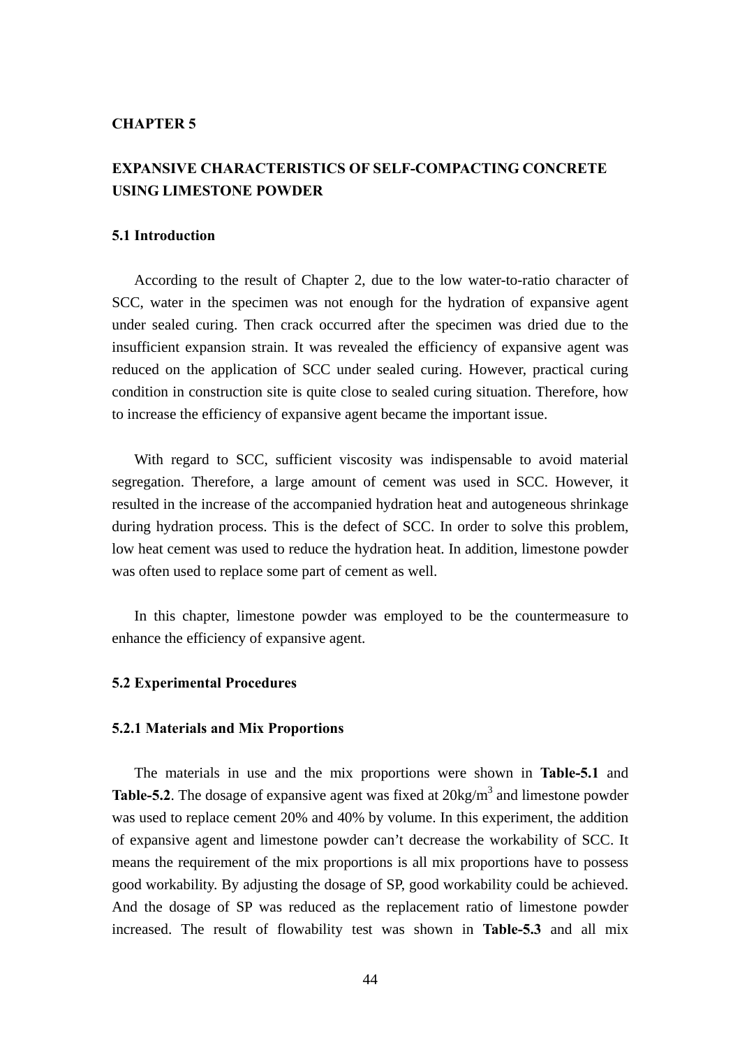**CHAPTER 5**

# EXPANSIVE CHARACTERISTICS OF SELF-COMPACTING CONCRETE USING LIMESTONE POWDER

## 5.1 Introduction

According to the result of Chapter 2, due to the low water-to-ratio character of SCC, water in the specimen was not enough for the hydration of expansive agent under sealed curing. Then crack occurred after the specimen was dried due to the insufficient expansion strain. It was revealed the efficiency of expansive agent was reduced on the application of SCC under sealed curing. However, practical curing condition in construction site is quite close to sealed curing situation. Therefore, how to increase the efficiency of expansive agent became the important issue.

With regard to SCC, sufficient viscosity was indispensable to avoid material segregation. Therefore, a large amount of cement was used in SCC. However, it resulted in the increase of the accompanied hydration heat and autogeneous shrinkage during hydration process. This is the defect of SCC. In order to solve this problem, low heat cement was used to reduce the hydration heat. In addition, limestone powder was often used to replace some part of cement as well.

In this chapter, limestone powder was employed to be the countermeasure to enhance the efficiency of expansive agent.

## 5.2 Experimental Procedures

### 5.2.1 Materials and Mix Proportions

The materials in use and the mix proportions were shown in **Table-5.1** and **Table-5.2**. The dosage of expansive agent was fixed at 20kg/m$^3$ and limestone powder was used to replace cement 20% and 40% by volume. In this experiment, the addition of expansive agent and limestone powder can't decrease the workability of SCC. It means the requirement of the mix proportions is all mix proportions have to possess good workability. By adjusting the dosage of SP, good workability could be achieved. And the dosage of SP was reduced as the replacement ratio of limestone powder increased. The result of flowability test was shown in **Table-5.3** and all mix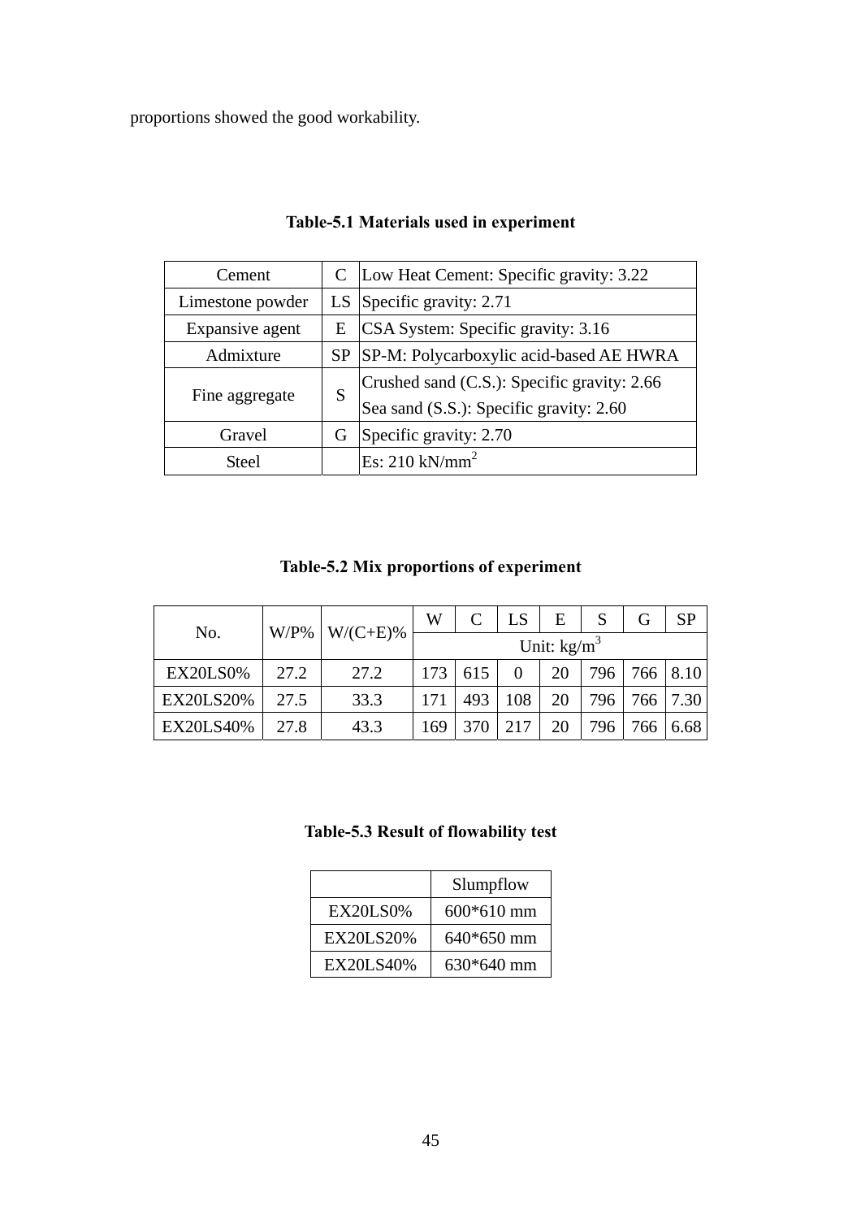proportions showed the good workability.

**Table-5.1 Materials used in experiment**

| | | |
|---|---|---|
| Cement | C | Low Heat Cement: Specific gravity: 3.22 |
| Limestone powder | LS | Specific gravity: 2.71 |
| Expansive agent | E | CSA System: Specific gravity: 3.16 |
| Admixture | SP | SP-M: Polycarboxylic acid-based AE HWRA |
| Fine aggregate | S | Crushed sand (C.S.): Specific gravity: 2.66<br>Sea sand (S.S.): Specific gravity: 2.60 |
| Gravel | G | Specific gravity: 2.70 |
| Steel | | Es: 210 kN/mm$^2$ |

**Table-5.2 Mix proportions of experiment**

| No. | W/P% | W/(C+E)% | W | C | LS | E | S | G | SP |
|---|---|---|---|---|---|---|---|---|---|
| | | | Unit: kg/m$^3$ | | | | | | |
| EX20LS0% | 27.2 | 27.2 | 173 | 615 | 0 | 20 | 796 | 766 | 8.10 |
| EX20LS20% | 27.5 | 33.3 | 171 | 493 | 108 | 20 | 796 | 766 | 7.30 |
| EX20LS40% | 27.8 | 43.3 | 169 | 370 | 217 | 20 | 796 | 766 | 6.68 |

**Table-5.3 Result of flowability test**

| | Slumpflow |
|---|---|
| EX20LS0% | 600*610 mm |
| EX20LS20% | 640*650 mm |
| EX20LS40% | 630*640 mm |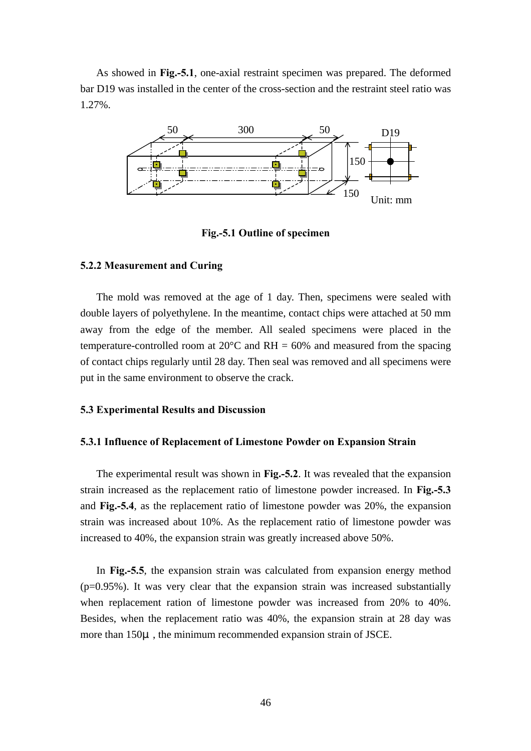As showed in **Fig.-5.1**, one-axial restraint specimen was prepared. The deformed bar D19 was installed in the center of the cross-section and the restraint steel ratio was 1.27%.

**Fig.-5.1 Outline of specimen**

### 5.2.2 Measurement and Curing

The mold was removed at the age of 1 day. Then, specimens were sealed with double layers of polyethylene. In the meantime, contact chips were attached at 50 mm away from the edge of the member. All sealed specimens were placed in the temperature-controlled room at 20°C and RH = 60% and measured from the spacing of contact chips regularly until 28 day. Then seal was removed and all specimens were put in the same environment to observe the crack.

## 5.3 Experimental Results and Discussion

### 5.3.1 Influence of Replacement of Limestone Powder on Expansion Strain

The experimental result was shown in **Fig.-5.2**. It was revealed that the expansion strain increased as the replacement ratio of limestone powder increased. In **Fig.-5.3** and **Fig.-5.4**, as the replacement ratio of limestone powder was 20%, the expansion strain was increased about 10%. As the replacement ratio of limestone powder was increased to 40%, the expansion strain was greatly increased above 50%.

In **Fig.-5.5**, the expansion strain was calculated from expansion energy method (p=0.95%). It was very clear that the expansion strain was increased substantially when replacement ration of limestone powder was increased from 20% to 40%. Besides, when the replacement ratio was 40%, the expansion strain at 28 day was more than 150μ , the minimum recommended expansion strain of JSCE.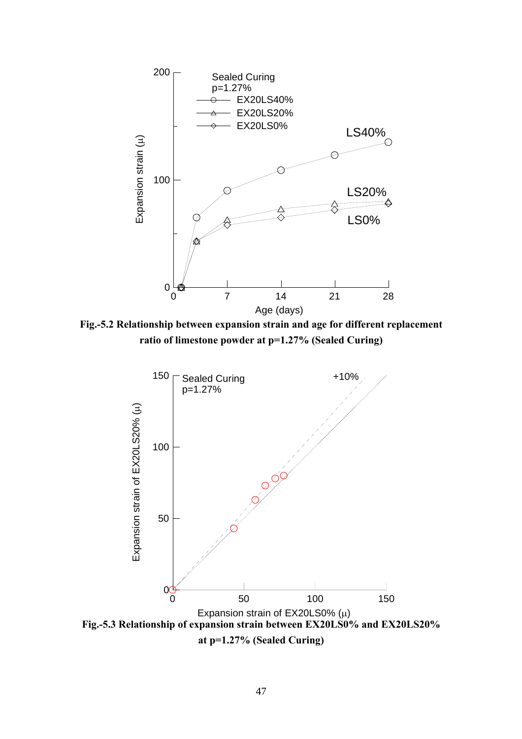**Fig.-5.2 Relationship between expansion strain and age for different replacement ratio of limestone powder at p=1.27% (Sealed Curing)**

**Fig.-5.3 Relationship of expansion strain between EX20LS0% and EX20LS20% at p=1.27% (Sealed Curing)**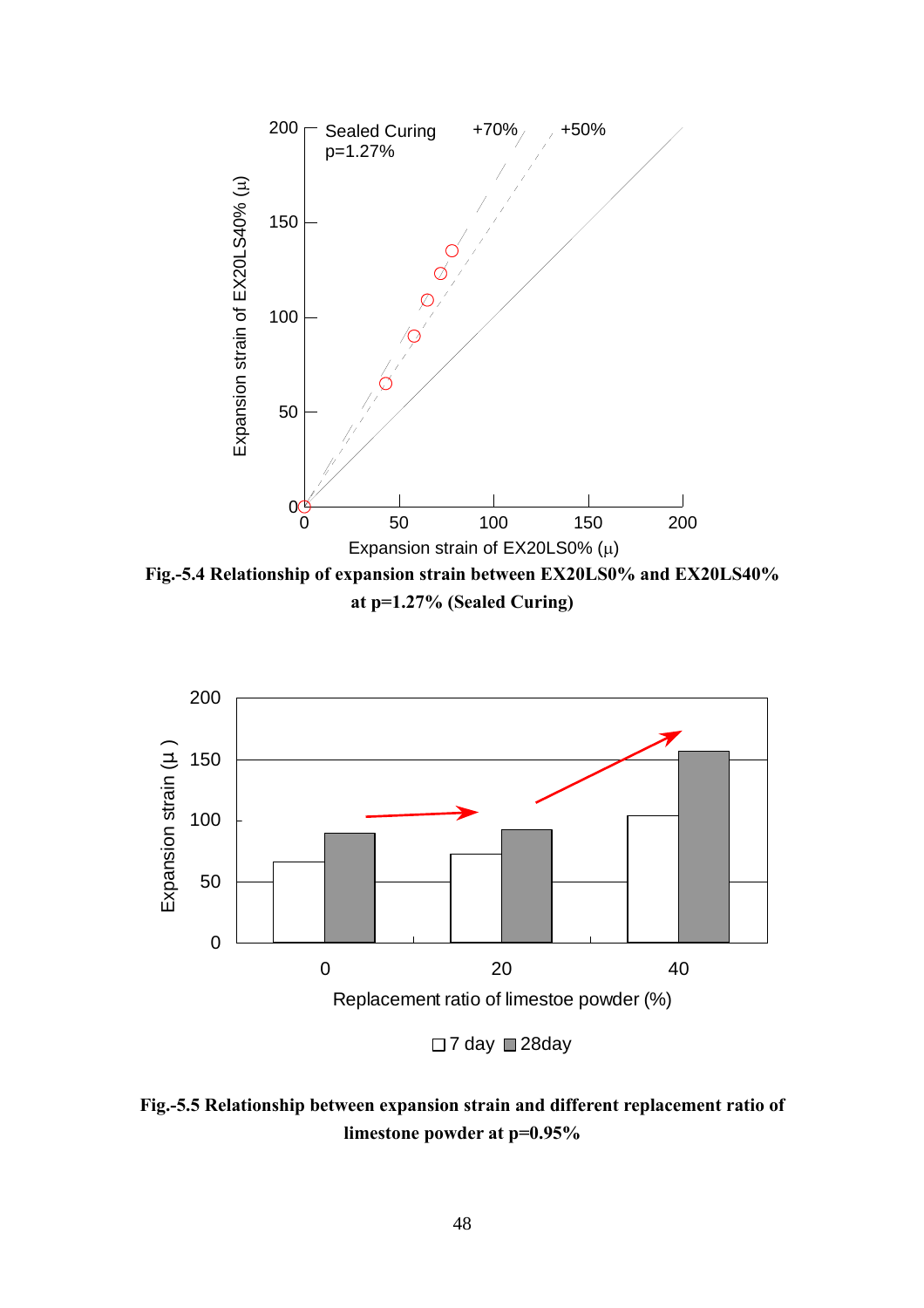**Fig.-5.4 Relationship of expansion strain between EX20LS0% and EX20LS40% at p=1.27% (Sealed Curing)**

**Fig.-5.5 Relationship between expansion strain and different replacement ratio of limestone powder at p=0.95%**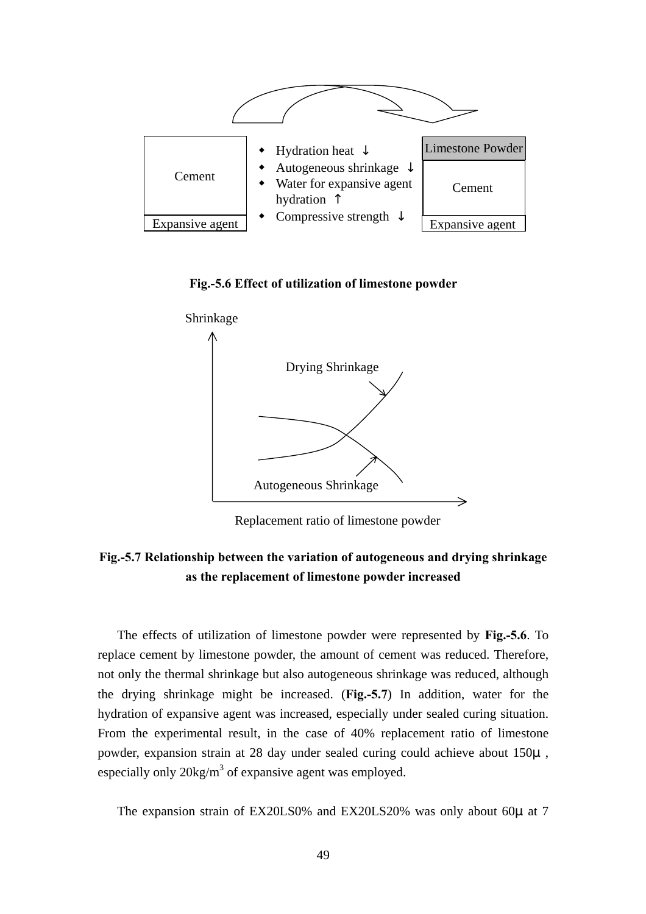- Hydration heat ↓
- Autogeneous shrinkage ↓
- Water for expansive agent hydration ↑
- Compressive strength ↓

**Fig.-5.6 Effect of utilization of limestone powder**

**Fig.-5.7 Relationship between the variation of autogeneous and drying shrinkage as the replacement of limestone powder increased**

The effects of utilization of limestone powder were represented by **Fig.-5.6**. To replace cement by limestone powder, the amount of cement was reduced. Therefore, not only the thermal shrinkage but also autogeneous shrinkage was reduced, although the drying shrinkage might be increased. (**Fig.-5.7**) In addition, water for the hydration of expansive agent was increased, especially under sealed curing situation. From the experimental result, in the case of 40% replacement ratio of limestone powder, expansion strain at 28 day under sealed curing could achieve about 150μ, especially only 20kg/m$^3$ of expansive agent was employed.

The expansion strain of EX20LS0% and EX20LS20% was only about 60μ at 7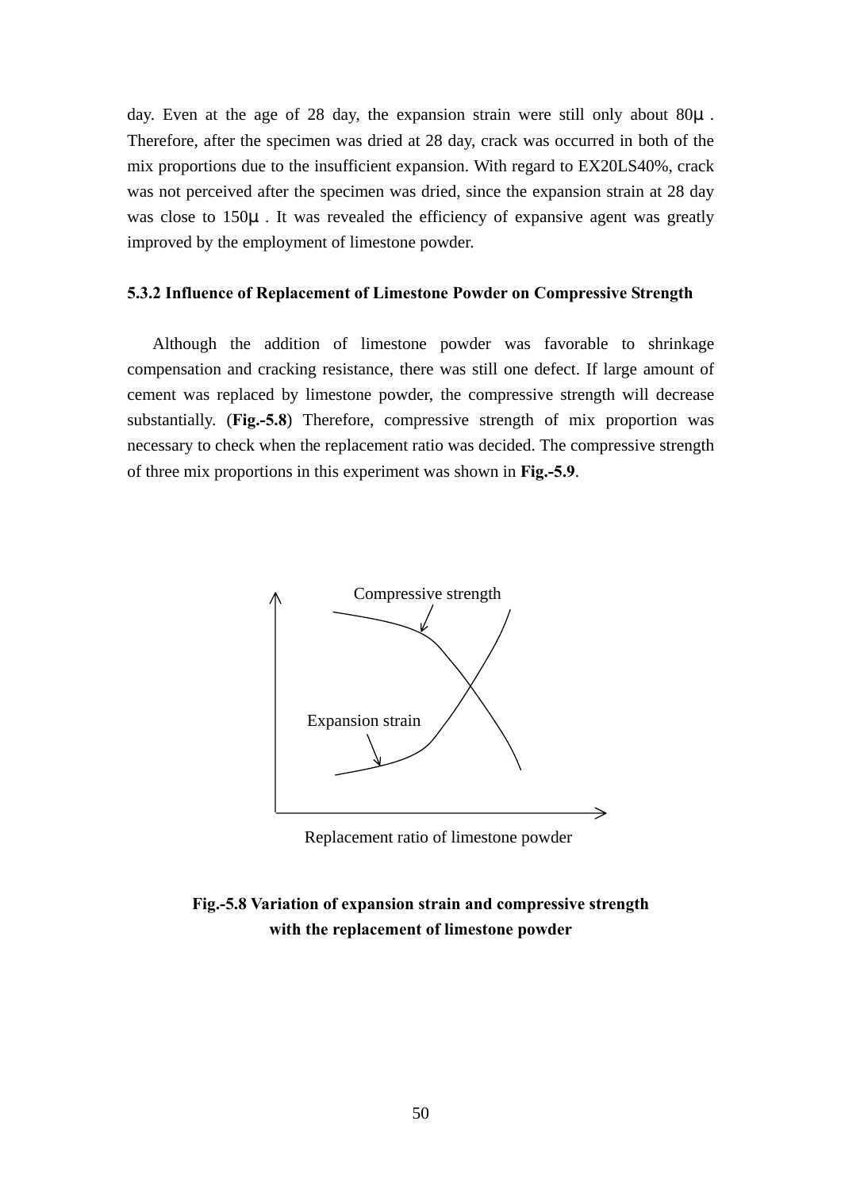day. Even at the age of 28 day, the expansion strain were still only about 80μ. Therefore, after the specimen was dried at 28 day, crack was occurred in both of the mix proportions due to the insufficient expansion. With regard to EX20LS40%, crack was not perceived after the specimen was dried, since the expansion strain at 28 day was close to 150μ. It was revealed the efficiency of expansive agent was greatly improved by the employment of limestone powder.

### 5.3.2 Influence of Replacement of Limestone Powder on Compressive Strength

Although the addition of limestone powder was favorable to shrinkage compensation and cracking resistance, there was still one defect. If large amount of cement was replaced by limestone powder, the compressive strength will decrease substantially. (**Fig.-5.8**) Therefore, compressive strength of mix proportion was necessary to check when the replacement ratio was decided. The compressive strength of three mix proportions in this experiment was shown in **Fig.-5.9**.

Compressive strength

Expansion strain

Replacement ratio of limestone powder

**Fig.-5.8 Variation of expansion strain and compressive strength with the replacement of limestone powder**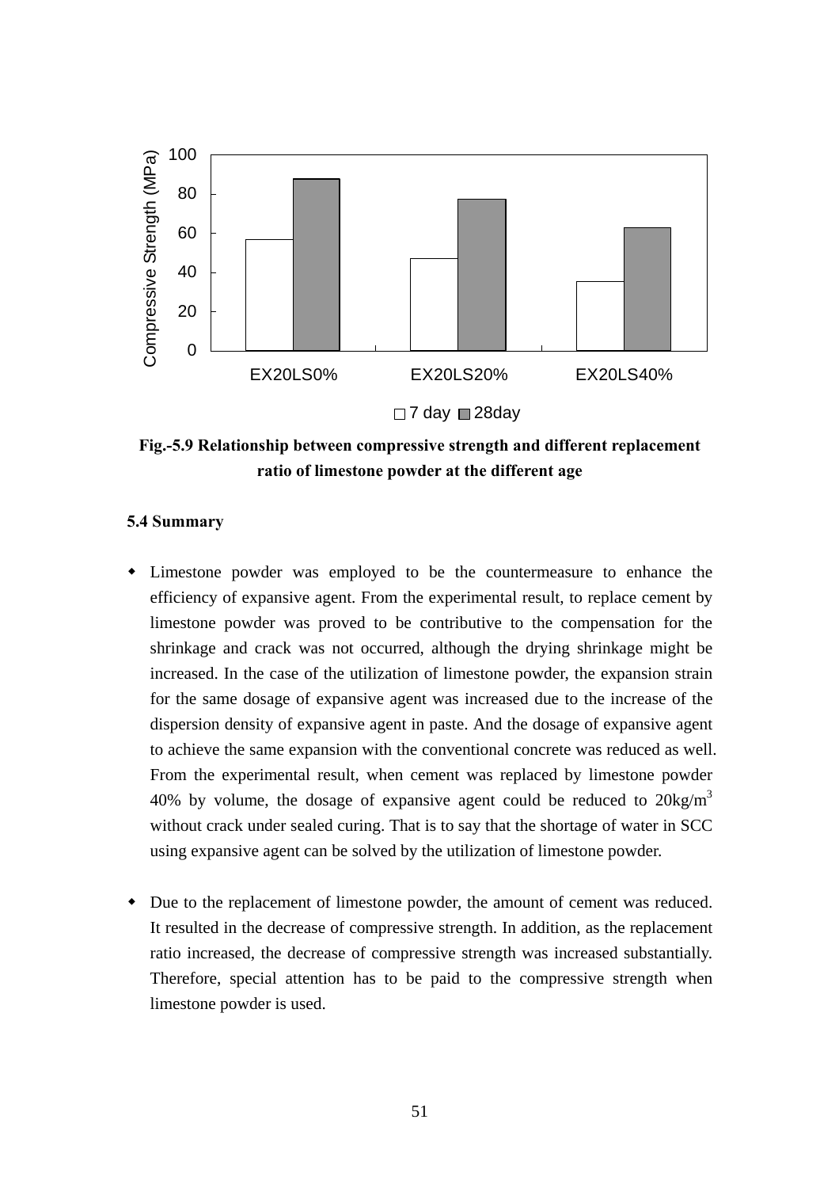Fig.-5.9 Relationship between compressive strength and different replacement ratio of limestone powder at the different age

### 5.4 Summary

- Limestone powder was employed to be the countermeasure to enhance the efficiency of expansive agent. From the experimental result, to replace cement by limestone powder was proved to be contributive to the compensation for the shrinkage and crack was not occurred, although the drying shrinkage might be increased. In the case of the utilization of limestone powder, the expansion strain for the same dosage of expansive agent was increased due to the increase of the dispersion density of expansive agent in paste. And the dosage of expansive agent to achieve the same expansion with the conventional concrete was reduced as well. From the experimental result, when cement was replaced by limestone powder 40% by volume, the dosage of expansive agent could be reduced to $20kg/m^3$ without crack under sealed curing. That is to say that the shortage of water in SCC using expansive agent can be solved by the utilization of limestone powder.

- Due to the replacement of limestone powder, the amount of cement was reduced. It resulted in the decrease of compressive strength. In addition, as the replacement ratio increased, the decrease of compressive strength was increased substantially. Therefore, special attention has to be paid to the compressive strength when limestone powder is used.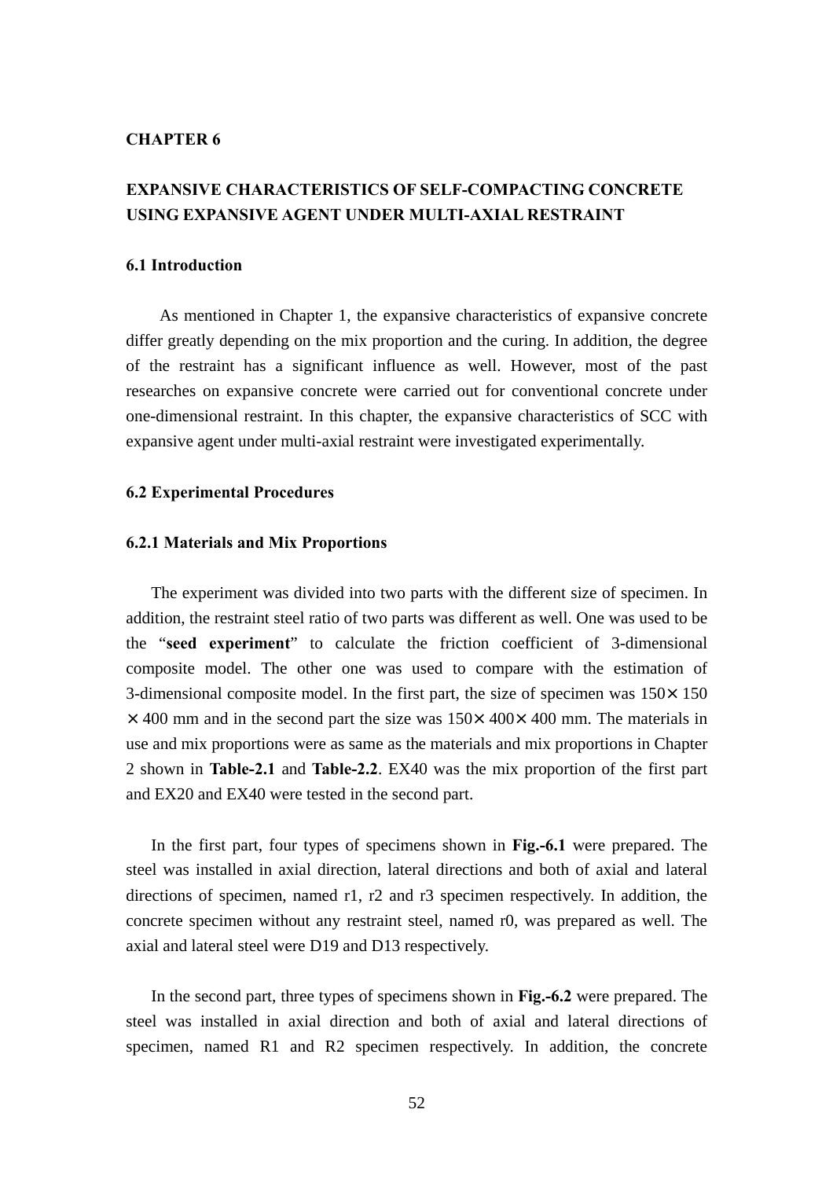# CHAPTER 6

# EXPANSIVE CHARACTERISTICS OF SELF-COMPACTING CONCRETE USING EXPANSIVE AGENT UNDER MULTI-AXIAL RESTRAINT

## 6.1 Introduction

As mentioned in Chapter 1, the expansive characteristics of expansive concrete differ greatly depending on the mix proportion and the curing. In addition, the degree of the restraint has a significant influence as well. However, most of the past researches on expansive concrete were carried out for conventional concrete under one-dimensional restraint. In this chapter, the expansive characteristics of SCC with expansive agent under multi-axial restraint were investigated experimentally.

## 6.2 Experimental Procedures

### 6.2.1 Materials and Mix Proportions

The experiment was divided into two parts with the different size of specimen. In addition, the restraint steel ratio of two parts was different as well. One was used to be the "**seed experiment**" to calculate the friction coefficient of 3-dimensional composite model. The other one was used to compare with the estimation of 3-dimensional composite model. In the first part, the size of specimen was 150×150×400 mm and in the second part the size was 150×400×400 mm. The materials in use and mix proportions were as same as the materials and mix proportions in Chapter 2 shown in **Table-2.1** and **Table-2.2**. EX40 was the mix proportion of the first part and EX20 and EX40 were tested in the second part.

In the first part, four types of specimens shown in **Fig.-6.1** were prepared. The steel was installed in axial direction, lateral directions and both of axial and lateral directions of specimen, named r1, r2 and r3 specimen respectively. In addition, the concrete specimen without any restraint steel, named r0, was prepared as well. The axial and lateral steel were D19 and D13 respectively.

In the second part, three types of specimens shown in **Fig.-6.2** were prepared. The steel was installed in axial direction and both of axial and lateral directions of specimen, named R1 and R2 specimen respectively. In addition, the concrete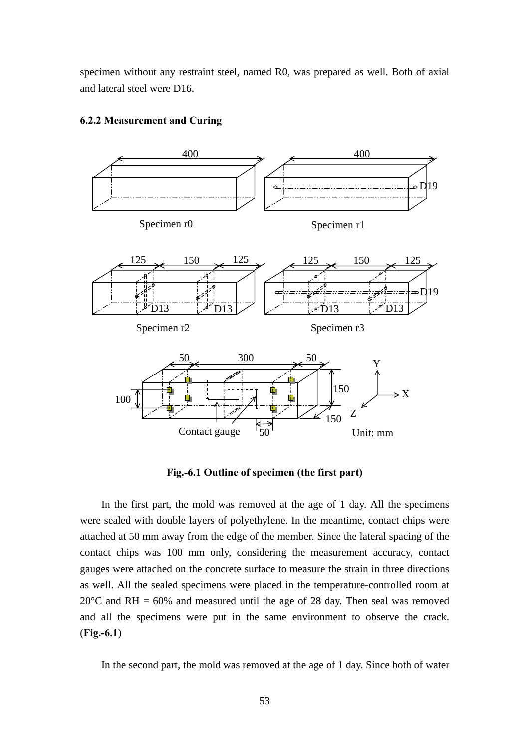specimen without any restraint steel, named R0, was prepared as well. Both of axial and lateral steel were D16.

### 6.2.2 Measurement and Curing

**Fig.-6.1 Outline of specimen (the first part)**

In the first part, the mold was removed at the age of 1 day. All the specimens were sealed with double layers of polyethylene. In the meantime, contact chips were attached at 50 mm away from the edge of the member. Since the lateral spacing of the contact chips was 100 mm only, considering the measurement accuracy, contact gauges were attached on the concrete surface to measure the strain in three directions as well. All the sealed specimens were placed in the temperature-controlled room at 20°C and RH = 60% and measured until the age of 28 day. Then seal was removed and all the specimens were put in the same environment to observe the crack. (**Fig.-6.1**)

In the second part, the mold was removed at the age of 1 day. Since both of water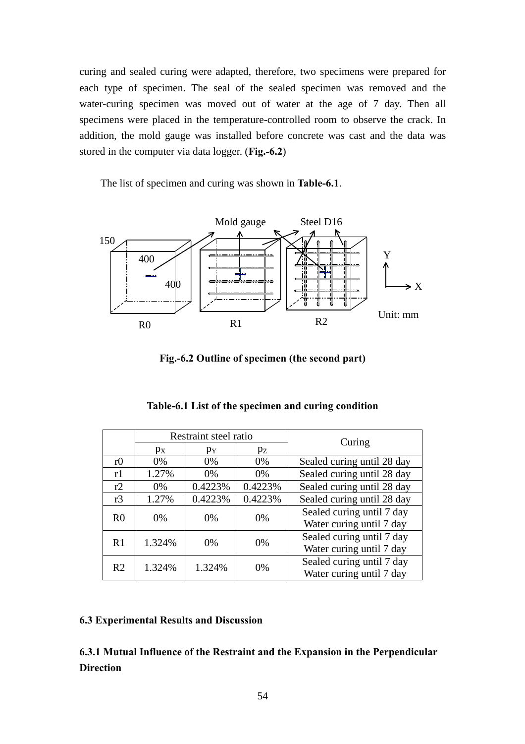curing and sealed curing were adapted, therefore, two specimens were prepared for each type of specimen. The seal of the sealed specimen was removed and the water-curing specimen was moved out of water at the age of 7 day. Then all specimens were placed in the temperature-controlled room to observe the crack. In addition, the mold gauge was installed before concrete was cast and the data was stored in the computer via data logger. (**Fig.-6.2**)

The list of specimen and curing was shown in **Table-6.1**.

**Fig.-6.2 Outline of specimen (the second part)**

**Table-6.1 List of the specimen and curing condition**

| | Restraint steel ratio | | | Curing |
|---|---|---|---|---|
| | $p_X$ | $p_Y$ | $p_Z$ | |
| r0 | 0% | 0% | 0% | Sealed curing until 28 day |
| r1 | 1.27% | 0% | 0% | Sealed curing until 28 day |
| r2 | 0% | 0.4223% | 0.4223% | Sealed curing until 28 day |
| r3 | 1.27% | 0.4223% | 0.4223% | Sealed curing until 28 day |
| R0 | 0% | 0% | 0% | Sealed curing until 7 day<br>Water curing until 7 day |
| R1 | 1.324% | 0% | 0% | Sealed curing until 7 day<br>Water curing until 7 day |
| R2 | 1.324% | 1.324% | 0% | Sealed curing until 7 day<br>Water curing until 7 day |

### 6.3 Experimental Results and Discussion

#### 6.3.1 Mutual Influence of the Restraint and the Expansion in the Perpendicular Direction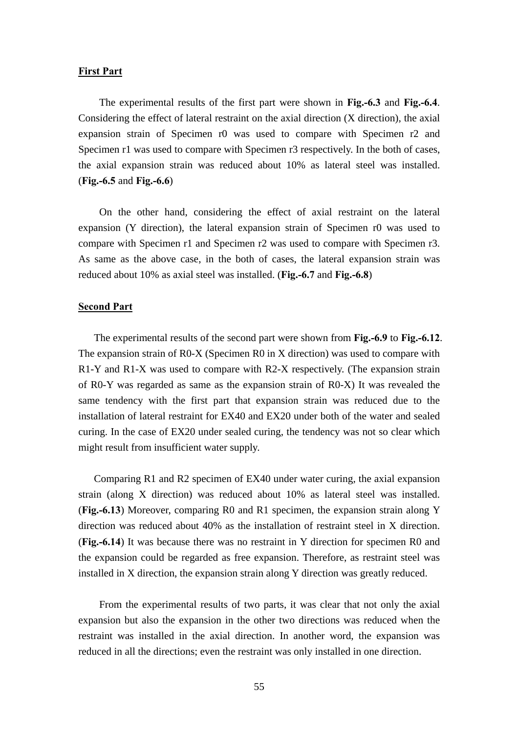**First Part**

The experimental results of the first part were shown in **Fig.-6.3** and **Fig.-6.4**. Considering the effect of lateral restraint on the axial direction (X direction), the axial expansion strain of Specimen r0 was used to compare with Specimen r2 and Specimen r1 was used to compare with Specimen r3 respectively. In the both of cases, the axial expansion strain was reduced about 10% as lateral steel was installed. (**Fig.-6.5** and **Fig.-6.6**)

On the other hand, considering the effect of axial restraint on the lateral expansion (Y direction), the lateral expansion strain of Specimen r0 was used to compare with Specimen r1 and Specimen r2 was used to compare with Specimen r3. As same as the above case, in the both of cases, the lateral expansion strain was reduced about 10% as axial steel was installed. (**Fig.-6.7** and **Fig.-6.8**)

**Second Part**

The experimental results of the second part were shown from **Fig.-6.9** to **Fig.-6.12**. The expansion strain of R0-X (Specimen R0 in X direction) was used to compare with R1-Y and R1-X was used to compare with R2-X respectively. (The expansion strain of R0-Y was regarded as same as the expansion strain of R0-X) It was revealed the same tendency with the first part that expansion strain was reduced due to the installation of lateral restraint for EX40 and EX20 under both of the water and sealed curing. In the case of EX20 under sealed curing, the tendency was not so clear which might result from insufficient water supply.

Comparing R1 and R2 specimen of EX40 under water curing, the axial expansion strain (along X direction) was reduced about 10% as lateral steel was installed. (**Fig.-6.13**) Moreover, comparing R0 and R1 specimen, the expansion strain along Y direction was reduced about 40% as the installation of restraint steel in X direction. (**Fig.-6.14**) It was because there was no restraint in Y direction for specimen R0 and the expansion could be regarded as free expansion. Therefore, as restraint steel was installed in X direction, the expansion strain along Y direction was greatly reduced.

From the experimental results of two parts, it was clear that not only the axial expansion but also the expansion in the other two directions was reduced when the restraint was installed in the axial direction. In another word, the expansion was reduced in all the directions; even the restraint was only installed in one direction.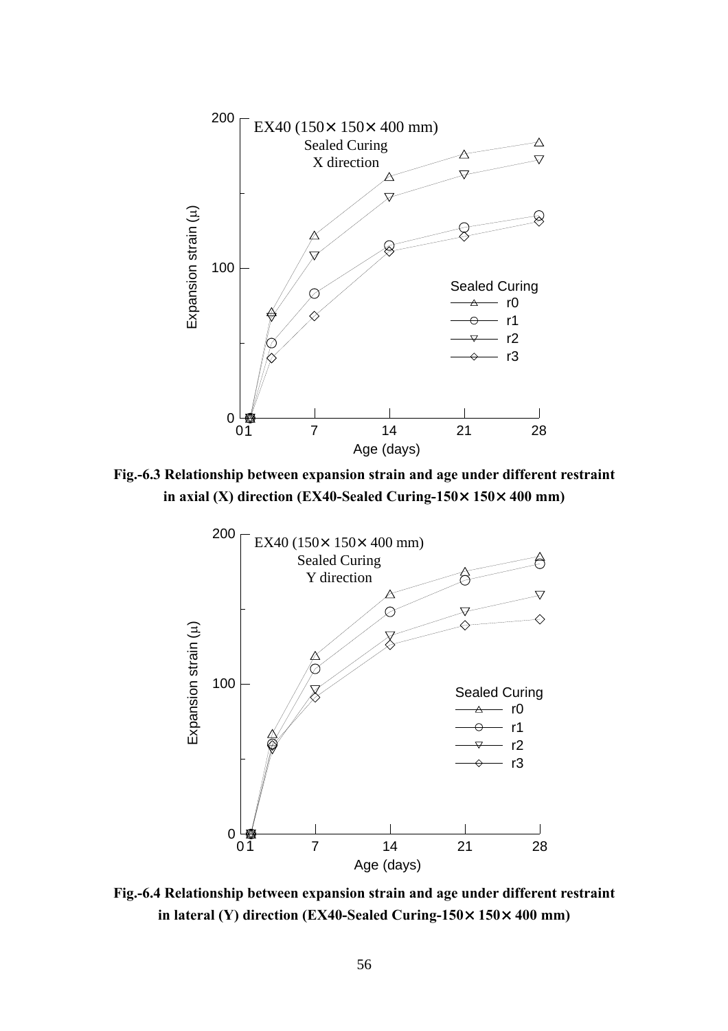**Fig.-6.3 Relationship between expansion strain and age under different restraint in axial (X) direction (EX40-Sealed Curing-150× 150× 400 mm)**

**Fig.-6.4 Relationship between expansion strain and age under different restraint in lateral (Y) direction (EX40-Sealed Curing-150× 150× 400 mm)**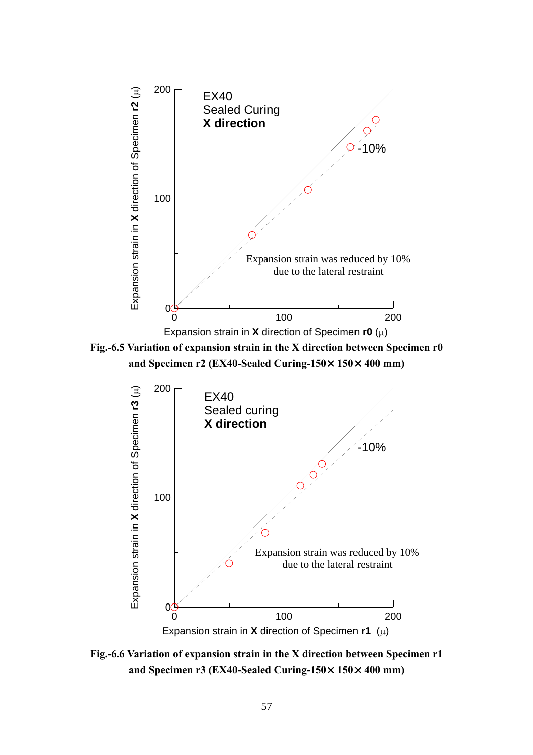EX40
Sealed Curing
**X direction**

-10%

Expansion strain was reduced by 10% due to the lateral restraint

Expansion strain in **X** direction of Specimen **r2** (μ)

Expansion strain in **X** direction of Specimen **r0** (μ)

**Fig.-6.5 Variation of expansion strain in the X direction between Specimen r0 and Specimen r2 (EX40-Sealed Curing-150× 150× 400 mm)**

EX40
Sealed curing
**X direction**

-10%

Expansion strain was reduced by 10% due to the lateral restraint

Expansion strain in **X** direction of Specimen **r3** (μ)

Expansion strain in **X** direction of Specimen **r1** (μ)

**Fig.-6.6 Variation of expansion strain in the X direction between Specimen r1 and Specimen r3 (EX40-Sealed Curing-150× 150× 400 mm)**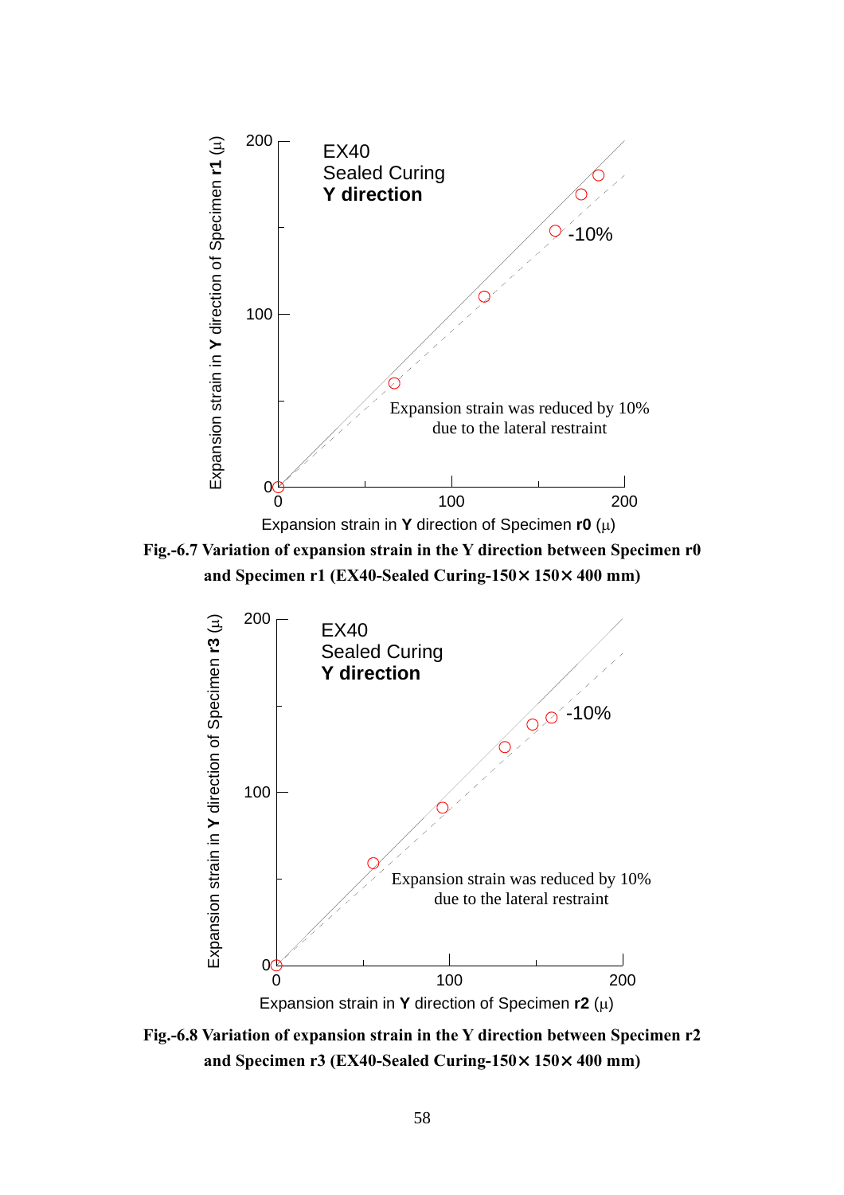Fig.-6.7 Variation of expansion strain in the Y direction between Specimen r0 and Specimen r1 (EX40-Sealed Curing-150× 150× 400 mm)

Fig.-6.8 Variation of expansion strain in the Y direction between Specimen r2 and Specimen r3 (EX40-Sealed Curing-150× 150× 400 mm)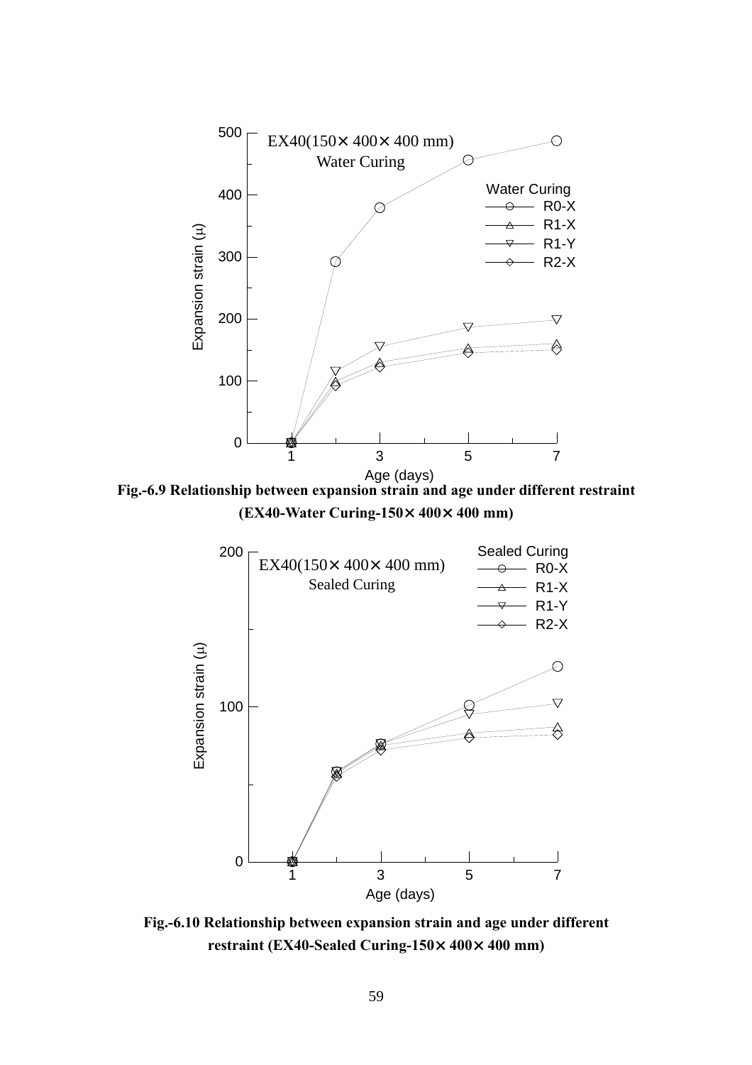Fig.-6.9 Relationship between expansion strain and age under different restraint (EX40-Water Curing-150× 400× 400 mm)

Fig.-6.10 Relationship between expansion strain and age under different restraint (EX40-Sealed Curing-150× 400× 400 mm)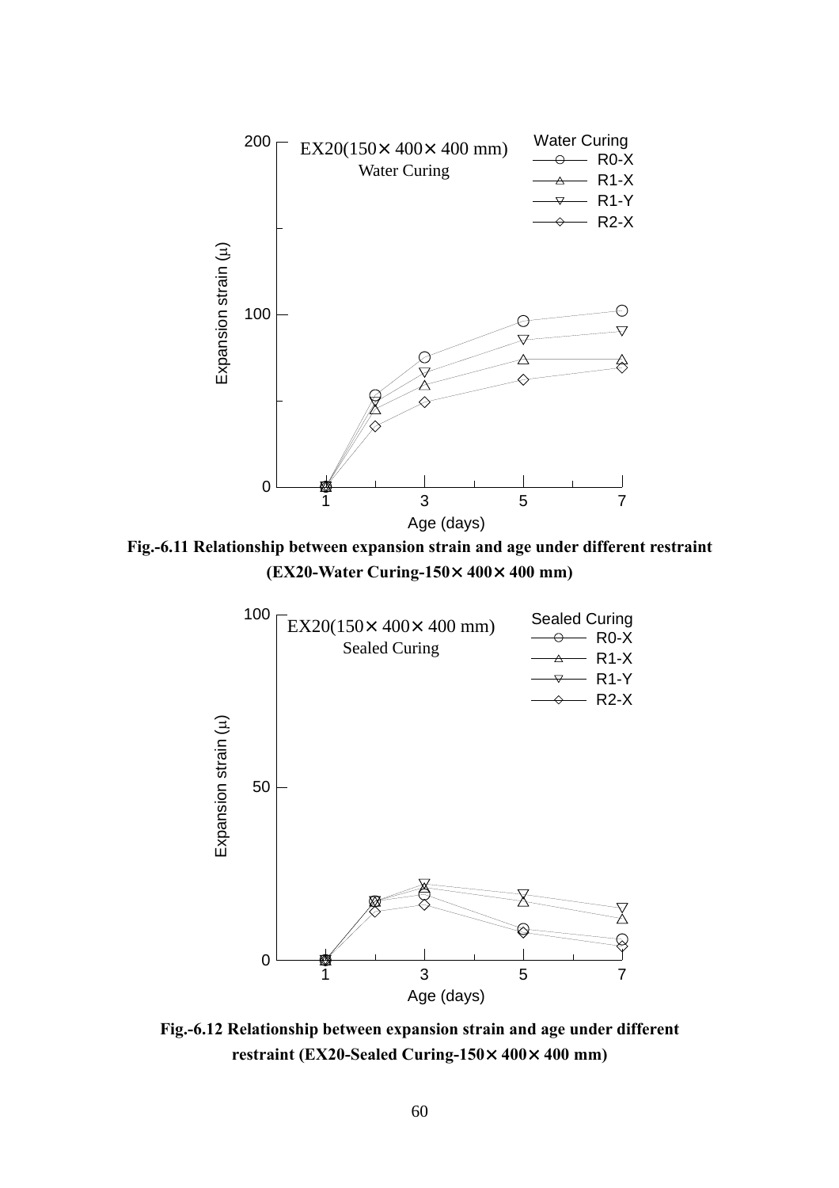**Fig.-6.11 Relationship between expansion strain and age under different restraint (EX20-Water Curing-150× 400× 400 mm)**

**Fig.-6.12 Relationship between expansion strain and age under different restraint (EX20-Sealed Curing-150× 400× 400 mm)**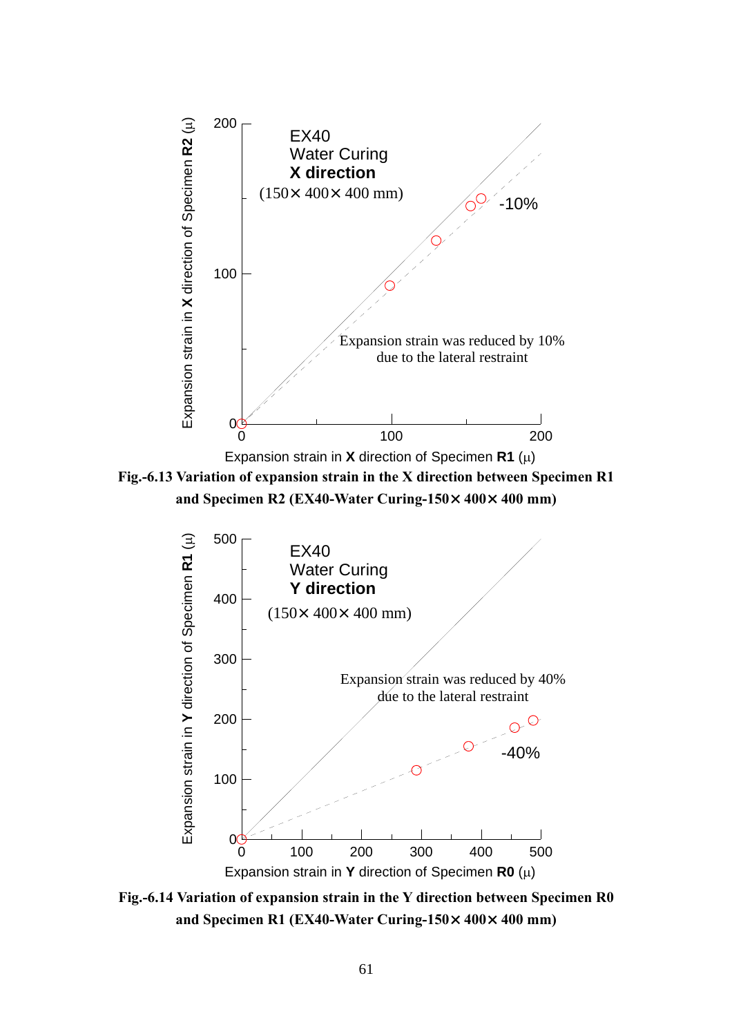EX40
Water Curing
**X direction**
(150× 400× 400 mm)

-10%

Expansion strain was reduced by 10%
due to the lateral restraint

Expansion strain in **X** direction of Specimen **R1** (μ)

Expansion strain in **X** direction of Specimen **R2** (μ)

**Fig.-6.13 Variation of expansion strain in the X direction between Specimen R1 and Specimen R2 (EX40-Water Curing-150× 400× 400 mm)**

EX40
Water Curing
**Y direction**
(150× 400× 400 mm)

Expansion strain was reduced by 40%
due to the lateral restraint

-40%

Expansion strain in **Y** direction of Specimen **R0** (μ)

Expansion strain in **Y** direction of Specimen **R1** (μ)

**Fig.-6.14 Variation of expansion strain in the Y direction between Specimen R0 and Specimen R1 (EX40-Water Curing-150× 400× 400 mm)**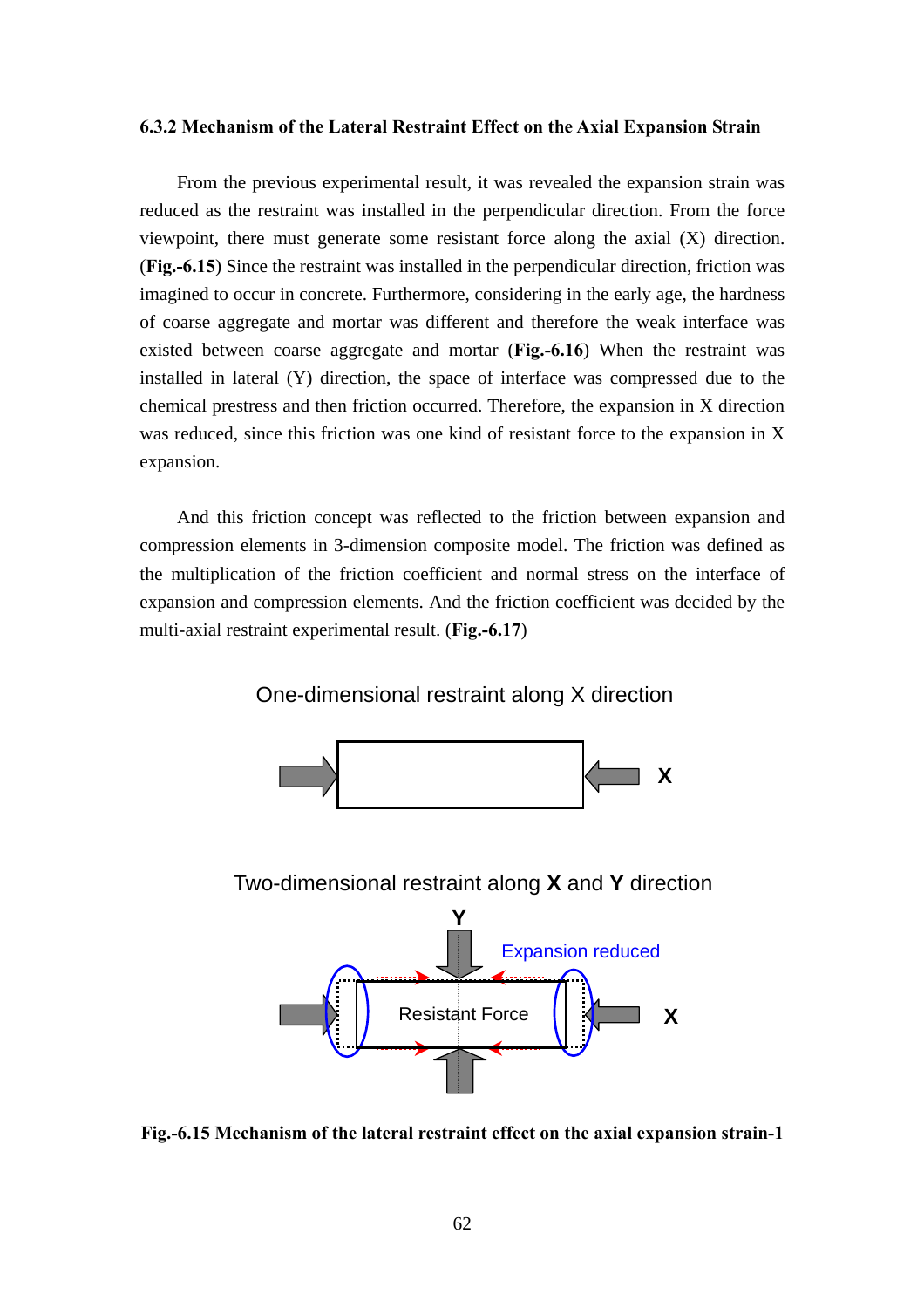### 6.3.2 Mechanism of the Lateral Restraint Effect on the Axial Expansion Strain

From the previous experimental result, it was revealed the expansion strain was reduced as the restraint was installed in the perpendicular direction. From the force viewpoint, there must generate some resistant force along the axial (X) direction. (**Fig.-6.15**) Since the restraint was installed in the perpendicular direction, friction was imagined to occur in concrete. Furthermore, considering in the early age, the hardness of coarse aggregate and mortar was different and therefore the weak interface was existed between coarse aggregate and mortar (**Fig.-6.16**) When the restraint was installed in lateral (Y) direction, the space of interface was compressed due to the chemical prestress and then friction occurred. Therefore, the expansion in X direction was reduced, since this friction was one kind of resistant force to the expansion in X expansion.

And this friction concept was reflected to the friction between expansion and compression elements in 3-dimension composite model. The friction was defined as the multiplication of the friction coefficient and normal stress on the interface of expansion and compression elements. And the friction coefficient was decided by the multi-axial restraint experimental result. (**Fig.-6.17**)

One-dimensional restraint along X direction

X

Two-dimensional restraint along **X** and **Y** direction

Y

Expansion reduced

Resistant Force

X

**Fig.-6.15 Mechanism of the lateral restraint effect on the axial expansion strain-1**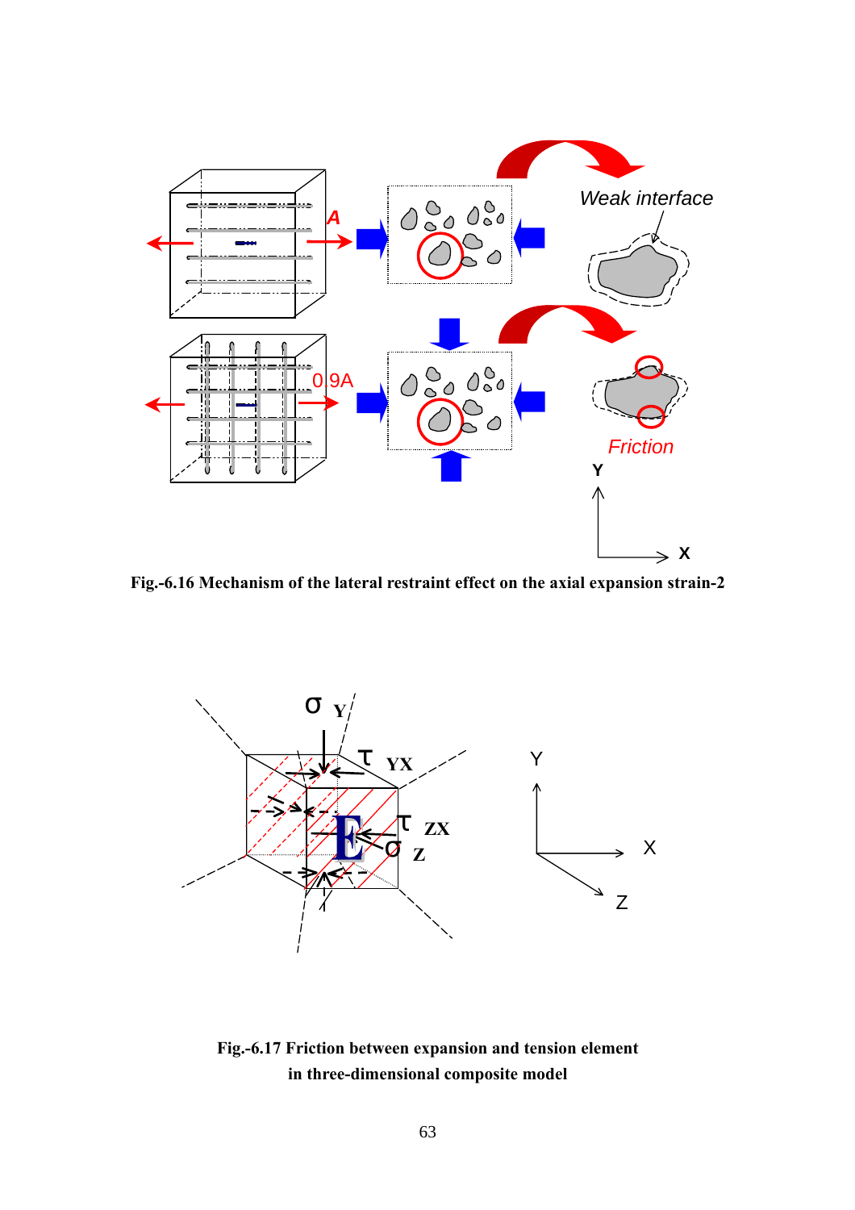Fig.-6.16 Mechanism of the lateral restraint effect on the axial expansion strain-2

Fig.-6.17 Friction between expansion and tension element in three-dimensional composite model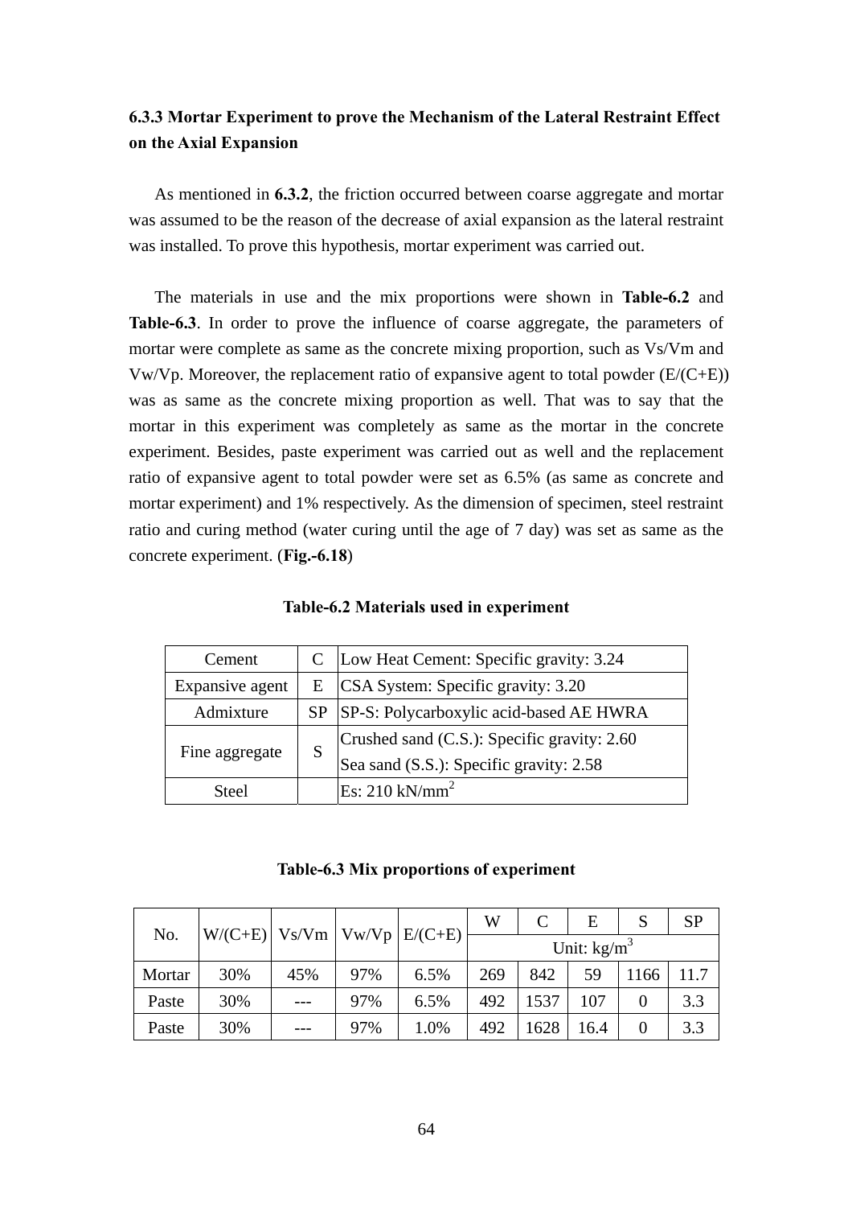### 6.3.3 Mortar Experiment to prove the Mechanism of the Lateral Restraint Effect on the Axial Expansion

As mentioned in **6.3.2**, the friction occurred between coarse aggregate and mortar was assumed to be the reason of the decrease of axial expansion as the lateral restraint was installed. To prove this hypothesis, mortar experiment was carried out.

The materials in use and the mix proportions were shown in **Table-6.2** and **Table-6.3**. In order to prove the influence of coarse aggregate, the parameters of mortar were complete as same as the concrete mixing proportion, such as Vs/Vm and Vw/Vp. Moreover, the replacement ratio of expansive agent to total powder (E/(C+E)) was as same as the concrete mixing proportion as well. That was to say that the mortar in this experiment was completely as same as the mortar in the concrete experiment. Besides, paste experiment was carried out as well and the replacement ratio of expansive agent to total powder were set as 6.5% (as same as concrete and mortar experiment) and 1% respectively. As the dimension of specimen, steel restraint ratio and curing method (water curing until the age of 7 day) was set as same as the concrete experiment. (**Fig.-6.18**)

**Table-6.2 Materials used in experiment**

| | | |
|---|---|---|
| Cement | C | Low Heat Cement: Specific gravity: 3.24 |
| Expansive agent | E | CSA System: Specific gravity: 3.20 |
| Admixture | SP | SP-S: Polycarboxylic acid-based AE HWRA |
| Fine aggregate | S | Crushed sand (C.S.): Specific gravity: 2.60<br>Sea sand (S.S.): Specific gravity: 2.58 |
| Steel | | Es: 210 kN/mm$^2$ |

**Table-6.3 Mix proportions of experiment**

| No. | W/(C+E) | Vs/Vm | Vw/Vp | E/(C+E) | W | C | E | S | SP |
|---|---|---|---|---|---|---|---|---|---|
| | | | | | Unit: kg/m$^3$ | | | | |
| Mortar | 30% | 45% | 97% | 6.5% | 269 | 842 | 59 | 1166 | 11.7 |
| Paste | 30% | --- | 97% | 6.5% | 492 | 1537 | 107 | 0 | 3.3 |
| Paste | 30% | --- | 97% | 1.0% | 492 | 1628 | 16.4 | 0 | 3.3 |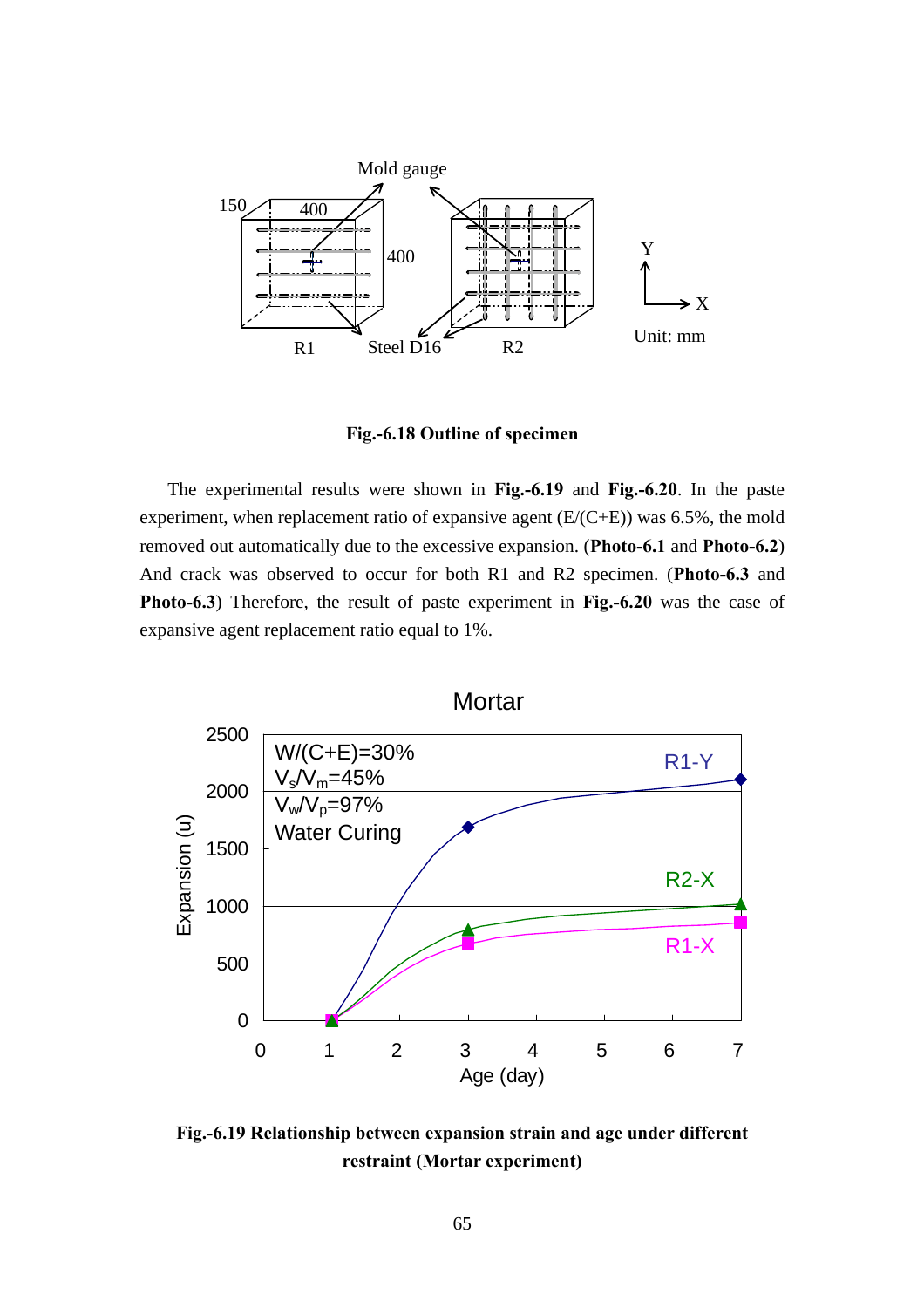**Fig.-6.18 Outline of specimen**

The experimental results were shown in **Fig.-6.19** and **Fig.-6.20**. In the paste experiment, when replacement ratio of expansive agent (E/(C+E)) was 6.5%, the mold removed out automatically due to the excessive expansion. (**Photo-6.1** and **Photo-6.2**) And crack was observed to occur for both R1 and R2 specimen. (**Photo-6.3** and **Photo-6.3**) Therefore, the result of paste experiment in **Fig.-6.20** was the case of expansive agent replacement ratio equal to 1%.

**Fig.-6.19 Relationship between expansion strain and age under different restraint (Mortar experiment)**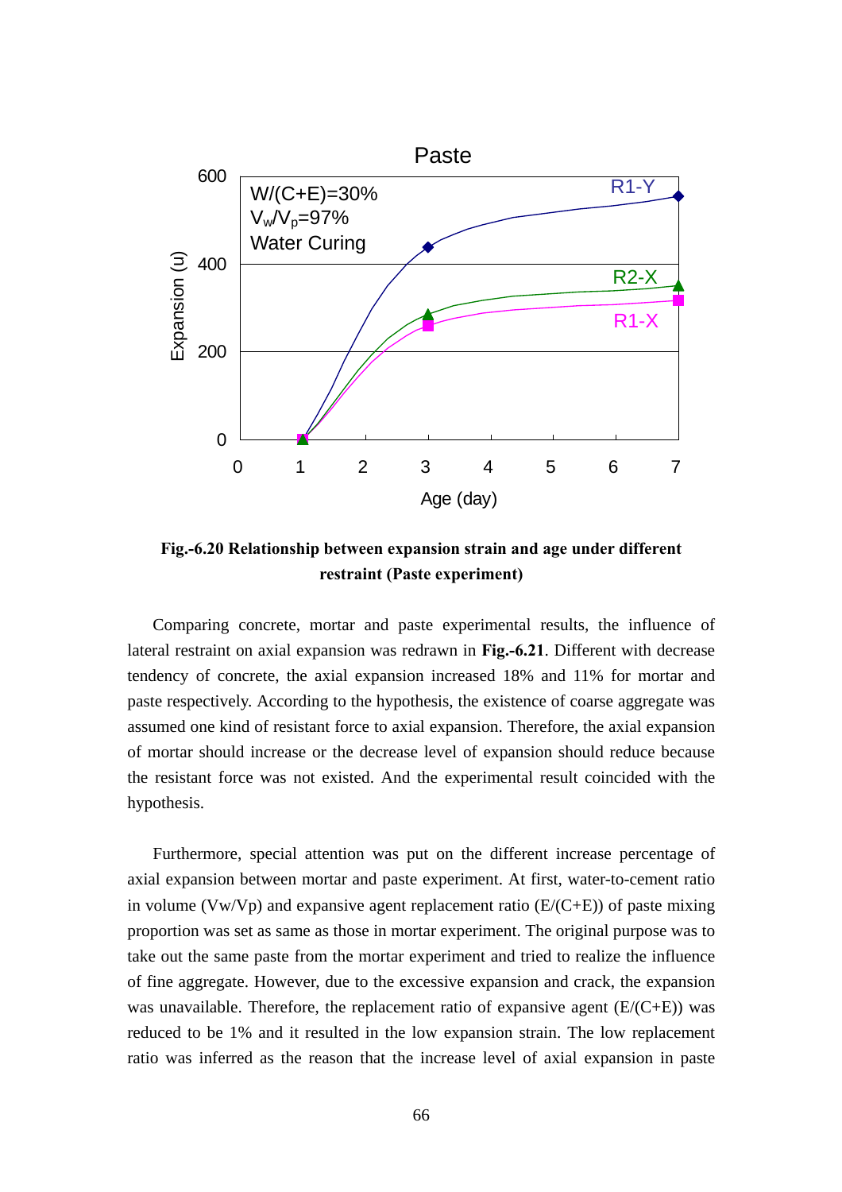**Fig.-6.20 Relationship between expansion strain and age under different restraint (Paste experiment)**

Comparing concrete, mortar and paste experimental results, the influence of lateral restraint on axial expansion was redrawn in **Fig.-6.21**. Different with decrease tendency of concrete, the axial expansion increased 18% and 11% for mortar and paste respectively. According to the hypothesis, the existence of coarse aggregate was assumed one kind of resistant force to axial expansion. Therefore, the axial expansion of mortar should increase or the decrease level of expansion should reduce because the resistant force was not existed. And the experimental result coincided with the hypothesis.

Furthermore, special attention was put on the different increase percentage of axial expansion between mortar and paste experiment. At first, water-to-cement ratio in volume (Vw/Vp) and expansive agent replacement ratio (E/(C+E)) of paste mixing proportion was set as same as those in mortar experiment. The original purpose was to take out the same paste from the mortar experiment and tried to realize the influence of fine aggregate. However, due to the excessive expansion and crack, the expansion was unavailable. Therefore, the replacement ratio of expansive agent (E/(C+E)) was reduced to be 1% and it resulted in the low expansion strain. The low replacement ratio was inferred as the reason that the increase level of axial expansion in paste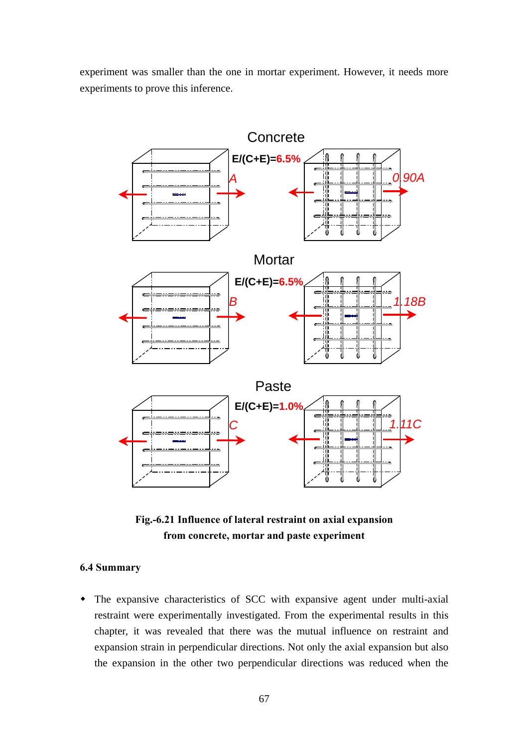experiment was smaller than the one in mortar experiment. However, it needs more experiments to prove this inference.

Concrete

E/(C+E)=6.5%

A

0.90A

Mortar

E/(C+E)=6.5%

B

1.18B

Paste

E/(C+E)=1.0%

C

1.11C

**Fig.-6.21 Influence of lateral restraint on axial expansion from concrete, mortar and paste experiment**

### 6.4 Summary

- The expansive characteristics of SCC with expansive agent under multi-axial restraint were experimentally investigated. From the experimental results in this chapter, it was revealed that there was the mutual influence on restraint and expansion strain in perpendicular directions. Not only the axial expansion but also the expansion in the other two perpendicular directions was reduced when the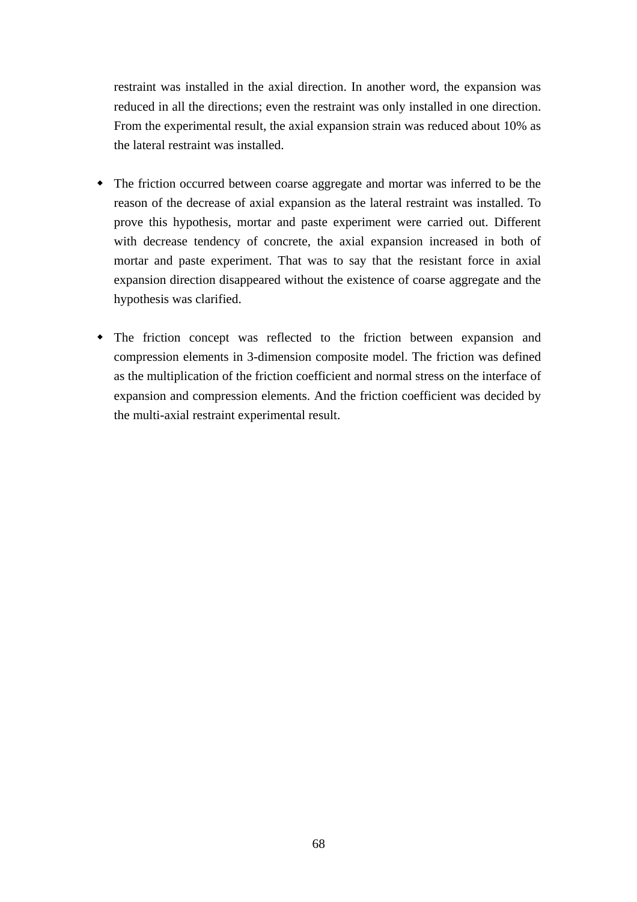restraint was installed in the axial direction. In another word, the expansion was reduced in all the directions; even the restraint was only installed in one direction. From the experimental result, the axial expansion strain was reduced about 10% as the lateral restraint was installed.

- The friction occurred between coarse aggregate and mortar was inferred to be the reason of the decrease of axial expansion as the lateral restraint was installed. To prove this hypothesis, mortar and paste experiment were carried out. Different with decrease tendency of concrete, the axial expansion increased in both of mortar and paste experiment. That was to say that the resistant force in axial expansion direction disappeared without the existence of coarse aggregate and the hypothesis was clarified.

- The friction concept was reflected to the friction between expansion and compression elements in 3-dimension composite model. The friction was defined as the multiplication of the friction coefficient and normal stress on the interface of expansion and compression elements. And the friction coefficient was decided by the multi-axial restraint experimental result.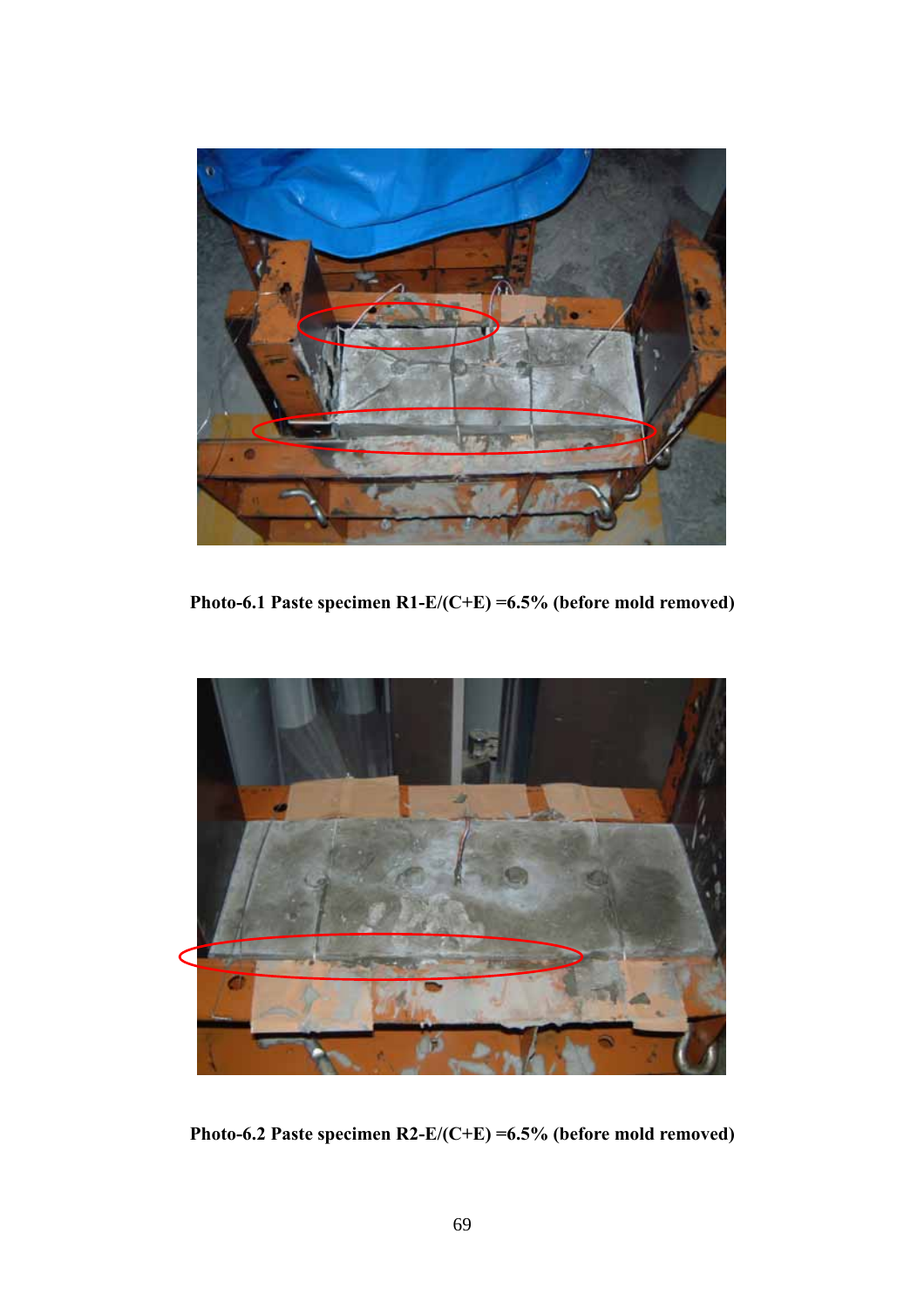Photo-6.1 Paste specimen R1-E/(C+E) =6.5% (before mold removed)

Photo-6.2 Paste specimen R2-E/(C+E) =6.5% (before mold removed)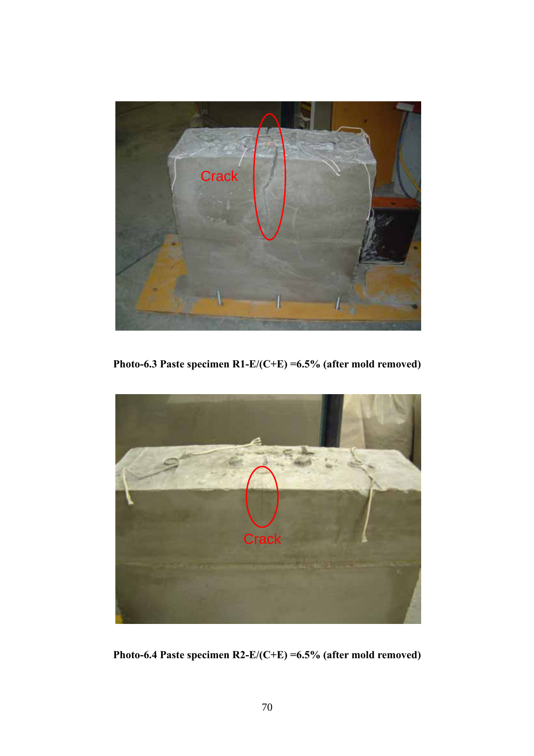Photo-6.3 Paste specimen R1-E/(C+E) =6.5% (after mold removed)

Photo-6.4 Paste specimen R2-E/(C+E) =6.5% (after mold removed)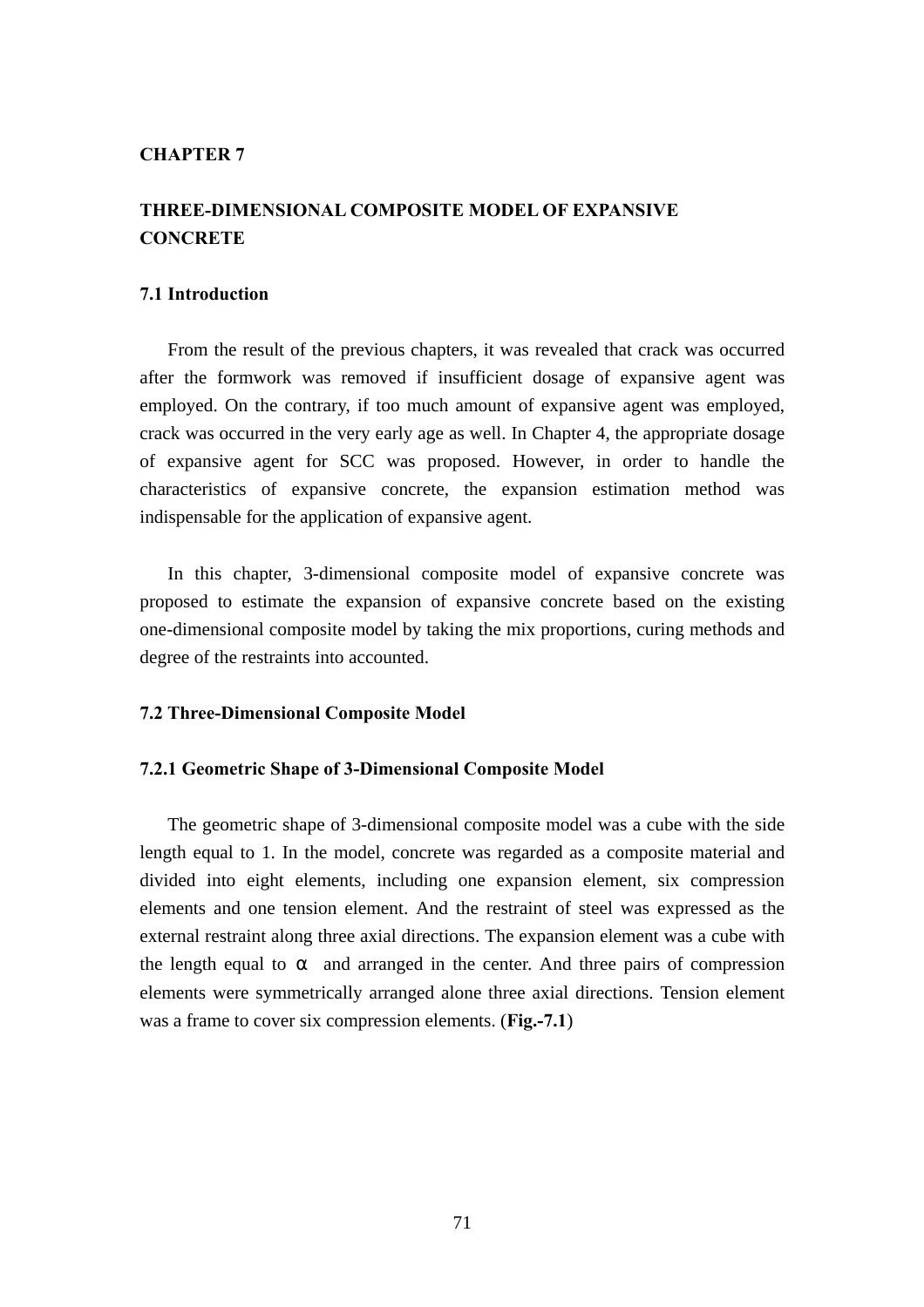# CHAPTER 7

# THREE-DIMENSIONAL COMPOSITE MODEL OF EXPANSIVE CONCRETE

## 7.1 Introduction

From the result of the previous chapters, it was revealed that crack was occurred after the formwork was removed if insufficient dosage of expansive agent was employed. On the contrary, if too much amount of expansive agent was employed, crack was occurred in the very early age as well. In Chapter 4, the appropriate dosage of expansive agent for SCC was proposed. However, in order to handle the characteristics of expansive concrete, the expansion estimation method was indispensable for the application of expansive agent.

In this chapter, 3-dimensional composite model of expansive concrete was proposed to estimate the expansion of expansive concrete based on the existing one-dimensional composite model by taking the mix proportions, curing methods and degree of the restraints into accounted.

## 7.2 Three-Dimensional Composite Model

### 7.2.1 Geometric Shape of 3-Dimensional Composite Model

The geometric shape of 3-dimensional composite model was a cube with the side length equal to 1. In the model, concrete was regarded as a composite material and divided into eight elements, including one expansion element, six compression elements and one tension element. And the restraint of steel was expressed as the external restraint along three axial directions. The expansion element was a cube with the length equal to $\alpha$ and arranged in the center. And three pairs of compression elements were symmetrically arranged alone three axial directions. Tension element was a frame to cover six compression elements. (**Fig.-7.1**)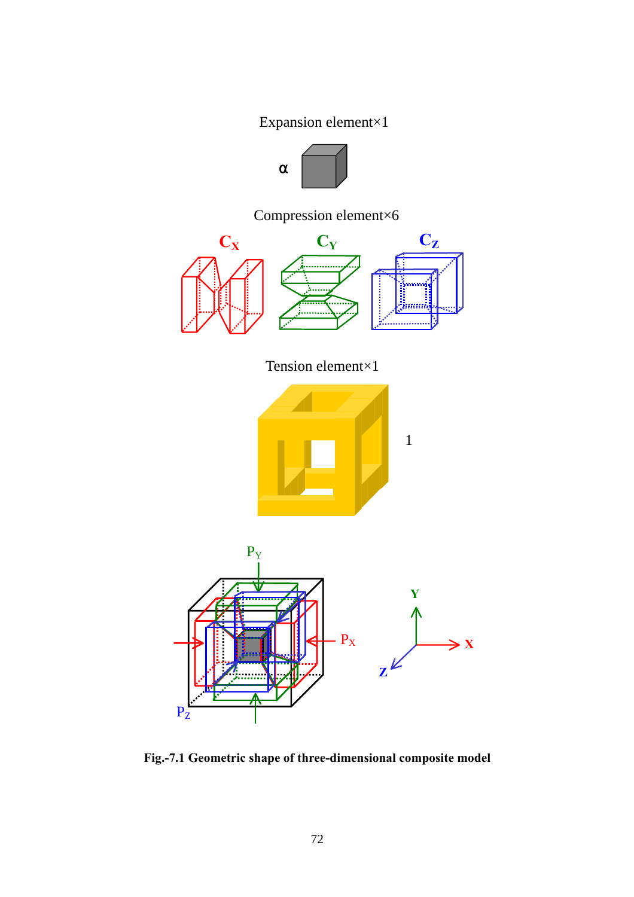Expansion element×1

α

Compression element×6

$C_X$ $C_Y$ $C_Z$

Tension element×1

1

$P_Y$

$P_X$

$P_Z$

Y X Z

**Fig.-7.1 Geometric shape of three-dimensional composite model**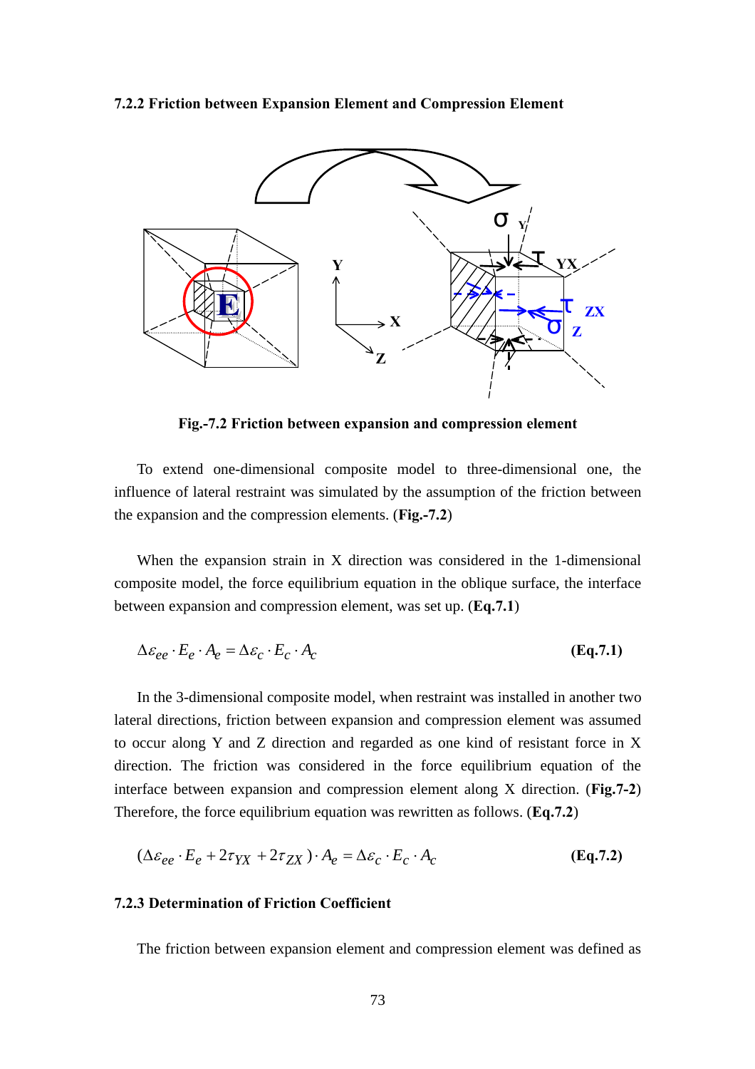### 7.2.2 Friction between Expansion Element and Compression Element

**Fig.-7.2 Friction between expansion and compression element**

To extend one-dimensional composite model to three-dimensional one, the influence of lateral restraint was simulated by the assumption of the friction between the expansion and the compression elements. (**Fig.-7.2**)

When the expansion strain in X direction was considered in the 1-dimensional composite model, the force equilibrium equation in the oblique surface, the interface between expansion and compression element, was set up. (**Eq.7.1**)

$$\Delta\varepsilon_{ee} \cdot E_e \cdot A_e = \Delta\varepsilon_c \cdot E_c \cdot A_c \qquad \textbf{(Eq.7.1)}$$

In the 3-dimensional composite model, when restraint was installed in another two lateral directions, friction between expansion and compression element was assumed to occur along Y and Z direction and regarded as one kind of resistant force in X direction. The friction was considered in the force equilibrium equation of the interface between expansion and compression element along X direction. (**Fig.-7-2**) Therefore, the force equilibrium equation was rewritten as follows. (**Eq.7.2**)

$$(\Delta\varepsilon_{ee} \cdot E_e + 2\tau_{YX} + 2\tau_{ZX}) \cdot A_e = \Delta\varepsilon_c \cdot E_c \cdot A_c \qquad \textbf{(Eq.7.2)}$$

### 7.2.3 Determination of Friction Coefficient

The friction between expansion element and compression element was defined as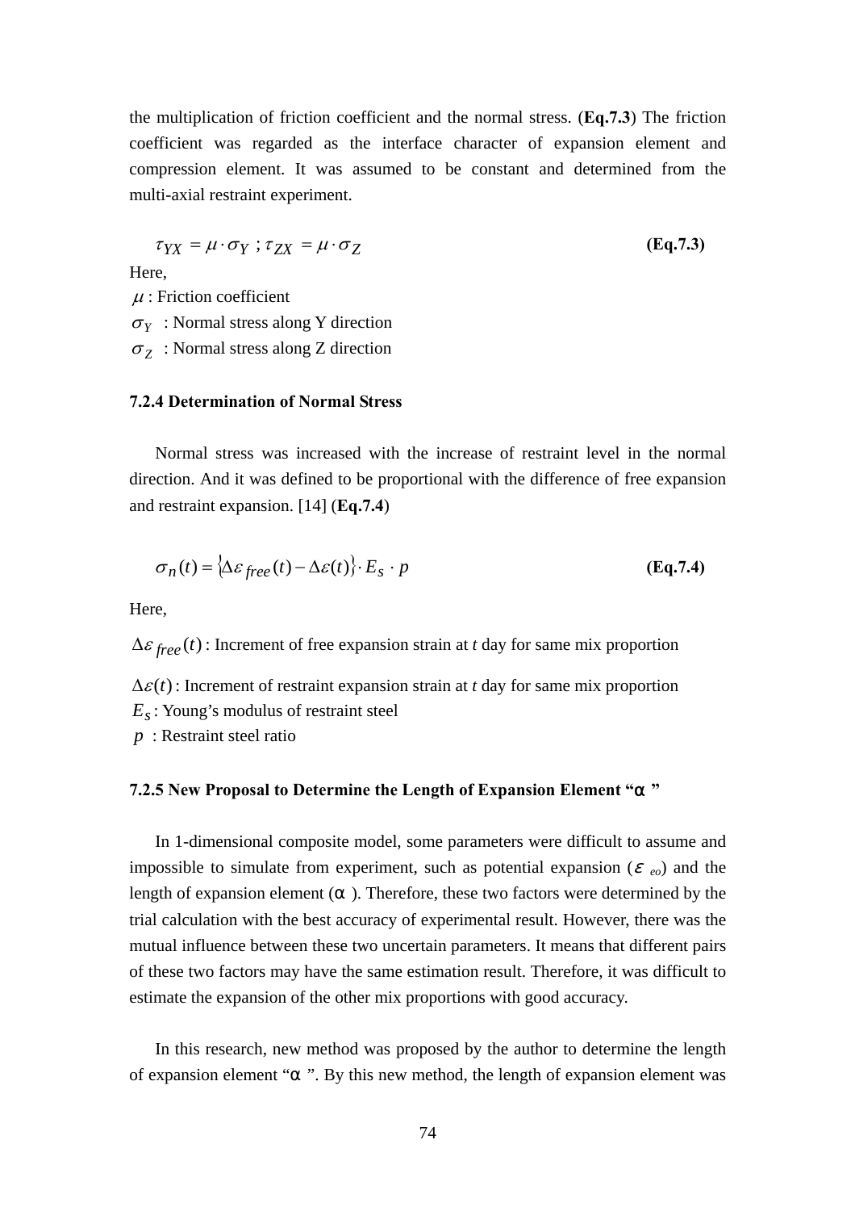the multiplication of friction coefficient and the normal stress. (**Eq.7.3**) The friction coefficient was regarded as the interface character of expansion element and compression element. It was assumed to be constant and determined from the multi-axial restraint experiment.

$$\tau_{YX} = \mu \cdot \sigma_Y \; ; \tau_{ZX} = \mu \cdot \sigma_Z \qquad \textbf{(Eq.7.3)}$$

Here,

$\mu$ : Friction coefficient

$\sigma_Y$ : Normal stress along Y direction

$\sigma_Z$ : Normal stress along Z direction

### 7.2.4 Determination of Normal Stress

Normal stress was increased with the increase of restraint level in the normal direction. And it was defined to be proportional with the difference of free expansion and restraint expansion. [14] (**Eq.7.4**)

$$\sigma_n(t) = \{\Delta\varepsilon_{free}(t) - \Delta\varepsilon(t)\} \cdot E_S \cdot p \qquad \textbf{(Eq.7.4)}$$

Here,

$\Delta\varepsilon_{free}(t)$ : Increment of free expansion strain at *t* day for same mix proportion

$\Delta\varepsilon(t)$ : Increment of restraint expansion strain at *t* day for same mix proportion

$E_S$ : Young's modulus of restraint steel

$p$ : Restraint steel ratio

### 7.2.5 New Proposal to Determine the Length of Expansion Element "α"

In 1-dimensional composite model, some parameters were difficult to assume and impossible to simulate from experiment, such as potential expansion ($\varepsilon_{eo}$) and the length of expansion element (α). Therefore, these two factors were determined by the trial calculation with the best accuracy of experimental result. However, there was the mutual influence between these two uncertain parameters. It means that different pairs of these two factors may have the same estimation result. Therefore, it was difficult to estimate the expansion of the other mix proportions with good accuracy.

In this research, new method was proposed by the author to determine the length of expansion element "α". By this new method, the length of expansion element was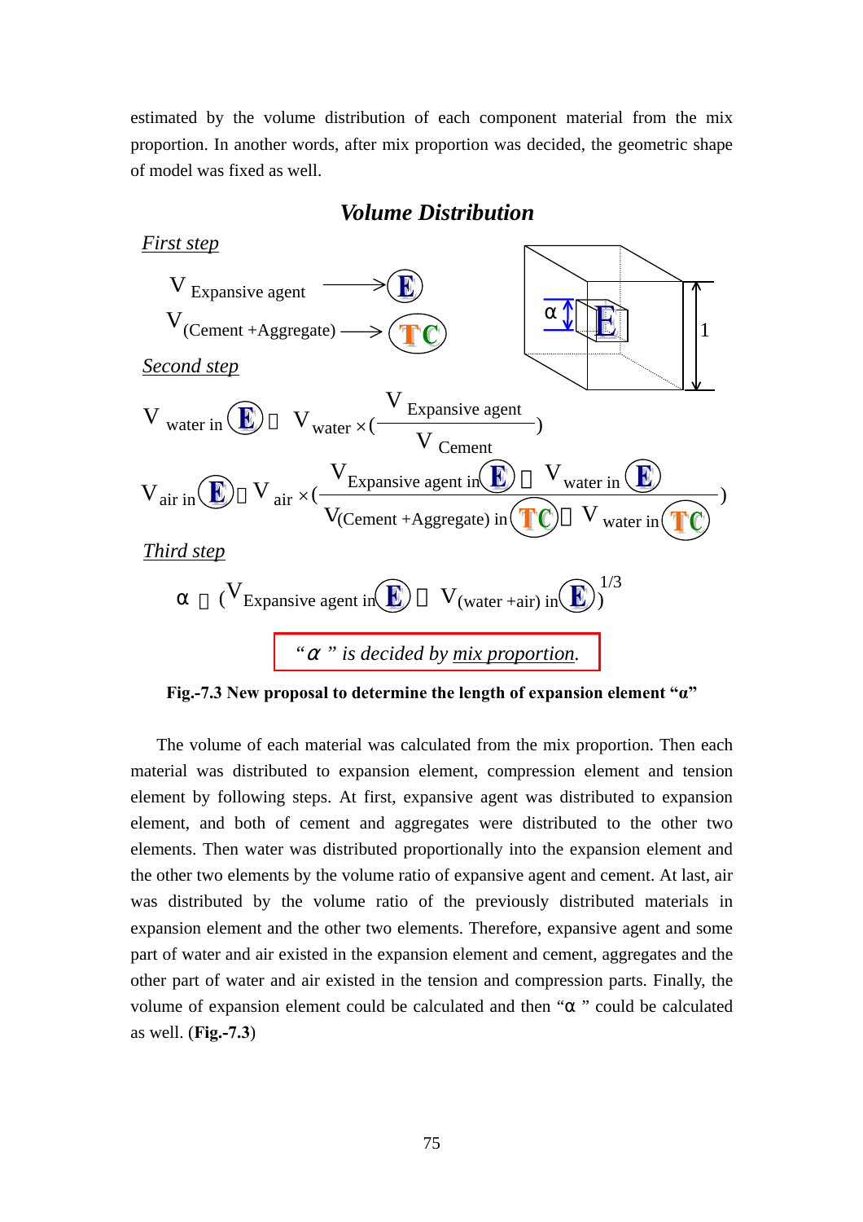estimated by the volume distribution of each component material from the mix proportion. In another words, after mix proportion was decided, the geometric shape of model was fixed as well.

### *Volume Distribution*

*First step*

$V_{\text{Expansive agent}} \longrightarrow$ E

$V_{\text{(Cement + Aggregate)}} \longrightarrow$ TC

*Second step*

$$V_{\text{water in E}} = V_{\text{water}} \times \left(\frac{V_{\text{Expansive agent}}}{V_{\text{Cement}}}\right)$$

$$V_{\text{air in E}} = V_{\text{air}} \times \left(\frac{V_{\text{Expansive agent in E}} + V_{\text{water in E}}}{V_{\text{(Cement + Aggregate) in TC}} + V_{\text{water in TC}}}\right)$$

*Third step*

$$\alpha = \left(V_{\text{Expansive agent in E}} + V_{\text{(water + air) in E}}\right)^{1/3}$$

*"α" is decided by mix proportion.*

**Fig.-7.3 New proposal to determine the length of expansion element "α"**

The volume of each material was calculated from the mix proportion. Then each material was distributed to expansion element, compression element and tension element by following steps. At first, expansive agent was distributed to expansion element, and both of cement and aggregates were distributed to the other two elements. Then water was distributed proportionally into the expansion element and the other two elements by the volume ratio of expansive agent and cement. At last, air was distributed by the volume ratio of the previously distributed materials in expansion element and the other two elements. Therefore, expansive agent and some part of water and air existed in the expansion element and cement, aggregates and the other part of water and air existed in the tension and compression parts. Finally, the volume of expansion element could be calculated and then "α" could be calculated as well. (**Fig.-7.3**)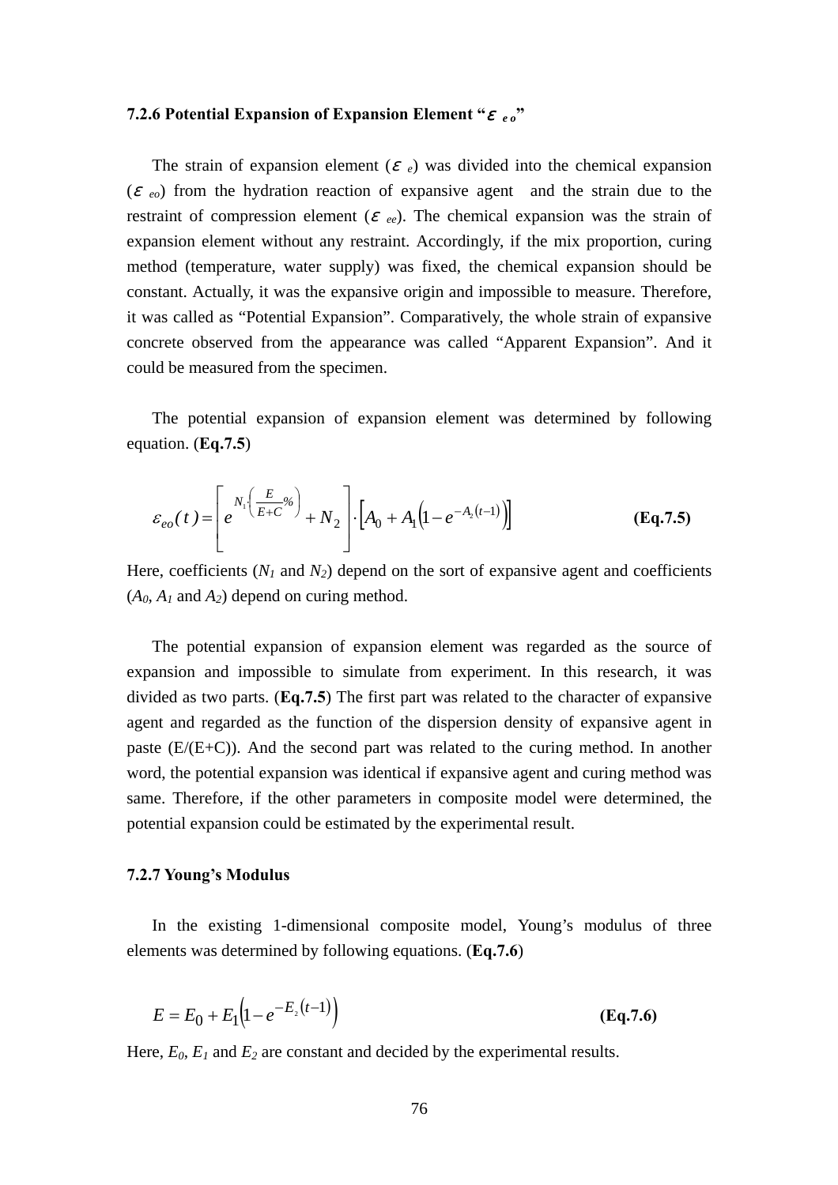### 7.2.6 Potential Expansion of Expansion Element "$\varepsilon_{eo}$"

The strain of expansion element ($\varepsilon_{e}$) was divided into the chemical expansion ($\varepsilon_{eo}$) from the hydration reaction of expansive agent  and the strain due to the restraint of compression element ($\varepsilon_{ee}$). The chemical expansion was the strain of expansion element without any restraint. Accordingly, if the mix proportion, curing method (temperature, water supply) was fixed, the chemical expansion should be constant. Actually, it was the expansive origin and impossible to measure. Therefore, it was called as "Potential Expansion". Comparatively, the whole strain of expansive concrete observed from the appearance was called "Apparent Expansion". And it could be measured from the specimen.

The potential expansion of expansion element was determined by following equation. (**Eq.7.5**)

$$\varepsilon_{eo}(t) = \left[ e^{N_1 \cdot \left( \frac{E}{E+C} \% \right)} + N_2 \right] \cdot \left[ A_0 + A_1 \left( 1 - e^{-A_2 (t-1)} \right) \right] \qquad \textbf{(Eq.7.5)}$$

Here, coefficients ($N_1$ and $N_2$) depend on the sort of expansive agent and coefficients ($A_0$, $A_1$ and $A_2$) depend on curing method.

The potential expansion of expansion element was regarded as the source of expansion and impossible to simulate from experiment. In this research, it was divided as two parts. (**Eq.7.5**) The first part was related to the character of expansive agent and regarded as the function of the dispersion density of expansive agent in paste (E/(E+C)). And the second part was related to the curing method. In another word, the potential expansion was identical if expansive agent and curing method was same. Therefore, if the other parameters in composite model were determined, the potential expansion could be estimated by the experimental result.

### 7.2.7 Young's Modulus

In the existing 1-dimensional composite model, Young's modulus of three elements was determined by following equations. (**Eq.7.6**)

$$E = E_0 + E_1 \left( 1 - e^{-E_2 (t-1)} \right) \qquad \textbf{(Eq.7.6)}$$

Here, $E_0$, $E_1$ and $E_2$ are constant and decided by the experimental results.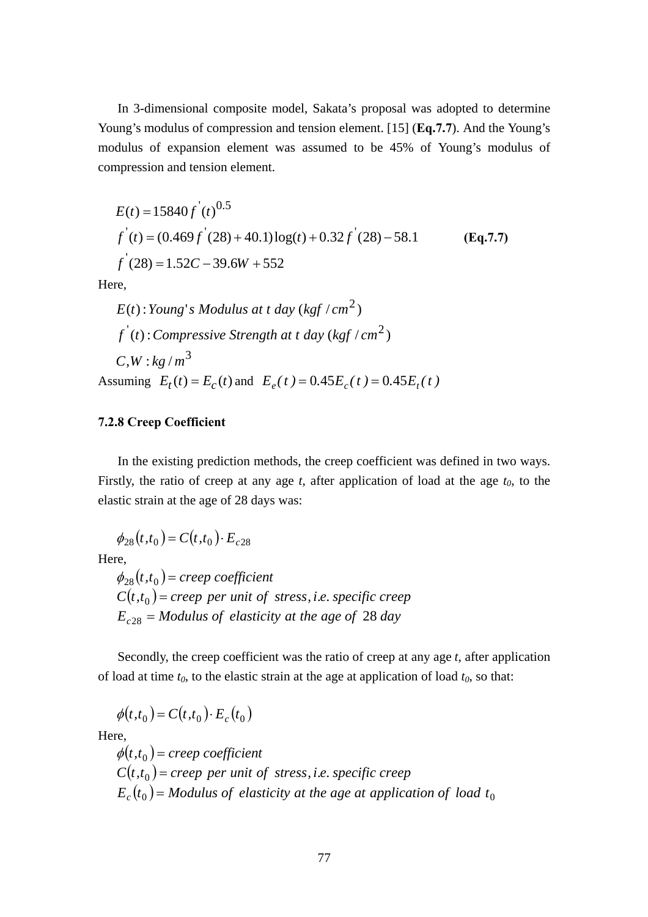In 3-dimensional composite model, Sakata's proposal was adopted to determine Young's modulus of compression and tension element. [15] (**Eq.7.7**). And the Young's modulus of expansion element was assumed to be 45% of Young's modulus of compression and tension element.

$$E(t) = 15840 f^{'}(t)^{0.5}$$

$$f^{'}(t) = (0.469 f^{'}(28) + 40.1)\log(t) + 0.32 f^{'}(28) - 58.1 \qquad \textbf{(Eq.7.7)}$$

$$f^{'}(28) = 1.52C - 39.6W + 552$$

Here,

$E(t)$ : *Young's Modulus at t day* $(kgf/cm^2)$

$f^{'}(t)$ : *Compressive Strength at t day* $(kgf/cm^2)$

$C, W : kg/m^3$

Assuming $E_t(t) = E_C(t)$ and $E_e(t) = 0.45E_c(t) = 0.45E_t(t)$

### 7.2.8 Creep Coefficient

In the existing prediction methods, the creep coefficient was defined in two ways. Firstly, the ratio of creep at any age *t*, after application of load at the age $t_0$, to the elastic strain at the age of 28 days was:

$$\phi_{28}(t, t_0) = C(t, t_0) \cdot E_{c28}$$

Here,

$\phi_{28}(t, t_0) =$ *creep coefficient*

$C(t, t_0) =$ *creep per unit of stress, i.e. specific creep*

$E_{c28} =$ *Modulus of elasticity at the age of* 28 *day*

Secondly, the creep coefficient was the ratio of creep at any age *t*, after application of load at time $t_0$, to the elastic strain at the age at application of load $t_0$, so that:

$$\phi(t, t_0) = C(t, t_0) \cdot E_c(t_0)$$

Here,

$\phi(t, t_0) =$ *creep coefficient*

$C(t, t_0) =$ *creep per unit of stress, i.e. specific creep*

$E_c(t_0) =$ *Modulus of elasticity at the age at application of load* $t_0$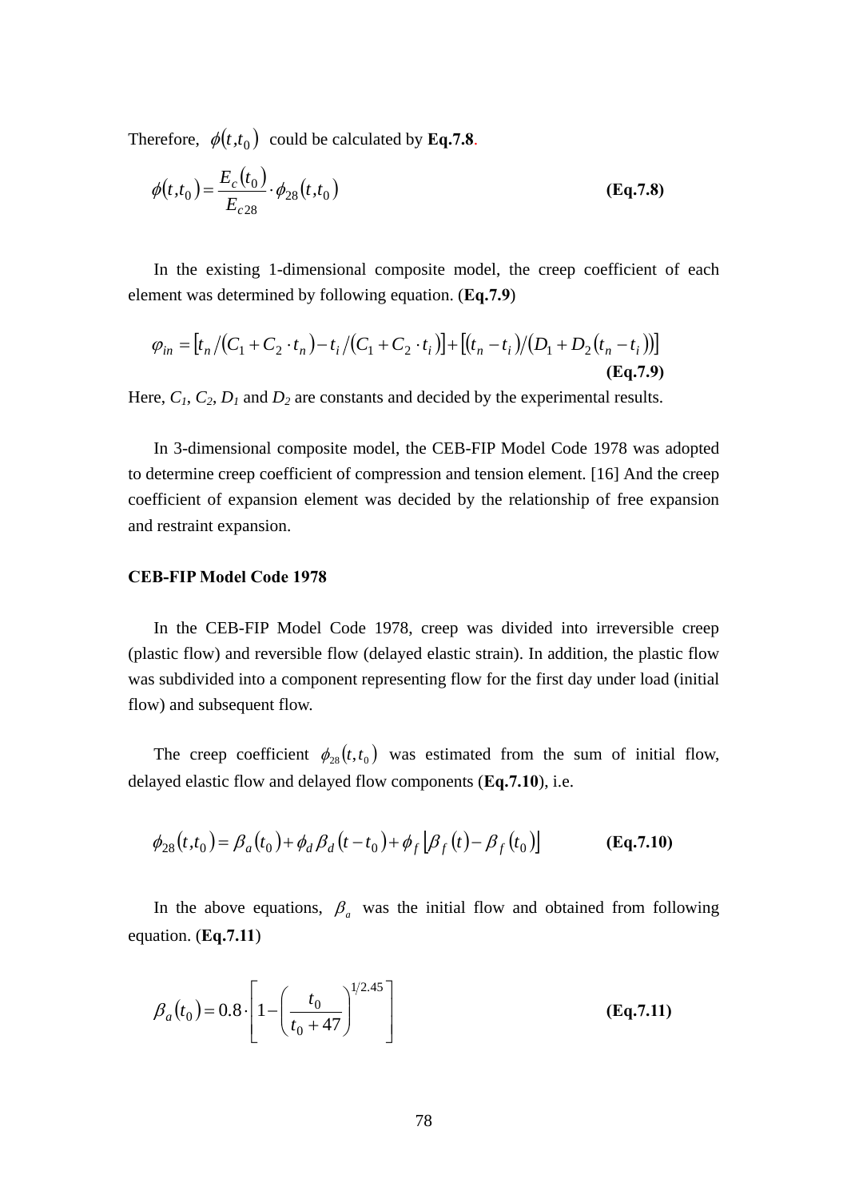Therefore, $\phi(t,t_0)$ could be calculated by **Eq.7.8**.

$$\phi(t,t_0) = \frac{E_c(t_0)}{E_{c28}} \cdot \phi_{28}(t,t_0) \qquad \textbf{(Eq.7.8)}$$

In the existing 1-dimensional composite model, the creep coefficient of each element was determined by following equation. (**Eq.7.9**)

$$\varphi_{in} = \left[ t_n / (C_1 + C_2 \cdot t_n) - t_i / (C_1 + C_2 \cdot t_i) \right] + \left[ (t_n - t_i) / (D_1 + D_2 (t_n - t_i)) \right] \qquad \textbf{(Eq.7.9)}$$

Here, $C_1$, $C_2$, $D_1$ and $D_2$ are constants and decided by the experimental results.

In 3-dimensional composite model, the CEB-FIP Model Code 1978 was adopted to determine creep coefficient of compression and tension element. [16] And the creep coefficient of expansion element was decided by the relationship of free expansion and restraint expansion.

**CEB-FIP Model Code 1978**

In the CEB-FIP Model Code 1978, creep was divided into irreversible creep (plastic flow) and reversible flow (delayed elastic strain). In addition, the plastic flow was subdivided into a component representing flow for the first day under load (initial flow) and subsequent flow.

The creep coefficient $\phi_{28}(t,t_0)$ was estimated from the sum of initial flow, delayed elastic flow and delayed flow components (**Eq.7.10**), i.e.

$$\phi_{28}(t,t_0) = \beta_a(t_0) + \phi_d \beta_d (t - t_0) + \phi_f \left[ \beta_f(t) - \beta_f(t_0) \right] \qquad \textbf{(Eq.7.10)}$$

In the above equations, $\beta_a$ was the initial flow and obtained from following equation. (**Eq.7.11**)

$$\beta_a(t_0) = 0.8 \cdot \left[ 1 - \left( \frac{t_0}{t_0 + 47} \right)^{1/2.45} \right] \qquad \textbf{(Eq.7.11)}$$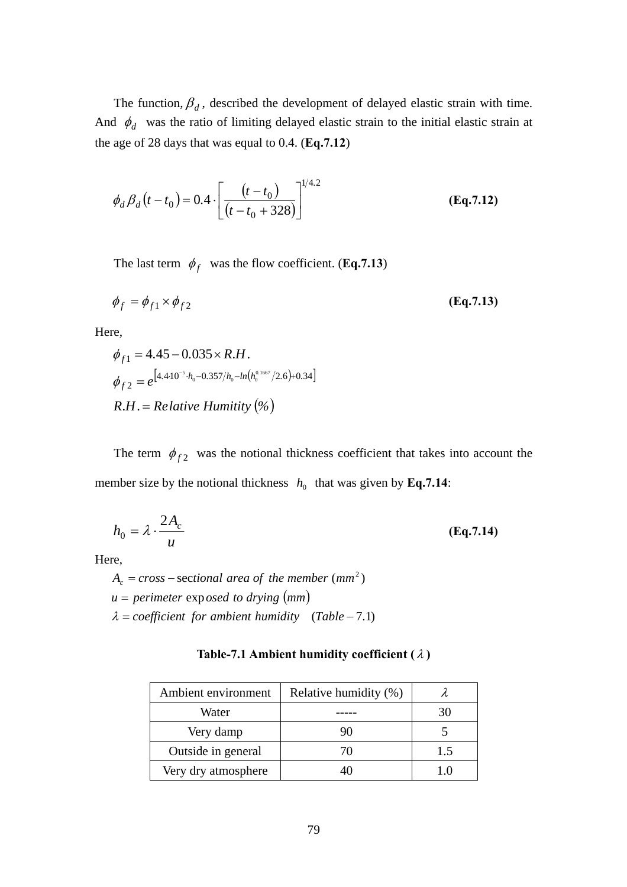The function, $\beta_d$, described the development of delayed elastic strain with time. And $\phi_d$ was the ratio of limiting delayed elastic strain to the initial elastic strain at the age of 28 days that was equal to 0.4. (**Eq.7.12**)

$$\phi_d \beta_d (t - t_0) = 0.4 \cdot \left[ \frac{(t - t_0)}{(t - t_0 + 328)} \right]^{1/4.2} \qquad \textbf{(Eq.7.12)}$$

The last term $\phi_f$ was the flow coefficient. (**Eq.7.13**)

$$\phi_f = \phi_{f1} \times \phi_{f2} \qquad \textbf{(Eq.7.13)}$$

Here,

$$\phi_{f1} = 4.45 - 0.035 \times R.H.$$

$$\phi_{f2} = e^{\left[4.4 \cdot 10^{-5} \cdot h_0 - 0.357/h_0 - ln\left(h_0^{0.1667}/2.6\right) + 0.34\right]}$$

$$R.H. = Relative\ Humitity\ (\%)$$

The term $\phi_{f2}$ was the notional thickness coefficient that takes into account the member size by the notional thickness $h_0$ that was given by **Eq.7.14**:

$$h_0 = \lambda \cdot \frac{2A_c}{u} \qquad \textbf{(Eq.7.14)}$$

Here,

$A_c$ = cross-sectional area of the member ($mm^2$)

$u$ = perimeter exposed to drying ($mm$)

$\lambda$ = coefficient for ambient humidity (Table-7.1)

**Table-7.1 Ambient humidity coefficient ($\lambda$)**

| Ambient environment | Relative humidity (%) | $\lambda$ |
|---|---|---|
| Water | ----- | 30 |
| Very damp | 90 | 5 |
| Outside in general | 70 | 1.5 |
| Very dry atmosphere | 40 | 1.0 |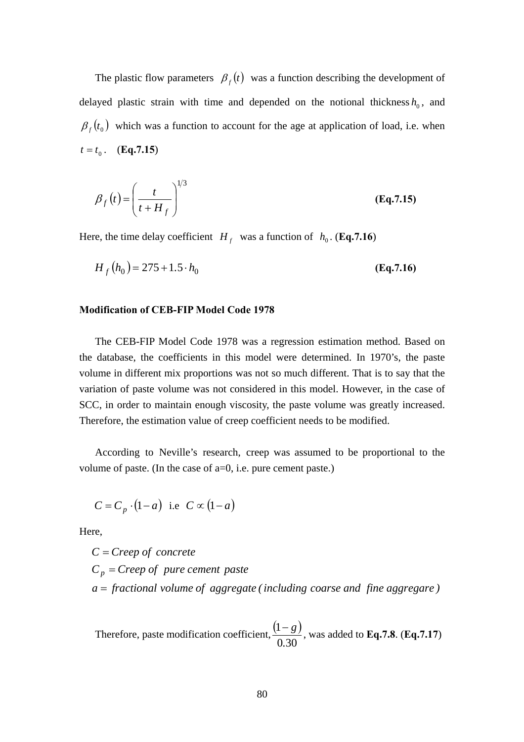The plastic flow parameters $\beta_f(t)$ was a function describing the development of delayed plastic strain with time and depended on the notional thickness $h_0$, and $\beta_f(t_0)$ which was a function to account for the age at application of load, i.e. when $t = t_0$. (**Eq.7.15**)

$$\beta_f(t) = \left(\frac{t}{t + H_f}\right)^{1/3} \qquad \textbf{(Eq.7.15)}$$

Here, the time delay coefficient $H_f$ was a function of $h_0$. (**Eq.7.16**)

$$H_f(h_0) = 275 + 1.5 \cdot h_0 \qquad \textbf{(Eq.7.16)}$$

**Modification of CEB-FIP Model Code 1978**

The CEB-FIP Model Code 1978 was a regression estimation method. Based on the database, the coefficients in this model were determined. In 1970's, the paste volume in different mix proportions was not so much different. That is to say that the variation of paste volume was not considered in this model. However, in the case of SCC, in order to maintain enough viscosity, the paste volume was greatly increased. Therefore, the estimation value of creep coefficient needs to be modified.

According to Neville's research, creep was assumed to be proportional to the volume of paste. (In the case of a=0, i.e. pure cement paste.)

$$C = C_p \cdot (1 - a) \quad \text{i.e} \quad C \propto (1 - a)$$

Here,

$C = Creep\ of\ concrete$
$C_p = Creep\ of\ pure\ cement\ paste$
$a =\ fractional\ volume\ of\ aggregate\ (including\ coarse\ and\ fine\ aggregare\ )$

Therefore, paste modification coefficient, $\frac{(1-g)}{0.30}$, was added to **Eq.7.8**. (**Eq.7.17**)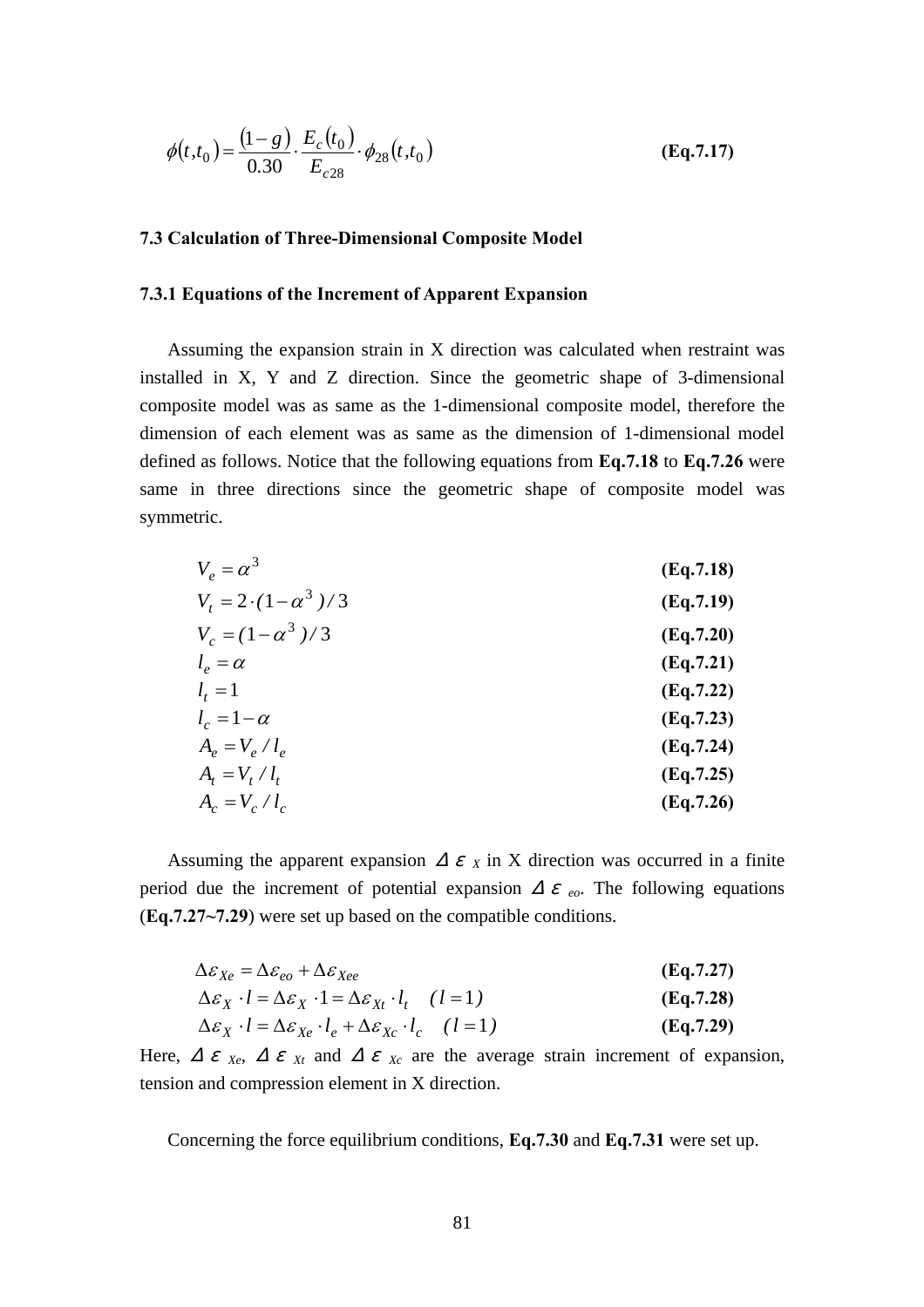$$\phi(t,t_0) = \frac{(1-g)}{0.30} \cdot \frac{E_c(t_0)}{E_{c28}} \cdot \phi_{28}(t,t_0) \quad \textbf{(Eq.7.17)}$$

### 7.3 Calculation of Three-Dimensional Composite Model

#### 7.3.1 Equations of the Increment of Apparent Expansion

Assuming the expansion strain in X direction was calculated when restraint was installed in X, Y and Z direction. Since the geometric shape of 3-dimensional composite model was as same as the 1-dimensional composite model, therefore the dimension of each element was as same as the dimension of 1-dimensional model defined as follows. Notice that the following equations from **Eq.7.18** to **Eq.7.26** were same in three directions since the geometric shape of composite model was symmetric.

$$V_e = \alpha^3 \quad \textbf{(Eq.7.18)}$$

$$V_t = 2 \cdot (1-\alpha^3)/3 \quad \textbf{(Eq.7.19)}$$

$$V_c = (1-\alpha^3)/3 \quad \textbf{(Eq.7.20)}$$

$$l_e = \alpha \quad \textbf{(Eq.7.21)}$$

$$l_t = 1 \quad \textbf{(Eq.7.22)}$$

$$l_c = 1-\alpha \quad \textbf{(Eq.7.23)}$$

$$A_e = V_e / l_e \quad \textbf{(Eq.7.24)}$$

$$A_t = V_t / l_t \quad \textbf{(Eq.7.25)}$$

$$A_c = V_c / l_c \quad \textbf{(Eq.7.26)}$$

Assuming the apparent expansion $\Delta\varepsilon_X$ in X direction was occurred in a finite period due the increment of potential expansion $\Delta\varepsilon_{eo}$. The following equations (**Eq.7.27~7.29**) were set up based on the compatible conditions.

$$\Delta\varepsilon_{Xe} = \Delta\varepsilon_{eo} + \Delta\varepsilon_{Xee} \quad \textbf{(Eq.7.27)}$$

$$\Delta\varepsilon_X \cdot l = \Delta\varepsilon_X \cdot 1 = \Delta\varepsilon_{Xt} \cdot l_t \quad (l=1) \quad \textbf{(Eq.7.28)}$$

$$\Delta\varepsilon_X \cdot l = \Delta\varepsilon_{Xe} \cdot l_e + \Delta\varepsilon_{Xc} \cdot l_c \quad (l=1) \quad \textbf{(Eq.7.29)}$$

Here, $\Delta\varepsilon_{Xe}$, $\Delta\varepsilon_{Xt}$ and $\Delta\varepsilon_{Xc}$ are the average strain increment of expansion, tension and compression element in X direction.

Concerning the force equilibrium conditions, **Eq.7.30** and **Eq.7.31** were set up.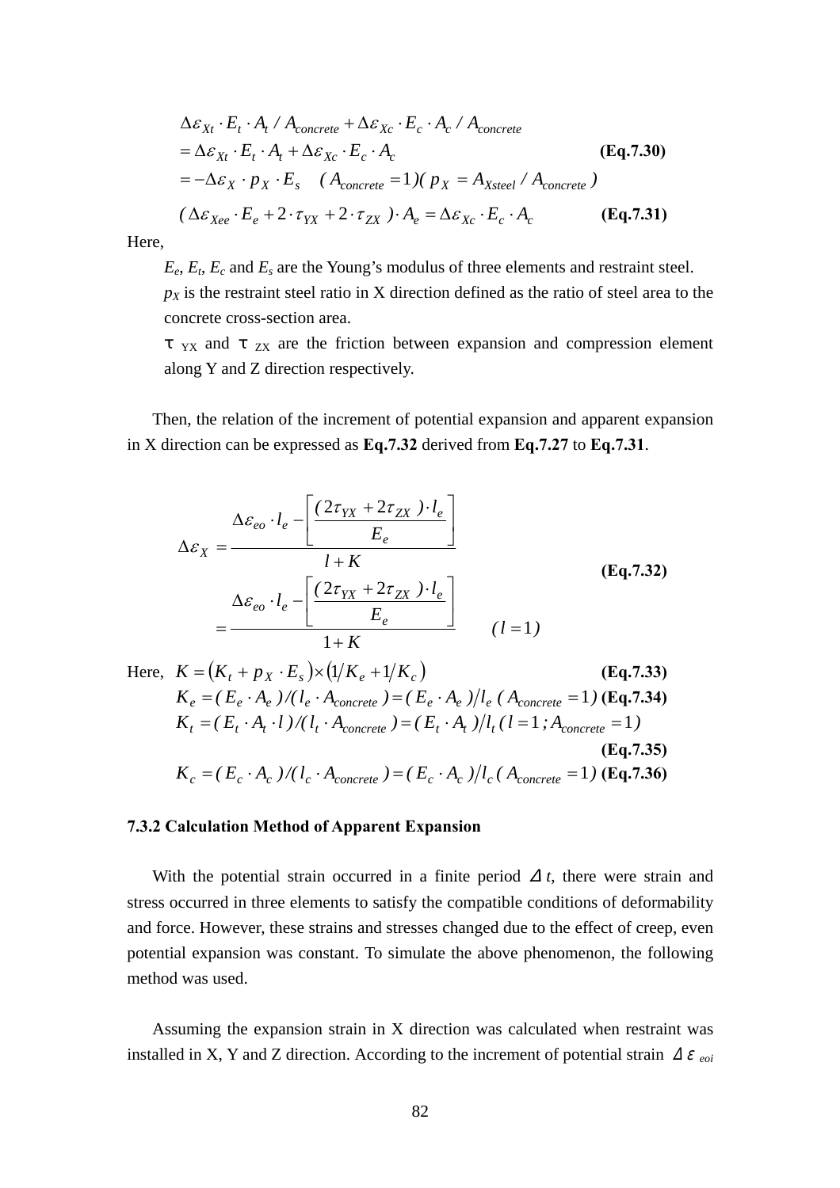$$\Delta\varepsilon_{Xt} \cdot E_t \cdot A_t / A_{concrete} + \Delta\varepsilon_{Xc} \cdot E_c \cdot A_c / A_{concrete}$$
$$= \Delta\varepsilon_{Xt} \cdot E_t \cdot A_t + \Delta\varepsilon_{Xc} \cdot E_c \cdot A_c \qquad \textbf{(Eq.7.30)}$$
$$= -\Delta\varepsilon_X \cdot p_X \cdot E_s \quad (A_{concrete} = 1)(p_X = A_{Xsteel} / A_{concrete})$$

$$(\Delta\varepsilon_{Xee} \cdot E_e + 2 \cdot \tau_{YX} + 2 \cdot \tau_{ZX}) \cdot A_e = \Delta\varepsilon_{Xc} \cdot E_c \cdot A_c \qquad \textbf{(Eq.7.31)}$$

Here,

$E_e$, $E_t$, $E_c$ and $E_s$ are the Young's modulus of three elements and restraint steel.

$p_X$ is the restraint steel ratio in X direction defined as the ratio of steel area to the concrete cross-section area.

$\tau_{YX}$ and $\tau_{ZX}$ are the friction between expansion and compression element along Y and Z direction respectively.

Then, the relation of the increment of potential expansion and apparent expansion in X direction can be expressed as **Eq.7.32** derived from **Eq.7.27** to **Eq.7.31**.

$$\Delta\varepsilon_X = \frac{\Delta\varepsilon_{eo} \cdot l_e - \left[\dfrac{(2\tau_{YX} + 2\tau_{ZX}) \cdot l_e}{E_e}\right]}{l + K} = \frac{\Delta\varepsilon_{eo} \cdot l_e - \left[\dfrac{(2\tau_{YX} + 2\tau_{ZX}) \cdot l_e}{E_e}\right]}{1 + K} \quad (l = 1) \qquad \textbf{(Eq.7.32)}$$

Here, $K = (K_t + p_X \cdot E_s) \times (1/K_e + 1/K_c)$ **(Eq.7.33)**

$$K_e = (E_e \cdot A_e)/(l_e \cdot A_{concrete}) = (E_e \cdot A_e)/l_e \ (A_{concrete} = 1) \qquad \textbf{(Eq.7.34)}$$

$$K_t = (E_t \cdot A_t \cdot l)/(l_t \cdot A_{concrete}) = (E_t \cdot A_t)/l_t \ (l = 1 \,; A_{concrete} = 1) \qquad \textbf{(Eq.7.35)}$$

$$K_c = (E_c \cdot A_c)/(l_c \cdot A_{concrete}) = (E_c \cdot A_c)/l_c \ (A_{concrete} = 1) \qquad \textbf{(Eq.7.36)}$$

### 7.3.2 Calculation Method of Apparent Expansion

With the potential strain occurred in a finite period $\Delta t$, there were strain and stress occurred in three elements to satisfy the compatible conditions of deformability and force. However, these strains and stresses changed due to the effect of creep, even potential expansion was constant. To simulate the above phenomenon, the following method was used.

Assuming the expansion strain in X direction was calculated when restraint was installed in X, Y and Z direction. According to the increment of potential strain $\Delta\varepsilon_{eoi}$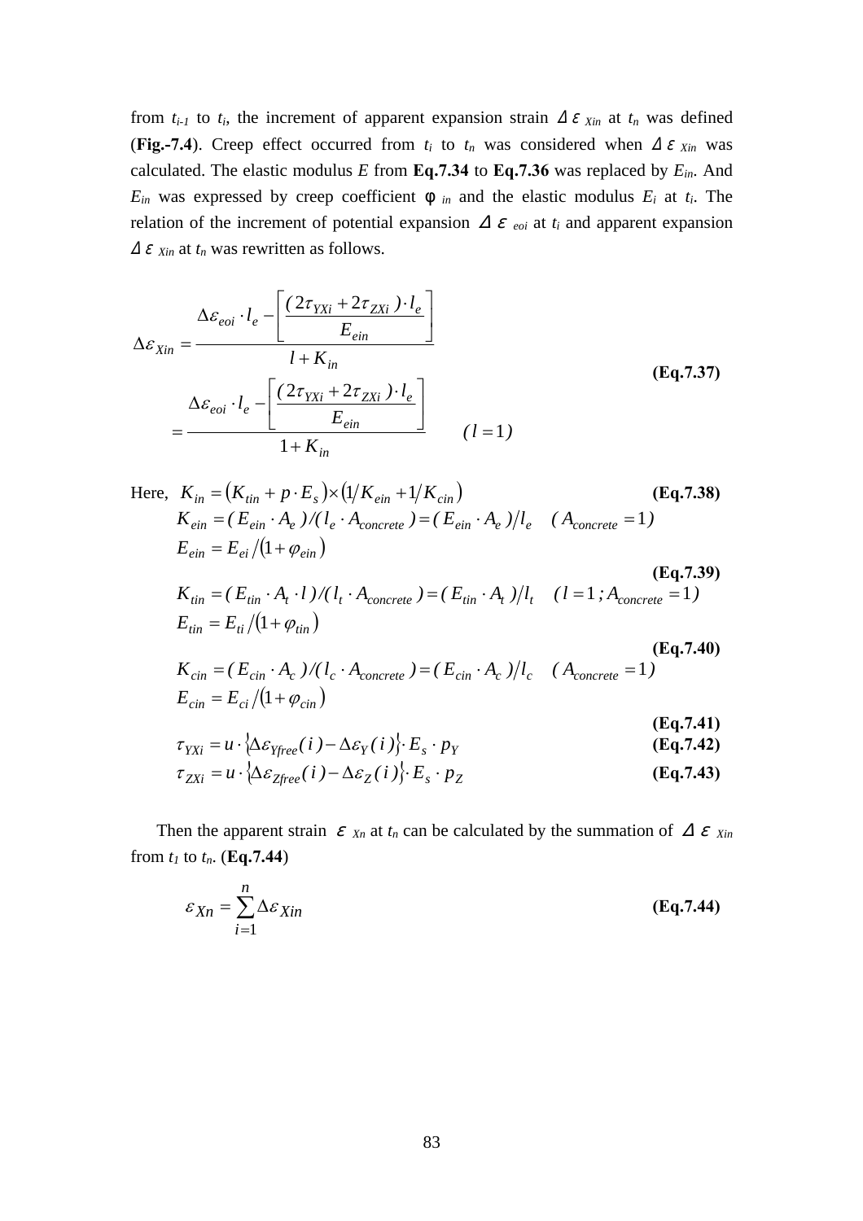from $t_{i-1}$ to $t_i$, the increment of apparent expansion strain $\Delta\varepsilon_{Xin}$ at $t_n$ was defined (**Fig.-7.4**). Creep effect occurred from $t_i$ to $t_n$ was considered when $\Delta\varepsilon_{Xin}$ was calculated. The elastic modulus $E$ from **Eq.7.34** to **Eq.7.36** was replaced by $E_{in}$. And $E_{in}$ was expressed by creep coefficient $\varphi_{in}$ and the elastic modulus $E_i$ at $t_i$. The relation of the increment of potential expansion $\Delta\varepsilon_{eoi}$ at $t_i$ and apparent expansion $\Delta\varepsilon_{Xin}$ at $t_n$ was rewritten as follows.

$$\Delta\varepsilon_{Xin} = \frac{\Delta\varepsilon_{eoi}\cdot l_e - \left[\dfrac{(2\tau_{YXi}+2\tau_{ZXi})\cdot l_e}{E_{ein}}\right]}{l+K_{in}} = \frac{\Delta\varepsilon_{eoi}\cdot l_e - \left[\dfrac{(2\tau_{YXi}+2\tau_{ZXi})\cdot l_e}{E_{ein}}\right]}{1+K_{in}} \qquad (l=1) \tag{Eq.7.37}$$

Here, $K_{in} = (K_{tin} + p\cdot E_s)\times\left(1/K_{ein} + 1/K_{cin}\right)$ **(Eq.7.38)**

$$K_{ein} = (E_{ein}\cdot A_e)/(l_e\cdot A_{concrete}) = (E_{ein}\cdot A_e)/l_e \quad (A_{concrete}=1)$$
$$E_{ein} = E_{ei}/(1+\varphi_{ein}) \tag{Eq.7.39}$$

$$K_{tin} = (E_{tin}\cdot A_t\cdot l)/(l_t\cdot A_{concrete}) = (E_{tin}\cdot A_t)/l_t \quad (l=1\,;A_{concrete}=1)$$
$$E_{tin} = E_{ti}/(1+\varphi_{tin}) \tag{Eq.7.40}$$

$$K_{cin} = (E_{cin}\cdot A_c)/(l_c\cdot A_{concrete}) = (E_{cin}\cdot A_c)/l_c \quad (A_{concrete}=1)$$
$$E_{cin} = E_{ci}/(1+\varphi_{cin}) \tag{Eq.7.41}$$

$$\tau_{YXi} = u\cdot\{\Delta\varepsilon_{Yfree}(i) - \Delta\varepsilon_Y(i)\}\cdot E_s\cdot p_Y \tag{Eq.7.42}$$

$$\tau_{ZXi} = u\cdot\{\Delta\varepsilon_{Zfree}(i) - \Delta\varepsilon_Z(i)\}\cdot E_s\cdot p_Z \tag{Eq.7.43}$$

Then the apparent strain $\varepsilon_{Xn}$ at $t_n$ can be calculated by the summation of $\Delta\varepsilon_{Xin}$ from $t_1$ to $t_n$. (**Eq.7.44**)

$$\varepsilon_{Xn} = \sum_{i=1}^{n}\Delta\varepsilon_{Xin} \tag{Eq.7.44}$$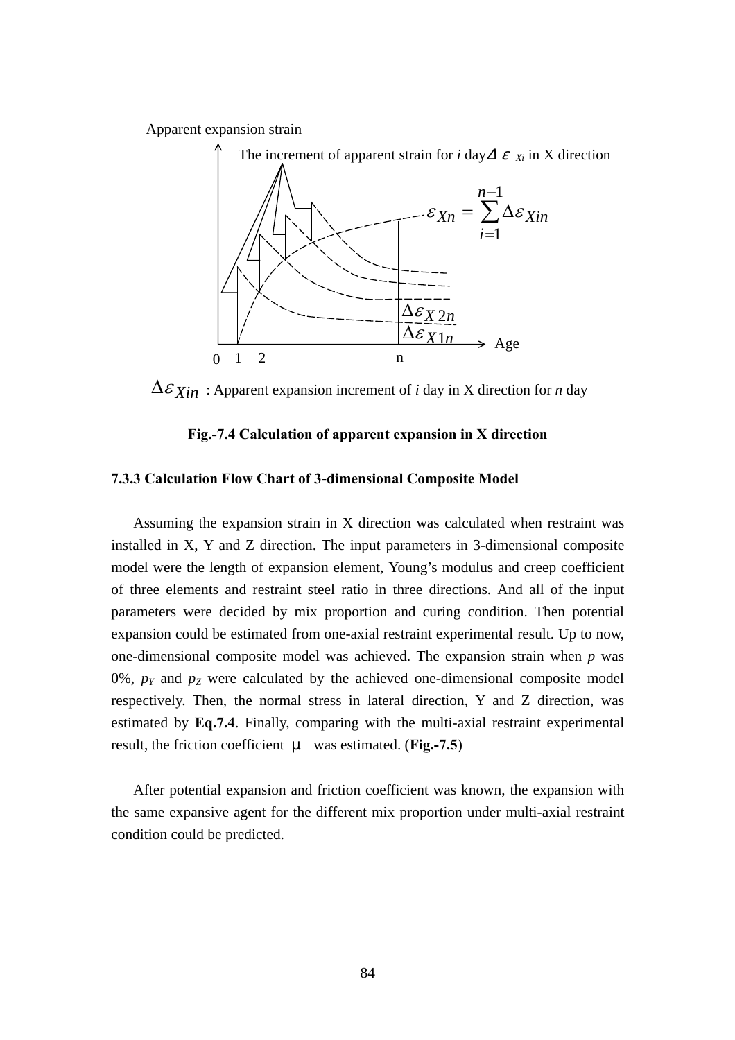Apparent expansion strain

The increment of apparent strain for *i* day $\Delta\varepsilon_{Xi}$ in X direction

$$\varepsilon_{Xn} = \sum_{i=1}^{n-1} \Delta\varepsilon_{Xin}$$

$\Delta\varepsilon_{X2n}$

$\Delta\varepsilon_{X1n}$

Age

0 1 2 n

$\Delta\varepsilon_{Xin}$ : Apparent expansion increment of *i* day in X direction for *n* day

**Fig.-7.4 Calculation of apparent expansion in X direction**

### 7.3.3 Calculation Flow Chart of 3-dimensional Composite Model

Assuming the expansion strain in X direction was calculated when restraint was installed in X, Y and Z direction. The input parameters in 3-dimensional composite model were the length of expansion element, Young's modulus and creep coefficient of three elements and restraint steel ratio in three directions. And all of the input parameters were decided by mix proportion and curing condition. Then potential expansion could be estimated from one-axial restraint experimental result. Up to now, one-dimensional composite model was achieved. The expansion strain when $p$ was 0%, $p_Y$ and $p_Z$ were calculated by the achieved one-dimensional composite model respectively. Then, the normal stress in lateral direction, Y and Z direction, was estimated by **Eq.7.4**. Finally, comparing with the multi-axial restraint experimental result, the friction coefficient $\mu$ was estimated. (**Fig.-7.5**)

After potential expansion and friction coefficient was known, the expansion with the same expansive agent for the different mix proportion under multi-axial restraint condition could be predicted.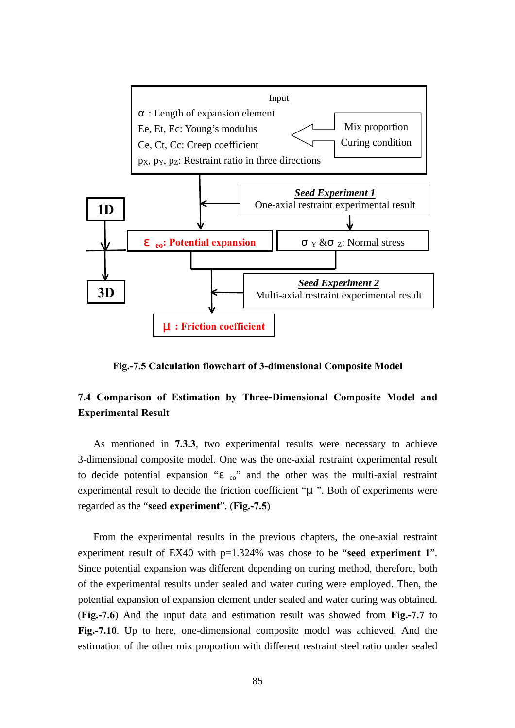Input

α : Length of expansion element

Ee, Et, Ec: Young's modulus

Ce, Ct, Cc: Creep coefficient

$p_X$, $p_Y$, $p_Z$: Restraint ratio in three directions

Mix proportion

Curing condition

**1D**

***Seed Experiment 1***

One-axial restraint experimental result

**$\varepsilon_{eo}$: Potential expansion**

$\sigma_Y$ & $\sigma_Z$: Normal stress

**3D**

***Seed Experiment 2***

Multi-axial restraint experimental result

**μ : Friction coefficient**

**Fig.-7.5 Calculation flowchart of 3-dimensional Composite Model**

## 7.4 Comparison of Estimation by Three-Dimensional Composite Model and Experimental Result

As mentioned in **7.3.3**, two experimental results were necessary to achieve 3-dimensional composite model. One was the one-axial restraint experimental result to decide potential expansion "$\varepsilon_{eo}$" and the other was the multi-axial restraint experimental result to decide the friction coefficient "μ". Both of experiments were regarded as the "**seed experiment**". (**Fig.-7.5**)

From the experimental results in the previous chapters, the one-axial restraint experiment result of EX40 with p=1.324% was chose to be "**seed experiment 1**". Since potential expansion was different depending on curing method, therefore, both of the experimental results under sealed and water curing were employed. Then, the potential expansion of expansion element under sealed and water curing was obtained. (**Fig.-7.6**) And the input data and estimation result was showed from **Fig.-7.7** to **Fig.-7.10**. Up to here, one-dimensional composite model was achieved. And the estimation of the other mix proportion with different restraint steel ratio under sealed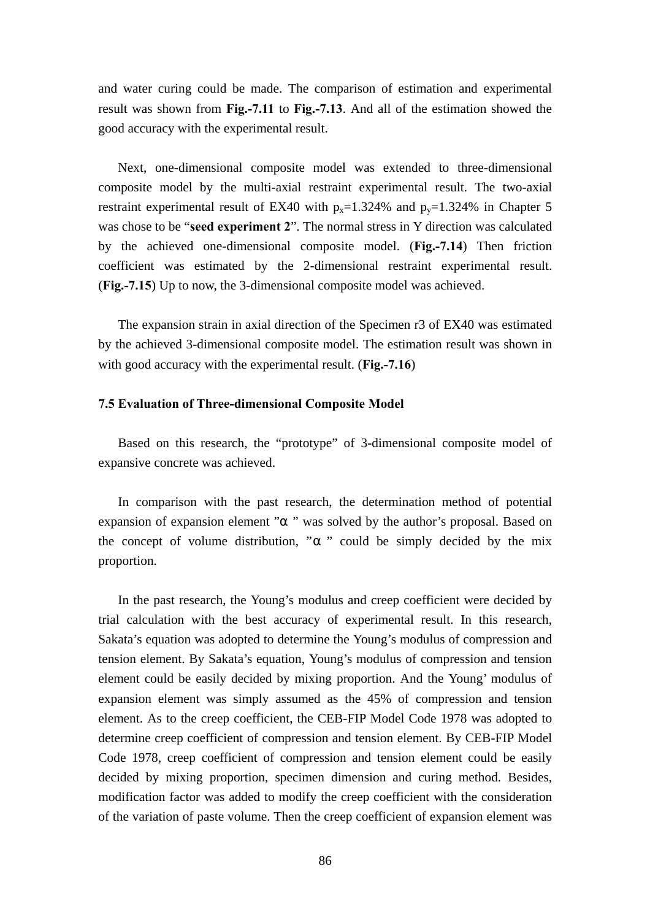and water curing could be made. The comparison of estimation and experimental result was shown from **Fig.-7.11** to **Fig.-7.13**. And all of the estimation showed the good accuracy with the experimental result.

Next, one-dimensional composite model was extended to three-dimensional composite model by the multi-axial restraint experimental result. The two-axial restraint experimental result of EX40 with $p_x$=1.324% and $p_y$=1.324% in Chapter 5 was chose to be "**seed experiment 2**". The normal stress in Y direction was calculated by the achieved one-dimensional composite model. (**Fig.-7.14**) Then friction coefficient was estimated by the 2-dimensional restraint experimental result. (**Fig.-7.15**) Up to now, the 3-dimensional composite model was achieved.

The expansion strain in axial direction of the Specimen r3 of EX40 was estimated by the achieved 3-dimensional composite model. The estimation result was shown in with good accuracy with the experimental result. (**Fig.-7.16**)

### 7.5 Evaluation of Three-dimensional Composite Model

Based on this research, the "prototype" of 3-dimensional composite model of expansive concrete was achieved.

In comparison with the past research, the determination method of potential expansion of expansion element "$\alpha$" was solved by the author's proposal. Based on the concept of volume distribution, "$\alpha$" could be simply decided by the mix proportion.

In the past research, the Young's modulus and creep coefficient were decided by trial calculation with the best accuracy of experimental result. In this research, Sakata's equation was adopted to determine the Young's modulus of compression and tension element. By Sakata's equation, Young's modulus of compression and tension element could be easily decided by mixing proportion. And the Young' modulus of expansion element was simply assumed as the 45% of compression and tension element. As to the creep coefficient, the CEB-FIP Model Code 1978 was adopted to determine creep coefficient of compression and tension element. By CEB-FIP Model Code 1978, creep coefficient of compression and tension element could be easily decided by mixing proportion, specimen dimension and curing method. Besides, modification factor was added to modify the creep coefficient with the consideration of the variation of paste volume. Then the creep coefficient of expansion element was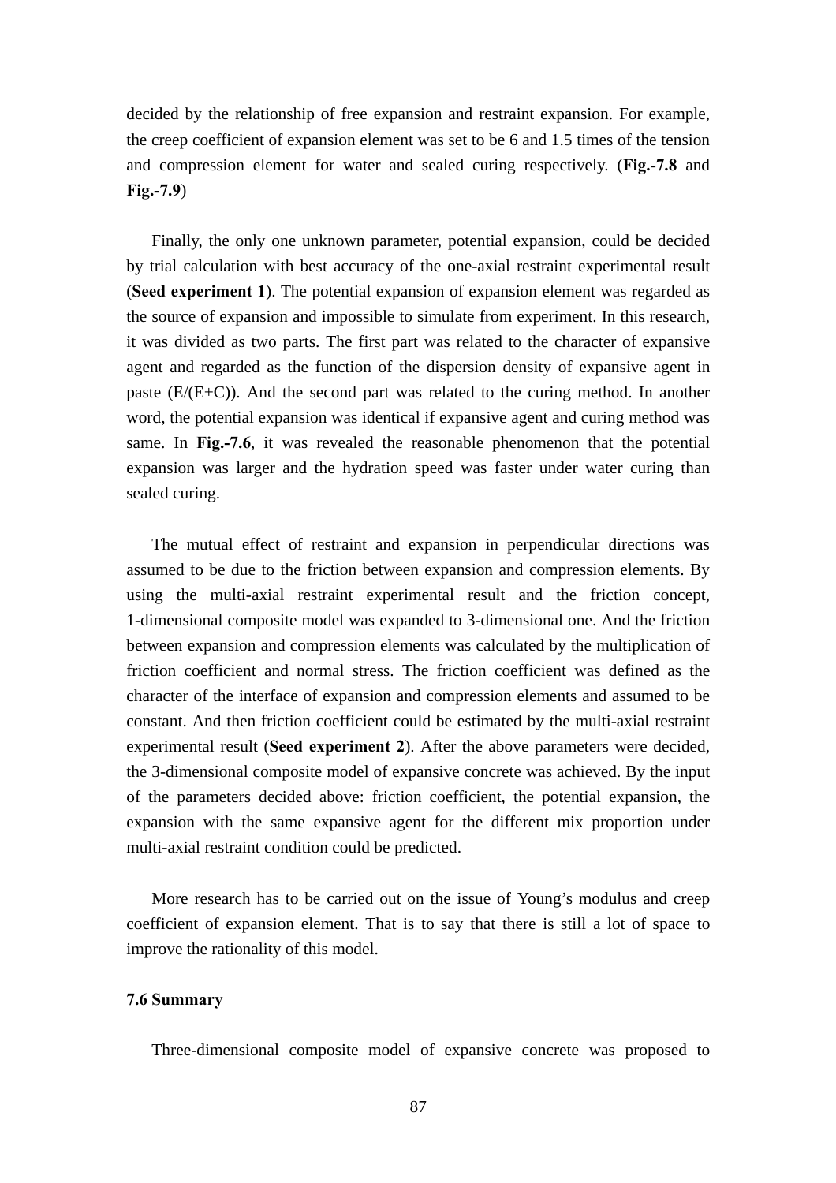decided by the relationship of free expansion and restraint expansion. For example, the creep coefficient of expansion element was set to be 6 and 1.5 times of the tension and compression element for water and sealed curing respectively. (**Fig.-7.8** and **Fig.-7.9**)

Finally, the only one unknown parameter, potential expansion, could be decided by trial calculation with best accuracy of the one-axial restraint experimental result (**Seed experiment 1**). The potential expansion of expansion element was regarded as the source of expansion and impossible to simulate from experiment. In this research, it was divided as two parts. The first part was related to the character of expansive agent and regarded as the function of the dispersion density of expansive agent in paste (E/(E+C)). And the second part was related to the curing method. In another word, the potential expansion was identical if expansive agent and curing method was same. In **Fig.-7.6**, it was revealed the reasonable phenomenon that the potential expansion was larger and the hydration speed was faster under water curing than sealed curing.

The mutual effect of restraint and expansion in perpendicular directions was assumed to be due to the friction between expansion and compression elements. By using the multi-axial restraint experimental result and the friction concept, 1-dimensional composite model was expanded to 3-dimensional one. And the friction between expansion and compression elements was calculated by the multiplication of friction coefficient and normal stress. The friction coefficient was defined as the character of the interface of expansion and compression elements and assumed to be constant. And then friction coefficient could be estimated by the multi-axial restraint experimental result (**Seed experiment 2**). After the above parameters were decided, the 3-dimensional composite model of expansive concrete was achieved. By the input of the parameters decided above: friction coefficient, the potential expansion, the expansion with the same expansive agent for the different mix proportion under multi-axial restraint condition could be predicted.

More research has to be carried out on the issue of Young's modulus and creep coefficient of expansion element. That is to say that there is still a lot of space to improve the rationality of this model.

### 7.6 Summary

Three-dimensional composite model of expansive concrete was proposed to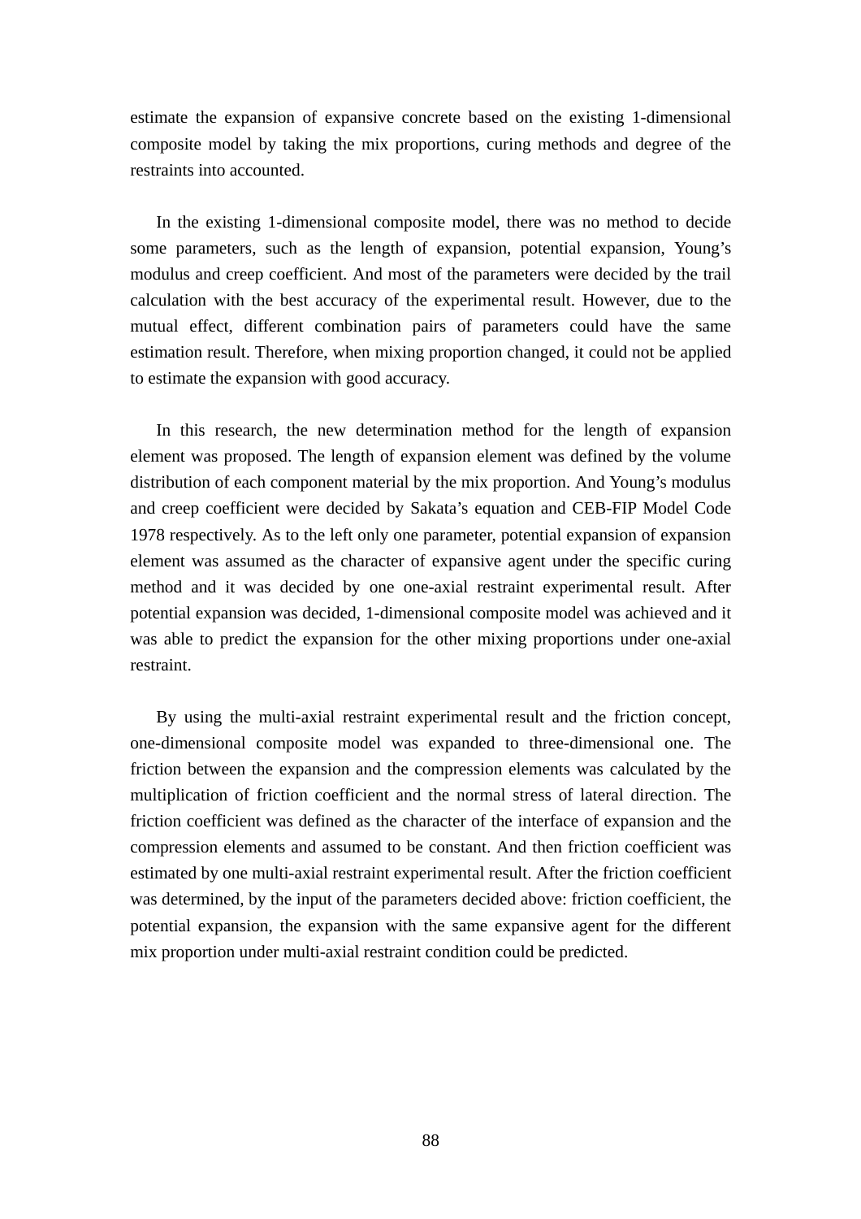estimate the expansion of expansive concrete based on the existing 1-dimensional composite model by taking the mix proportions, curing methods and degree of the restraints into accounted.

In the existing 1-dimensional composite model, there was no method to decide some parameters, such as the length of expansion, potential expansion, Young's modulus and creep coefficient. And most of the parameters were decided by the trail calculation with the best accuracy of the experimental result. However, due to the mutual effect, different combination pairs of parameters could have the same estimation result. Therefore, when mixing proportion changed, it could not be applied to estimate the expansion with good accuracy.

In this research, the new determination method for the length of expansion element was proposed. The length of expansion element was defined by the volume distribution of each component material by the mix proportion. And Young's modulus and creep coefficient were decided by Sakata's equation and CEB-FIP Model Code 1978 respectively. As to the left only one parameter, potential expansion of expansion element was assumed as the character of expansive agent under the specific curing method and it was decided by one one-axial restraint experimental result. After potential expansion was decided, 1-dimensional composite model was achieved and it was able to predict the expansion for the other mixing proportions under one-axial restraint.

By using the multi-axial restraint experimental result and the friction concept, one-dimensional composite model was expanded to three-dimensional one. The friction between the expansion and the compression elements was calculated by the multiplication of friction coefficient and the normal stress of lateral direction. The friction coefficient was defined as the character of the interface of expansion and the compression elements and assumed to be constant. And then friction coefficient was estimated by one multi-axial restraint experimental result. After the friction coefficient was determined, by the input of the parameters decided above: friction coefficient, the potential expansion, the expansion with the same expansive agent for the different mix proportion under multi-axial restraint condition could be predicted.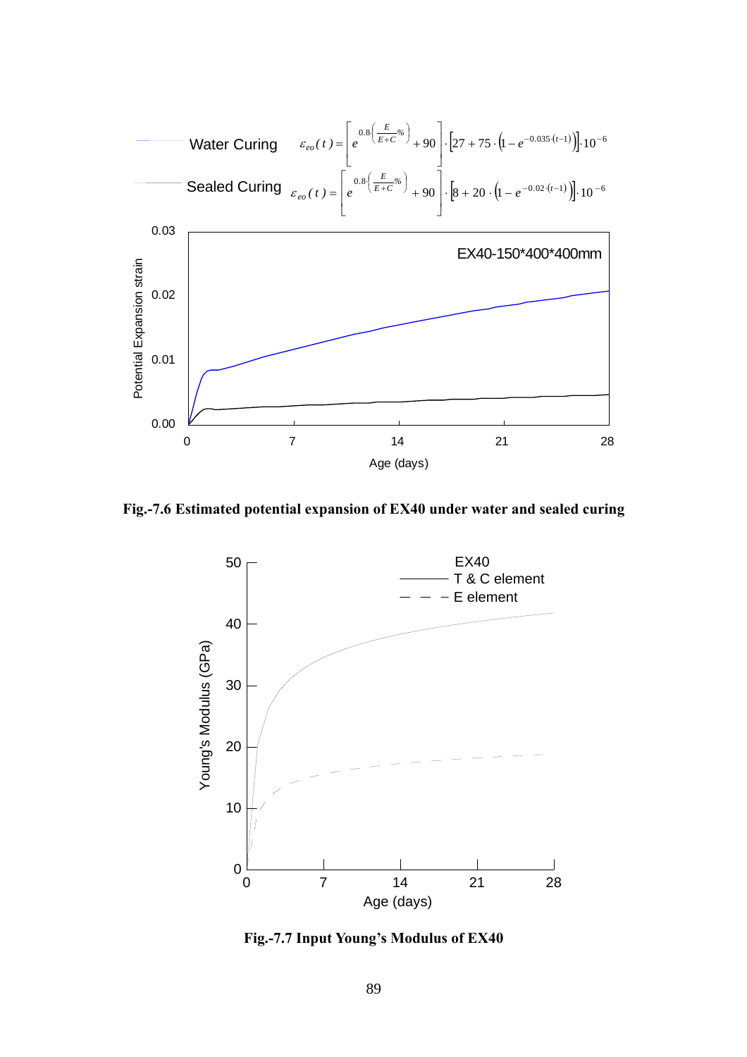Water Curing $\varepsilon_{eo}(t) = \left[ e^{0.8 \cdot \left( \frac{E}{E+C} \% \right)} + 90 \right] \cdot \left[ 27 + 75 \cdot \left( 1 - e^{-0.035 \cdot (t-1)} \right) \right] \cdot 10^{-6}$

Sealed Curing $\varepsilon_{eo}(t) = \left[ e^{0.8 \cdot \left( \frac{E}{E+C} \% \right)} + 90 \right] \cdot \left[ 8 + 20 \cdot \left( 1 - e^{-0.02 \cdot (t-1)} \right) \right] \cdot 10^{-6}$

**Fig.-7.6 Estimated potential expansion of EX40 under water and sealed curing**

**Fig.-7.7 Input Young's Modulus of EX40**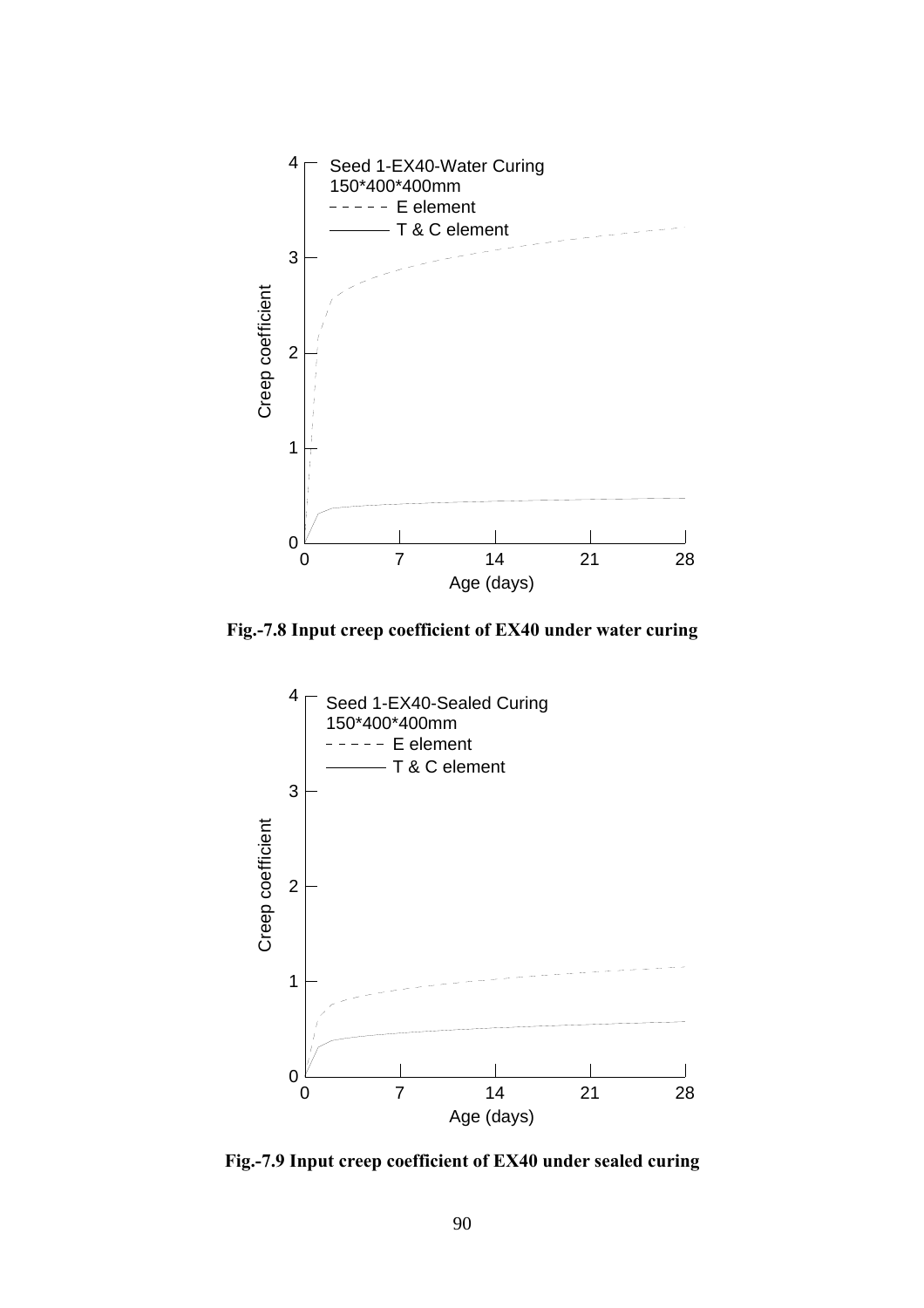Seed 1-EX40-Water Curing
150*400*400mm

- - - - - E element
——— T & C element

Creep coefficient

Age (days)

**Fig.-7.8 Input creep coefficient of EX40 under water curing**

Seed 1-EX40-Sealed Curing
150*400*400mm

- - - - - E element
——— T & C element

Creep coefficient

Age (days)

**Fig.-7.9 Input creep coefficient of EX40 under sealed curing**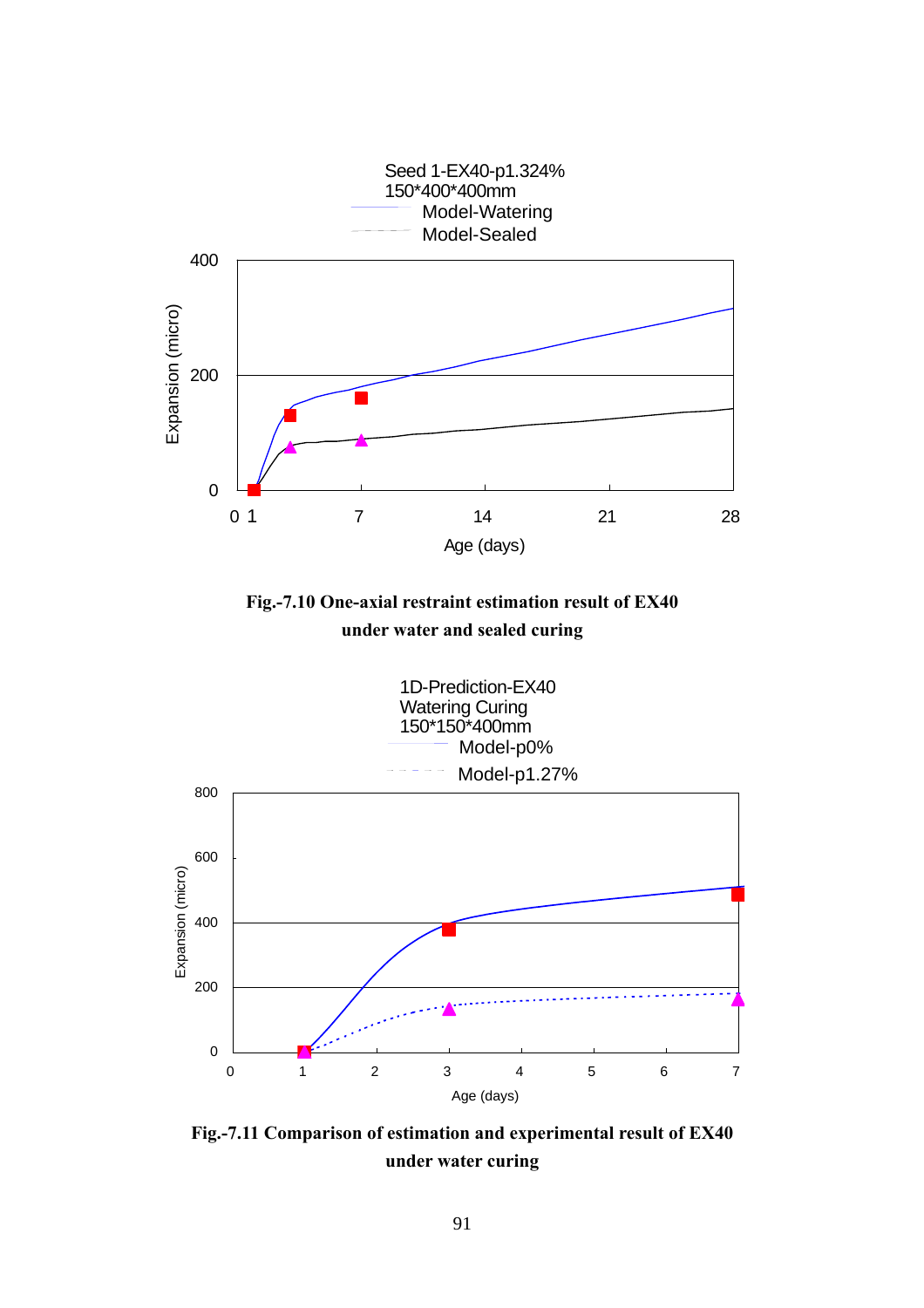Seed 1-EX40-p1.324%
150*400*400mm
Model-Watering
Model-Sealed

**Fig.-7.10 One-axial restraint estimation result of EX40 under water and sealed curing**

1D-Prediction-EX40
Watering Curing
150*150*400mm
Model-p0%
Model-p1.27%

**Fig.-7.11 Comparison of estimation and experimental result of EX40 under water curing**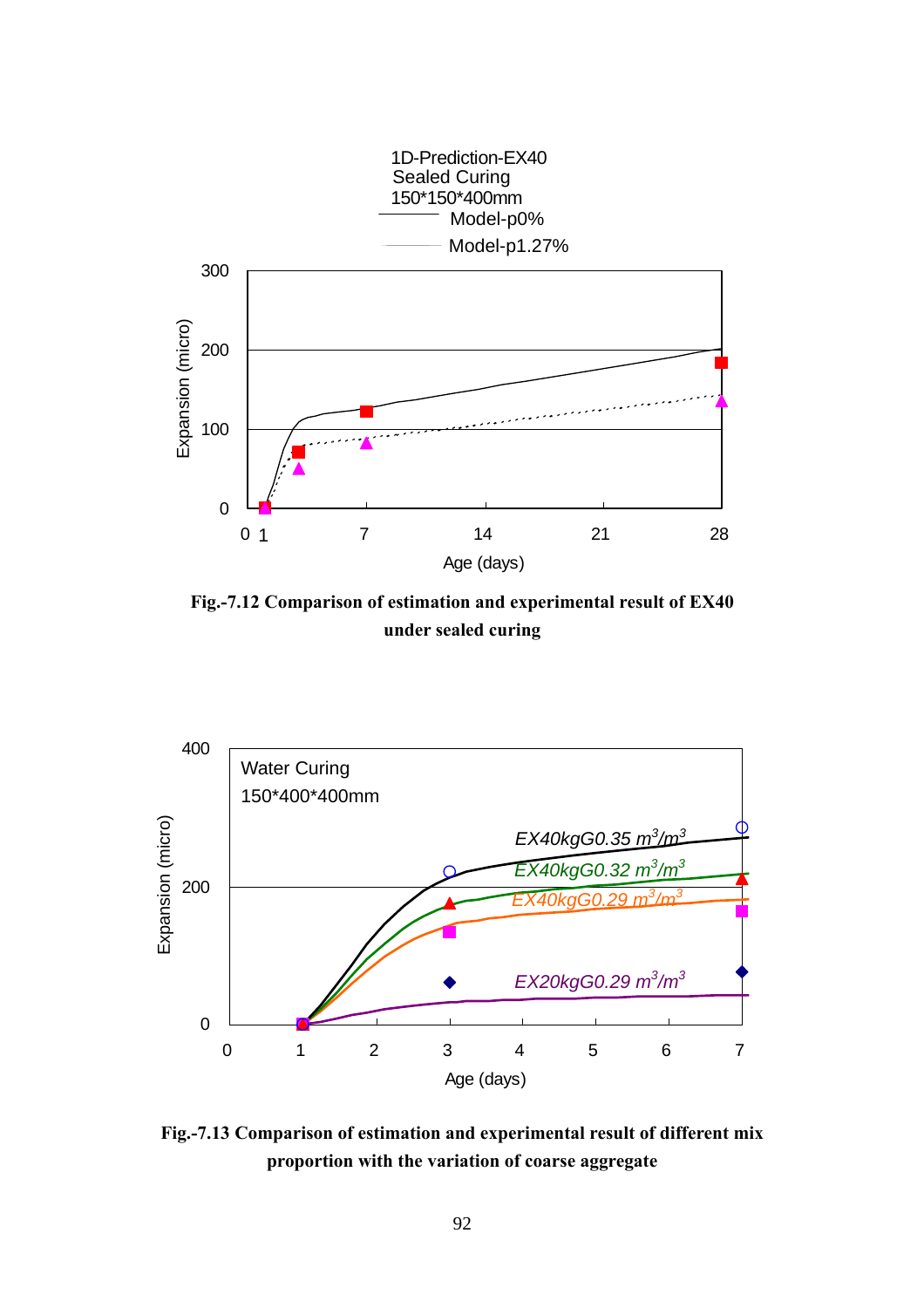1D-Prediction-EX40
Sealed Curing
150*150*400mm

Model-p0%

Model-p1.27%

**Fig.-7.12 Comparison of estimation and experimental result of EX40 under sealed curing**

Water Curing
150*400*400mm

EX40kgG0.35 $m^3/m^3$

EX40kgG0.32 $m^3/m^3$

EX40kgG0.29 $m^3/m^3$

EX20kgG0.29 $m^3/m^3$

**Fig.-7.13 Comparison of estimation and experimental result of different mix proportion with the variation of coarse aggregate**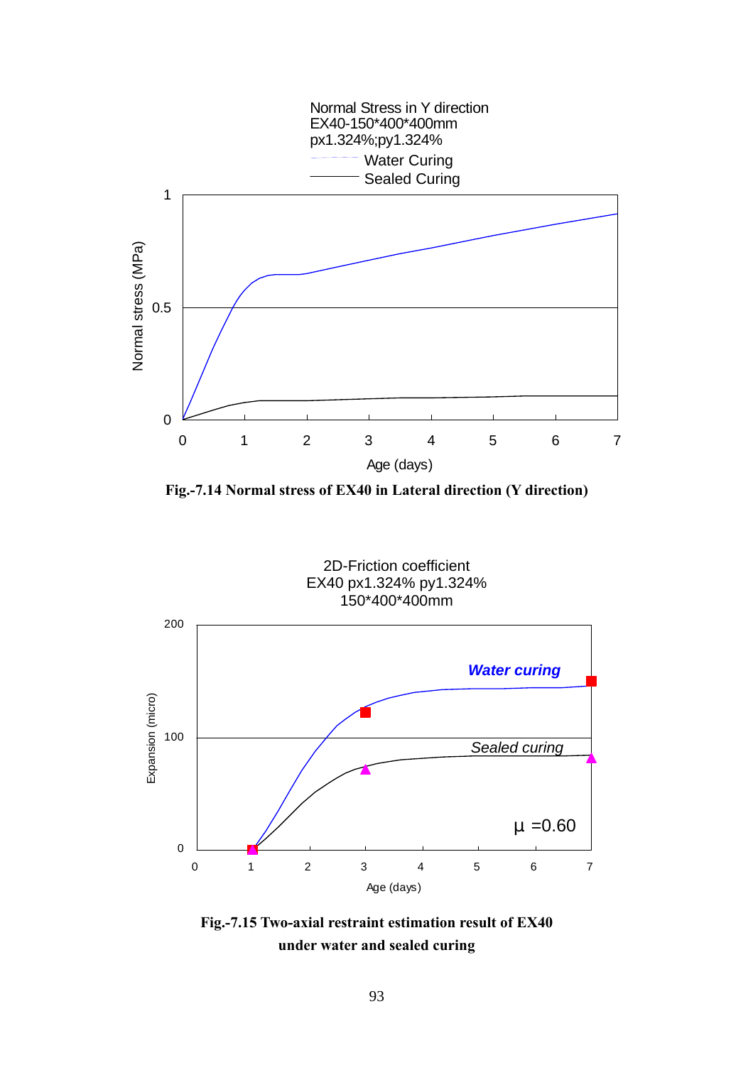**Fig.-7.14 Normal stress of EX40 in Lateral direction (Y direction)**

**Fig.-7.15 Two-axial restraint estimation result of EX40 under water and sealed curing**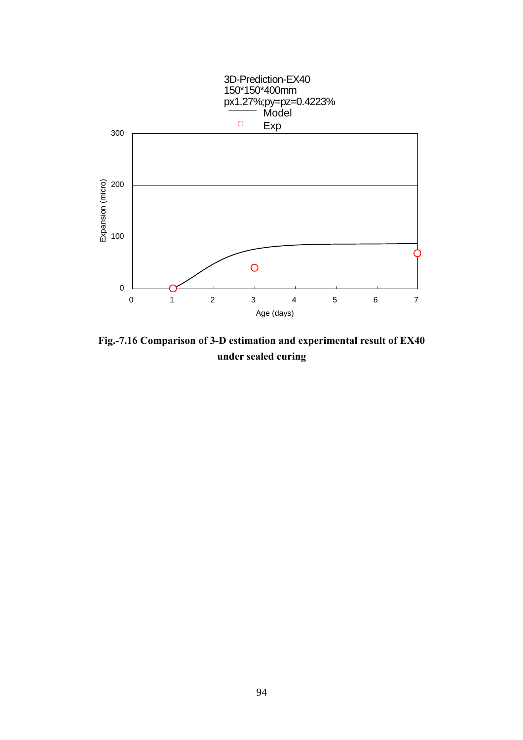3D-Prediction-EX40
150*150*400mm
px1.27%;py=pz=0.4223%

Model
Exp

Expansion (micro)

Age (days)

**Fig.-7.16 Comparison of 3-D estimation and experimental result of EX40 under sealed curing**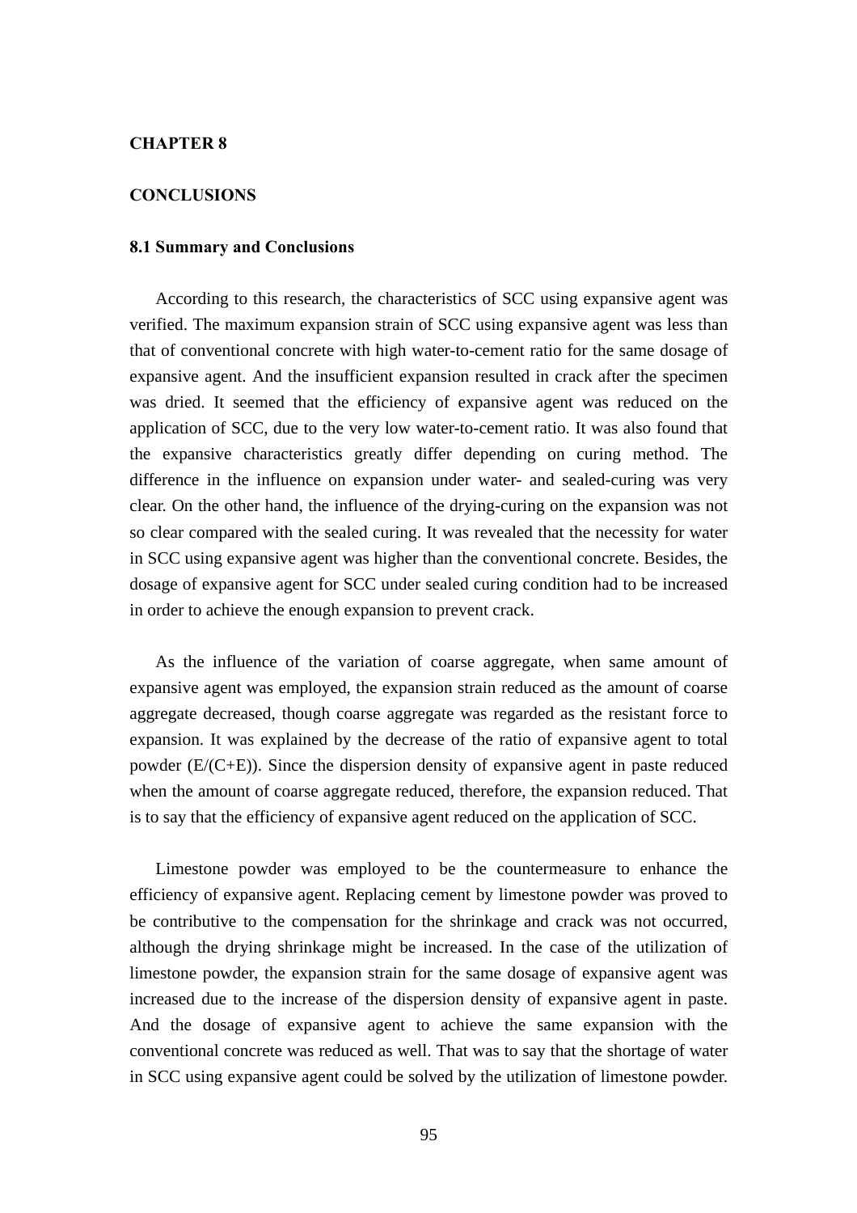# CHAPTER 8

# CONCLUSIONS

## 8.1 Summary and Conclusions

According to this research, the characteristics of SCC using expansive agent was verified. The maximum expansion strain of SCC using expansive agent was less than that of conventional concrete with high water-to-cement ratio for the same dosage of expansive agent. And the insufficient expansion resulted in crack after the specimen was dried. It seemed that the efficiency of expansive agent was reduced on the application of SCC, due to the very low water-to-cement ratio. It was also found that the expansive characteristics greatly differ depending on curing method. The difference in the influence on expansion under water- and sealed-curing was very clear. On the other hand, the influence of the drying-curing on the expansion was not so clear compared with the sealed curing. It was revealed that the necessity for water in SCC using expansive agent was higher than the conventional concrete. Besides, the dosage of expansive agent for SCC under sealed curing condition had to be increased in order to achieve the enough expansion to prevent crack.

As the influence of the variation of coarse aggregate, when same amount of expansive agent was employed, the expansion strain reduced as the amount of coarse aggregate decreased, though coarse aggregate was regarded as the resistant force to expansion. It was explained by the decrease of the ratio of expansive agent to total powder (E/(C+E)). Since the dispersion density of expansive agent in paste reduced when the amount of coarse aggregate reduced, therefore, the expansion reduced. That is to say that the efficiency of expansive agent reduced on the application of SCC.

Limestone powder was employed to be the countermeasure to enhance the efficiency of expansive agent. Replacing cement by limestone powder was proved to be contributive to the compensation for the shrinkage and crack was not occurred, although the drying shrinkage might be increased. In the case of the utilization of limestone powder, the expansion strain for the same dosage of expansive agent was increased due to the increase of the dispersion density of expansive agent in paste. And the dosage of expansive agent to achieve the same expansion with the conventional concrete was reduced as well. That was to say that the shortage of water in SCC using expansive agent could be solved by the utilization of limestone powder.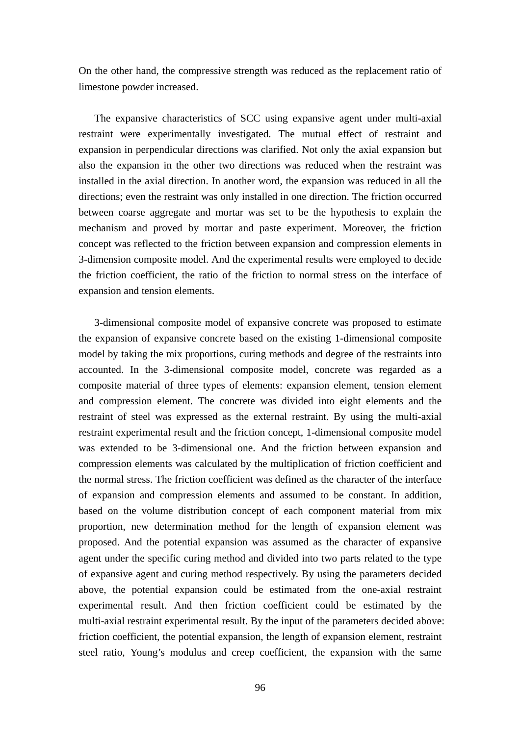On the other hand, the compressive strength was reduced as the replacement ratio of limestone powder increased.

The expansive characteristics of SCC using expansive agent under multi-axial restraint were experimentally investigated. The mutual effect of restraint and expansion in perpendicular directions was clarified. Not only the axial expansion but also the expansion in the other two directions was reduced when the restraint was installed in the axial direction. In another word, the expansion was reduced in all the directions; even the restraint was only installed in one direction. The friction occurred between coarse aggregate and mortar was set to be the hypothesis to explain the mechanism and proved by mortar and paste experiment. Moreover, the friction concept was reflected to the friction between expansion and compression elements in 3-dimension composite model. And the experimental results were employed to decide the friction coefficient, the ratio of the friction to normal stress on the interface of expansion and tension elements.

3-dimensional composite model of expansive concrete was proposed to estimate the expansion of expansive concrete based on the existing 1-dimensional composite model by taking the mix proportions, curing methods and degree of the restraints into accounted. In the 3-dimensional composite model, concrete was regarded as a composite material of three types of elements: expansion element, tension element and compression element. The concrete was divided into eight elements and the restraint of steel was expressed as the external restraint. By using the multi-axial restraint experimental result and the friction concept, 1-dimensional composite model was extended to be 3-dimensional one. And the friction between expansion and compression elements was calculated by the multiplication of friction coefficient and the normal stress. The friction coefficient was defined as the character of the interface of expansion and compression elements and assumed to be constant. In addition, based on the volume distribution concept of each component material from mix proportion, new determination method for the length of expansion element was proposed. And the potential expansion was assumed as the character of expansive agent under the specific curing method and divided into two parts related to the type of expansive agent and curing method respectively. By using the parameters decided above, the potential expansion could be estimated from the one-axial restraint experimental result. And then friction coefficient could be estimated by the multi-axial restraint experimental result. By the input of the parameters decided above: friction coefficient, the potential expansion, the length of expansion element, restraint steel ratio, Young's modulus and creep coefficient, the expansion with the same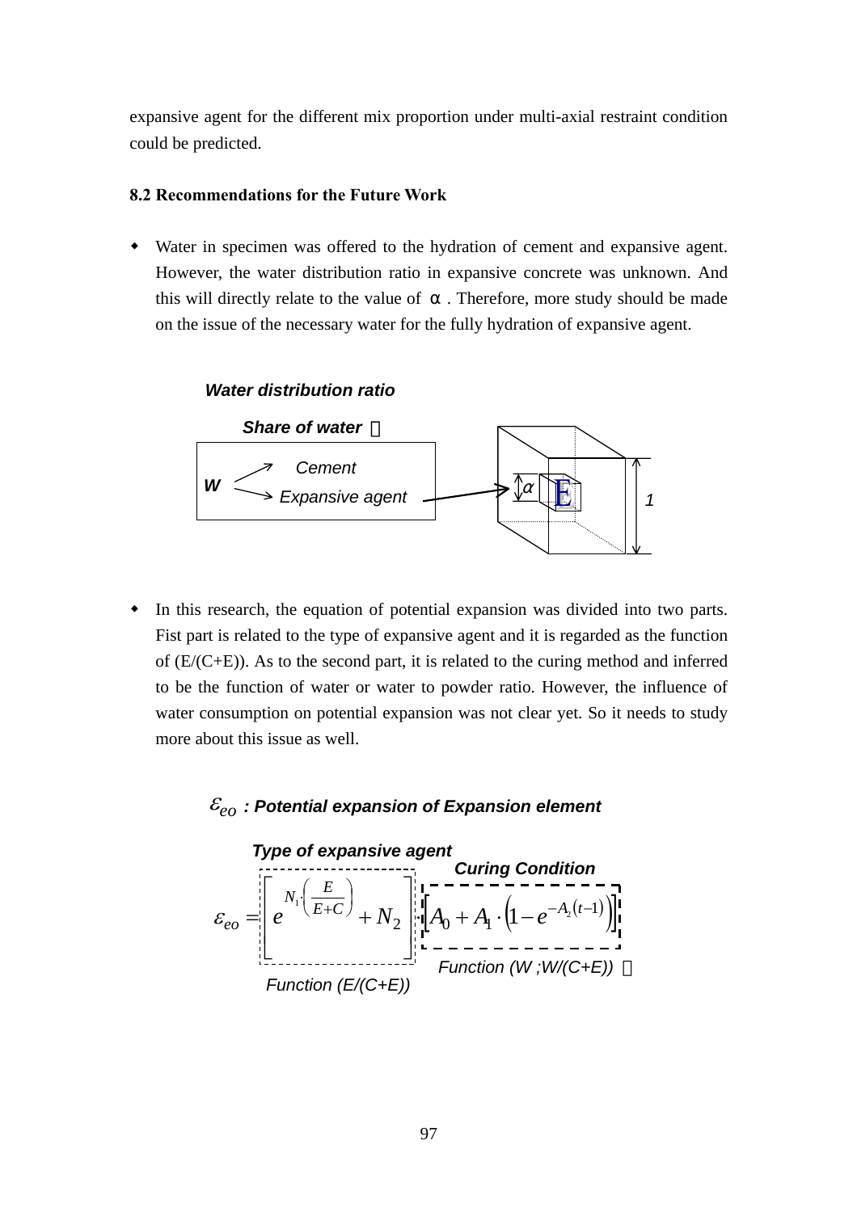expansive agent for the different mix proportion under multi-axial restraint condition could be predicted.

### 8.2 Recommendations for the Future Work

- Water in specimen was offered to the hydration of cement and expansive agent. However, the water distribution ratio in expansive concrete was unknown. And this will directly relate to the value of α. Therefore, more study should be made on the issue of the necessary water for the fully hydration of expansive agent.

***Water distribution ratio***

***Share of water***：

**W** → Cement, Expansive agent → $\alpha$ E, 1

- In this research, the equation of potential expansion was divided into two parts. Fist part is related to the type of expansive agent and it is regarded as the function of (E/(C+E)). As to the second part, it is related to the curing method and inferred to be the function of water or water to powder ratio. However, the influence of water consumption on potential expansion was not clear yet. So it needs to study more about this issue as well.

$\varepsilon_{eo}$ ***: Potential expansion of Expansion element***

***Type of expansive agent*** — ***Curing Condition***

$$\varepsilon_{eo} = \left[ e^{N_1 \cdot \left(\frac{E}{E+C}\right)} + N_2 \right] \cdot \left[ A_0 + A_1 \cdot \left(1 - e^{-A_2(t-1)}\right) \right]$$

*Function (E/(C+E))* — *Function (W ;W/(C+E))*：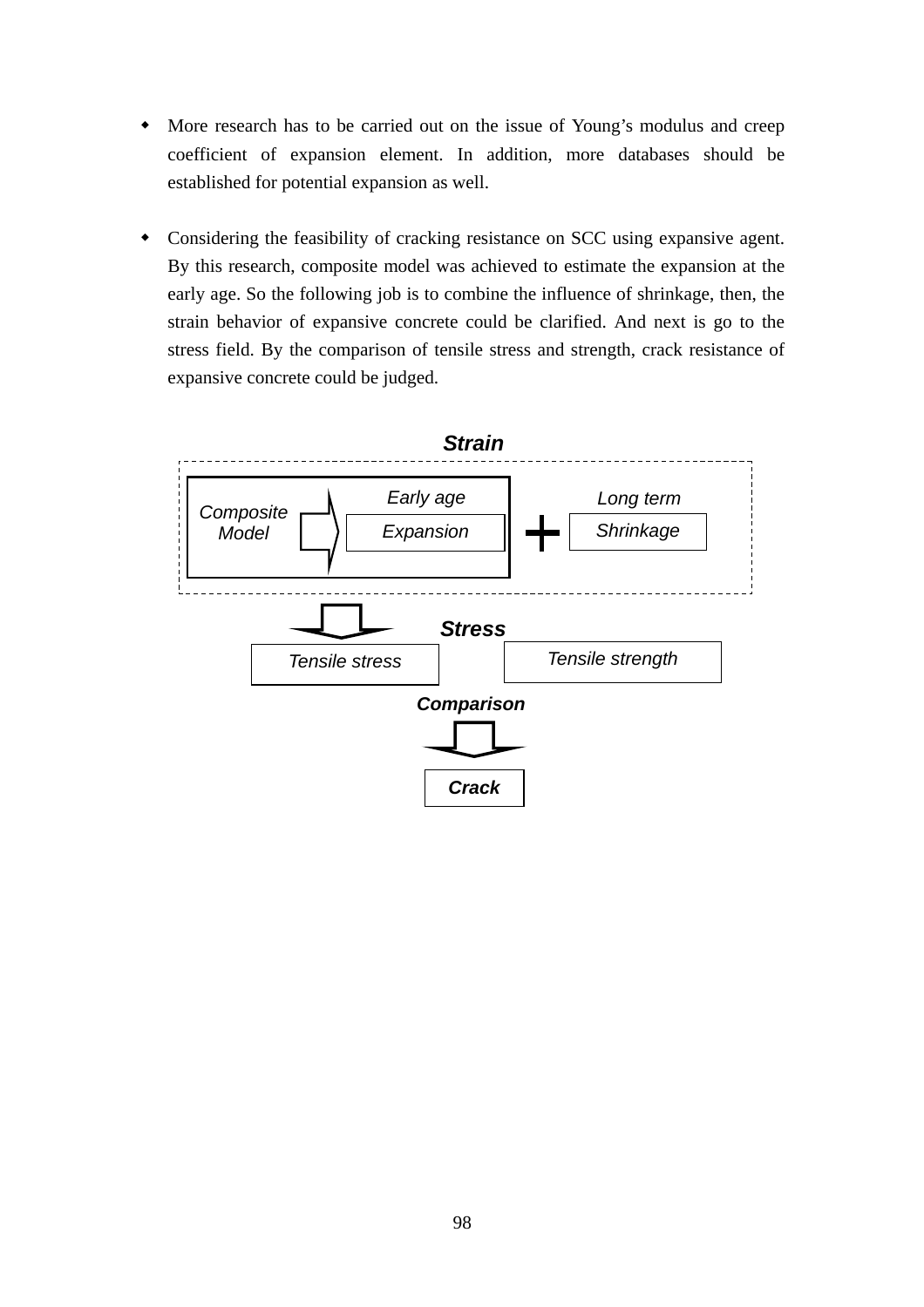- More research has to be carried out on the issue of Young's modulus and creep coefficient of expansion element. In addition, more databases should be established for potential expansion as well.

- Considering the feasibility of cracking resistance on SCC using expansive agent. By this research, composite model was achieved to estimate the expansion at the early age. So the following job is to combine the influence of shrinkage, then, the strain behavior of expansive concrete could be clarified. And next is go to the stress field. By the comparison of tensile stress and strength, crack resistance of expansive concrete could be judged.

***Strain***

*Composite Model* ⇒ *Early age* *Expansion* + *Long term* *Shrinkage*

⇓

***Stress***

*Tensile stress* | *Tensile strength*

***Comparison***

⇓

***Crack***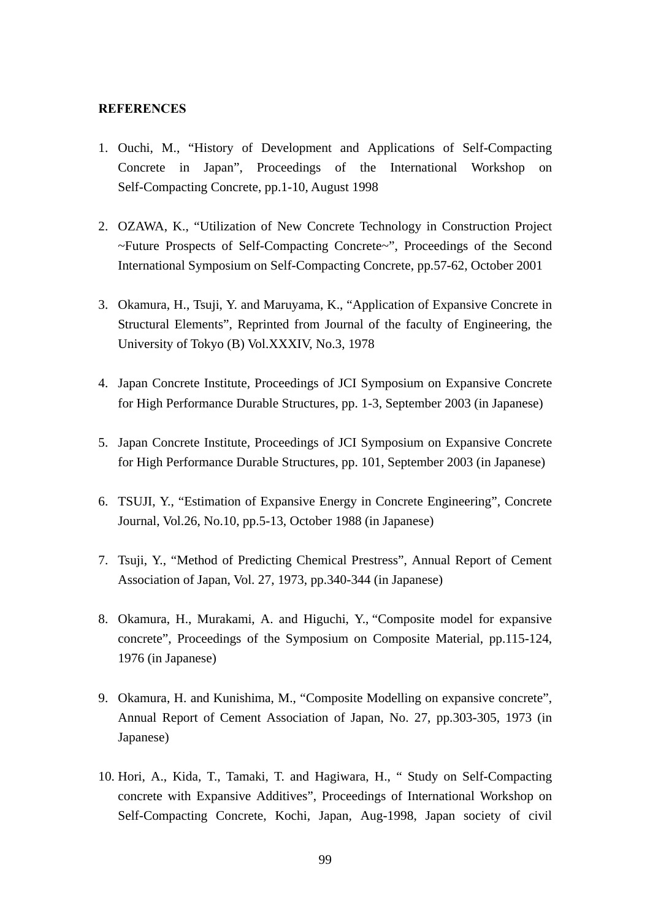## REFERENCES

1. Ouchi, M., "History of Development and Applications of Self-Compacting Concrete in Japan", Proceedings of the International Workshop on Self-Compacting Concrete, pp.1-10, August 1998

2. OZAWA, K., "Utilization of New Concrete Technology in Construction Project ~Future Prospects of Self-Compacting Concrete~", Proceedings of the Second International Symposium on Self-Compacting Concrete, pp.57-62, October 2001

3. Okamura, H., Tsuji, Y. and Maruyama, K., "Application of Expansive Concrete in Structural Elements", Reprinted from Journal of the faculty of Engineering, the University of Tokyo (B) Vol.XXXIV, No.3, 1978

4. Japan Concrete Institute, Proceedings of JCI Symposium on Expansive Concrete for High Performance Durable Structures, pp. 1-3, September 2003 (in Japanese)

5. Japan Concrete Institute, Proceedings of JCI Symposium on Expansive Concrete for High Performance Durable Structures, pp. 101, September 2003 (in Japanese)

6. TSUJI, Y., "Estimation of Expansive Energy in Concrete Engineering", Concrete Journal, Vol.26, No.10, pp.5-13, October 1988 (in Japanese)

7. Tsuji, Y., "Method of Predicting Chemical Prestress", Annual Report of Cement Association of Japan, Vol. 27, 1973, pp.340-344 (in Japanese)

8. Okamura, H., Murakami, A. and Higuchi, Y., "Composite model for expansive concrete", Proceedings of the Symposium on Composite Material, pp.115-124, 1976 (in Japanese)

9. Okamura, H. and Kunishima, M., "Composite Modelling on expansive concrete", Annual Report of Cement Association of Japan, No. 27, pp.303-305, 1973 (in Japanese)

10. Hori, A., Kida, T., Tamaki, T. and Hagiwara, H., " Study on Self-Compacting concrete with Expansive Additives", Proceedings of International Workshop on Self-Compacting Concrete, Kochi, Japan, Aug-1998, Japan society of civil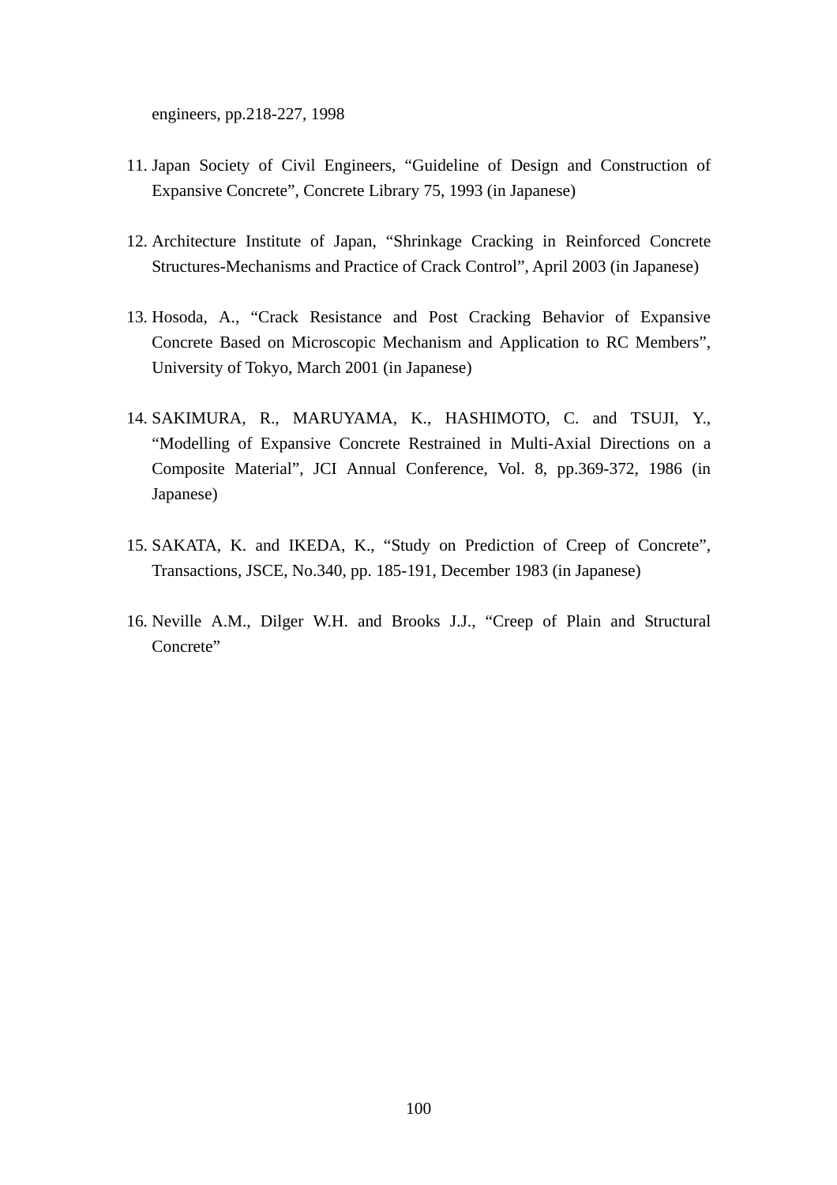engineers, pp.218-227, 1998

11. Japan Society of Civil Engineers, “Guideline of Design and Construction of Expansive Concrete”, Concrete Library 75, 1993 (in Japanese)

12. Architecture Institute of Japan, “Shrinkage Cracking in Reinforced Concrete Structures-Mechanisms and Practice of Crack Control”, April 2003 (in Japanese)

13. Hosoda, A., “Crack Resistance and Post Cracking Behavior of Expansive Concrete Based on Microscopic Mechanism and Application to RC Members”, University of Tokyo, March 2001 (in Japanese)

14. SAKIMURA, R., MARUYAMA, K., HASHIMOTO, C. and TSUJI, Y., “Modelling of Expansive Concrete Restrained in Multi-Axial Directions on a Composite Material”, JCI Annual Conference, Vol. 8, pp.369-372, 1986 (in Japanese)

15. SAKATA, K. and IKEDA, K., “Study on Prediction of Creep of Concrete”, Transactions, JSCE, No.340, pp. 185-191, December 1983 (in Japanese)

16. Neville A.M., Dilger W.H. and Brooks J.J., “Creep of Plain and Structural Concrete”